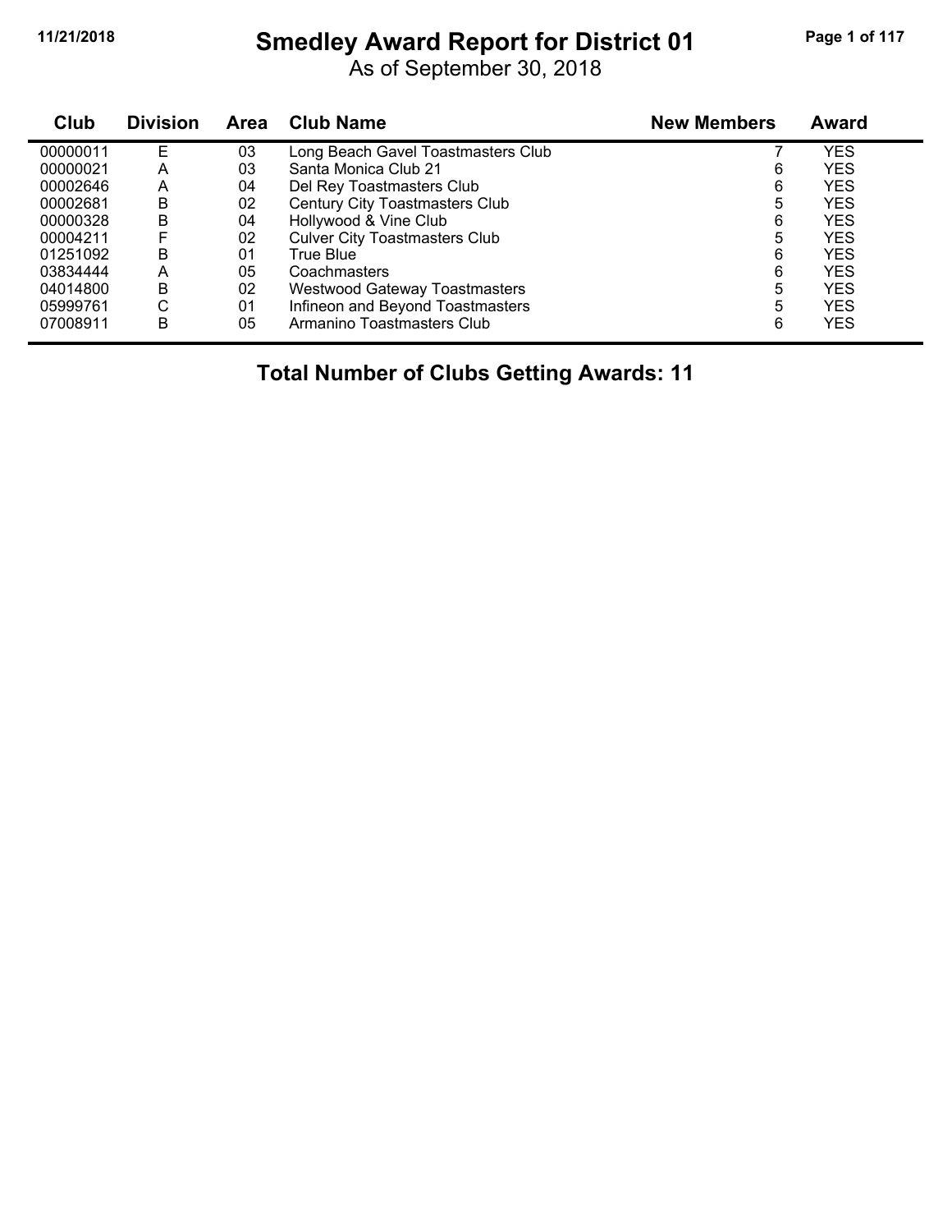# Smedley Award Report for District 01

As of September 30, 2018

| Club | Division | Area | Club Name | New Members | Award |
|---|---|---|---|---|---|
| 00000011 | E | 03 | Long Beach Gavel Toastmasters Club | 7 | YES |
| 00000021 | A | 03 | Santa Monica Club 21 | 6 | YES |
| 00002646 | A | 04 | Del Rey Toastmasters Club | 6 | YES |
| 00002681 | B | 02 | Century City Toastmasters Club | 5 | YES |
| 00000328 | B | 04 | Hollywood & Vine Club | 6 | YES |
| 00004211 | F | 02 | Culver City Toastmasters Club | 5 | YES |
| 01251092 | B | 01 | True Blue | 6 | YES |
| 03834444 | A | 05 | Coachmasters | 6 | YES |
| 04014800 | B | 02 | Westwood Gateway Toastmasters | 5 | YES |
| 05999761 | C | 01 | Infineon and Beyond Toastmasters | 5 | YES |
| 07008911 | B | 05 | Armanino Toastmasters Club | 6 | YES |

**Total Number of Clubs Getting Awards: 11**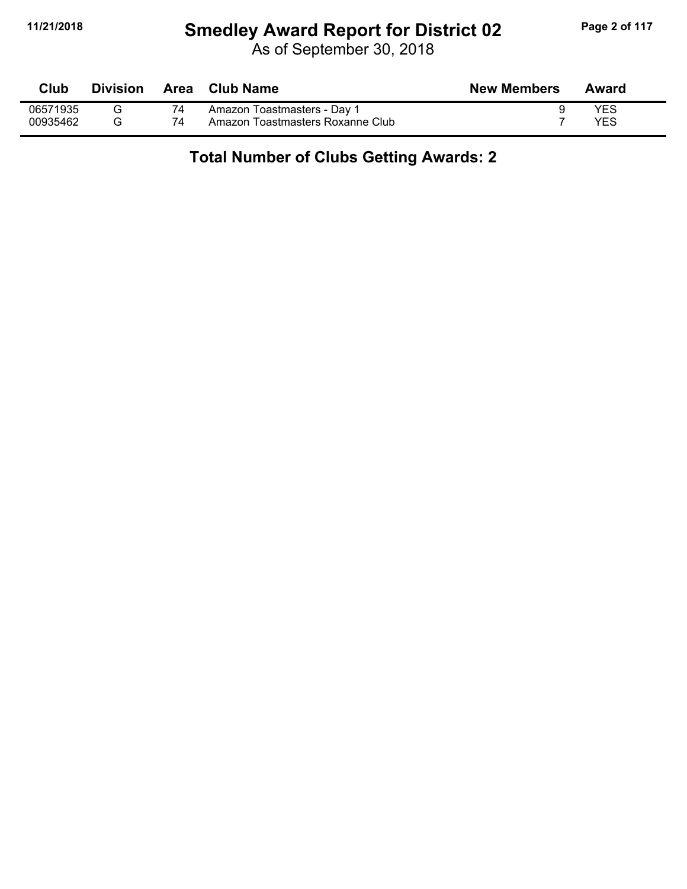# Smedley Award Report for District 02

As of September 30, 2018

| Club | Division | Area | Club Name | New Members | Award |
| --- | --- | --- | --- | --- | --- |
| 06571935 | G | 74 | Amazon Toastmasters - Day 1 | 9 | YES |
| 00935462 | G | 74 | Amazon Toastmasters Roxanne Club | 7 | YES |

**Total Number of Clubs Getting Awards: 2**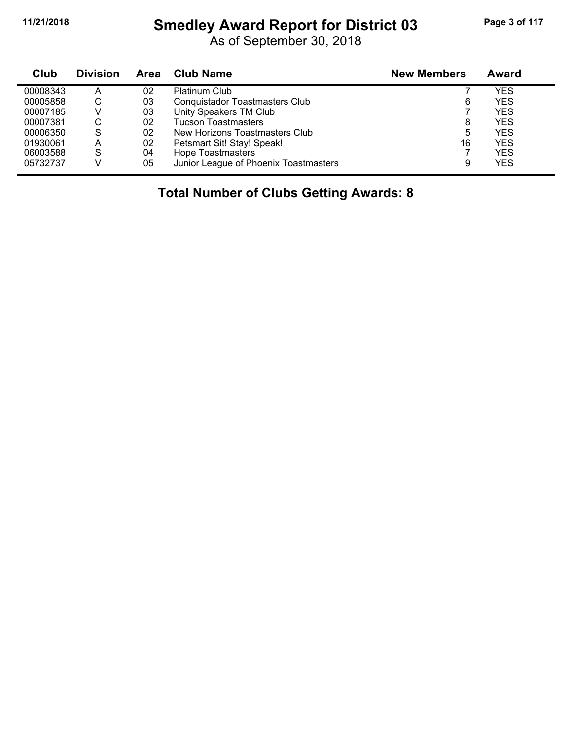# Smedley Award Report for District 03

As of September 30, 2018

| Club | Division | Area | Club Name | New Members | Award |
|---|---|---|---|---|---|
| 00008343 | A | 02 | Platinum Club | 7 | YES |
| 00005858 | C | 03 | Conquistador Toastmasters Club | 6 | YES |
| 00007185 | V | 03 | Unity Speakers TM Club | 7 | YES |
| 00007381 | C | 02 | Tucson Toastmasters | 8 | YES |
| 00006350 | S | 02 | New Horizons Toastmasters Club | 5 | YES |
| 01930061 | A | 02 | Petsmart Sit! Stay! Speak! | 16 | YES |
| 06003588 | S | 04 | Hope Toastmasters | 7 | YES |
| 05732737 | V | 05 | Junior League of Phoenix Toastmasters | 9 | YES |

**Total Number of Clubs Getting Awards: 8**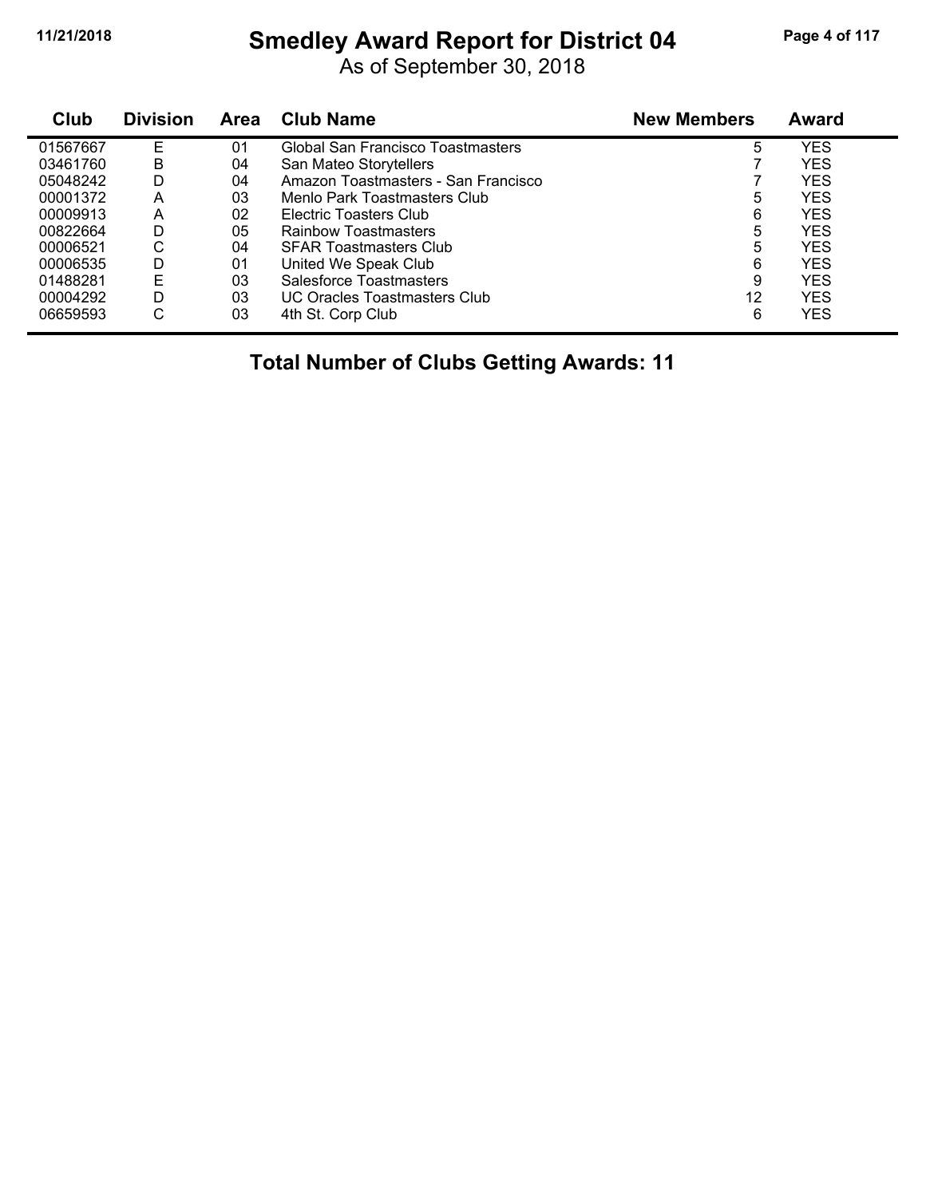# Smedley Award Report for District 04

As of September 30, 2018

| Club | Division | Area | Club Name | New Members | Award |
|---|---|---|---|---|---|
| 01567667 | E | 01 | Global San Francisco Toastmasters | 5 | YES |
| 03461760 | B | 04 | San Mateo Storytellers | 7 | YES |
| 05048242 | D | 04 | Amazon Toastmasters - San Francisco | 7 | YES |
| 00001372 | A | 03 | Menlo Park Toastmasters Club | 5 | YES |
| 00009913 | A | 02 | Electric Toasters Club | 6 | YES |
| 00822664 | D | 05 | Rainbow Toastmasters | 5 | YES |
| 00006521 | C | 04 | SFAR Toastmasters Club | 5 | YES |
| 00006535 | D | 01 | United We Speak Club | 6 | YES |
| 01488281 | E | 03 | Salesforce Toastmasters | 9 | YES |
| 00004292 | D | 03 | UC Oracles Toastmasters Club | 12 | YES |
| 06659593 | C | 03 | 4th St. Corp Club | 6 | YES |

**Total Number of Clubs Getting Awards: 11**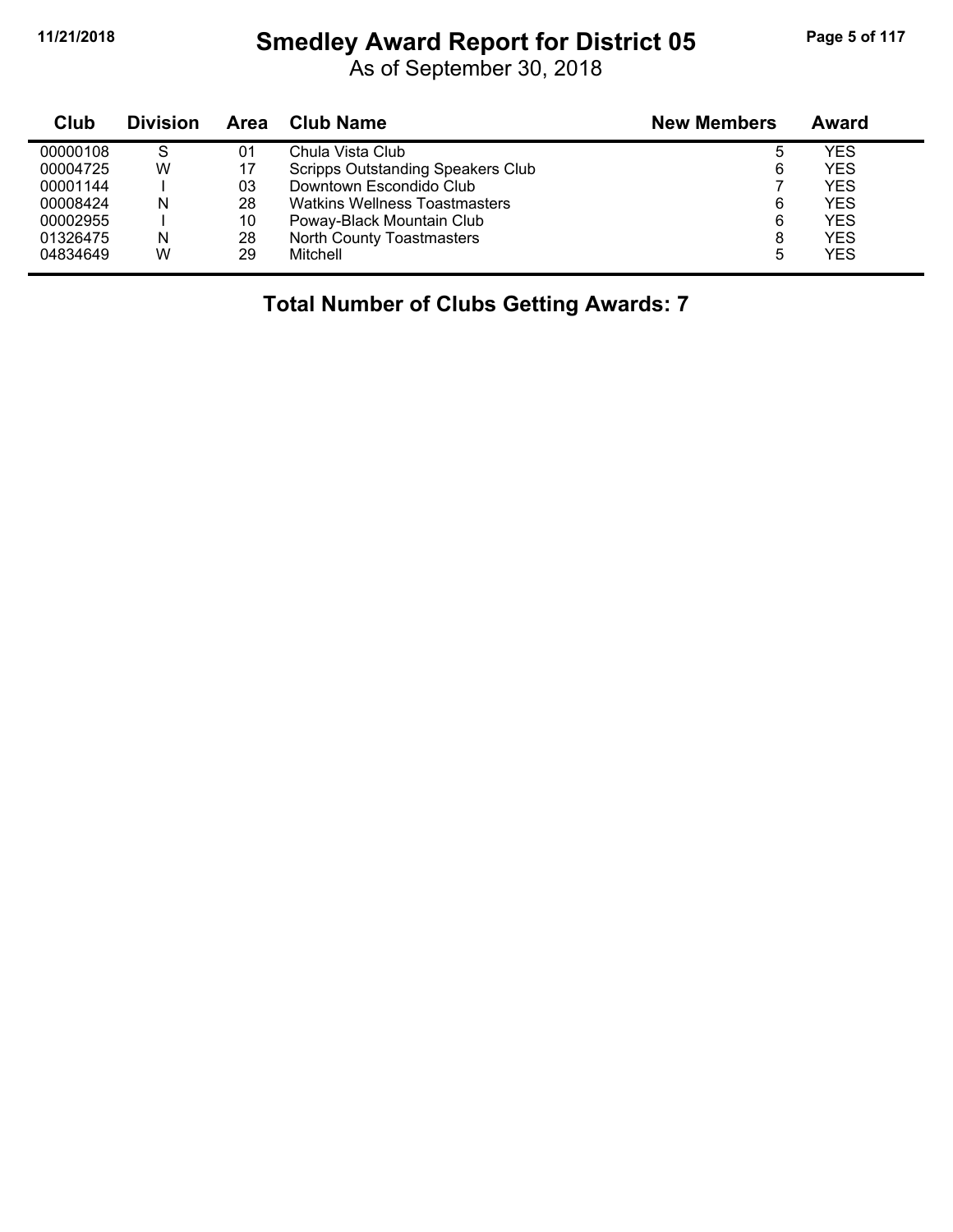# Smedley Award Report for District 05

As of September 30, 2018

| Club | Division | Area | Club Name | New Members | Award |
|---|---|---|---|---|---|
| 00000108 | S | 01 | Chula Vista Club | 5 | YES |
| 00004725 | W | 17 | Scripps Outstanding Speakers Club | 6 | YES |
| 00001144 | I | 03 | Downtown Escondido Club | 7 | YES |
| 00008424 | N | 28 | Watkins Wellness Toastmasters | 6 | YES |
| 00002955 | I | 10 | Poway-Black Mountain Club | 6 | YES |
| 01326475 | N | 28 | North County Toastmasters | 8 | YES |
| 04834649 | W | 29 | Mitchell | 5 | YES |

**Total Number of Clubs Getting Awards: 7**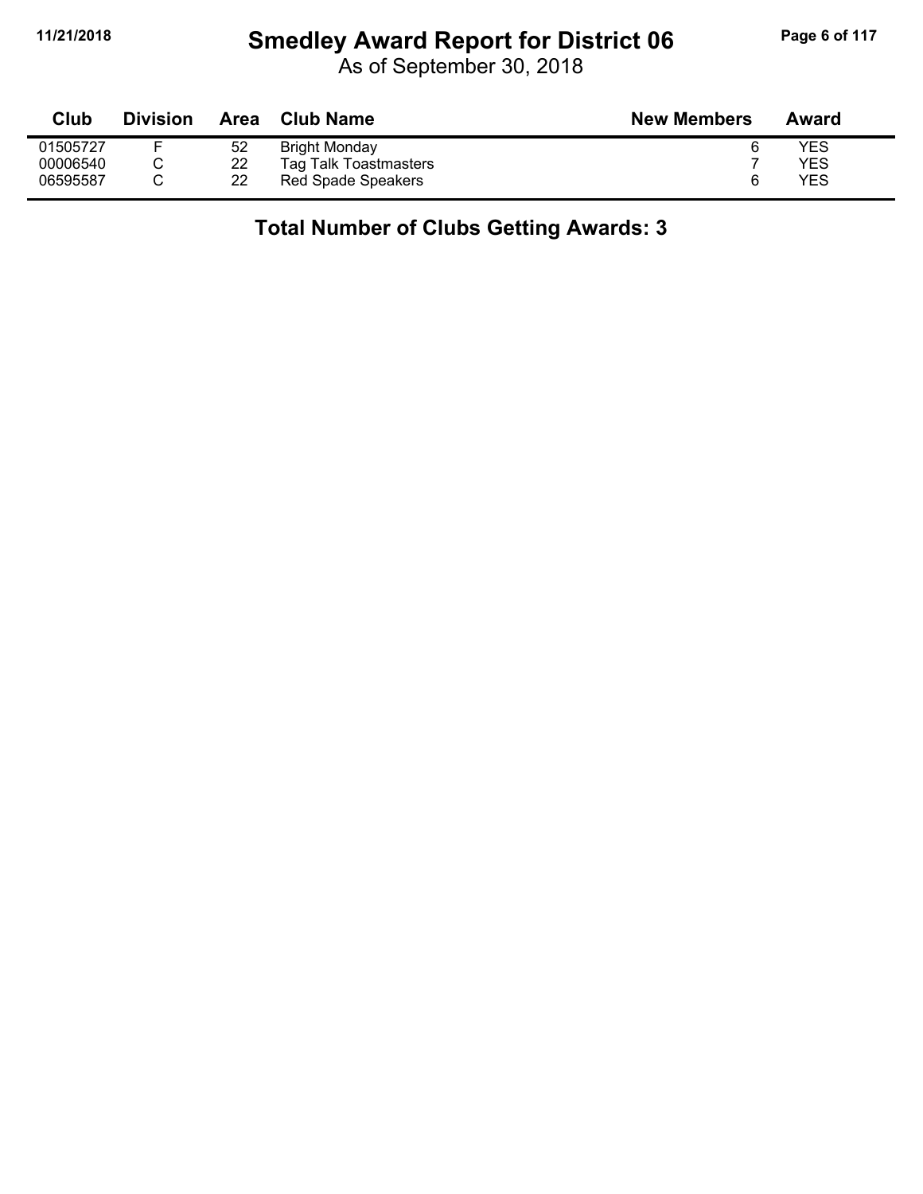# Smedley Award Report for District 06

As of September 30, 2018

| Club | Division | Area | Club Name | New Members | Award |
|---|---|---|---|---|---|
| 01505727 | F | 52 | Bright Monday | 6 | YES |
| 00006540 | C | 22 | Tag Talk Toastmasters | 7 | YES |
| 06595587 | C | 22 | Red Spade Speakers | 6 | YES |

**Total Number of Clubs Getting Awards: 3**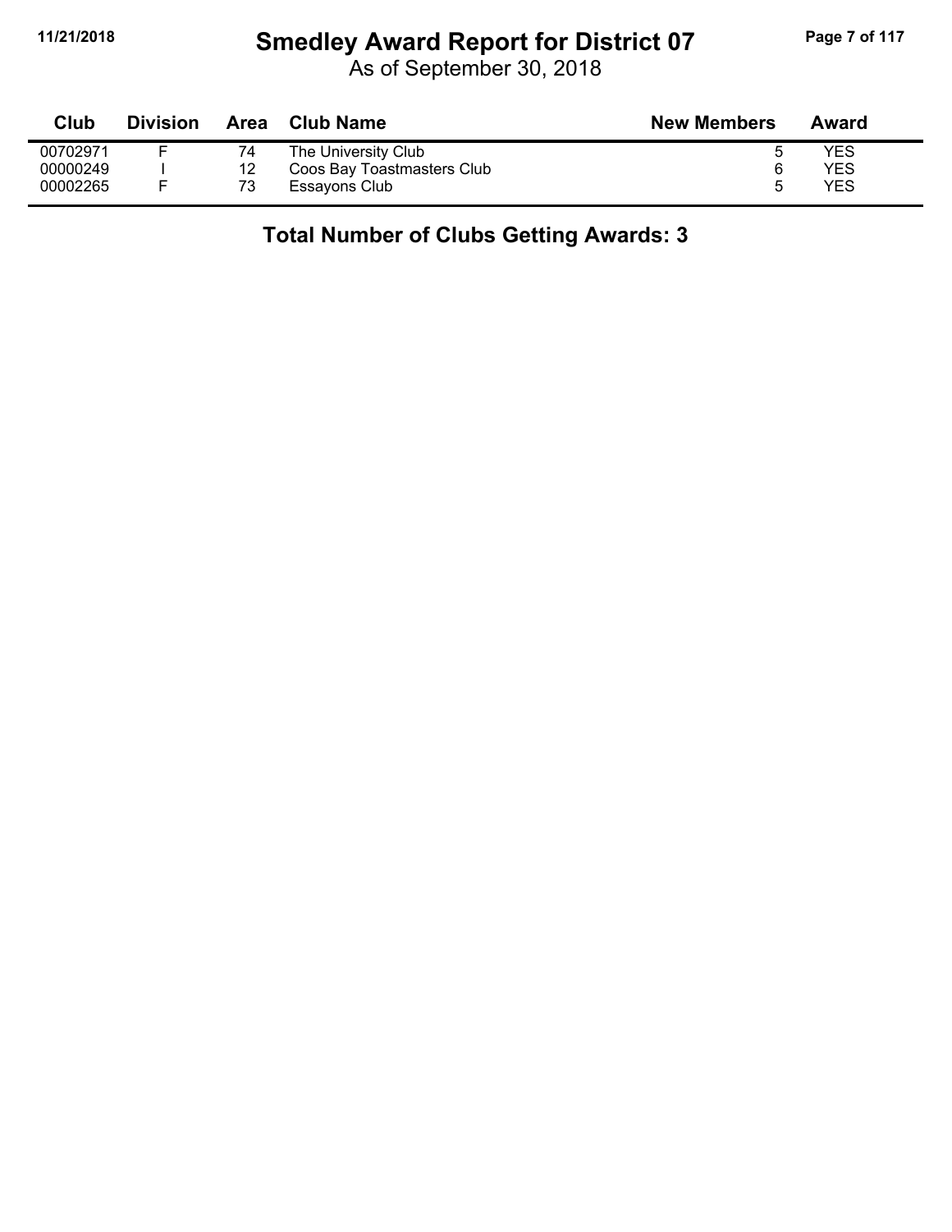# Smedley Award Report for District 07

As of September 30, 2018

| Club | Division | Area | Club Name | New Members | Award |
|---|---|---|---|---|---|
| 00702971 | F | 74 | The University Club | 5 | YES |
| 00000249 | I | 12 | Coos Bay Toastmasters Club | 6 | YES |
| 00002265 | F | 73 | Essayons Club | 5 | YES |

**Total Number of Clubs Getting Awards: 3**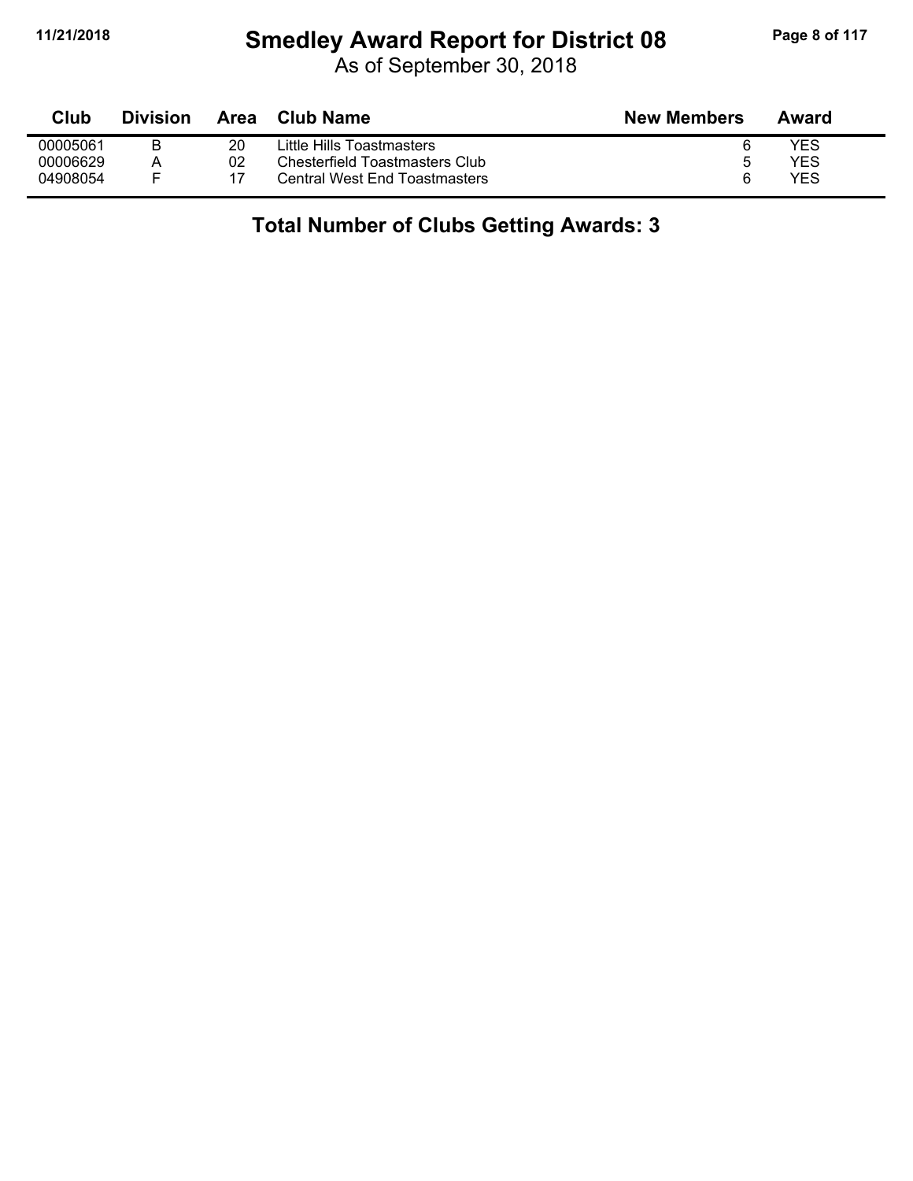# Smedley Award Report for District 08

As of September 30, 2018

| Club | Division | Area | Club Name | New Members | Award |
|---|---|---|---|---|---|
| 00005061 | B | 20 | Little Hills Toastmasters | 6 | YES |
| 00006629 | A | 02 | Chesterfield Toastmasters Club | 5 | YES |
| 04908054 | F | 17 | Central West End Toastmasters | 6 | YES |

**Total Number of Clubs Getting Awards: 3**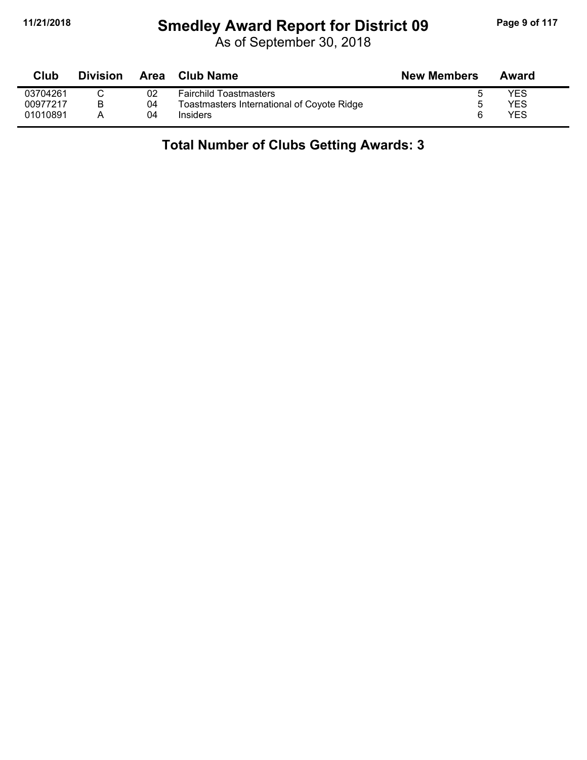# Smedley Award Report for District 09

As of September 30, 2018

| Club | Division | Area | Club Name | New Members | Award |
|---|---|---|---|---|---|
| 03704261 | C | 02 | Fairchild Toastmasters | 5 | YES |
| 00977217 | B | 04 | Toastmasters International of Coyote Ridge | 5 | YES |
| 01010891 | A | 04 | Insiders | 6 | YES |

## Total Number of Clubs Getting Awards: 3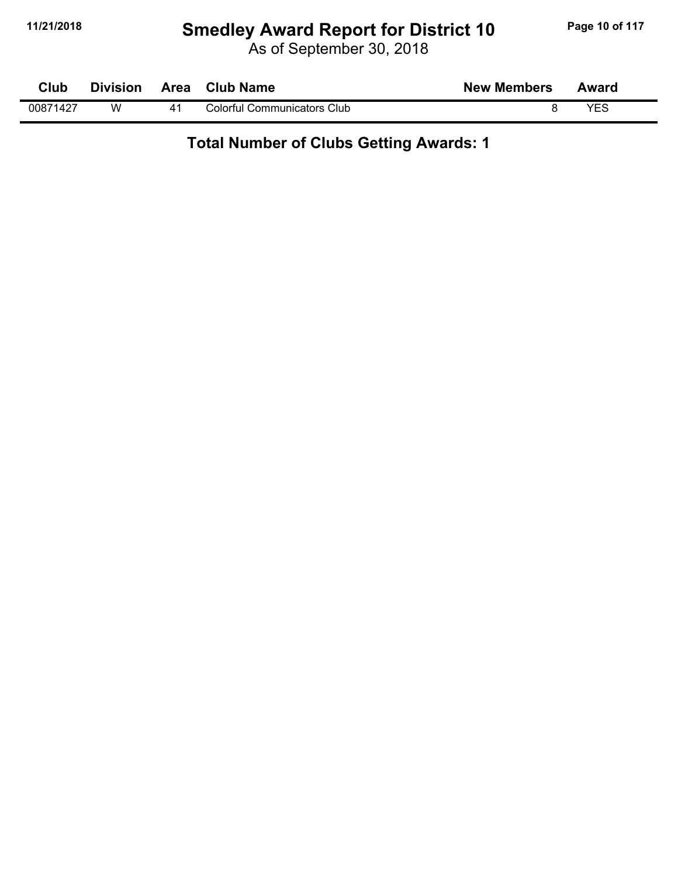# Smedley Award Report for District 10

As of September 30, 2018

| Club | Division | Area | Club Name | New Members | Award |
|---|---|---|---|---|---|
| 00871427 | W | 41 | Colorful Communicators Club | 8 | YES |

**Total Number of Clubs Getting Awards: 1**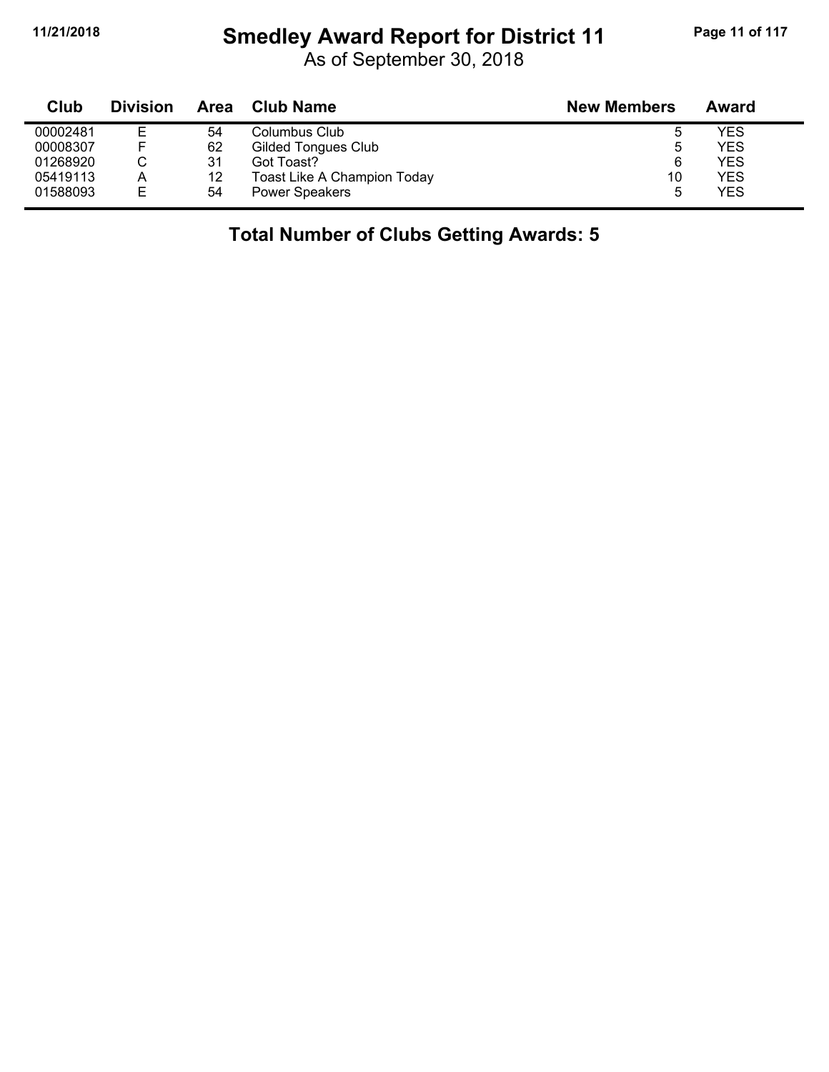# Smedley Award Report for District 11

As of September 30, 2018

| Club | Division | Area | Club Name | New Members | Award |
|---|---|---|---|---|---|
| 00002481 | E | 54 | Columbus Club | 5 | YES |
| 00008307 | F | 62 | Gilded Tongues Club | 5 | YES |
| 01268920 | C | 31 | Got Toast? | 6 | YES |
| 05419113 | A | 12 | Toast Like A Champion Today | 10 | YES |
| 01588093 | E | 54 | Power Speakers | 5 | YES |

## Total Number of Clubs Getting Awards: 5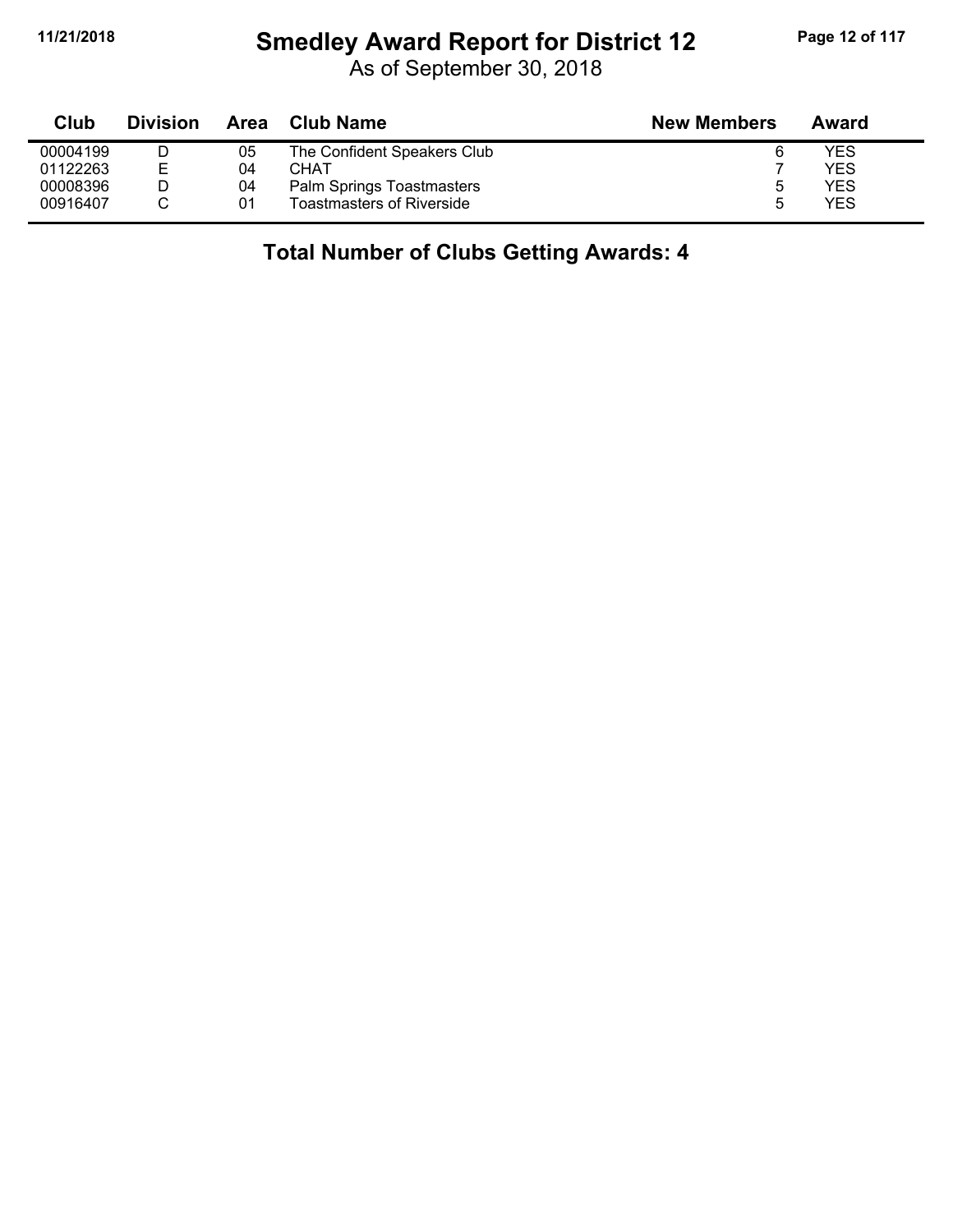# Smedley Award Report for District 12

As of September 30, 2018

| Club | Division | Area | Club Name | New Members | Award |
|---|---|---|---|---|---|
| 00004199 | D | 05 | The Confident Speakers Club | 6 | YES |
| 01122263 | E | 04 | CHAT | 7 | YES |
| 00008396 | D | 04 | Palm Springs Toastmasters | 5 | YES |
| 00916407 | C | 01 | Toastmasters of Riverside | 5 | YES |

## Total Number of Clubs Getting Awards: 4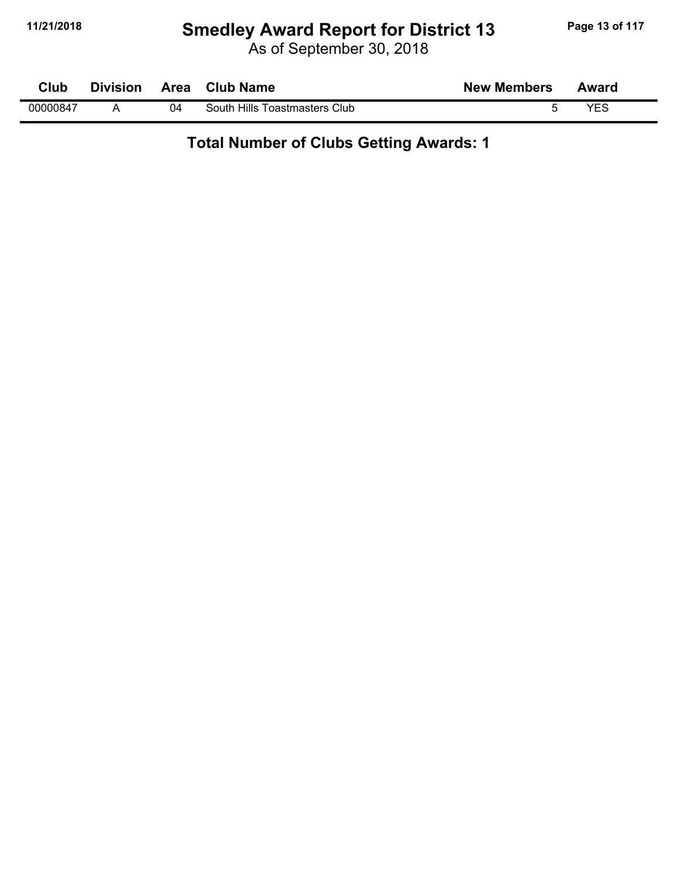# Smedley Award Report for District 13

As of September 30, 2018

| Club | Division | Area | Club Name | New Members | Award |
|---|---|---|---|---|---|
| 00000847 | A | 04 | South Hills Toastmasters Club | 5 | YES |

**Total Number of Clubs Getting Awards: 1**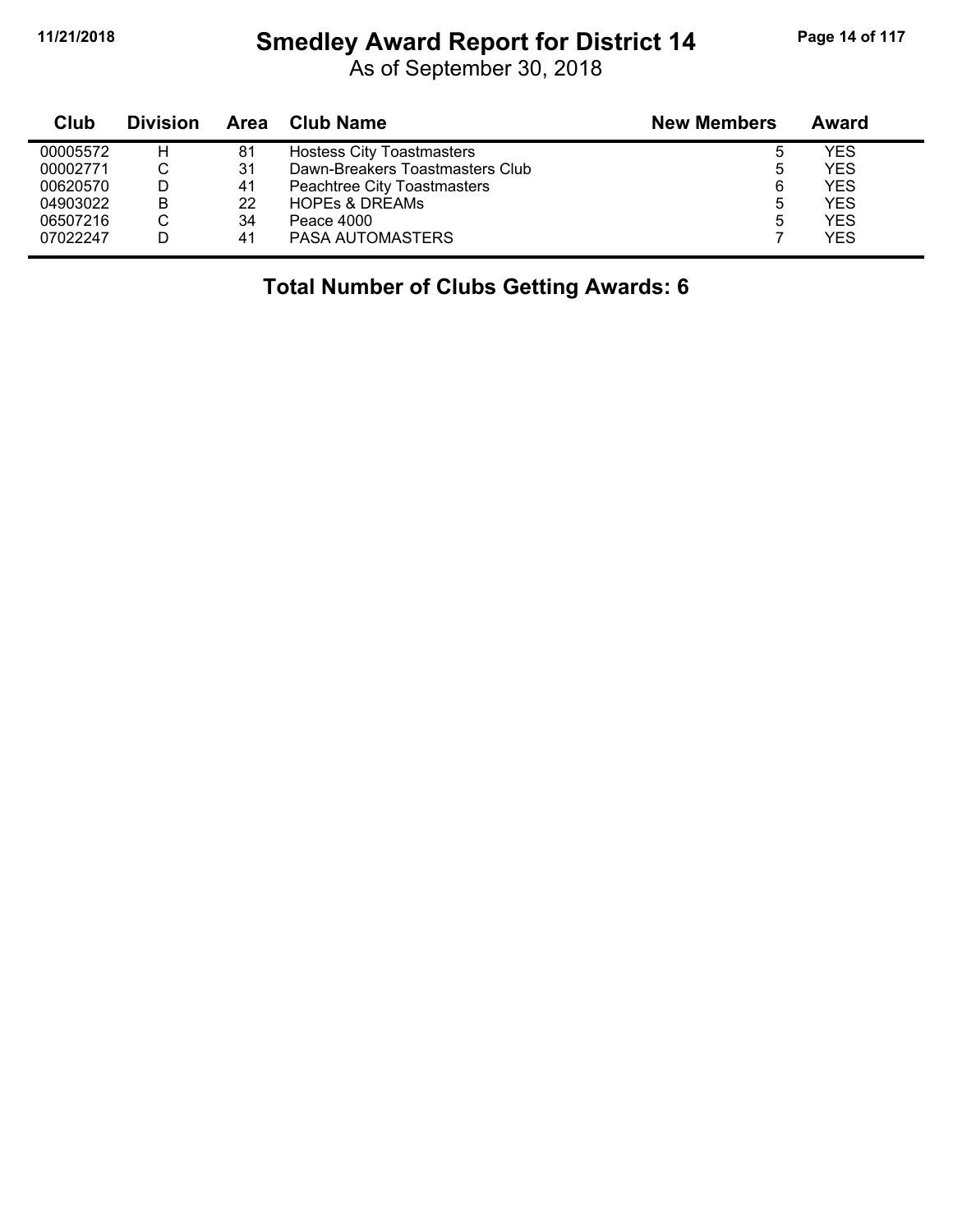# Smedley Award Report for District 14

As of September 30, 2018

| Club | Division | Area | Club Name | New Members | Award |
|---|---|---|---|---|---|
| 00005572 | H | 81 | Hostess City Toastmasters | 5 | YES |
| 00002771 | C | 31 | Dawn-Breakers Toastmasters Club | 5 | YES |
| 00620570 | D | 41 | Peachtree City Toastmasters | 6 | YES |
| 04903022 | B | 22 | HOPEs & DREAMs | 5 | YES |
| 06507216 | C | 34 | Peace 4000 | 5 | YES |
| 07022247 | D | 41 | PASA AUTOMASTERS | 7 | YES |

**Total Number of Clubs Getting Awards: 6**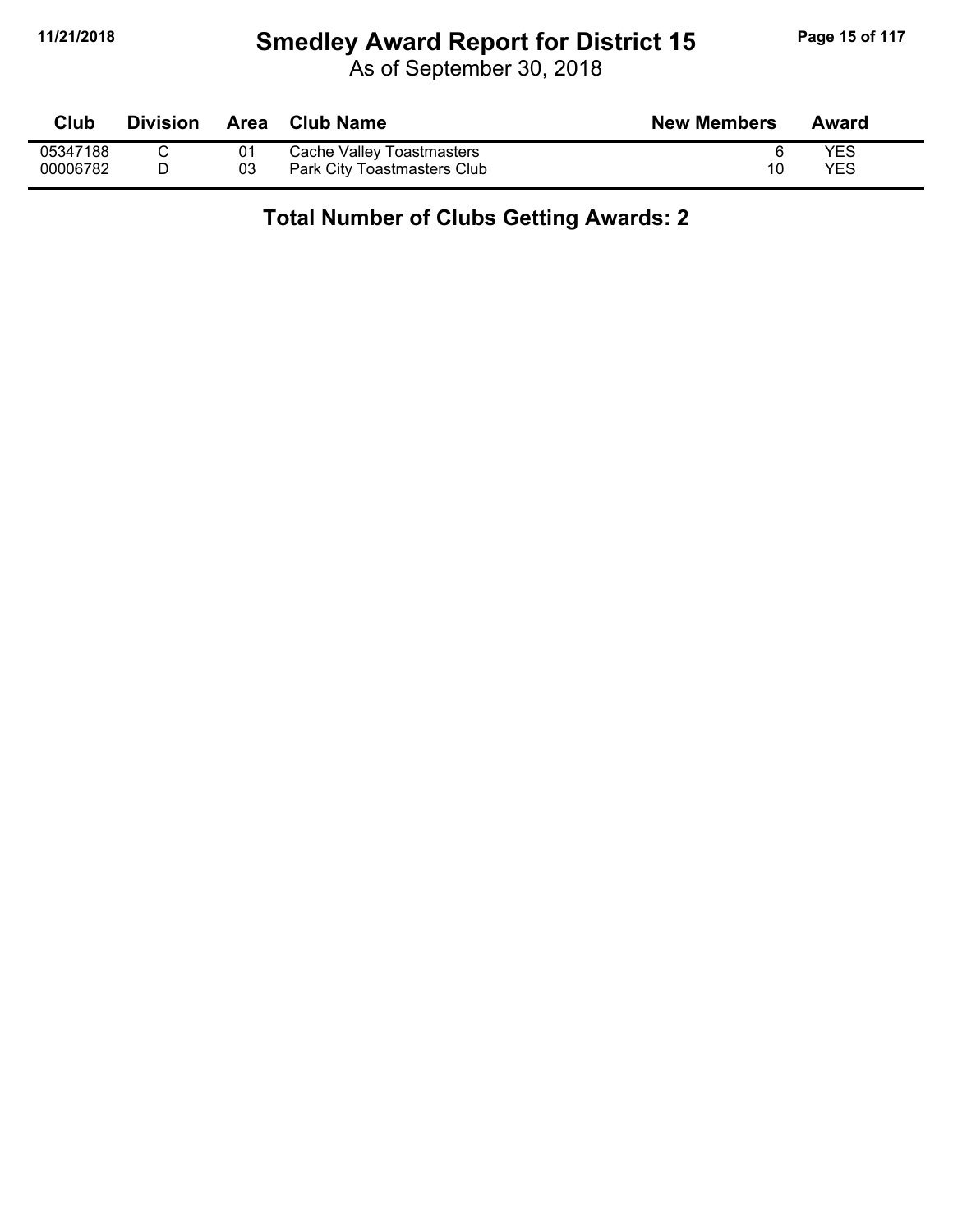# Smedley Award Report for District 15

As of September 30, 2018

| Club | Division | Area | Club Name | New Members | Award |
|---|---|---|---|---|---|
| 05347188 | C | 01 | Cache Valley Toastmasters | 6 | YES |
| 00006782 | D | 03 | Park City Toastmasters Club | 10 | YES |

**Total Number of Clubs Getting Awards: 2**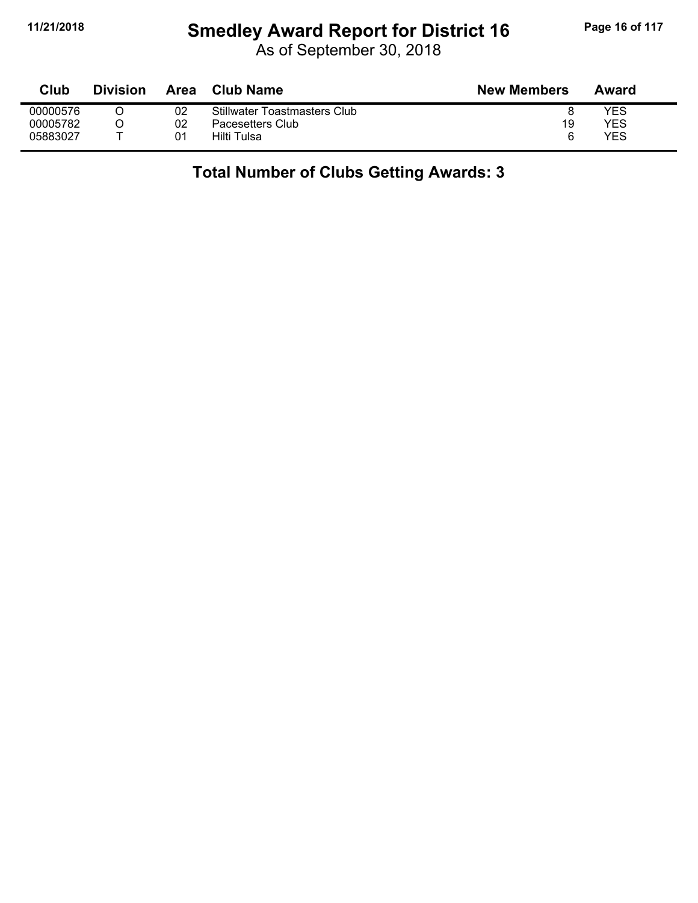# Smedley Award Report for District 16

As of September 30, 2018

| Club | Division | Area | Club Name | New Members | Award |
|---|---|---|---|---|---|
| 00000576 | O | 02 | Stillwater Toastmasters Club | 8 | YES |
| 00005782 | O | 02 | Pacesetters Club | 19 | YES |
| 05883027 | T | 01 | Hilti Tulsa | 6 | YES |

**Total Number of Clubs Getting Awards: 3**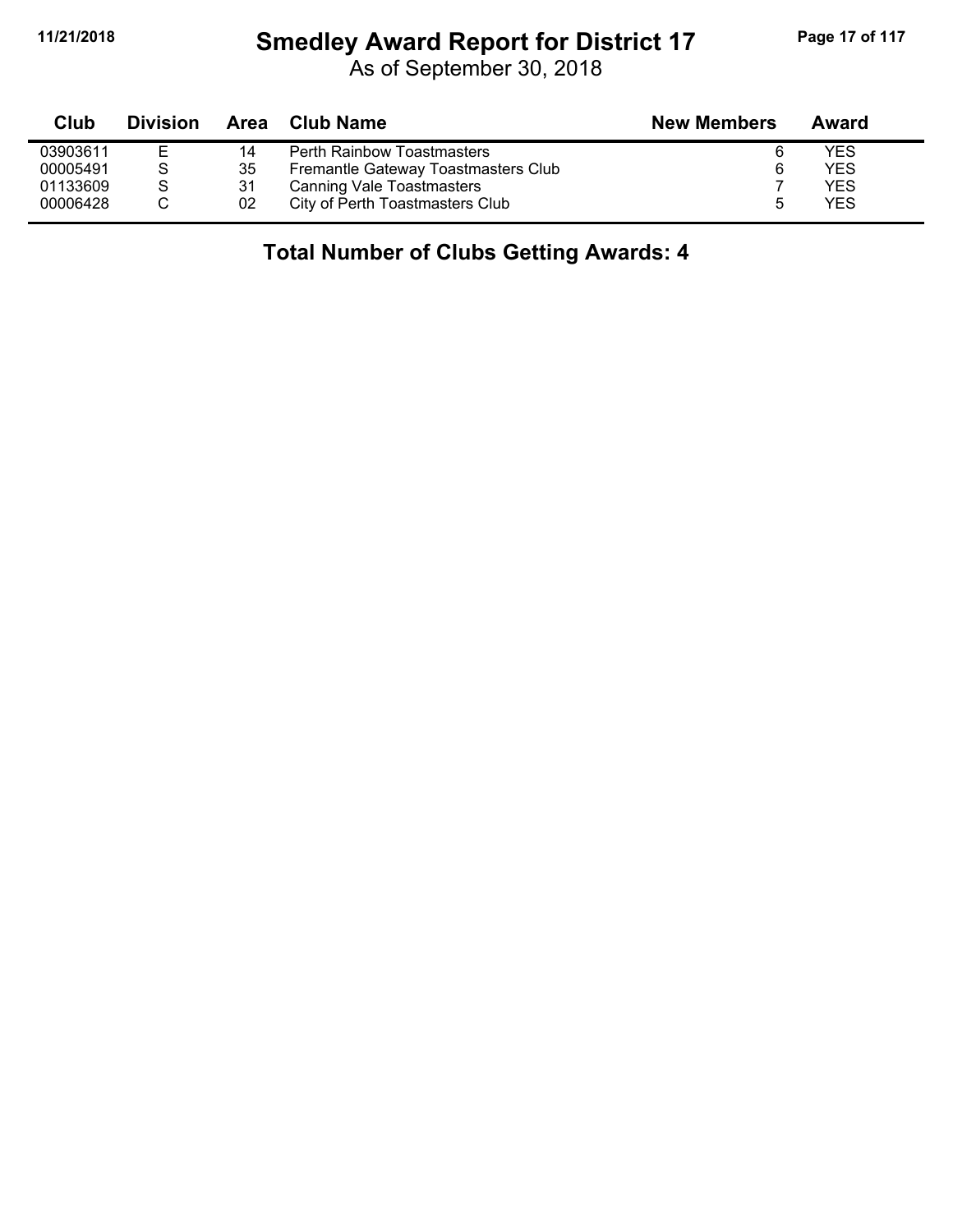# Smedley Award Report for District 17

As of September 30, 2018

| Club | Division | Area | Club Name | New Members | Award |
|---|---|---|---|---|---|
| 03903611 | E | 14 | Perth Rainbow Toastmasters | 6 | YES |
| 00005491 | S | 35 | Fremantle Gateway Toastmasters Club | 6 | YES |
| 01133609 | S | 31 | Canning Vale Toastmasters | 7 | YES |
| 00006428 | C | 02 | City of Perth Toastmasters Club | 5 | YES |

**Total Number of Clubs Getting Awards: 4**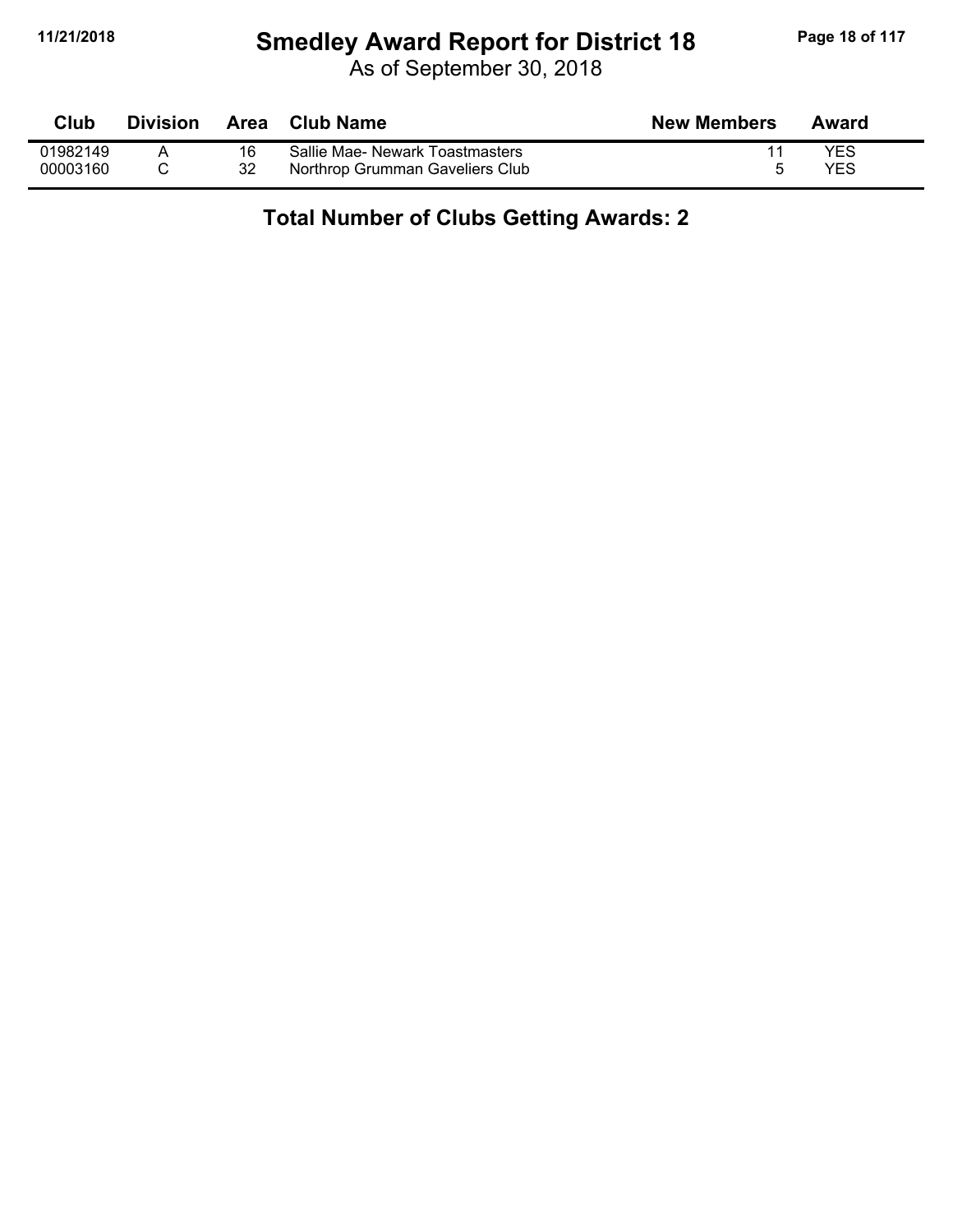# Smedley Award Report for District 18

As of September 30, 2018

| Club | Division | Area | Club Name | New Members | Award |
|---|---|---|---|---|---|
| 01982149 | A | 16 | Sallie Mae- Newark Toastmasters | 11 | YES |
| 00003160 | C | 32 | Northrop Grumman Gaveliers Club | 5 | YES |

**Total Number of Clubs Getting Awards: 2**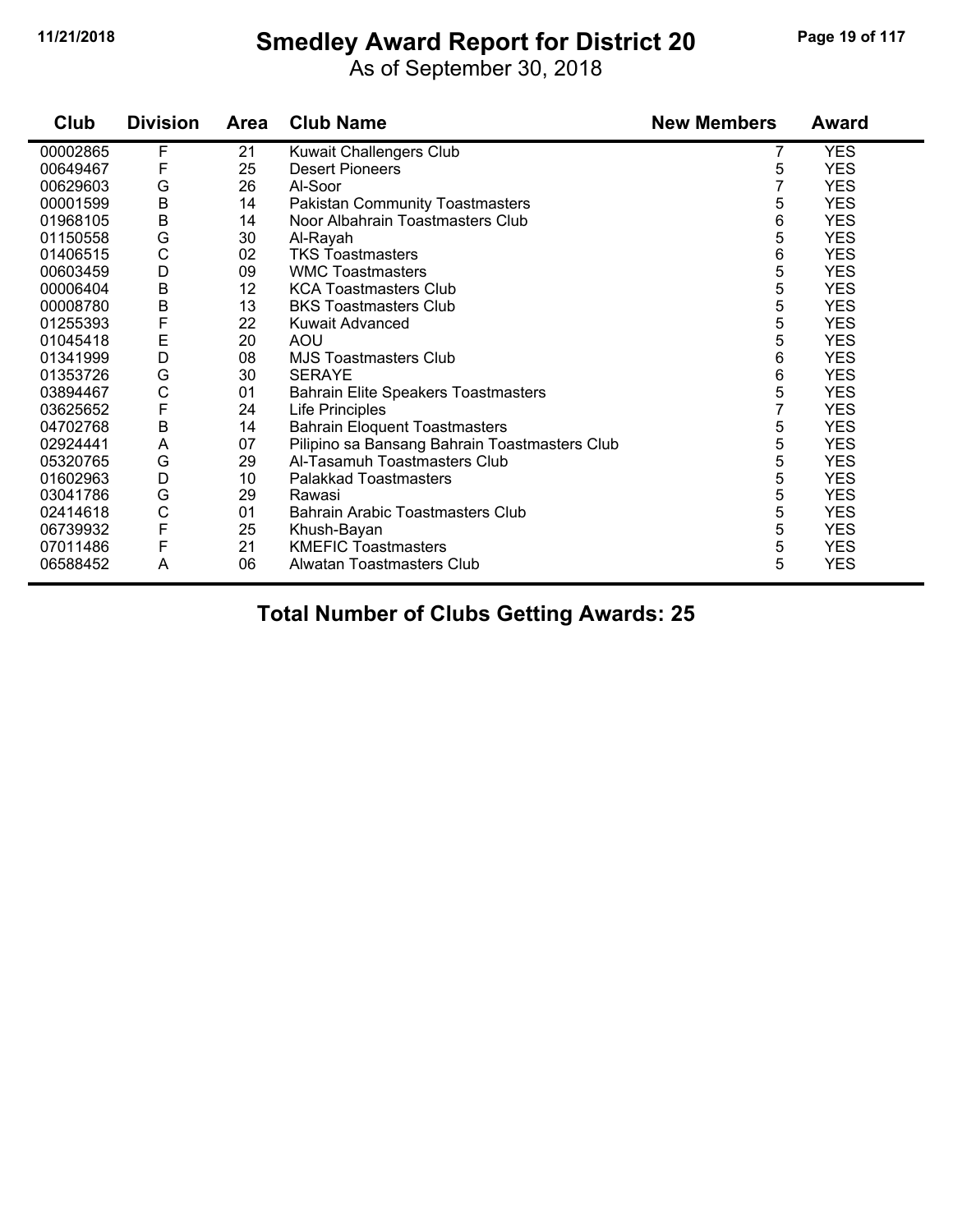# Smedley Award Report for District 20

As of September 30, 2018

| Club | Division | Area | Club Name | New Members | Award |
|---|---|---|---|---|---|
| 00002865 | F | 21 | Kuwait Challengers Club | 7 | YES |
| 00649467 | F | 25 | Desert Pioneers | 5 | YES |
| 00629603 | G | 26 | Al-Soor | 7 | YES |
| 00001599 | B | 14 | Pakistan Community Toastmasters | 5 | YES |
| 01968105 | B | 14 | Noor Albahrain Toastmasters Club | 6 | YES |
| 01150558 | G | 30 | Al-Rayah | 5 | YES |
| 01406515 | C | 02 | TKS Toastmasters | 6 | YES |
| 00603459 | D | 09 | WMC Toastmasters | 5 | YES |
| 00006404 | B | 12 | KCA Toastmasters Club | 5 | YES |
| 00008780 | B | 13 | BKS Toastmasters Club | 5 | YES |
| 01255393 | F | 22 | Kuwait Advanced | 5 | YES |
| 01045418 | E | 20 | AOU | 5 | YES |
| 01341999 | D | 08 | MJS Toastmasters Club | 6 | YES |
| 01353726 | G | 30 | SERAYE | 6 | YES |
| 03894467 | C | 01 | Bahrain Elite Speakers Toastmasters | 5 | YES |
| 03625652 | F | 24 | Life Principles | 7 | YES |
| 04702768 | B | 14 | Bahrain Eloquent Toastmasters | 5 | YES |
| 02924441 | A | 07 | Pilipino sa Bansang Bahrain Toastmasters Club | 5 | YES |
| 05320765 | G | 29 | Al-Tasamuh Toastmasters Club | 5 | YES |
| 01602963 | D | 10 | Palakkad Toastmasters | 5 | YES |
| 03041786 | G | 29 | Rawasi | 5 | YES |
| 02414618 | C | 01 | Bahrain Arabic Toastmasters Club | 5 | YES |
| 06739932 | F | 25 | Khush-Bayan | 5 | YES |
| 07011486 | F | 21 | KMEFIC Toastmasters | 5 | YES |
| 06588452 | A | 06 | Alwatan Toastmasters Club | 5 | YES |

## Total Number of Clubs Getting Awards: 25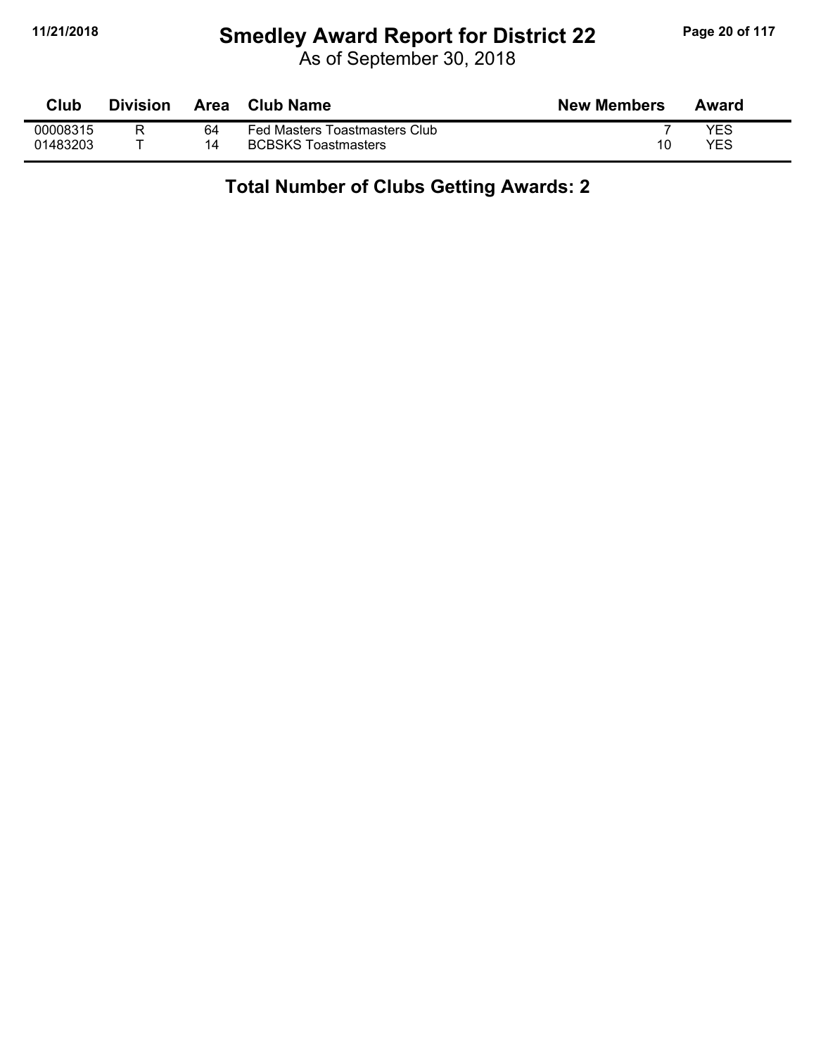# Smedley Award Report for District 22

As of September 30, 2018

| Club | Division | Area | Club Name | New Members | Award |
|---|---|---|---|---|---|
| 00008315 | R | 64 | Fed Masters Toastmasters Club | 7 | YES |
| 01483203 | T | 14 | BCBSKS Toastmasters | 10 | YES |

**Total Number of Clubs Getting Awards: 2**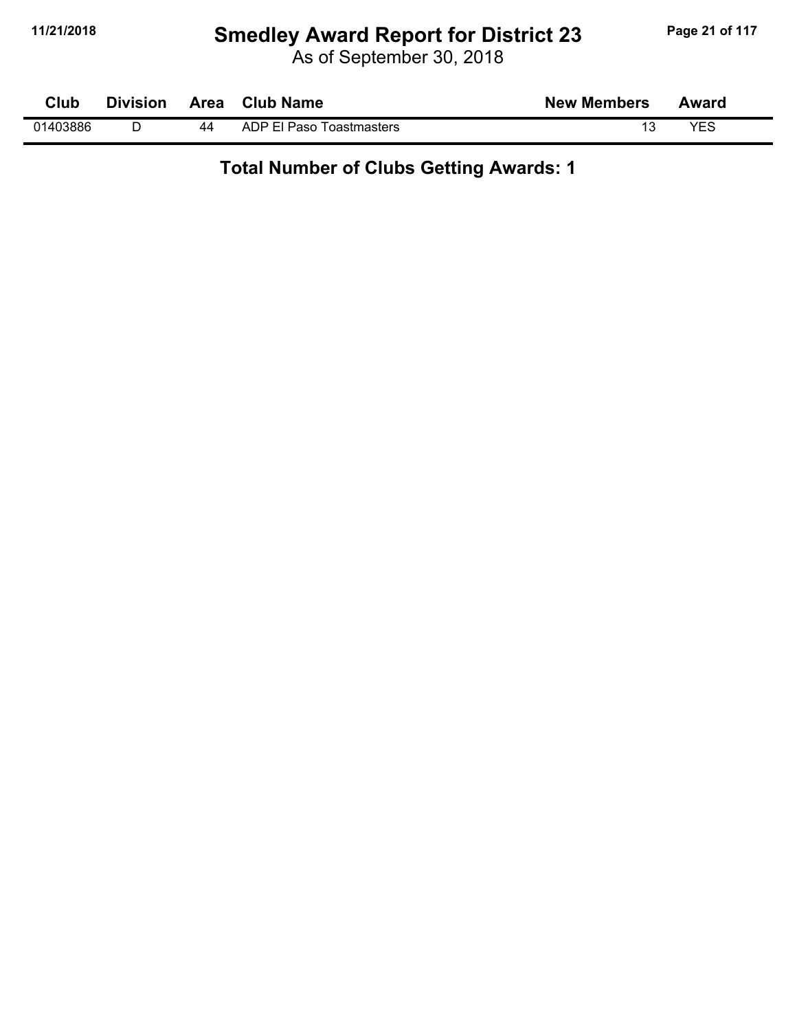# Smedley Award Report for District 23

As of September 30, 2018

| Club | Division | Area | Club Name | New Members | Award |
|---|---|---|---|---|---|
| 01403886 | D | 44 | ADP El Paso Toastmasters | 13 | YES |

**Total Number of Clubs Getting Awards: 1**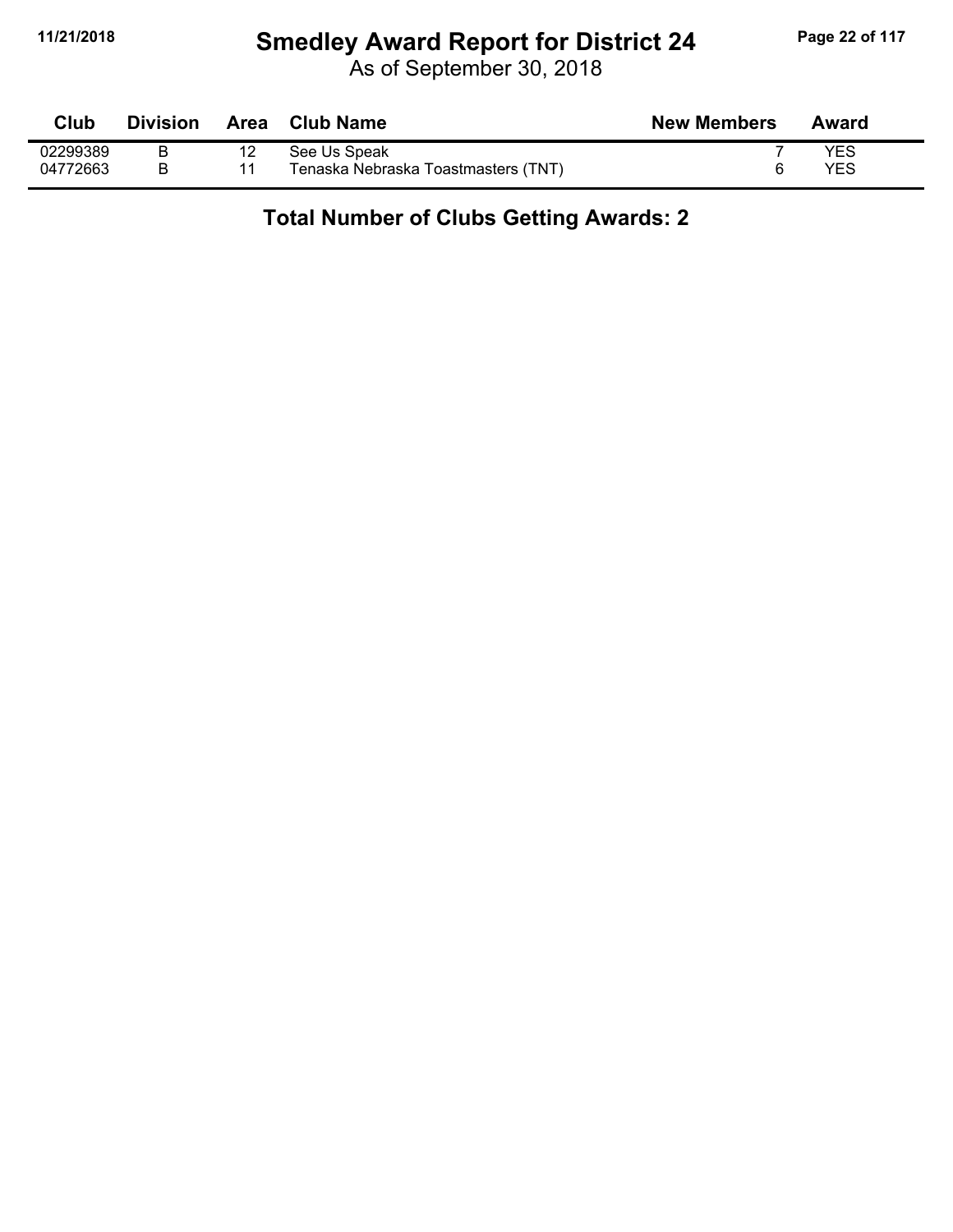# Smedley Award Report for District 24

As of September 30, 2018

| Club | Division | Area | Club Name | New Members | Award |
|---|---|---|---|---|---|
| 02299389 | B | 12 | See Us Speak | 7 | YES |
| 04772663 | B | 11 | Tenaska Nebraska Toastmasters (TNT) | 6 | YES |

**Total Number of Clubs Getting Awards: 2**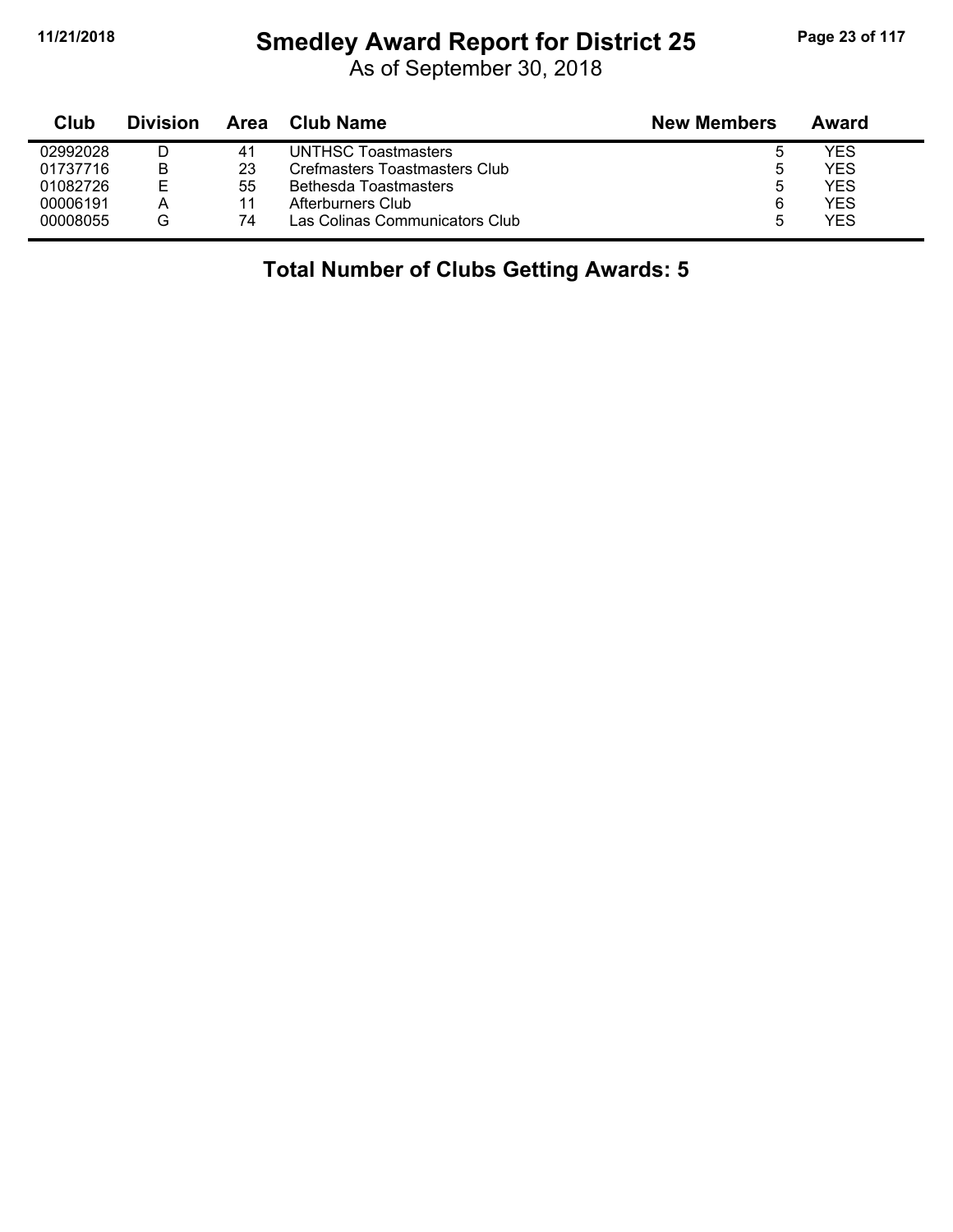# Smedley Award Report for District 25

As of September 30, 2018

| Club | Division | Area | Club Name | New Members | Award |
|---|---|---|---|---|---|
| 02992028 | D | 41 | UNTHSC Toastmasters | 5 | YES |
| 01737716 | B | 23 | Crefmasters Toastmasters Club | 5 | YES |
| 01082726 | E | 55 | Bethesda Toastmasters | 5 | YES |
| 00006191 | A | 11 | Afterburners Club | 6 | YES |
| 00008055 | G | 74 | Las Colinas Communicators Club | 5 | YES |

## Total Number of Clubs Getting Awards: 5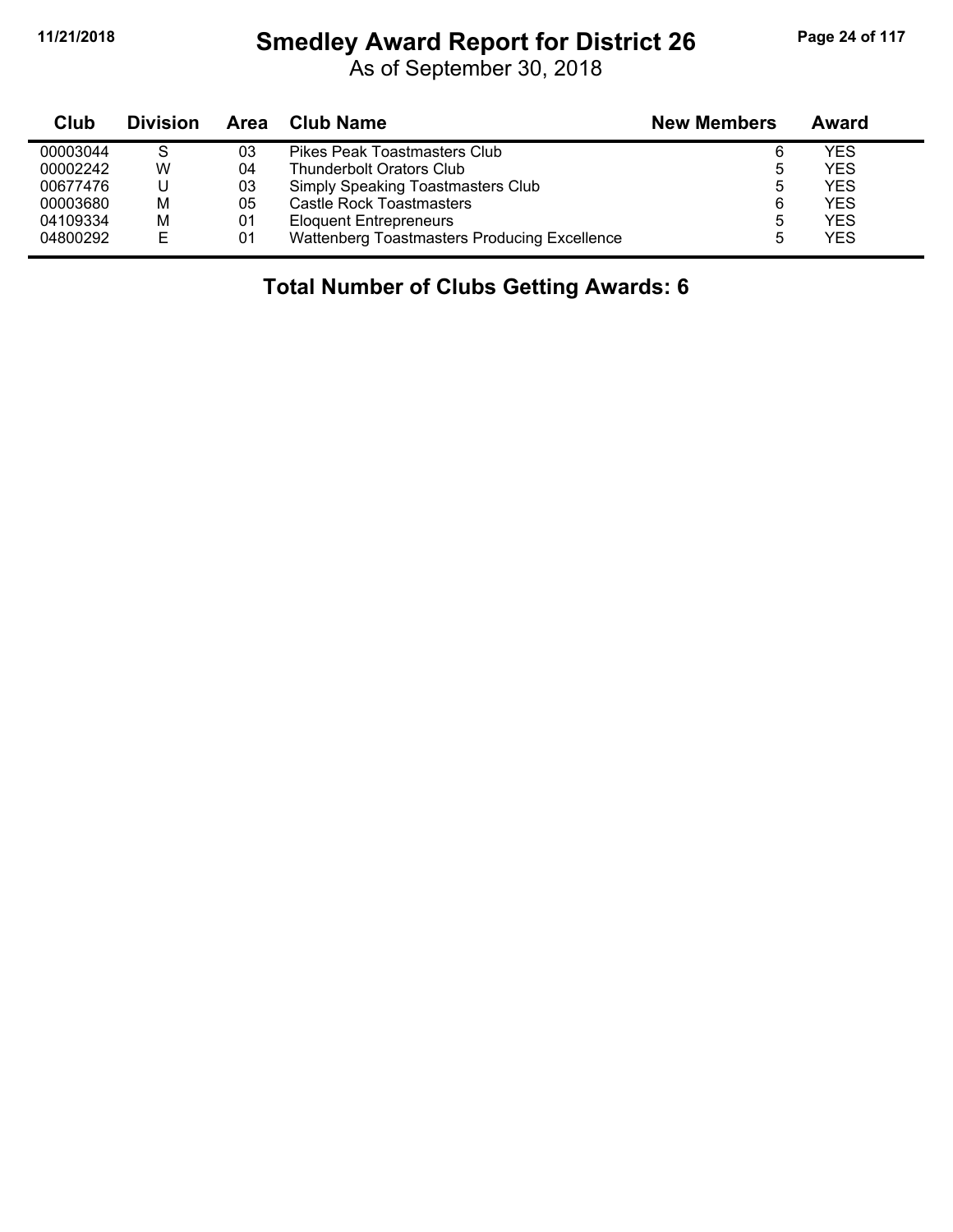# Smedley Award Report for District 26

As of September 30, 2018

| Club | Division | Area | Club Name | New Members | Award |
|---|---|---|---|---|---|
| 00003044 | S | 03 | Pikes Peak Toastmasters Club | 6 | YES |
| 00002242 | W | 04 | Thunderbolt Orators Club | 5 | YES |
| 00677476 | U | 03 | Simply Speaking Toastmasters Club | 5 | YES |
| 00003680 | M | 05 | Castle Rock Toastmasters | 6 | YES |
| 04109334 | M | 01 | Eloquent Entrepreneurs | 5 | YES |
| 04800292 | E | 01 | Wattenberg Toastmasters Producing Excellence | 5 | YES |

**Total Number of Clubs Getting Awards: 6**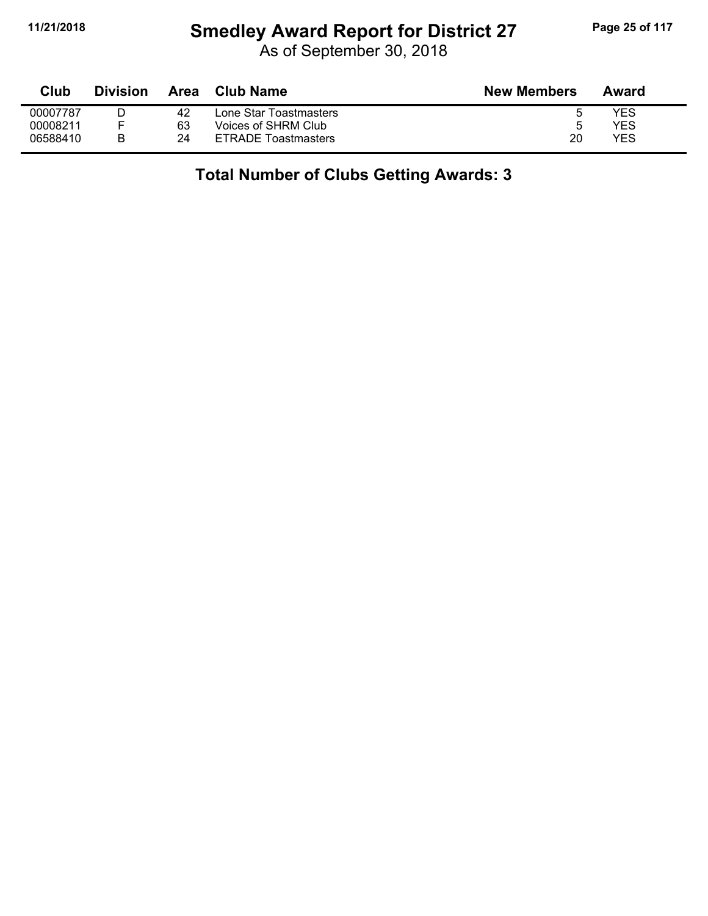# Smedley Award Report for District 27

As of September 30, 2018

| Club | Division | Area | Club Name | New Members | Award |
|---|---|---|---|---|---|
| 00007787 | D | 42 | Lone Star Toastmasters | 5 | YES |
| 00008211 | F | 63 | Voices of SHRM Club | 5 | YES |
| 06588410 | B | 24 | ETRADE Toastmasters | 20 | YES |

## Total Number of Clubs Getting Awards: 3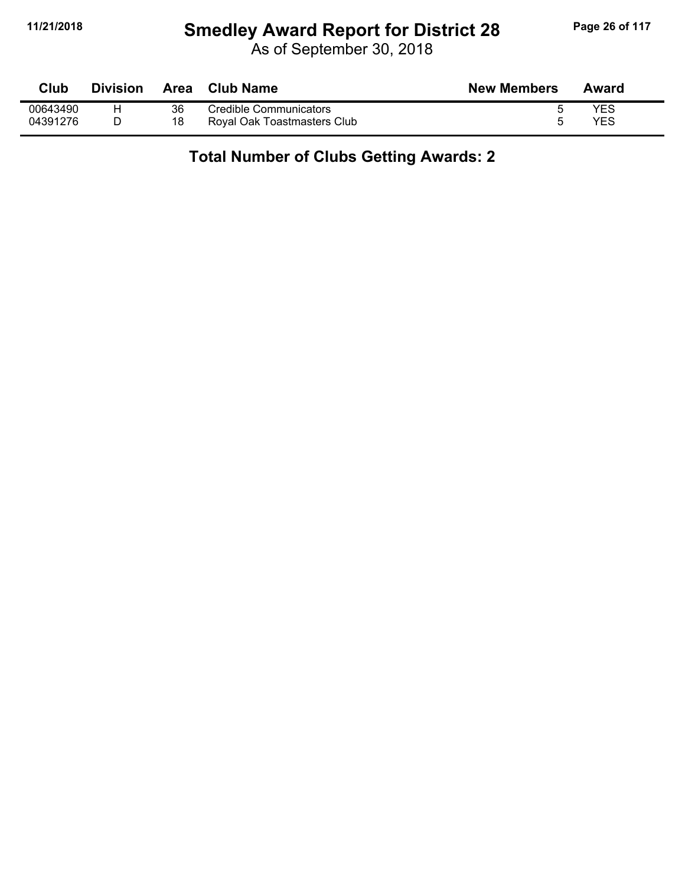# Smedley Award Report for District 28

As of September 30, 2018

| Club | Division | Area | Club Name | New Members | Award |
|---|---|---|---|---|---|
| 00643490 | H | 36 | Credible Communicators | 5 | YES |
| 04391276 | D | 18 | Royal Oak Toastmasters Club | 5 | YES |

## Total Number of Clubs Getting Awards: 2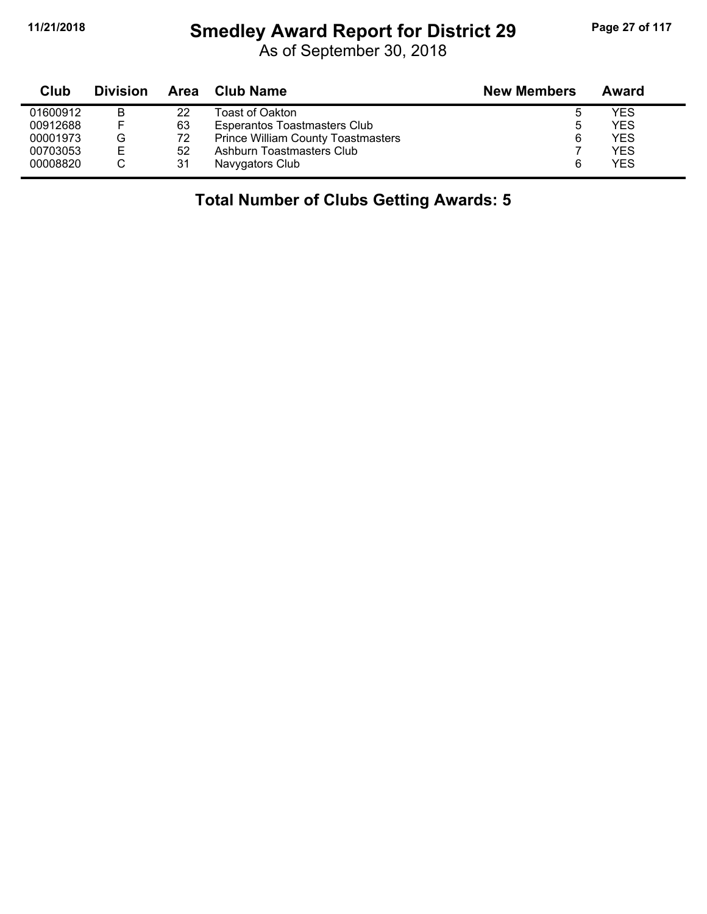# Smedley Award Report for District 29

As of September 30, 2018

| Club | Division | Area | Club Name | New Members | Award |
|---|---|---|---|---|---|
| 01600912 | B | 22 | Toast of Oakton | 5 | YES |
| 00912688 | F | 63 | Esperantos Toastmasters Club | 5 | YES |
| 00001973 | G | 72 | Prince William County Toastmasters | 6 | YES |
| 00703053 | E | 52 | Ashburn Toastmasters Club | 7 | YES |
| 00008820 | C | 31 | Navygators Club | 6 | YES |

**Total Number of Clubs Getting Awards: 5**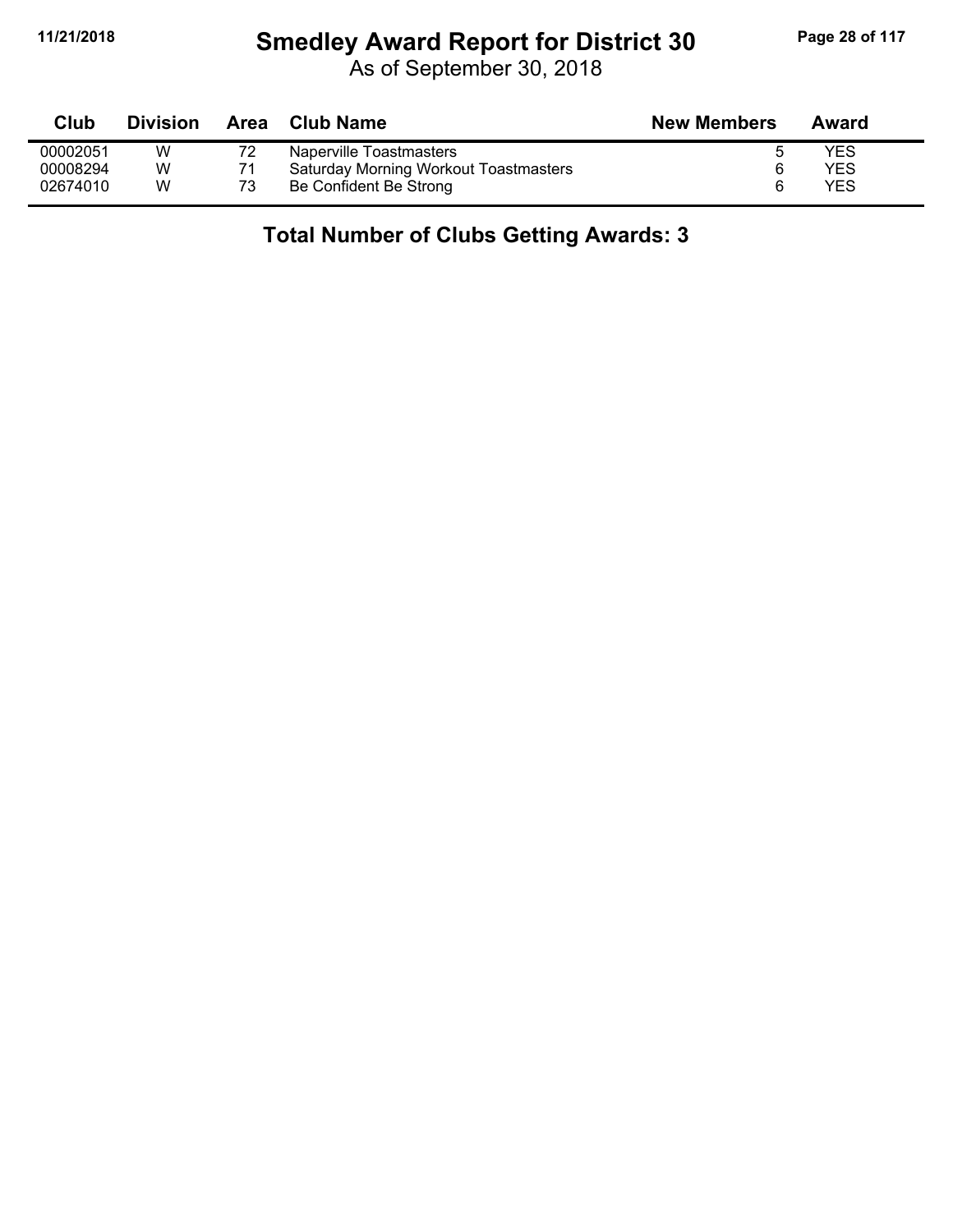# Smedley Award Report for District 30

As of September 30, 2018

| Club | Division | Area | Club Name | New Members | Award |
|---|---|---|---|---|---|
| 00002051 | W | 72 | Naperville Toastmasters | 5 | YES |
| 00008294 | W | 71 | Saturday Morning Workout Toastmasters | 6 | YES |
| 02674010 | W | 73 | Be Confident Be Strong | 6 | YES |

**Total Number of Clubs Getting Awards: 3**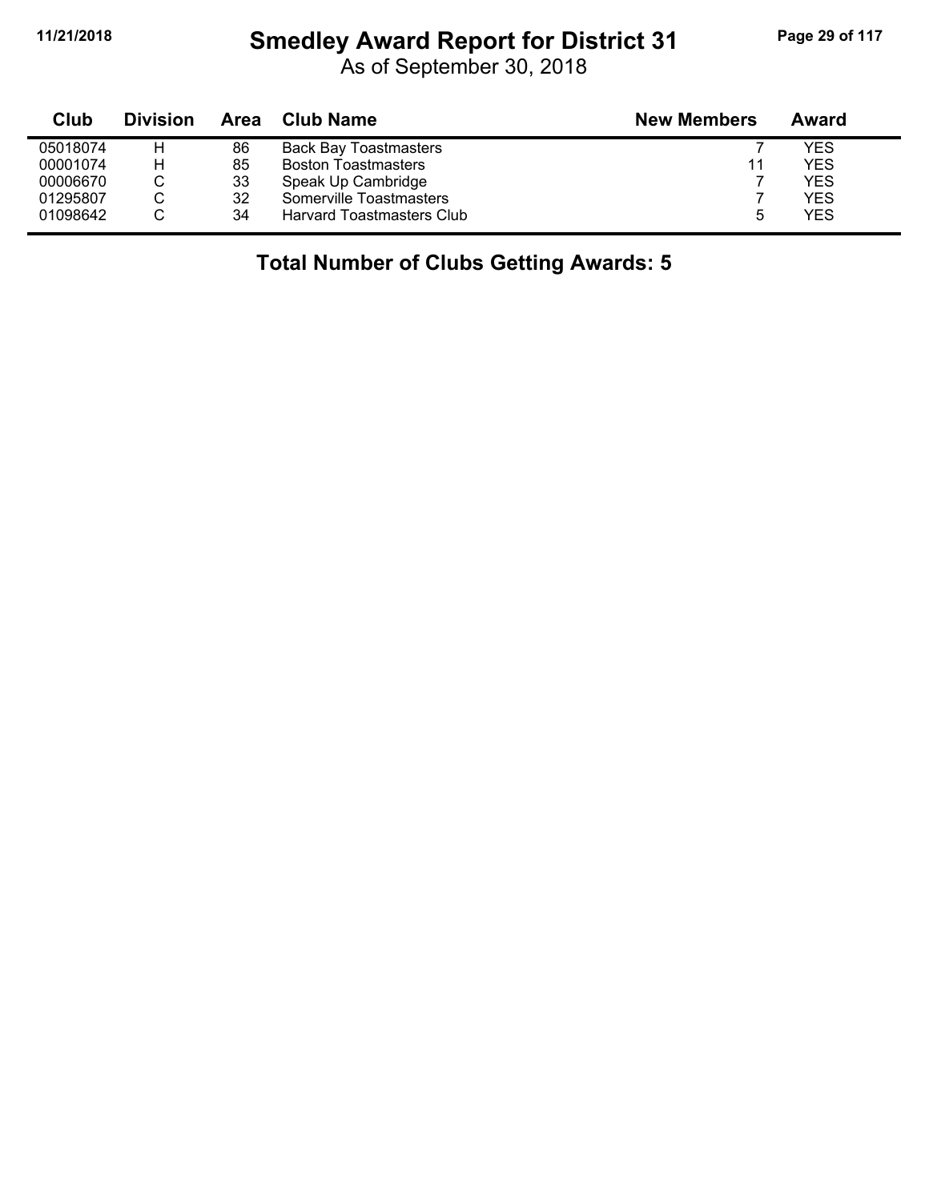# Smedley Award Report for District 31

As of September 30, 2018

| Club | Division | Area | Club Name | New Members | Award |
|---|---|---|---|---|---|
| 05018074 | H | 86 | Back Bay Toastmasters | 7 | YES |
| 00001074 | H | 85 | Boston Toastmasters | 11 | YES |
| 00006670 | C | 33 | Speak Up Cambridge | 7 | YES |
| 01295807 | C | 32 | Somerville Toastmasters | 7 | YES |
| 01098642 | C | 34 | Harvard Toastmasters Club | 5 | YES |

## Total Number of Clubs Getting Awards: 5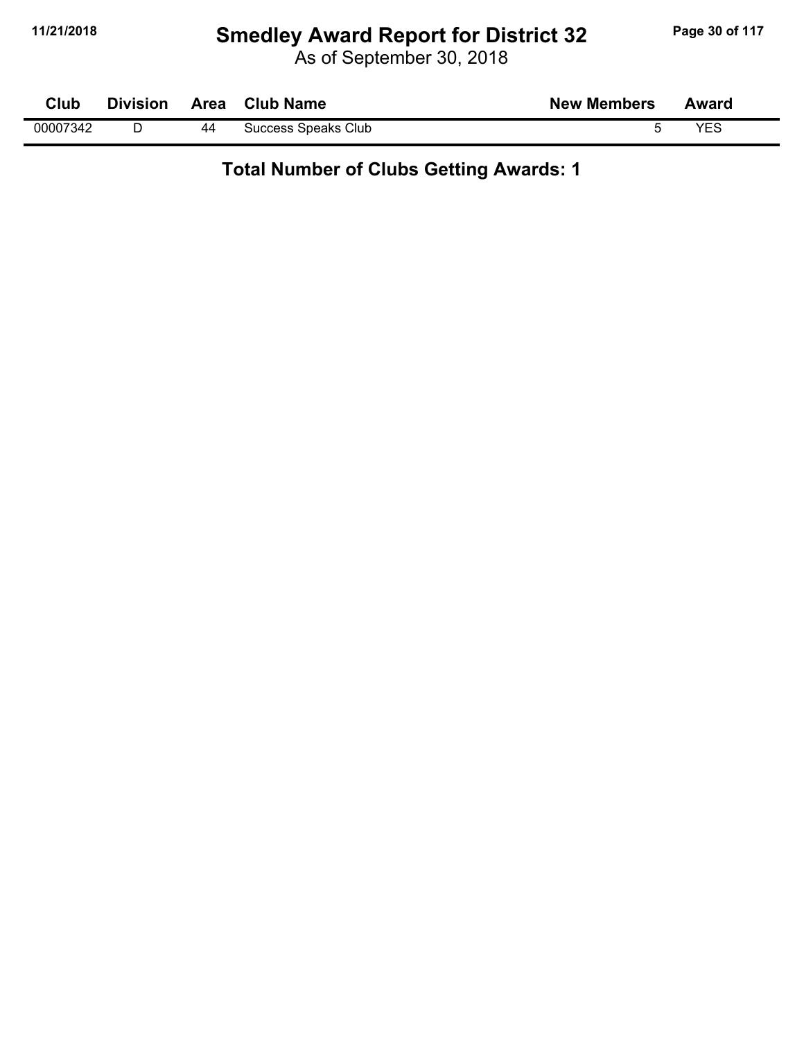# Smedley Award Report for District 32

As of September 30, 2018

| Club | Division | Area | Club Name | New Members | Award |
|---|---|---|---|---|---|
| 00007342 | D | 44 | Success Speaks Club | 5 | YES |

**Total Number of Clubs Getting Awards: 1**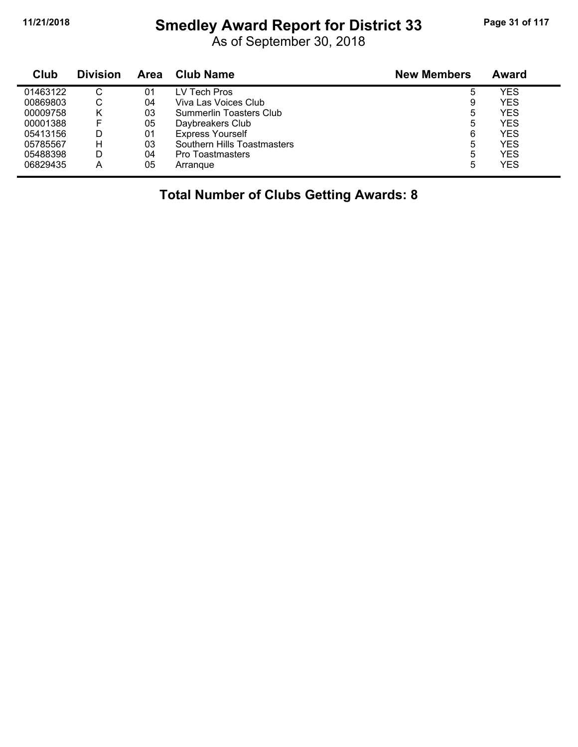# Smedley Award Report for District 33

As of September 30, 2018

| Club | Division | Area | Club Name | New Members | Award |
|---|---|---|---|---|---|
| 01463122 | C | 01 | LV Tech Pros | 5 | YES |
| 00869803 | C | 04 | Viva Las Voices Club | 9 | YES |
| 00009758 | K | 03 | Summerlin Toasters Club | 5 | YES |
| 00001388 | F | 05 | Daybreakers Club | 5 | YES |
| 05413156 | D | 01 | Express Yourself | 6 | YES |
| 05785567 | H | 03 | Southern Hills Toastmasters | 5 | YES |
| 05488398 | D | 04 | Pro Toastmasters | 5 | YES |
| 06829435 | A | 05 | Arranque | 5 | YES |

**Total Number of Clubs Getting Awards: 8**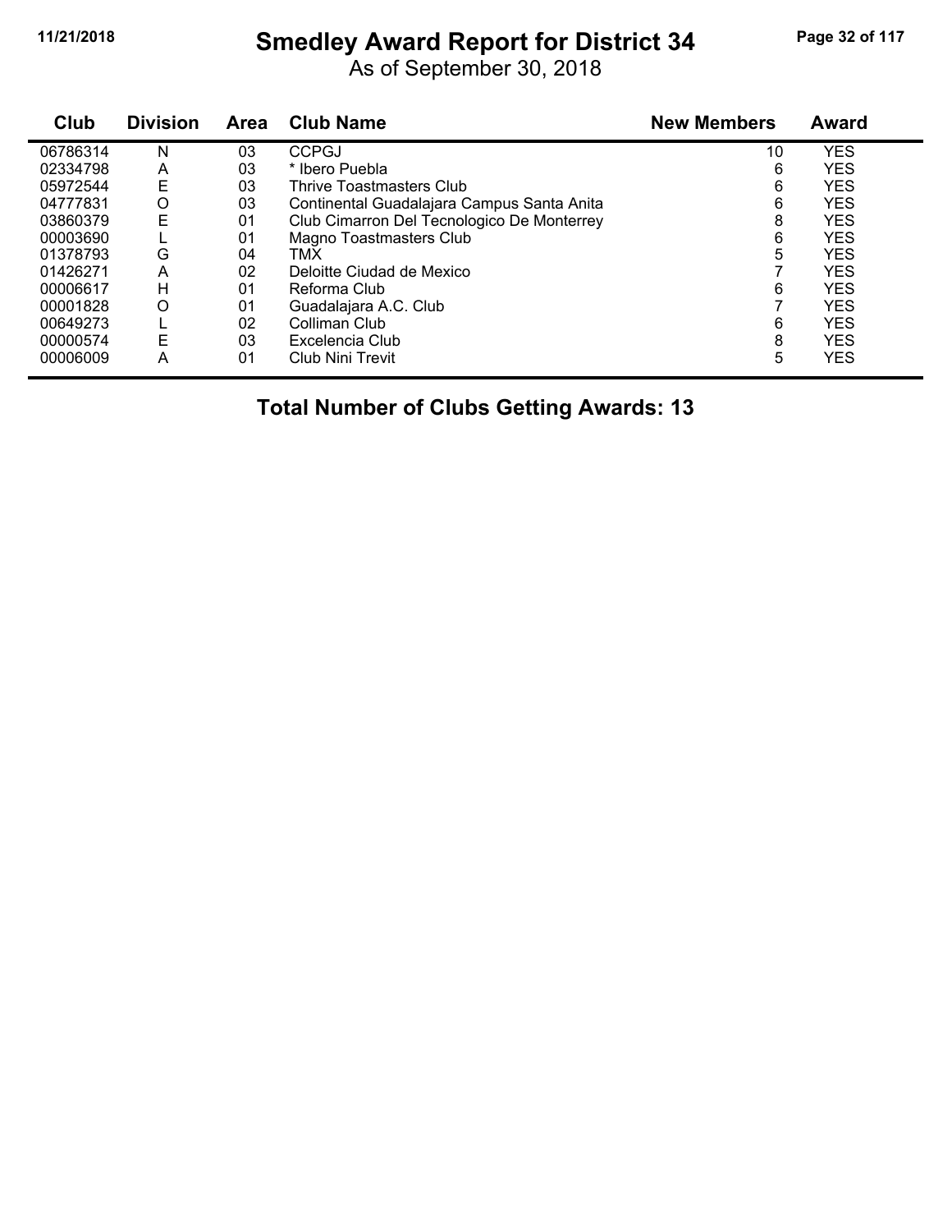# Smedley Award Report for District 34

As of September 30, 2018

| Club | Division | Area | Club Name | New Members | Award |
|---|---|---|---|---|---|
| 06786314 | N | 03 | CCPGJ | 10 | YES |
| 02334798 | A | 03 | * Ibero Puebla | 6 | YES |
| 05972544 | E | 03 | Thrive Toastmasters Club | 6 | YES |
| 04777831 | O | 03 | Continental Guadalajara Campus Santa Anita | 6 | YES |
| 03860379 | E | 01 | Club Cimarron Del Tecnologico De Monterrey | 8 | YES |
| 00003690 | L | 01 | Magno Toastmasters Club | 6 | YES |
| 01378793 | G | 04 | TMX | 5 | YES |
| 01426271 | A | 02 | Deloitte Ciudad de Mexico | 7 | YES |
| 00006617 | H | 01 | Reforma Club | 6 | YES |
| 00001828 | O | 01 | Guadalajara A.C. Club | 7 | YES |
| 00649273 | L | 02 | Colliman Club | 6 | YES |
| 00000574 | E | 03 | Excelencia Club | 8 | YES |
| 00006009 | A | 01 | Club Nini Trevit | 5 | YES |

**Total Number of Clubs Getting Awards: 13**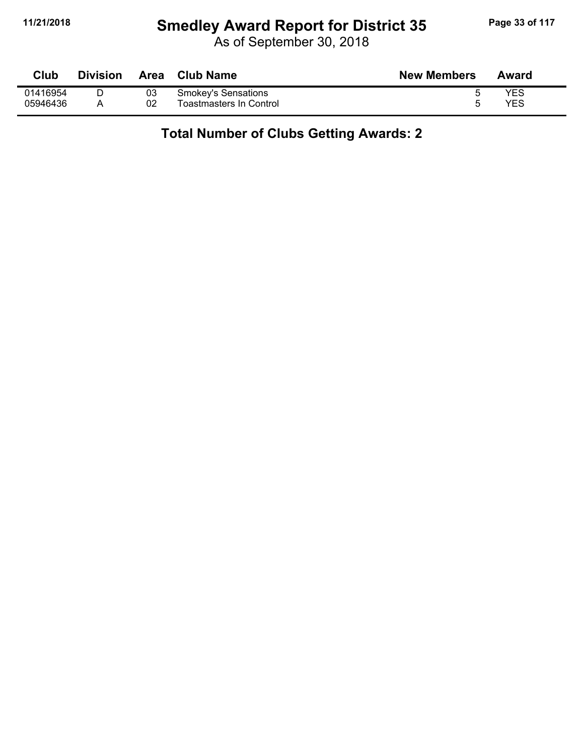# Smedley Award Report for District 35

As of September 30, 2018

| Club | Division | Area | Club Name | New Members | Award |
|---|---|---|---|---|---|
| 01416954 | D | 03 | Smokey's Sensations | 5 | YES |
| 05946436 | A | 02 | Toastmasters In Control | 5 | YES |

**Total Number of Clubs Getting Awards: 2**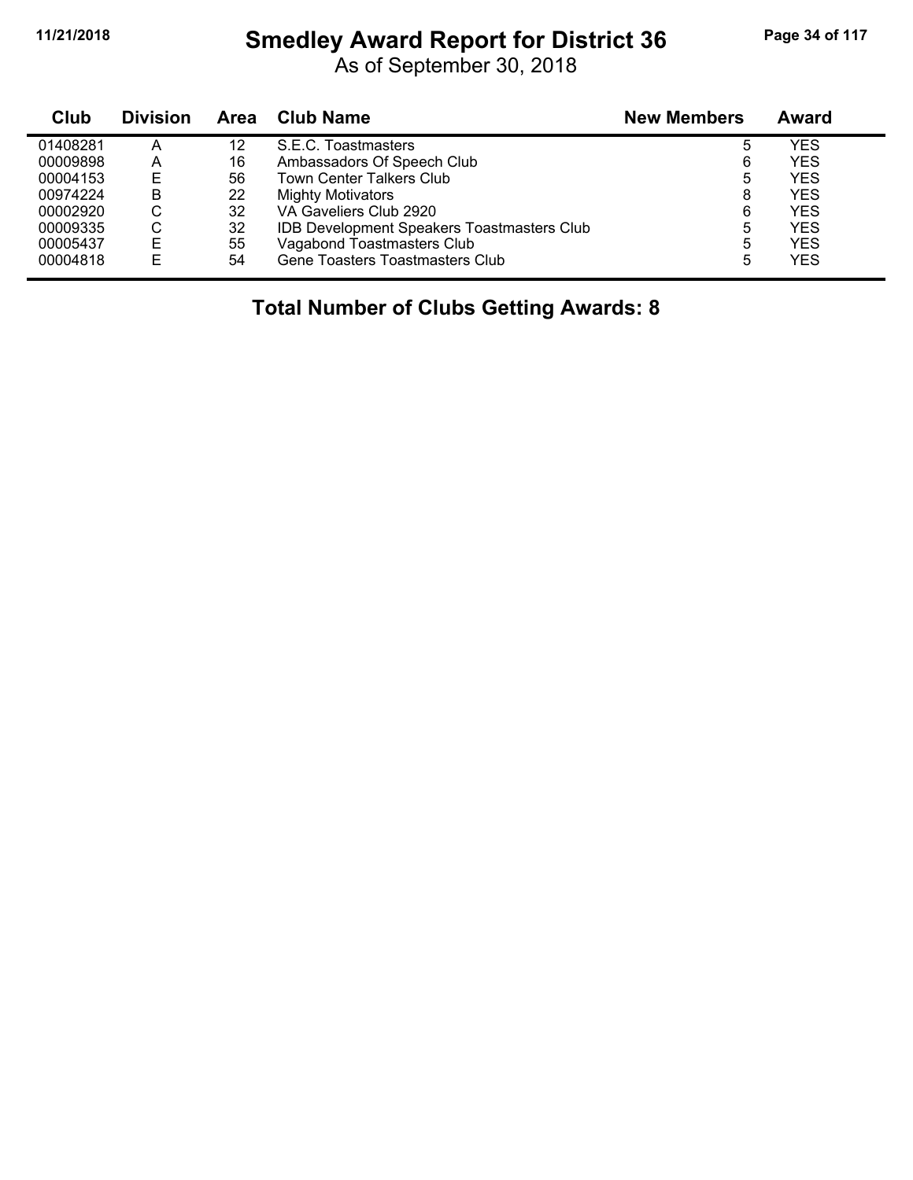# Smedley Award Report for District 36

As of September 30, 2018

| Club | Division | Area | Club Name | New Members | Award |
|---|---|---|---|---|---|
| 01408281 | A | 12 | S.E.C. Toastmasters | 5 | YES |
| 00009898 | A | 16 | Ambassadors Of Speech Club | 6 | YES |
| 00004153 | E | 56 | Town Center Talkers Club | 5 | YES |
| 00974224 | B | 22 | Mighty Motivators | 8 | YES |
| 00002920 | C | 32 | VA Gaveliers Club 2920 | 6 | YES |
| 00009335 | C | 32 | IDB Development Speakers Toastmasters Club | 5 | YES |
| 00005437 | E | 55 | Vagabond Toastmasters Club | 5 | YES |
| 00004818 | E | 54 | Gene Toasters Toastmasters Club | 5 | YES |

**Total Number of Clubs Getting Awards: 8**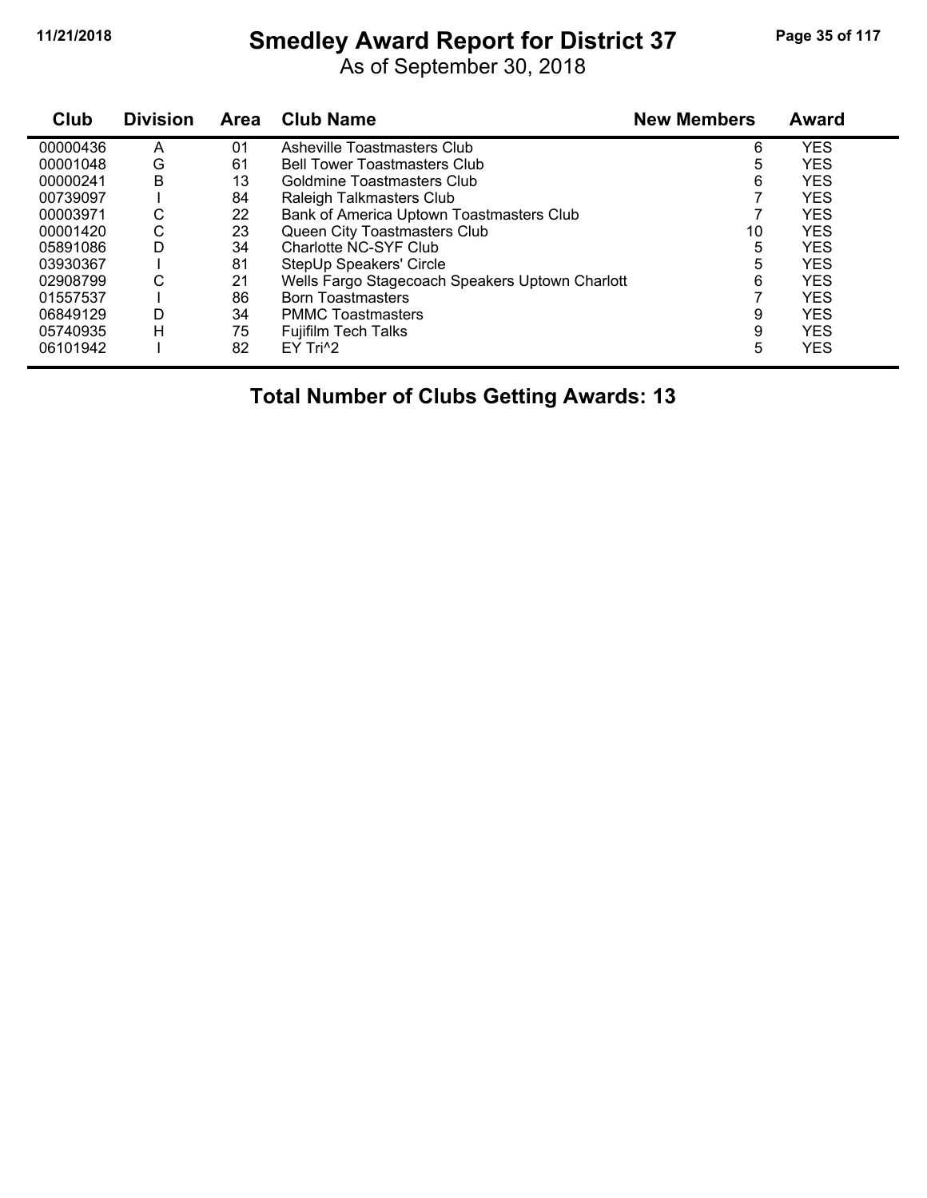# Smedley Award Report for District 37

As of September 30, 2018

| Club | Division | Area | Club Name | New Members | Award |
|---|---|---|---|---|---|
| 00000436 | A | 01 | Asheville Toastmasters Club | 6 | YES |
| 00001048 | G | 61 | Bell Tower Toastmasters Club | 5 | YES |
| 00000241 | B | 13 | Goldmine Toastmasters Club | 6 | YES |
| 00739097 | I | 84 | Raleigh Talkmasters Club | 7 | YES |
| 00003971 | C | 22 | Bank of America Uptown Toastmasters Club | 7 | YES |
| 00001420 | C | 23 | Queen City Toastmasters Club | 10 | YES |
| 05891086 | D | 34 | Charlotte NC-SYF Club | 5 | YES |
| 03930367 | I | 81 | StepUp Speakers' Circle | 5 | YES |
| 02908799 | C | 21 | Wells Fargo Stagecoach Speakers Uptown Charlott | 6 | YES |
| 01557537 | I | 86 | Born Toastmasters | 7 | YES |
| 06849129 | D | 34 | PMMC Toastmasters | 9 | YES |
| 05740935 | H | 75 | Fujifilm Tech Talks | 9 | YES |
| 06101942 | I | 82 | EY Tri^2 | 5 | YES |

**Total Number of Clubs Getting Awards: 13**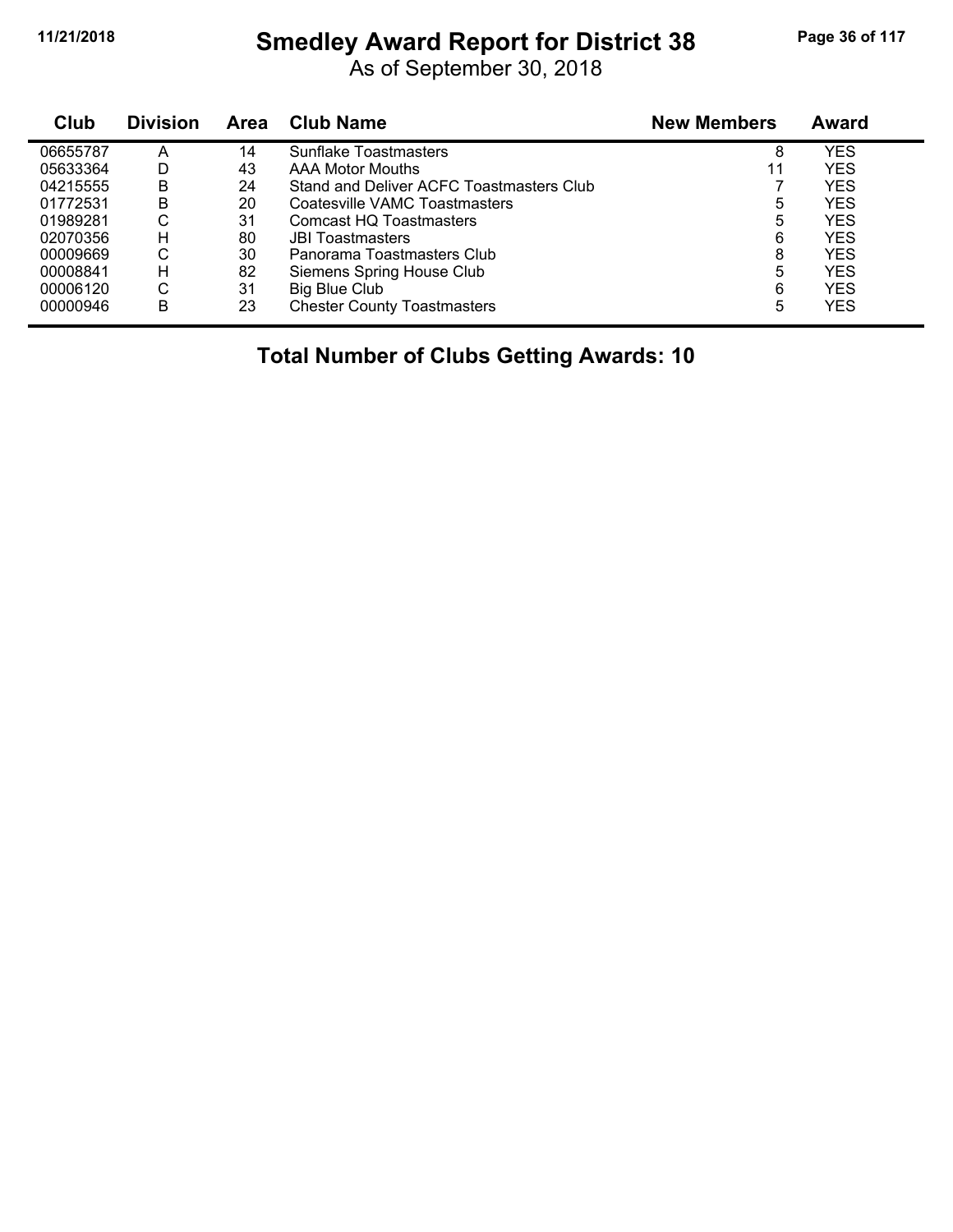# Smedley Award Report for District 38

As of September 30, 2018

| Club | Division | Area | Club Name | New Members | Award |
|---|---|---|---|---|---|
| 06655787 | A | 14 | Sunflake Toastmasters | 8 | YES |
| 05633364 | D | 43 | AAA Motor Mouths | 11 | YES |
| 04215555 | B | 24 | Stand and Deliver ACFC Toastmasters Club | 7 | YES |
| 01772531 | B | 20 | Coatesville VAMC Toastmasters | 5 | YES |
| 01989281 | C | 31 | Comcast HQ Toastmasters | 5 | YES |
| 02070356 | H | 80 | JBI Toastmasters | 6 | YES |
| 00009669 | C | 30 | Panorama Toastmasters Club | 8 | YES |
| 00008841 | H | 82 | Siemens Spring House Club | 5 | YES |
| 00006120 | C | 31 | Big Blue Club | 6 | YES |
| 00000946 | B | 23 | Chester County Toastmasters | 5 | YES |

**Total Number of Clubs Getting Awards: 10**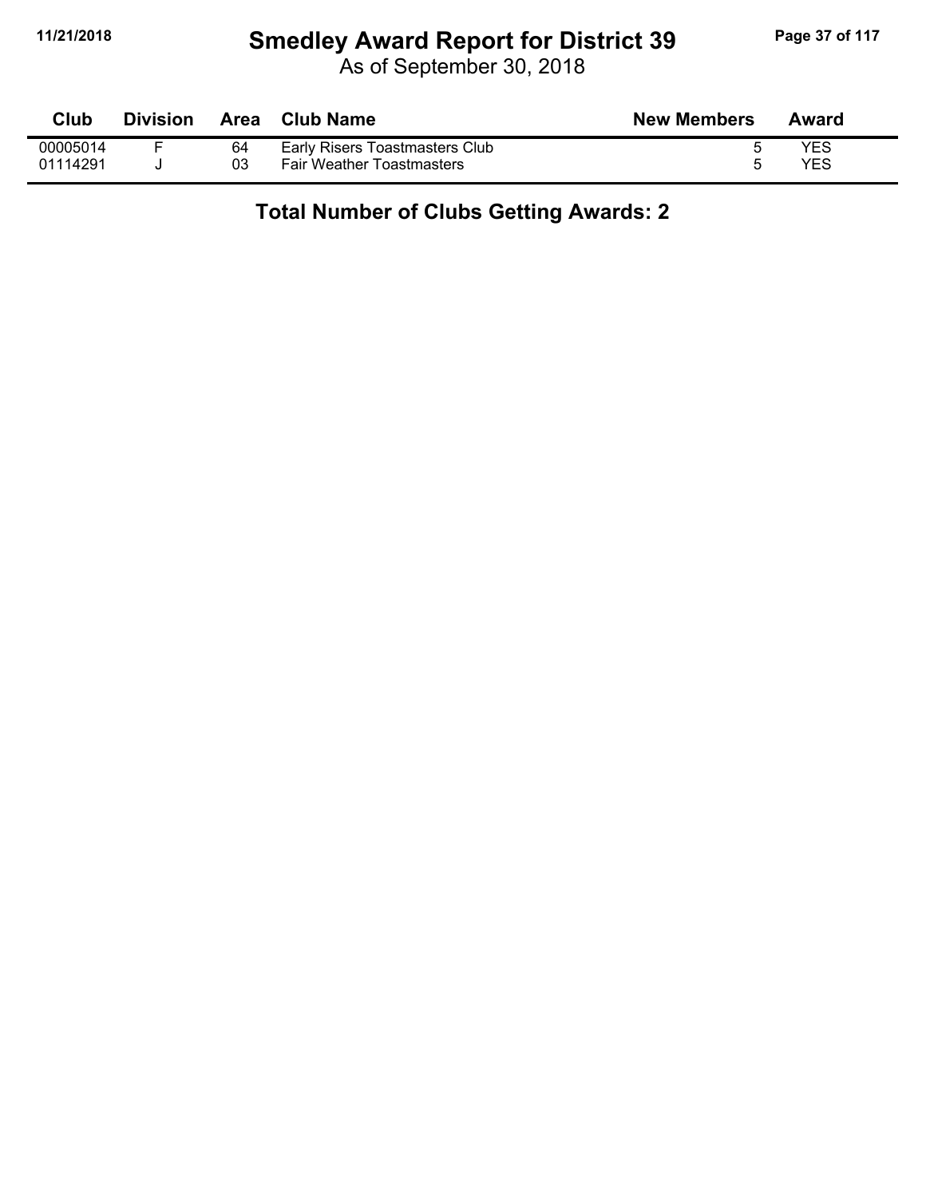# Smedley Award Report for District 39

As of September 30, 2018

| Club | Division | Area | Club Name | New Members | Award |
|---|---|---|---|---|---|
| 00005014 | F | 64 | Early Risers Toastmasters Club | 5 | YES |
| 01114291 | J | 03 | Fair Weather Toastmasters | 5 | YES |

**Total Number of Clubs Getting Awards: 2**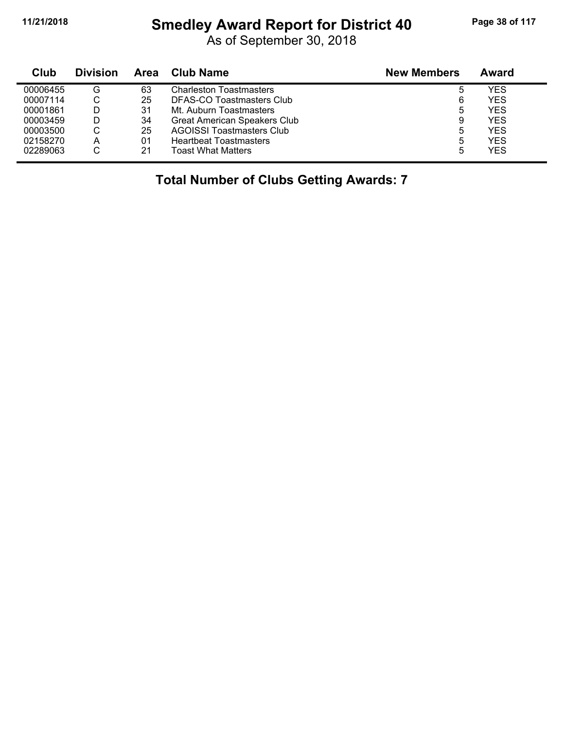# Smedley Award Report for District 40

As of September 30, 2018

| Club | Division | Area | Club Name | New Members | Award |
|---|---|---|---|---|---|
| 00006455 | G | 63 | Charleston Toastmasters | 5 | YES |
| 00007114 | C | 25 | DFAS-CO Toastmasters Club | 6 | YES |
| 00001861 | D | 31 | Mt. Auburn Toastmasters | 5 | YES |
| 00003459 | D | 34 | Great American Speakers Club | 9 | YES |
| 00003500 | C | 25 | AGOISSI Toastmasters Club | 5 | YES |
| 02158270 | A | 01 | Heartbeat Toastmasters | 5 | YES |
| 02289063 | C | 21 | Toast What Matters | 5 | YES |

**Total Number of Clubs Getting Awards: 7**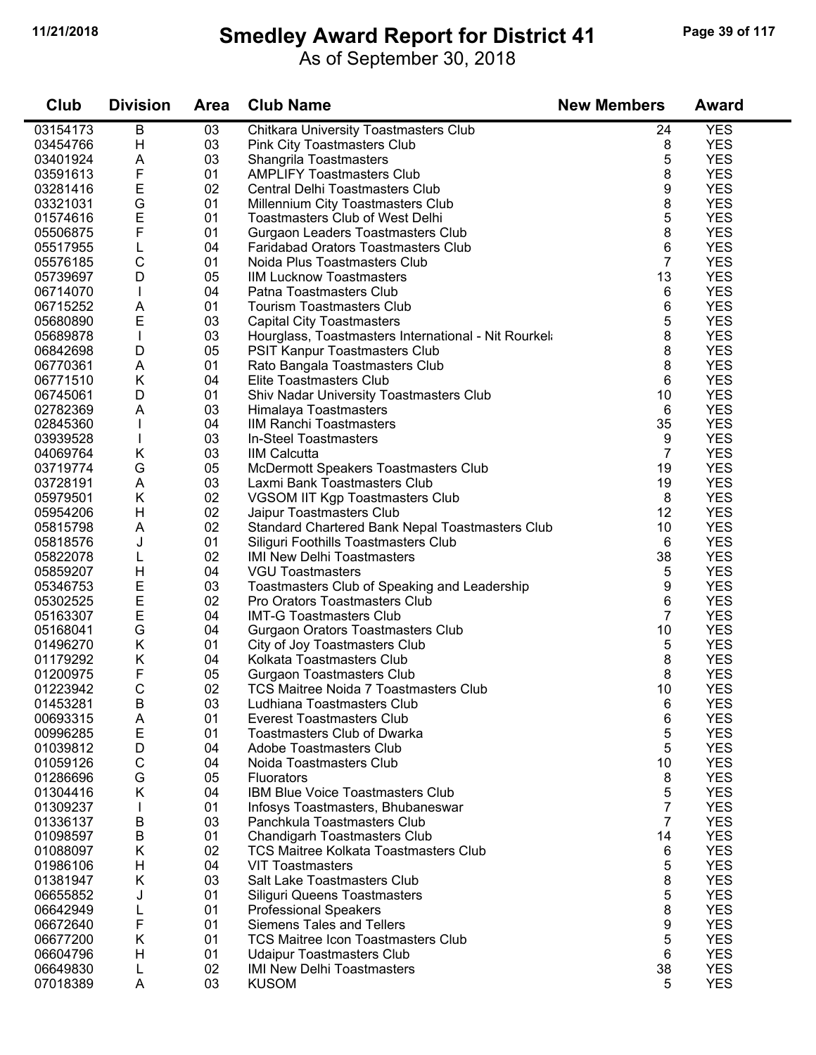# Smedley Award Report for District 41

As of September 30, 2018

| Club | Division | Area | Club Name | New Members | Award |
|---|---|---|---|---|---|
| 03154173 | B | 03 | Chitkara University Toastmasters Club | 24 | YES |
| 03454766 | H | 03 | Pink City Toastmasters Club | 8 | YES |
| 03401924 | A | 03 | Shangrila Toastmasters | 5 | YES |
| 03591613 | F | 01 | AMPLIFY Toastmasters Club | 8 | YES |
| 03281416 | E | 02 | Central Delhi Toastmasters Club | 9 | YES |
| 03321031 | G | 01 | Millennium City Toastmasters Club | 8 | YES |
| 01574616 | E | 01 | Toastmasters Club of West Delhi | 5 | YES |
| 05506875 | F | 01 | Gurgaon Leaders Toastmasters Club | 8 | YES |
| 05517955 | L | 04 | Faridabad Orators Toastmasters Club | 6 | YES |
| 05576185 | C | 01 | Noida Plus Toastmasters Club | 7 | YES |
| 05739697 | D | 05 | IIM Lucknow Toastmasters | 13 | YES |
| 06714070 | I | 04 | Patna Toastmasters Club | 6 | YES |
| 06715252 | A | 01 | Tourism Toastmasters Club | 6 | YES |
| 05680890 | E | 03 | Capital City Toastmasters | 5 | YES |
| 05689878 | I | 03 | Hourglass, Toastmasters International - Nit Rourkela | 8 | YES |
| 06842698 | D | 05 | PSIT Kanpur Toastmasters Club | 8 | YES |
| 06770361 | A | 01 | Rato Bangala Toastmasters Club | 8 | YES |
| 06771510 | K | 04 | Elite Toastmasters Club | 6 | YES |
| 06745061 | D | 01 | Shiv Nadar University Toastmasters Club | 10 | YES |
| 02782369 | A | 03 | Himalaya Toastmasters | 6 | YES |
| 02845360 | I | 04 | IIM Ranchi Toastmasters | 35 | YES |
| 03939528 | I | 03 | In-Steel Toastmasters | 9 | YES |
| 04069764 | K | 03 | IIM Calcutta | 7 | YES |
| 03719774 | G | 05 | McDermott Speakers Toastmasters Club | 19 | YES |
| 03728191 | A | 03 | Laxmi Bank Toastmasters Club | 19 | YES |
| 05979501 | K | 02 | VGSOM IIT Kgp Toastmasters Club | 8 | YES |
| 05954206 | H | 02 | Jaipur Toastmasters Club | 12 | YES |
| 05815798 | A | 02 | Standard Chartered Bank Nepal Toastmasters Club | 10 | YES |
| 05818576 | J | 01 | Siliguri Foothills Toastmasters Club | 6 | YES |
| 05822078 | L | 02 | IMI New Delhi Toastmasters | 38 | YES |
| 05859207 | H | 04 | VGU Toastmasters | 5 | YES |
| 05346753 | E | 03 | Toastmasters Club of Speaking and Leadership | 9 | YES |
| 05302525 | E | 02 | Pro Orators Toastmasters Club | 6 | YES |
| 05163307 | E | 04 | IMT-G Toastmasters Club | 7 | YES |
| 05168041 | G | 04 | Gurgaon Orators Toastmasters Club | 10 | YES |
| 01496270 | K | 01 | City of Joy Toastmasters Club | 5 | YES |
| 01179292 | K | 04 | Kolkata Toastmasters Club | 8 | YES |
| 01200975 | F | 05 | Gurgaon Toastmasters Club | 8 | YES |
| 01223942 | C | 02 | TCS Maitree Noida 7 Toastmasters Club | 10 | YES |
| 01453281 | B | 03 | Ludhiana Toastmasters Club | 6 | YES |
| 00693315 | A | 01 | Everest Toastmasters Club | 6 | YES |
| 00996285 | E | 01 | Toastmasters Club of Dwarka | 5 | YES |
| 01039812 | D | 04 | Adobe Toastmasters Club | 5 | YES |
| 01059126 | C | 04 | Noida Toastmasters Club | 10 | YES |
| 01286696 | G | 05 | Fluorators | 8 | YES |
| 01304416 | K | 04 | IBM Blue Voice Toastmasters Club | 5 | YES |
| 01309237 | I | 01 | Infosys Toastmasters, Bhubaneswar | 7 | YES |
| 01336137 | B | 03 | Panchkula Toastmasters Club | 7 | YES |
| 01098597 | B | 01 | Chandigarh Toastmasters Club | 14 | YES |
| 01088097 | K | 02 | TCS Maitree Kolkata Toastmasters Club | 6 | YES |
| 01986106 | H | 04 | VIT Toastmasters | 5 | YES |
| 01381947 | K | 03 | Salt Lake Toastmasters Club | 8 | YES |
| 06655852 | J | 01 | Siliguri Queens Toastmasters | 5 | YES |
| 06642949 | L | 01 | Professional Speakers | 8 | YES |
| 06672640 | F | 01 | Siemens Tales and Tellers | 9 | YES |
| 06677200 | K | 01 | TCS Maitree Icon Toastmasters Club | 5 | YES |
| 06604796 | H | 01 | Udaipur Toastmasters Club | 6 | YES |
| 06649830 | L | 02 | IMI New Delhi Toastmasters | 38 | YES |
| 07018389 | A | 03 | KUSOM | 5 | YES |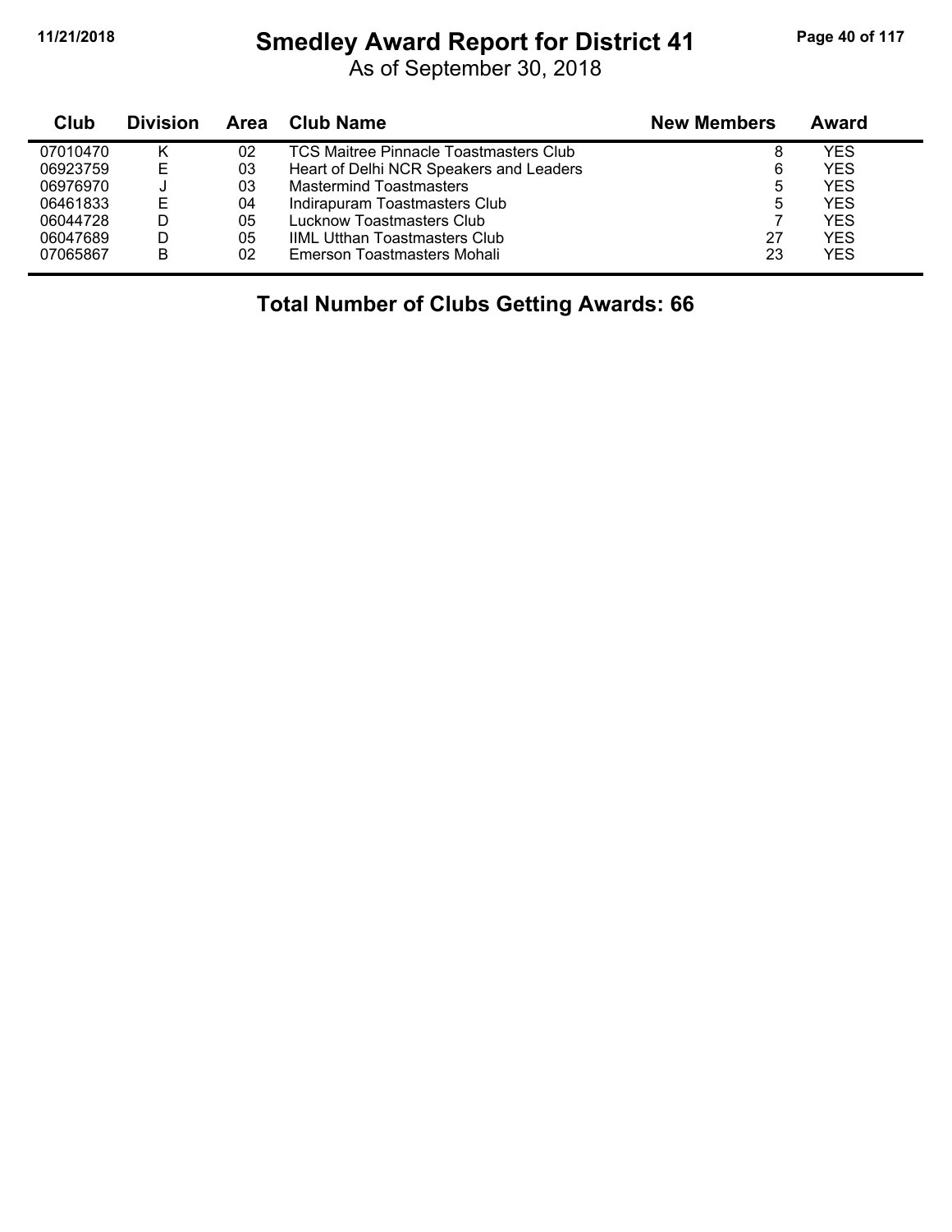# Smedley Award Report for District 41

As of September 30, 2018

| Club | Division | Area | Club Name | New Members | Award |
|---|---|---|---|---|---|
| 07010470 | K | 02 | TCS Maitree Pinnacle Toastmasters Club | 8 | YES |
| 06923759 | E | 03 | Heart of Delhi NCR Speakers and Leaders | 6 | YES |
| 06976970 | J | 03 | Mastermind Toastmasters | 5 | YES |
| 06461833 | E | 04 | Indirapuram Toastmasters Club | 5 | YES |
| 06044728 | D | 05 | Lucknow Toastmasters Club | 7 | YES |
| 06047689 | D | 05 | IIML Utthan Toastmasters Club | 27 | YES |
| 07065867 | B | 02 | Emerson Toastmasters Mohali | 23 | YES |

**Total Number of Clubs Getting Awards: 66**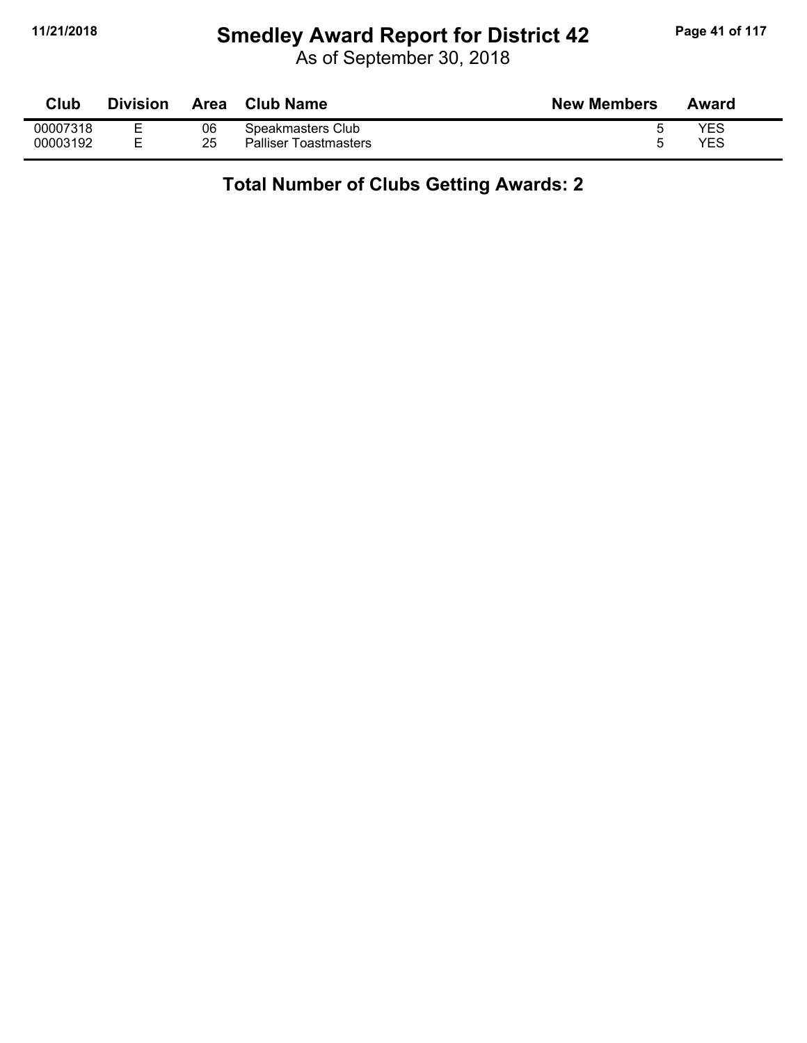# Smedley Award Report for District 42

As of September 30, 2018

| Club | Division | Area | Club Name | New Members | Award |
|---|---|---|---|---|---|
| 00007318 | E | 06 | Speakmasters Club | 5 | YES |
| 00003192 | E | 25 | Palliser Toastmasters | 5 | YES |

## Total Number of Clubs Getting Awards: 2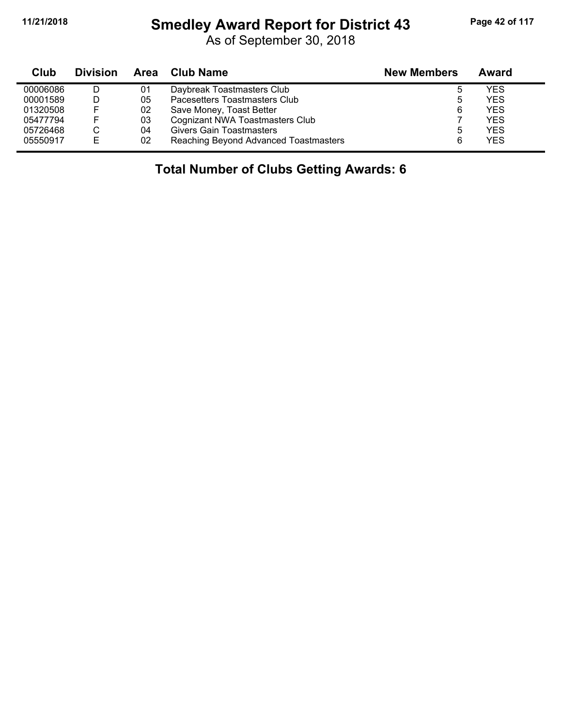# Smedley Award Report for District 43

As of September 30, 2018

| Club | Division | Area | Club Name | New Members | Award |
|---|---|---|---|---|---|
| 00006086 | D | 01 | Daybreak Toastmasters Club | 5 | YES |
| 00001589 | D | 05 | Pacesetters Toastmasters Club | 5 | YES |
| 01320508 | F | 02 | Save Money, Toast Better | 6 | YES |
| 05477794 | F | 03 | Cognizant NWA Toastmasters Club | 7 | YES |
| 05726468 | C | 04 | Givers Gain Toastmasters | 5 | YES |
| 05550917 | E | 02 | Reaching Beyond Advanced Toastmasters | 6 | YES |

**Total Number of Clubs Getting Awards: 6**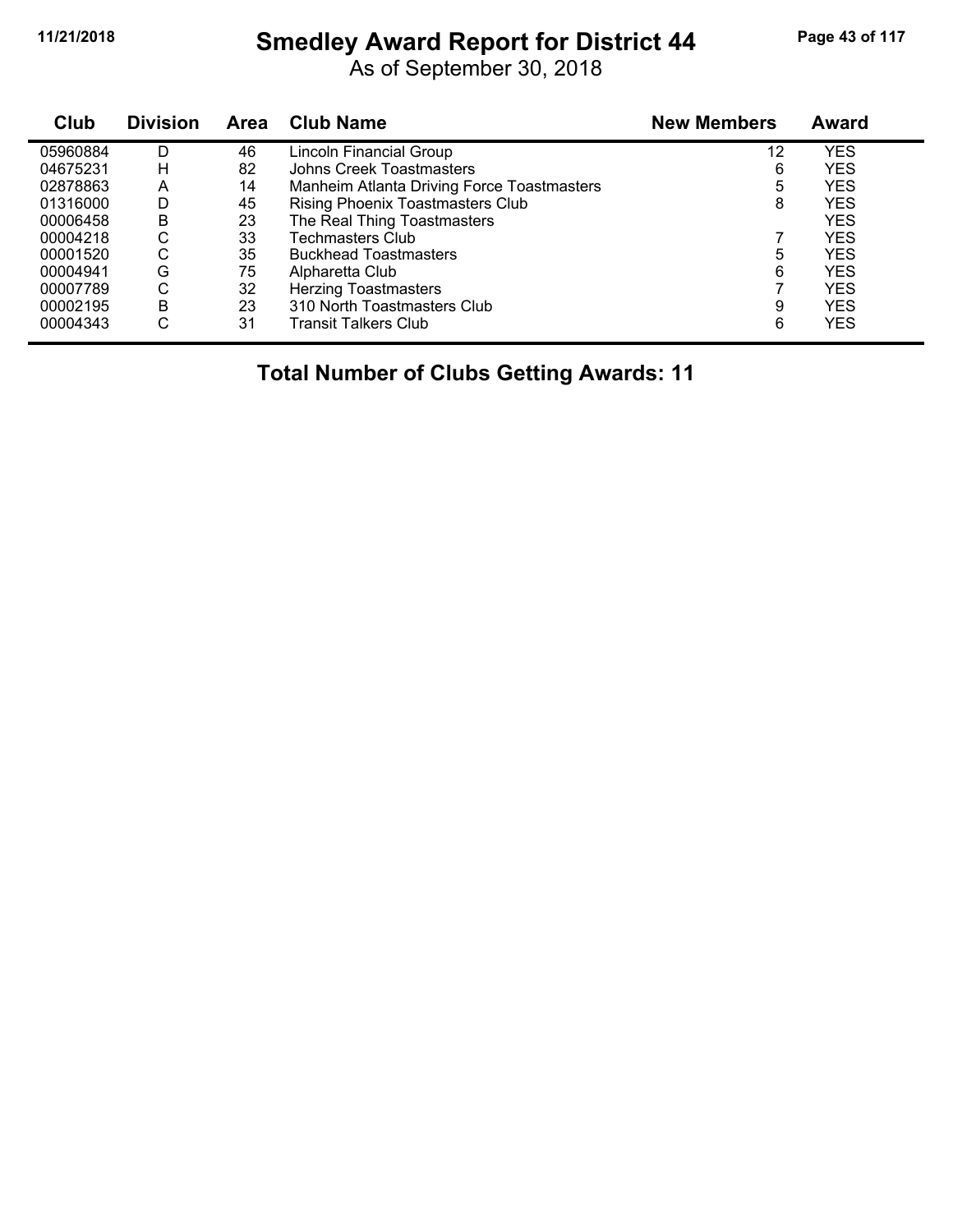# Smedley Award Report for District 44

As of September 30, 2018

| Club | Division | Area | Club Name | New Members | Award |
|---|---|---|---|---|---|
| 05960884 | D | 46 | Lincoln Financial Group | 12 | YES |
| 04675231 | H | 82 | Johns Creek Toastmasters | 6 | YES |
| 02878863 | A | 14 | Manheim Atlanta Driving Force Toastmasters | 5 | YES |
| 01316000 | D | 45 | Rising Phoenix Toastmasters Club | 8 | YES |
| 00006458 | B | 23 | The Real Thing Toastmasters | | YES |
| 00004218 | C | 33 | Techmasters Club | 7 | YES |
| 00001520 | C | 35 | Buckhead Toastmasters | 5 | YES |
| 00004941 | G | 75 | Alpharetta Club | 6 | YES |
| 00007789 | C | 32 | Herzing Toastmasters | 7 | YES |
| 00002195 | B | 23 | 310 North Toastmasters Club | 9 | YES |
| 00004343 | C | 31 | Transit Talkers Club | 6 | YES |

**Total Number of Clubs Getting Awards: 11**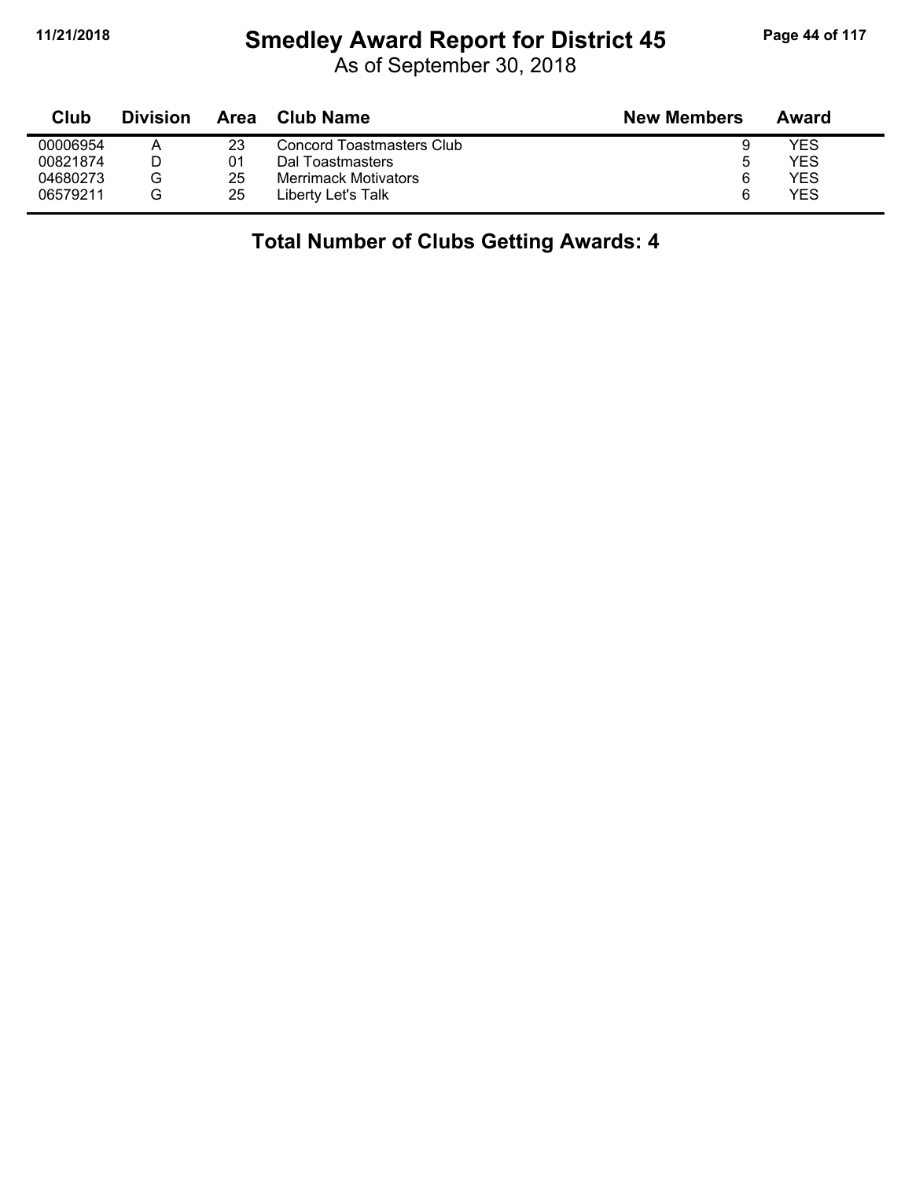# Smedley Award Report for District 45

As of September 30, 2018

| Club | Division | Area | Club Name | New Members | Award |
|---|---|---|---|---|---|
| 00006954 | A | 23 | Concord Toastmasters Club | 9 | YES |
| 00821874 | D | 01 | Dal Toastmasters | 5 | YES |
| 04680273 | G | 25 | Merrimack Motivators | 6 | YES |
| 06579211 | G | 25 | Liberty Let's Talk | 6 | YES |

## Total Number of Clubs Getting Awards: 4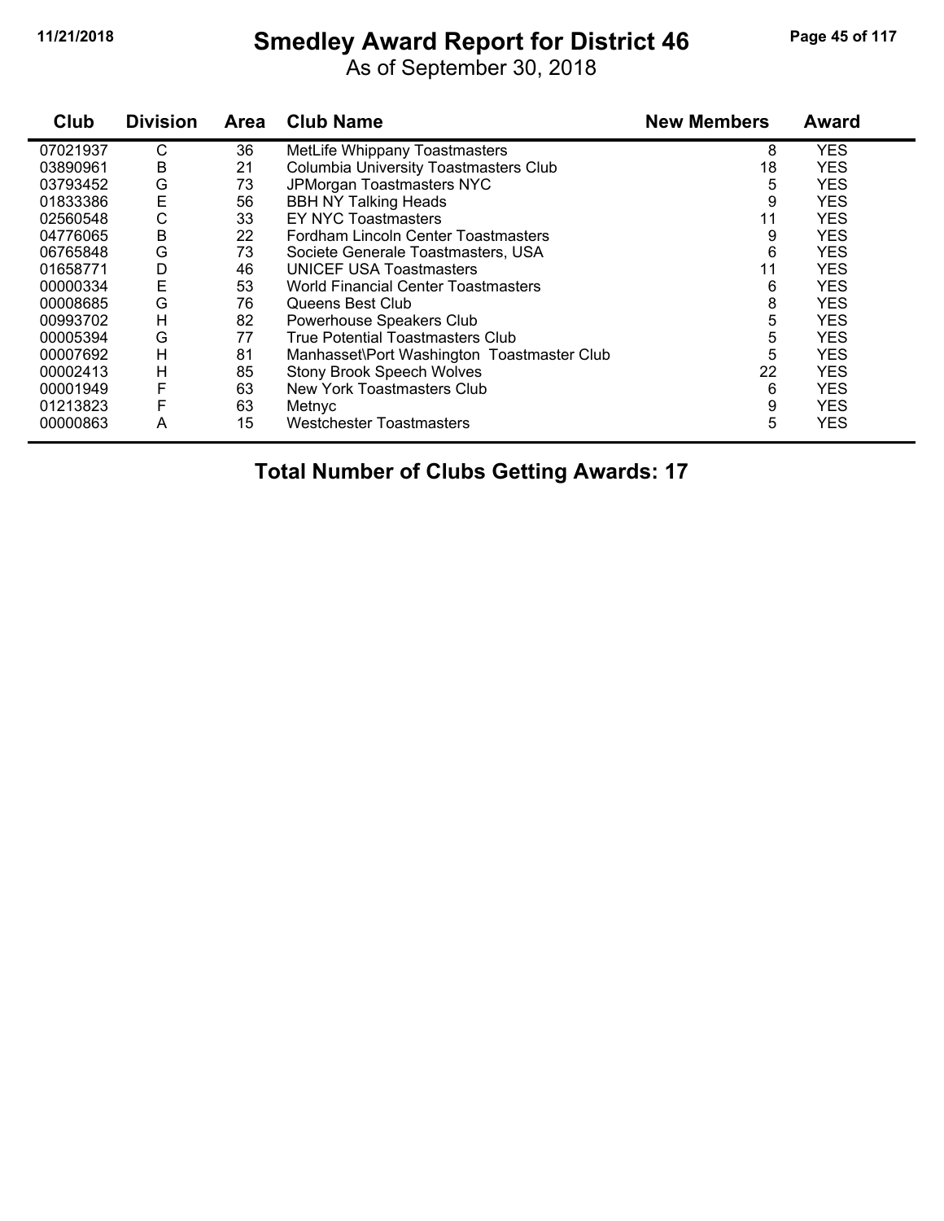# Smedley Award Report for District 46

As of September 30, 2018

| Club | Division | Area | Club Name | New Members | Award |
|---|---|---|---|---|---|
| 07021937 | C | 36 | MetLife Whippany Toastmasters | 8 | YES |
| 03890961 | B | 21 | Columbia University Toastmasters Club | 18 | YES |
| 03793452 | G | 73 | JPMorgan Toastmasters NYC | 5 | YES |
| 01833386 | E | 56 | BBH NY Talking Heads | 9 | YES |
| 02560548 | C | 33 | EY NYC Toastmasters | 11 | YES |
| 04776065 | B | 22 | Fordham Lincoln Center Toastmasters | 9 | YES |
| 06765848 | G | 73 | Societe Generale Toastmasters, USA | 6 | YES |
| 01658771 | D | 46 | UNICEF USA Toastmasters | 11 | YES |
| 00000334 | E | 53 | World Financial Center Toastmasters | 6 | YES |
| 00008685 | G | 76 | Queens Best Club | 8 | YES |
| 00993702 | H | 82 | Powerhouse Speakers Club | 5 | YES |
| 00005394 | G | 77 | True Potential Toastmasters Club | 5 | YES |
| 00007692 | H | 81 | Manhasset\Port Washington Toastmaster Club | 5 | YES |
| 00002413 | H | 85 | Stony Brook Speech Wolves | 22 | YES |
| 00001949 | F | 63 | New York Toastmasters Club | 6 | YES |
| 01213823 | F | 63 | Metnyc | 9 | YES |
| 00000863 | A | 15 | Westchester Toastmasters | 5 | YES |

**Total Number of Clubs Getting Awards: 17**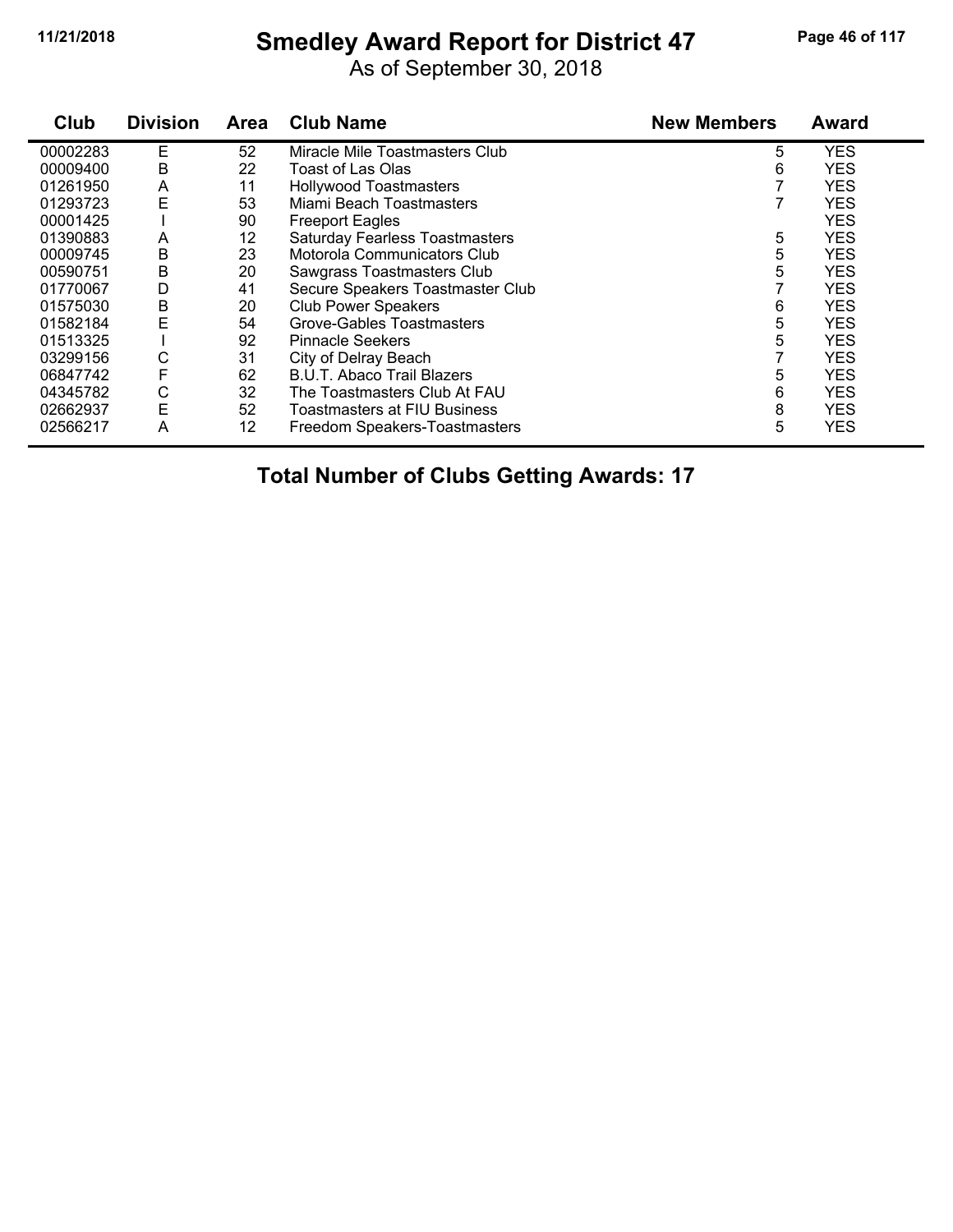# Smedley Award Report for District 47

As of September 30, 2018

| Club | Division | Area | Club Name | New Members | Award |
|---|---|---|---|---|---|
| 00002283 | E | 52 | Miracle Mile Toastmasters Club | 5 | YES |
| 00009400 | B | 22 | Toast of Las Olas | 6 | YES |
| 01261950 | A | 11 | Hollywood Toastmasters | 7 | YES |
| 01293723 | E | 53 | Miami Beach Toastmasters | 7 | YES |
| 00001425 | I | 90 | Freeport Eagles | | YES |
| 01390883 | A | 12 | Saturday Fearless Toastmasters | 5 | YES |
| 00009745 | B | 23 | Motorola Communicators Club | 5 | YES |
| 00590751 | B | 20 | Sawgrass Toastmasters Club | 5 | YES |
| 01770067 | D | 41 | Secure Speakers Toastmaster Club | 7 | YES |
| 01575030 | B | 20 | Club Power Speakers | 6 | YES |
| 01582184 | E | 54 | Grove-Gables Toastmasters | 5 | YES |
| 01513325 | I | 92 | Pinnacle Seekers | 5 | YES |
| 03299156 | C | 31 | City of Delray Beach | 7 | YES |
| 06847742 | F | 62 | B.U.T. Abaco Trail Blazers | 5 | YES |
| 04345782 | C | 32 | The Toastmasters Club At FAU | 6 | YES |
| 02662937 | E | 52 | Toastmasters at FIU Business | 8 | YES |
| 02566217 | A | 12 | Freedom Speakers-Toastmasters | 5 | YES |

**Total Number of Clubs Getting Awards: 17**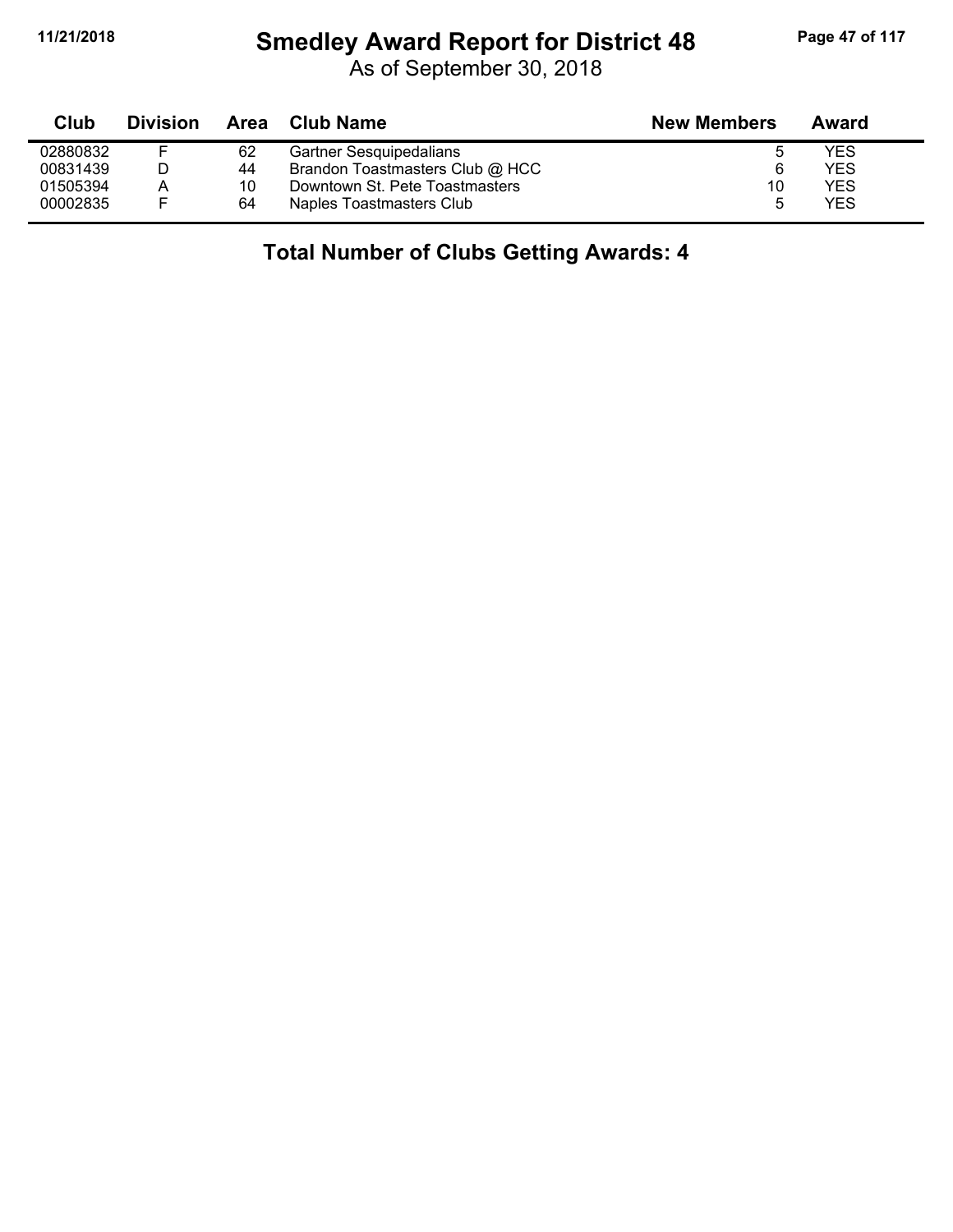# Smedley Award Report for District 48

As of September 30, 2018

| Club | Division | Area | Club Name | New Members | Award |
|---|---|---|---|---|---|
| 02880832 | F | 62 | Gartner Sesquipedalians | 5 | YES |
| 00831439 | D | 44 | Brandon Toastmasters Club @ HCC | 6 | YES |
| 01505394 | A | 10 | Downtown St. Pete Toastmasters | 10 | YES |
| 00002835 | F | 64 | Naples Toastmasters Club | 5 | YES |

**Total Number of Clubs Getting Awards: 4**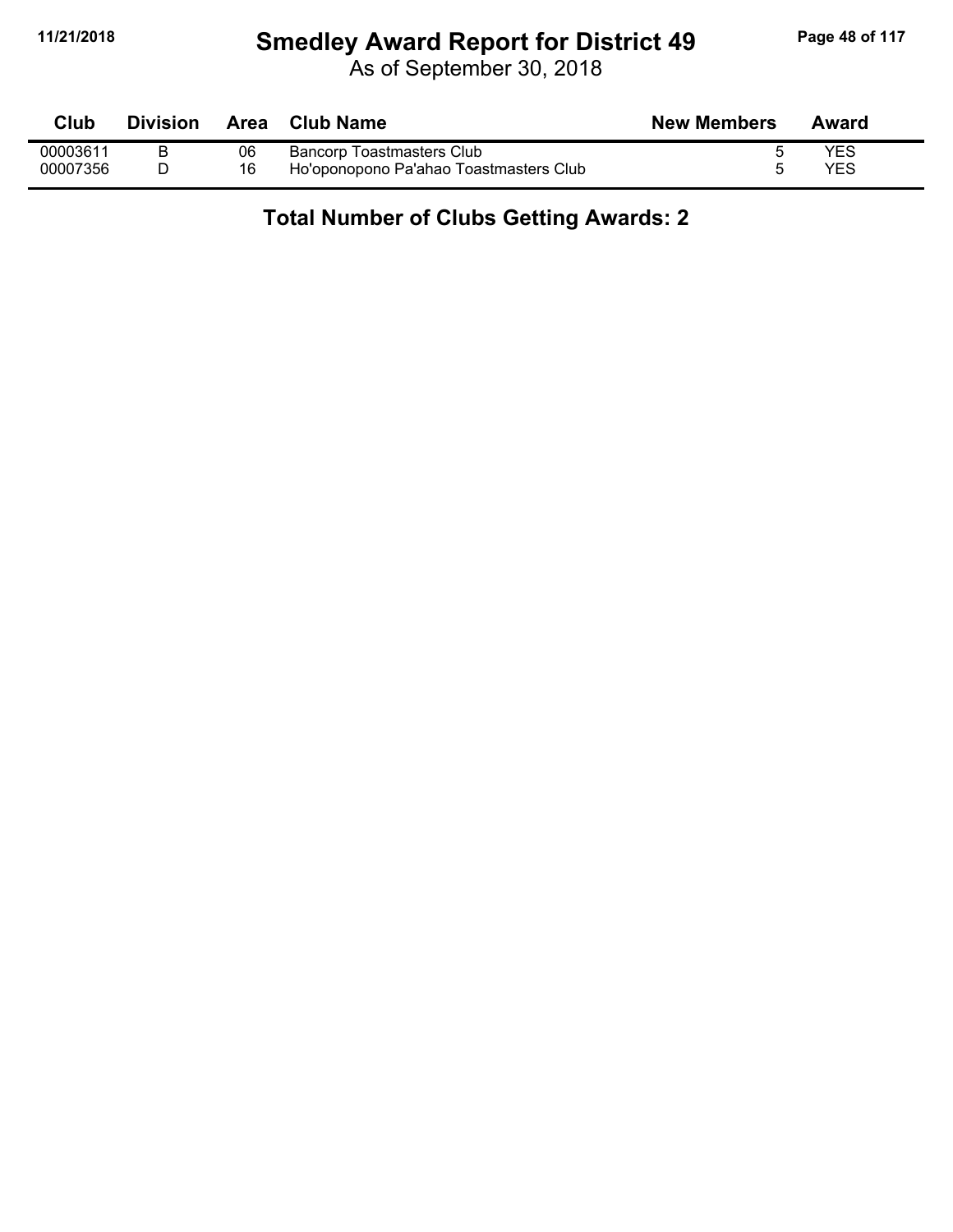# Smedley Award Report for District 49

As of September 30, 2018

| Club | Division | Area | Club Name | New Members | Award |
|---|---|---|---|---|---|
| 00003611 | B | 06 | Bancorp Toastmasters Club | 5 | YES |
| 00007356 | D | 16 | Ho'oponopono Pa'ahao Toastmasters Club | 5 | YES |

**Total Number of Clubs Getting Awards: 2**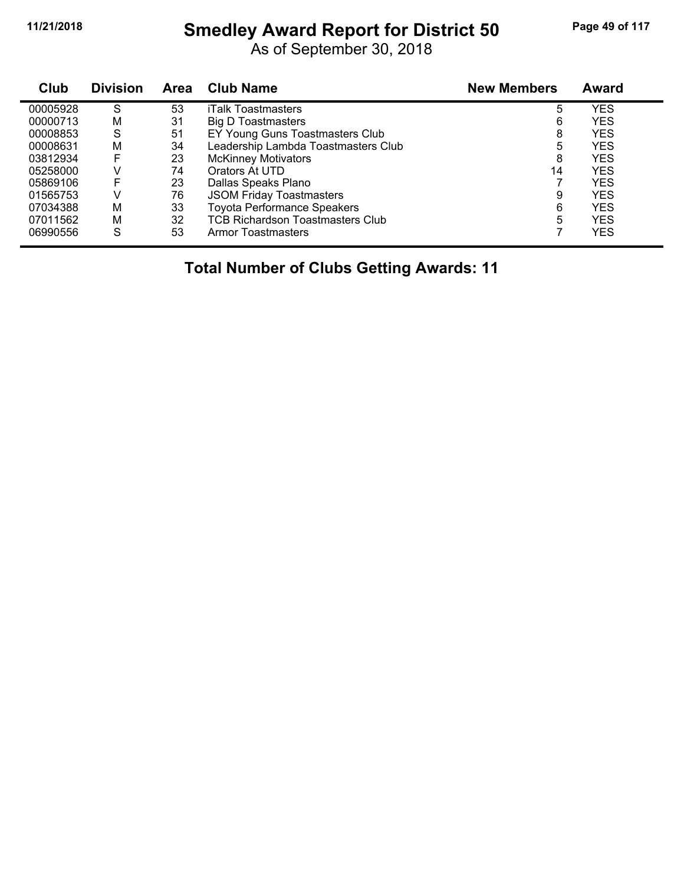# Smedley Award Report for District 50

As of September 30, 2018

| Club | Division | Area | Club Name | New Members | Award |
|---|---|---|---|---|---|
| 00005928 | S | 53 | iTalk Toastmasters | 5 | YES |
| 00000713 | M | 31 | Big D Toastmasters | 6 | YES |
| 00008853 | S | 51 | EY Young Guns Toastmasters Club | 8 | YES |
| 00008631 | M | 34 | Leadership Lambda Toastmasters Club | 5 | YES |
| 03812934 | F | 23 | McKinney Motivators | 8 | YES |
| 05258000 | V | 74 | Orators At UTD | 14 | YES |
| 05869106 | F | 23 | Dallas Speaks Plano | 7 | YES |
| 01565753 | V | 76 | JSOM Friday Toastmasters | 9 | YES |
| 07034388 | M | 33 | Toyota Performance Speakers | 6 | YES |
| 07011562 | M | 32 | TCB Richardson Toastmasters Club | 5 | YES |
| 06990556 | S | 53 | Armor Toastmasters | 7 | YES |

**Total Number of Clubs Getting Awards: 11**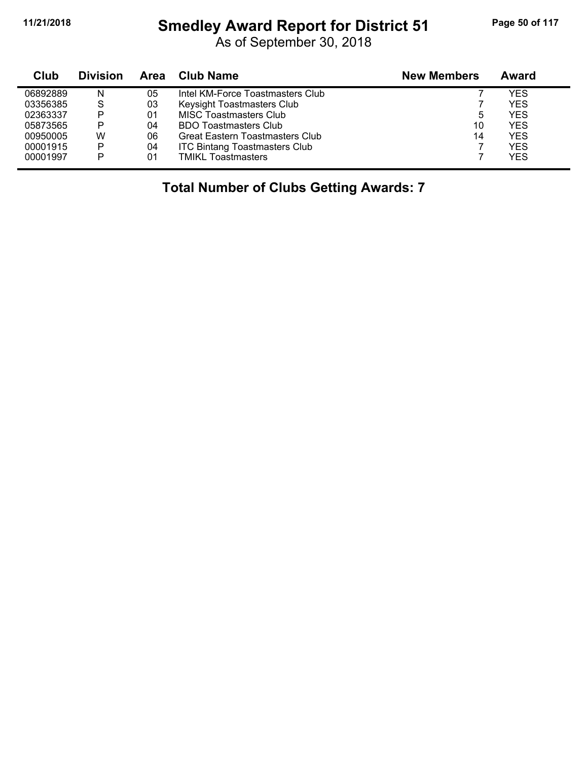# Smedley Award Report for District 51

As of September 30, 2018

| Club | Division | Area | Club Name | New Members | Award |
|---|---|---|---|---|---|
| 06892889 | N | 05 | Intel KM-Force Toastmasters Club | 7 | YES |
| 03356385 | S | 03 | Keysight Toastmasters Club | 7 | YES |
| 02363337 | P | 01 | MISC Toastmasters Club | 5 | YES |
| 05873565 | P | 04 | BDO Toastmasters Club | 10 | YES |
| 00950005 | W | 06 | Great Eastern Toastmasters Club | 14 | YES |
| 00001915 | P | 04 | ITC Bintang Toastmasters Club | 7 | YES |
| 00001997 | P | 01 | TMIKL Toastmasters | 7 | YES |

**Total Number of Clubs Getting Awards: 7**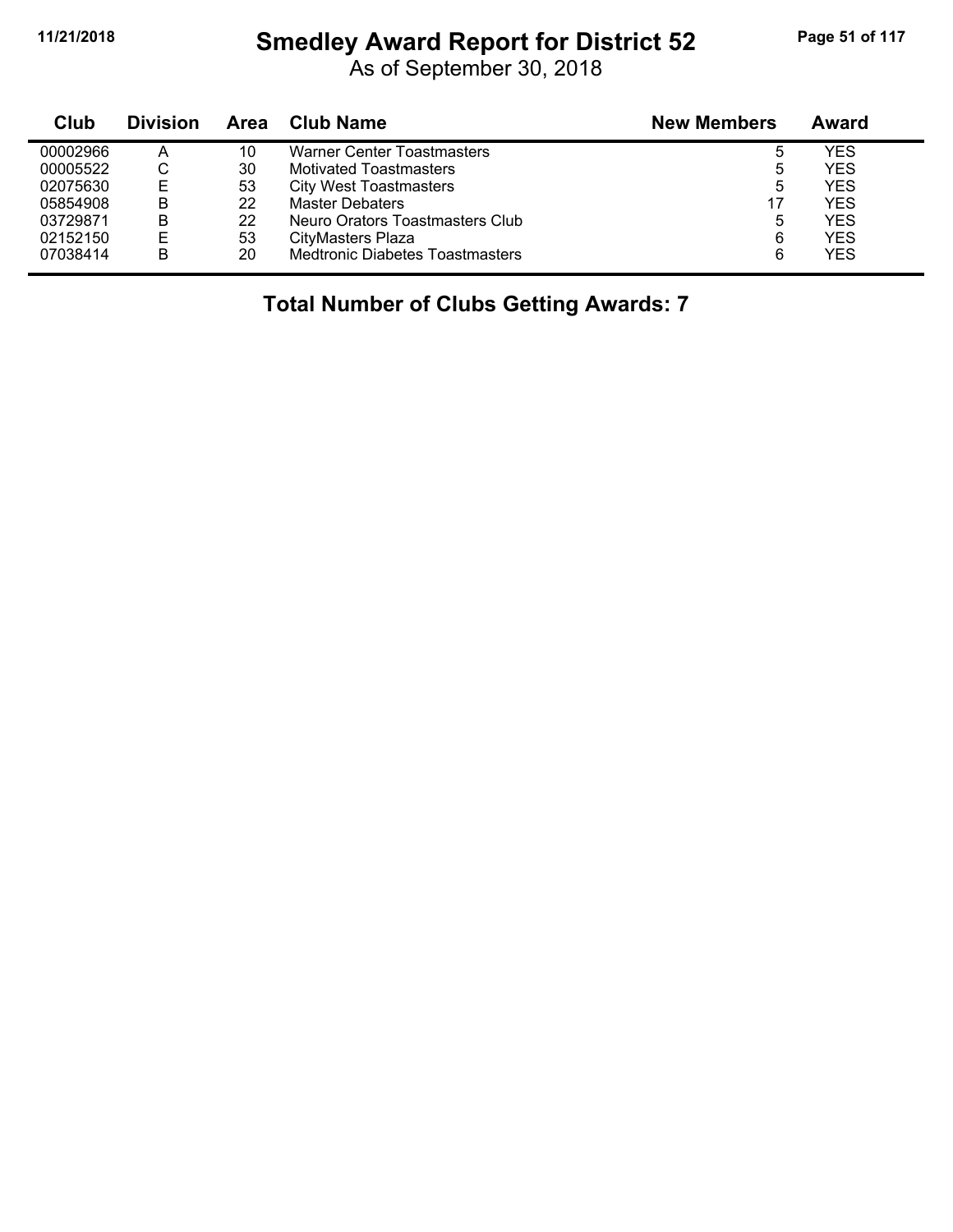# Smedley Award Report for District 52

As of September 30, 2018

| Club | Division | Area | Club Name | New Members | Award |
|---|---|---|---|---|---|
| 00002966 | A | 10 | Warner Center Toastmasters | 5 | YES |
| 00005522 | C | 30 | Motivated Toastmasters | 5 | YES |
| 02075630 | E | 53 | City West Toastmasters | 5 | YES |
| 05854908 | B | 22 | Master Debaters | 17 | YES |
| 03729871 | B | 22 | Neuro Orators Toastmasters Club | 5 | YES |
| 02152150 | E | 53 | CityMasters Plaza | 6 | YES |
| 07038414 | B | 20 | Medtronic Diabetes Toastmasters | 6 | YES |

## Total Number of Clubs Getting Awards: 7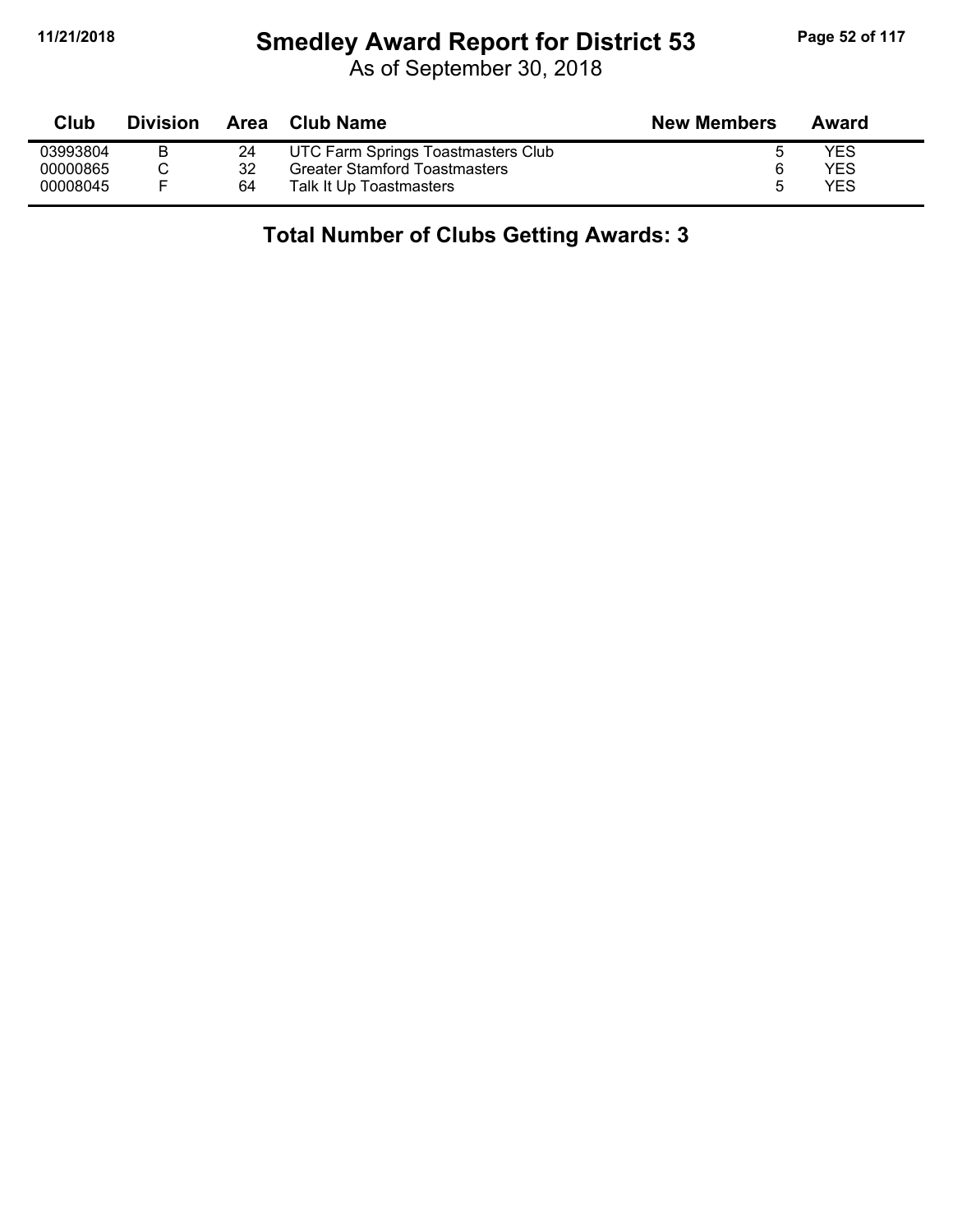# Smedley Award Report for District 53

As of September 30, 2018

| Club | Division | Area | Club Name | New Members | Award |
|---|---|---|---|---|---|
| 03993804 | B | 24 | UTC Farm Springs Toastmasters Club | 5 | YES |
| 00000865 | C | 32 | Greater Stamford Toastmasters | 6 | YES |
| 00008045 | F | 64 | Talk It Up Toastmasters | 5 | YES |

**Total Number of Clubs Getting Awards: 3**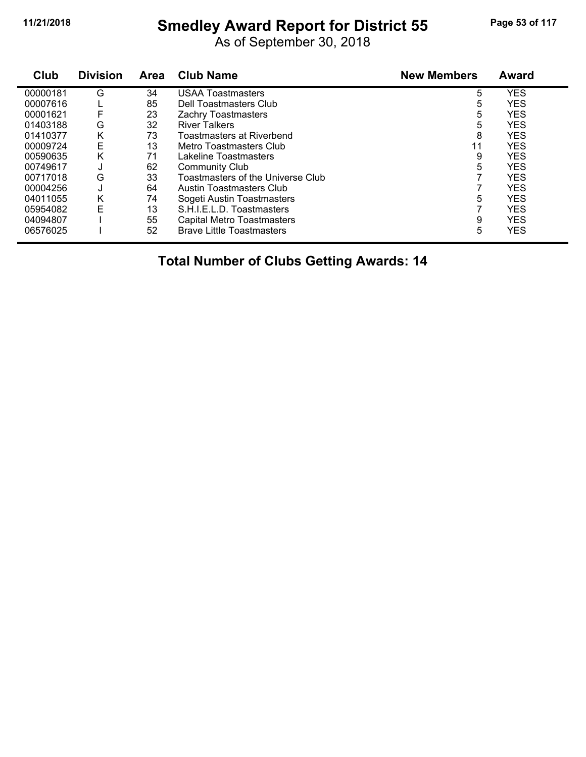# Smedley Award Report for District 55

As of September 30, 2018

| Club | Division | Area | Club Name | New Members | Award |
|---|---|---|---|---|---|
| 00000181 | G | 34 | USAA Toastmasters | 5 | YES |
| 00007616 | L | 85 | Dell Toastmasters Club | 5 | YES |
| 00001621 | F | 23 | Zachry Toastmasters | 5 | YES |
| 01403188 | G | 32 | River Talkers | 5 | YES |
| 01410377 | K | 73 | Toastmasters at Riverbend | 8 | YES |
| 00009724 | E | 13 | Metro Toastmasters Club | 11 | YES |
| 00590635 | K | 71 | Lakeline Toastmasters | 9 | YES |
| 00749617 | J | 62 | Community Club | 5 | YES |
| 00717018 | G | 33 | Toastmasters of the Universe Club | 7 | YES |
| 00004256 | J | 64 | Austin Toastmasters Club | 7 | YES |
| 04011055 | K | 74 | Sogeti Austin Toastmasters | 5 | YES |
| 05954082 | E | 13 | S.H.I.E.L.D. Toastmasters | 7 | YES |
| 04094807 | I | 55 | Capital Metro Toastmasters | 9 | YES |
| 06576025 | I | 52 | Brave Little Toastmasters | 5 | YES |

**Total Number of Clubs Getting Awards: 14**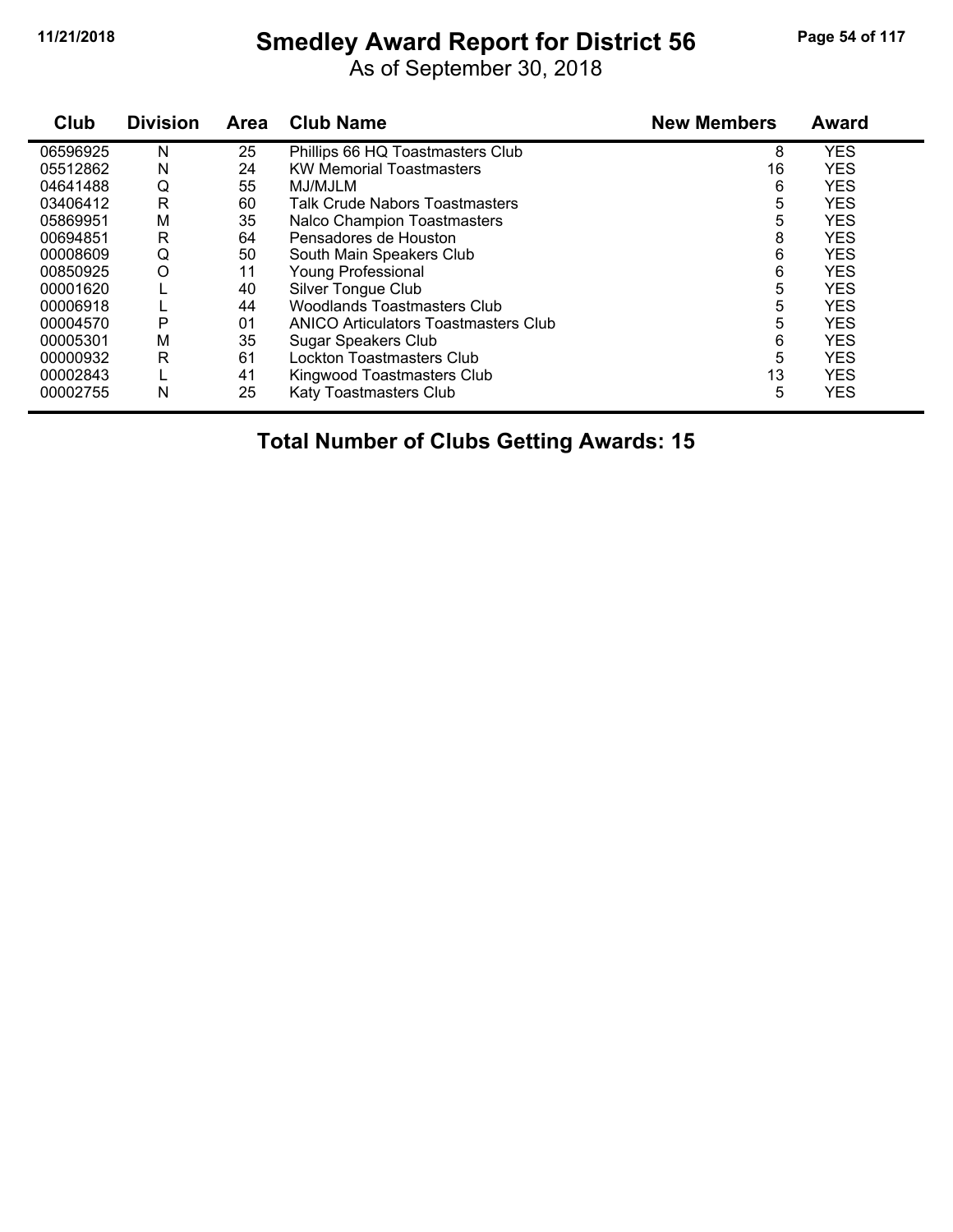# Smedley Award Report for District 56

As of September 30, 2018

| Club | Division | Area | Club Name | New Members | Award |
|---|---|---|---|---|---|
| 06596925 | N | 25 | Phillips 66 HQ Toastmasters Club | 8 | YES |
| 05512862 | N | 24 | KW Memorial Toastmasters | 16 | YES |
| 04641488 | Q | 55 | MJ/MJLM | 6 | YES |
| 03406412 | R | 60 | Talk Crude Nabors Toastmasters | 5 | YES |
| 05869951 | M | 35 | Nalco Champion Toastmasters | 5 | YES |
| 00694851 | R | 64 | Pensadores de Houston | 8 | YES |
| 00008609 | Q | 50 | South Main Speakers Club | 6 | YES |
| 00850925 | O | 11 | Young Professional | 6 | YES |
| 00001620 | L | 40 | Silver Tongue Club | 5 | YES |
| 00006918 | L | 44 | Woodlands Toastmasters Club | 5 | YES |
| 00004570 | P | 01 | ANICO Articulators Toastmasters Club | 5 | YES |
| 00005301 | M | 35 | Sugar Speakers Club | 6 | YES |
| 00000932 | R | 61 | Lockton Toastmasters Club | 5 | YES |
| 00002843 | L | 41 | Kingwood Toastmasters Club | 13 | YES |
| 00002755 | N | 25 | Katy Toastmasters Club | 5 | YES |

**Total Number of Clubs Getting Awards: 15**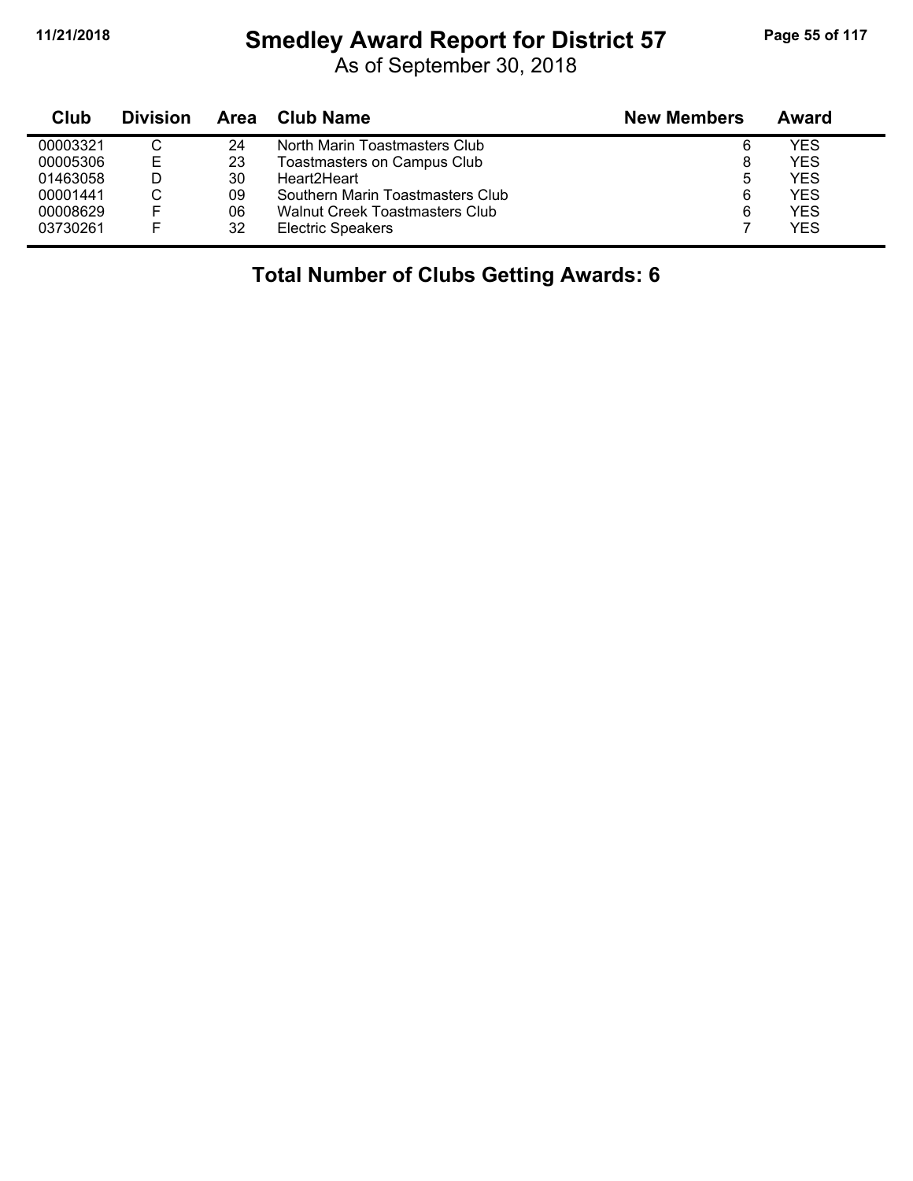# Smedley Award Report for District 57

As of September 30, 2018

| Club | Division | Area | Club Name | New Members | Award |
|---|---|---|---|---|---|
| 00003321 | C | 24 | North Marin Toastmasters Club | 6 | YES |
| 00005306 | E | 23 | Toastmasters on Campus Club | 8 | YES |
| 01463058 | D | 30 | Heart2Heart | 5 | YES |
| 00001441 | C | 09 | Southern Marin Toastmasters Club | 6 | YES |
| 00008629 | F | 06 | Walnut Creek Toastmasters Club | 6 | YES |
| 03730261 | F | 32 | Electric Speakers | 7 | YES |

**Total Number of Clubs Getting Awards: 6**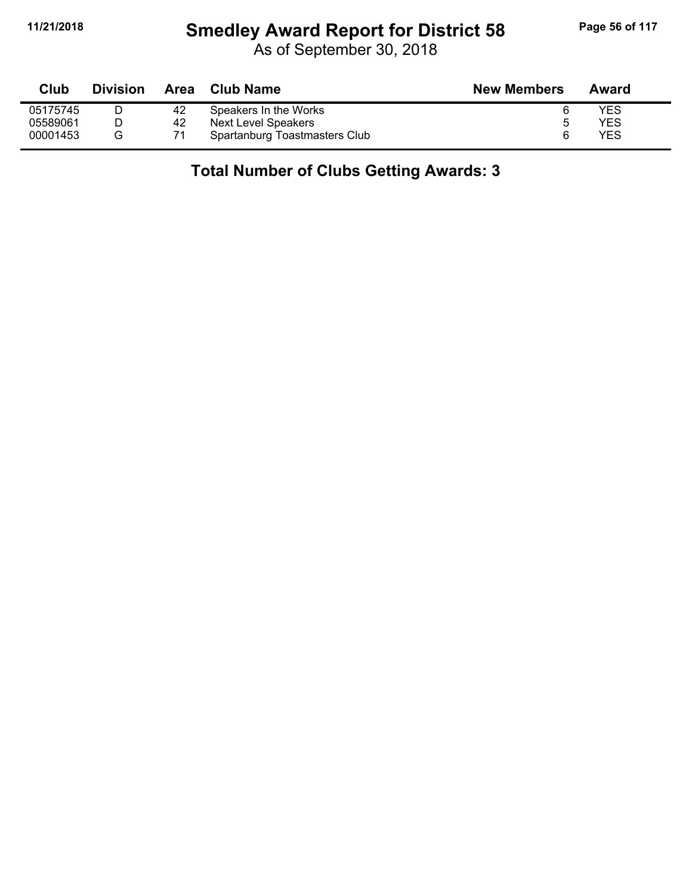# Smedley Award Report for District 58

As of September 30, 2018

| Club | Division | Area | Club Name | New Members | Award |
|---|---|---|---|---|---|
| 05175745 | D | 42 | Speakers In the Works | 6 | YES |
| 05589061 | D | 42 | Next Level Speakers | 5 | YES |
| 00001453 | G | 71 | Spartanburg Toastmasters Club | 6 | YES |

**Total Number of Clubs Getting Awards: 3**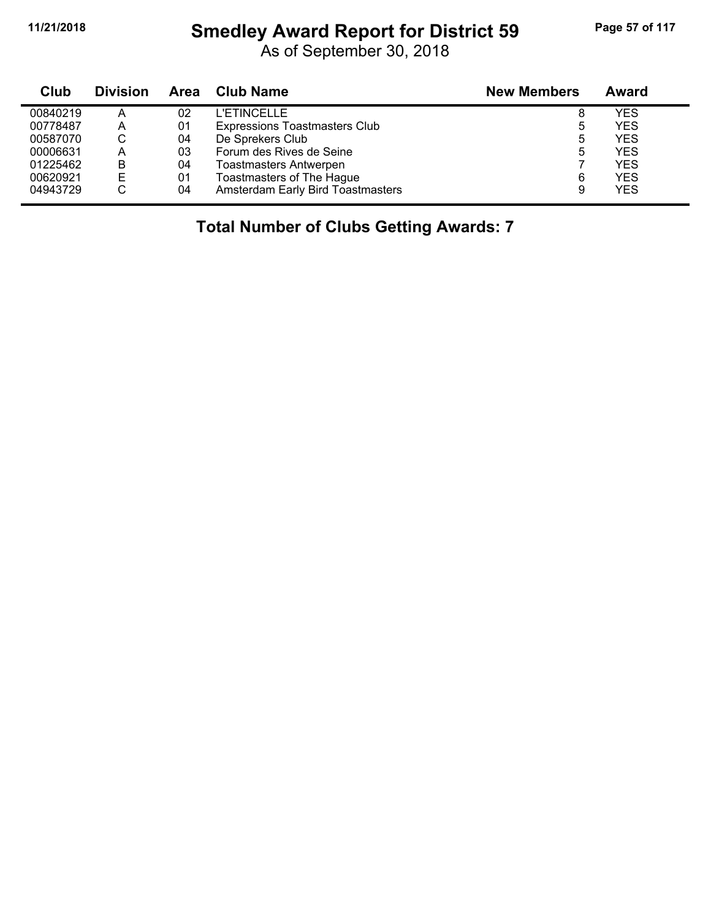# Smedley Award Report for District 59

As of September 30, 2018

| Club | Division | Area | Club Name | New Members | Award |
|---|---|---|---|---|---|
| 00840219 | A | 02 | L'ETINCELLE | 8 | YES |
| 00778487 | A | 01 | Expressions Toastmasters Club | 5 | YES |
| 00587070 | C | 04 | De Sprekers Club | 5 | YES |
| 00006631 | A | 03 | Forum des Rives de Seine | 5 | YES |
| 01225462 | B | 04 | Toastmasters Antwerpen | 7 | YES |
| 00620921 | E | 01 | Toastmasters of The Hague | 6 | YES |
| 04943729 | C | 04 | Amsterdam Early Bird Toastmasters | 9 | YES |

**Total Number of Clubs Getting Awards: 7**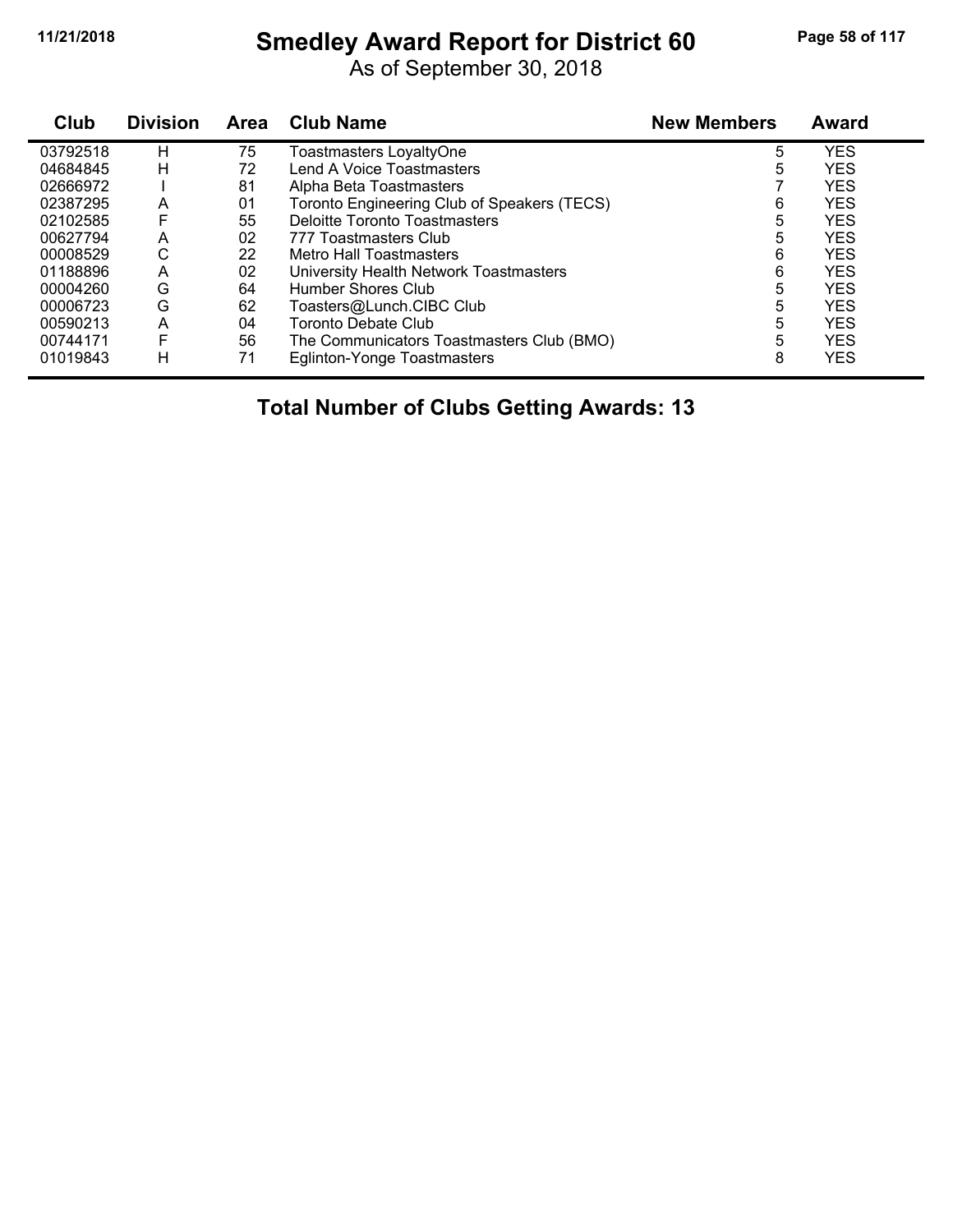# Smedley Award Report for District 60

As of September 30, 2018

| Club | Division | Area | Club Name | New Members | Award |
|---|---|---|---|---|---|
| 03792518 | H | 75 | Toastmasters LoyaltyOne | 5 | YES |
| 04684845 | H | 72 | Lend A Voice Toastmasters | 5 | YES |
| 02666972 | I | 81 | Alpha Beta Toastmasters | 7 | YES |
| 02387295 | A | 01 | Toronto Engineering Club of Speakers (TECS) | 6 | YES |
| 02102585 | F | 55 | Deloitte Toronto Toastmasters | 5 | YES |
| 00627794 | A | 02 | 777 Toastmasters Club | 5 | YES |
| 00008529 | C | 22 | Metro Hall Toastmasters | 6 | YES |
| 01188896 | A | 02 | University Health Network Toastmasters | 6 | YES |
| 00004260 | G | 64 | Humber Shores Club | 5 | YES |
| 00006723 | G | 62 | Toasters@Lunch.CIBC Club | 5 | YES |
| 00590213 | A | 04 | Toronto Debate Club | 5 | YES |
| 00744171 | F | 56 | The Communicators Toastmasters Club (BMO) | 5 | YES |
| 01019843 | H | 71 | Eglinton-Yonge Toastmasters | 8 | YES |

**Total Number of Clubs Getting Awards: 13**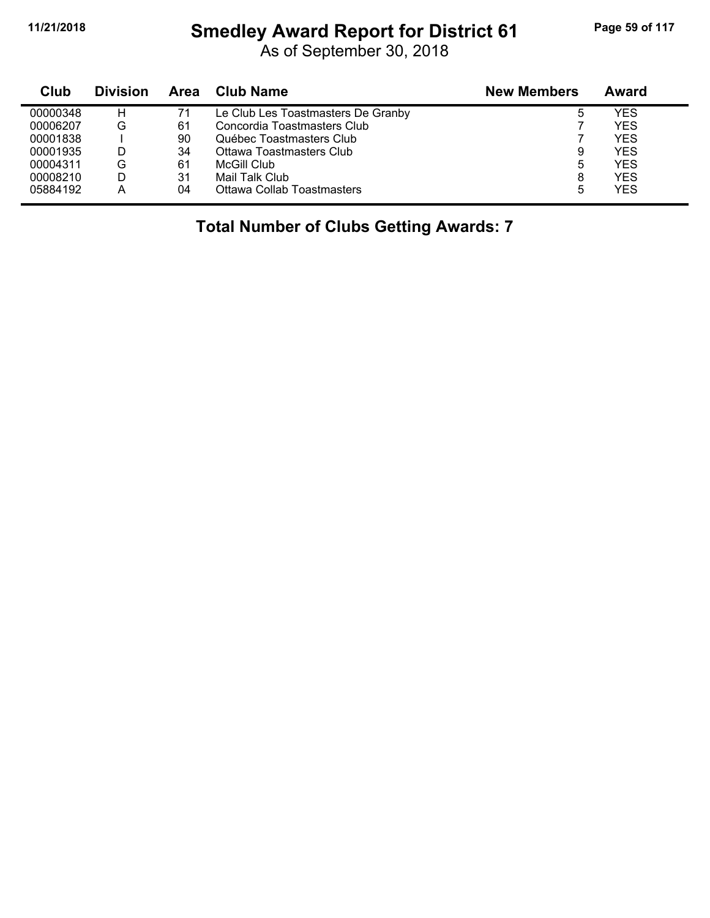# Smedley Award Report for District 61

As of September 30, 2018

| Club | Division | Area | Club Name | New Members | Award |
|---|---|---|---|---|---|
| 00000348 | H | 71 | Le Club Les Toastmasters De Granby | 5 | YES |
| 00006207 | G | 61 | Concordia Toastmasters Club | 7 | YES |
| 00001838 | I | 90 | Québec Toastmasters Club | 7 | YES |
| 00001935 | D | 34 | Ottawa Toastmasters Club | 9 | YES |
| 00004311 | G | 61 | McGill Club | 5 | YES |
| 00008210 | D | 31 | Mail Talk Club | 8 | YES |
| 05884192 | A | 04 | Ottawa Collab Toastmasters | 5 | YES |

**Total Number of Clubs Getting Awards: 7**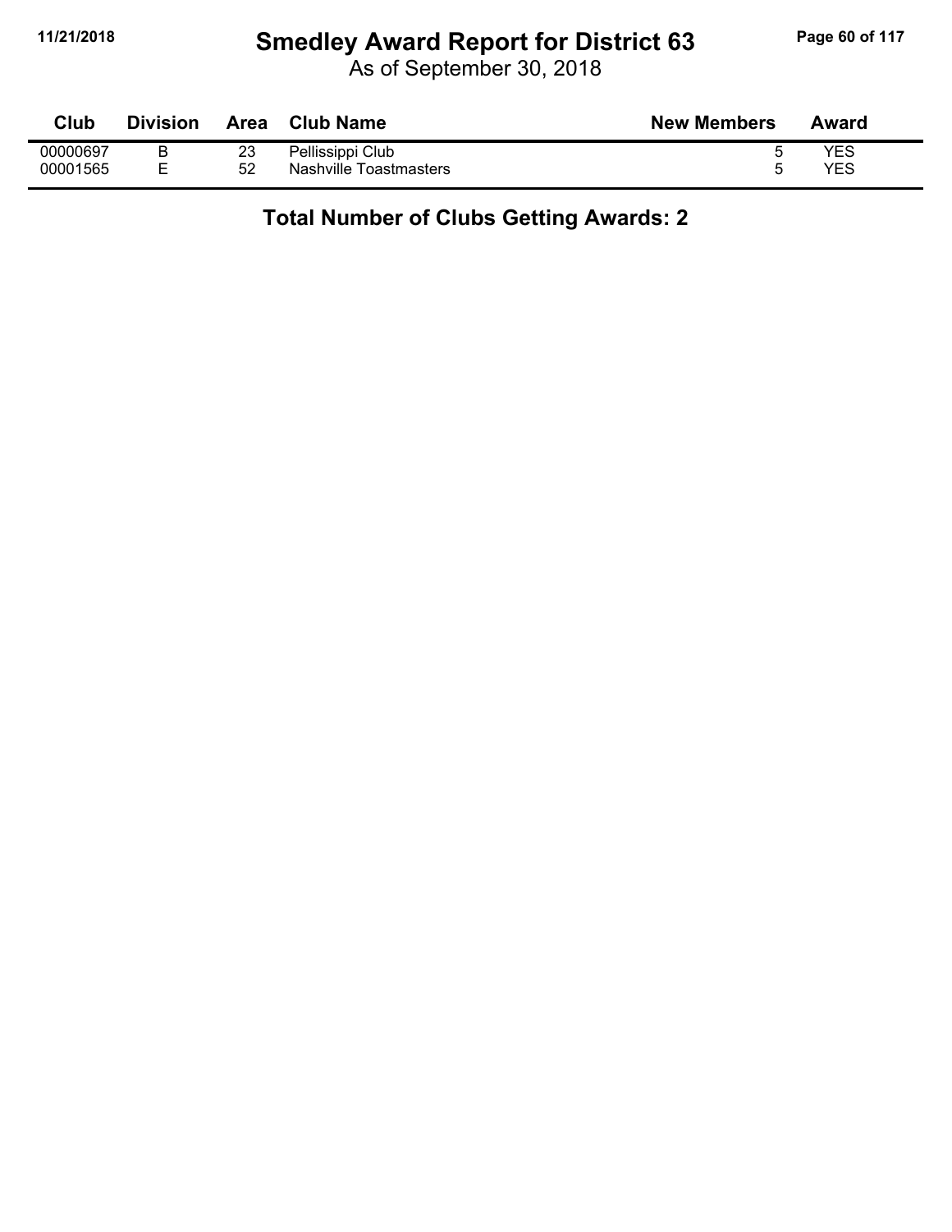# Smedley Award Report for District 63

As of September 30, 2018

| Club | Division | Area | Club Name | New Members | Award |
|---|---|---|---|---|---|
| 00000697 | B | 23 | Pellissippi Club | 5 | YES |
| 00001565 | E | 52 | Nashville Toastmasters | 5 | YES |

**Total Number of Clubs Getting Awards: 2**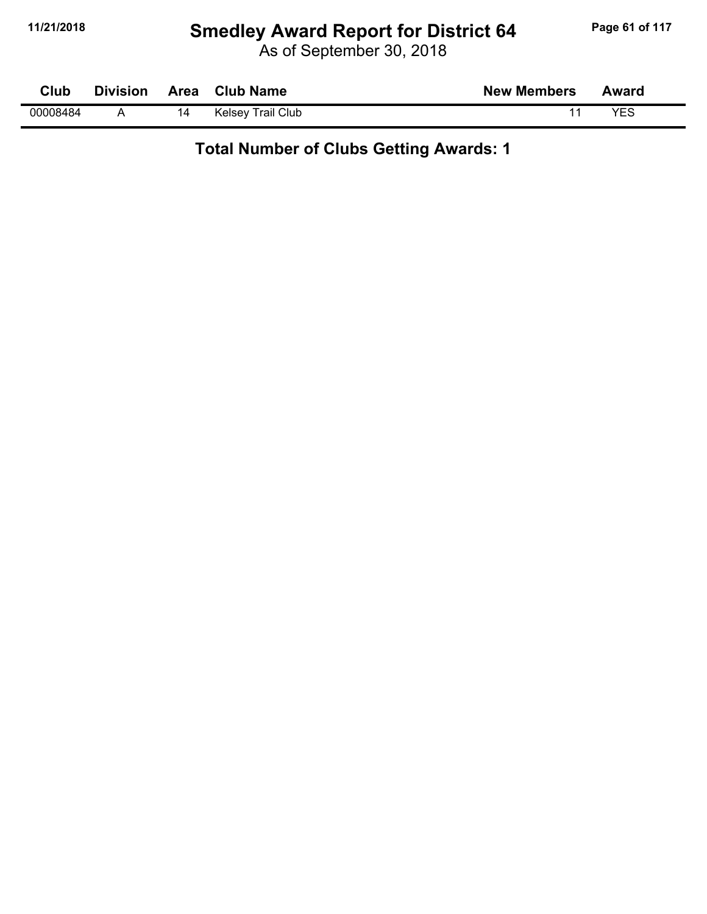# Smedley Award Report for District 64

As of September 30, 2018

| Club | Division | Area | Club Name | New Members | Award |
|---|---|---|---|---|---|
| 00008484 | A | 14 | Kelsey Trail Club | 11 | YES |

**Total Number of Clubs Getting Awards: 1**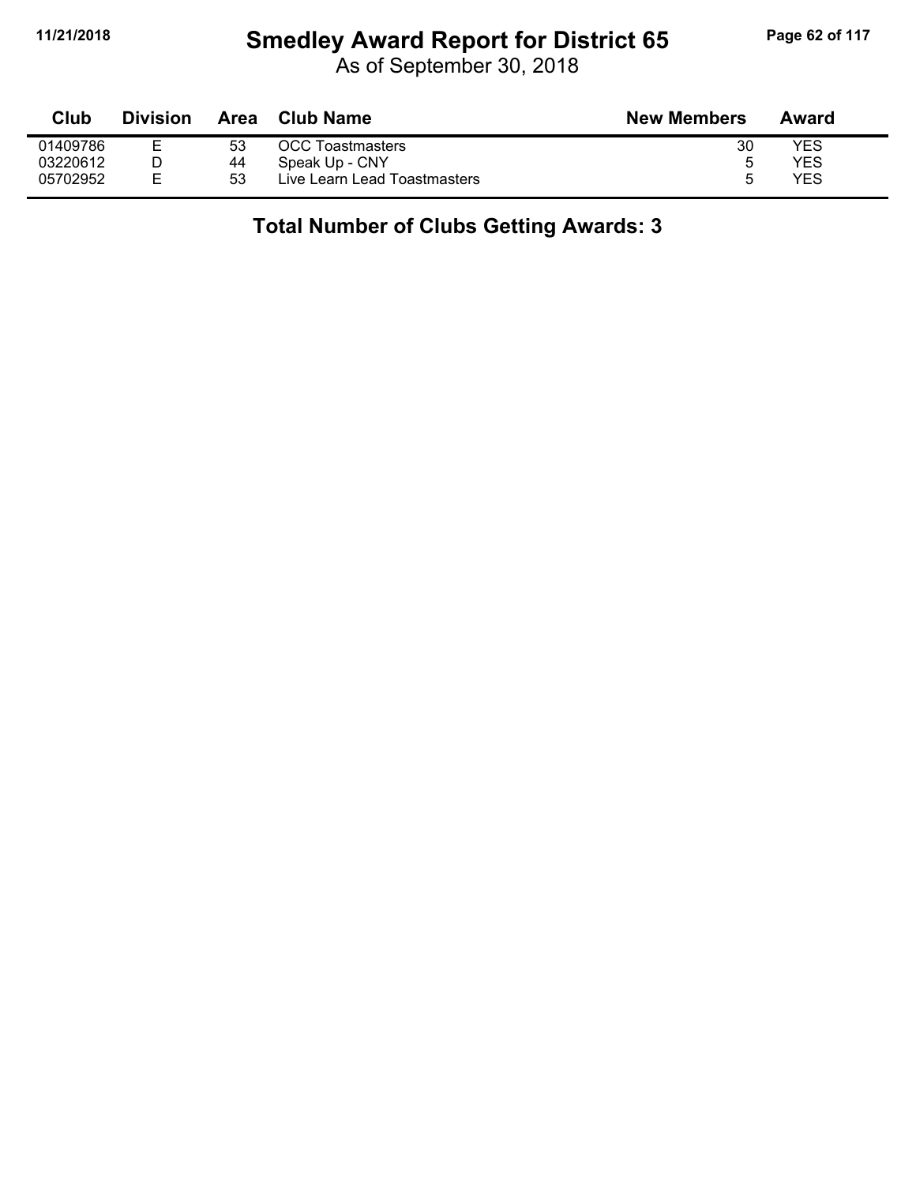# Smedley Award Report for District 65

As of September 30, 2018

| Club | Division | Area | Club Name | New Members | Award |
|---|---|---|---|---|---|
| 01409786 | E | 53 | OCC Toastmasters | 30 | YES |
| 03220612 | D | 44 | Speak Up - CNY | 5 | YES |
| 05702952 | E | 53 | Live Learn Lead Toastmasters | 5 | YES |

**Total Number of Clubs Getting Awards: 3**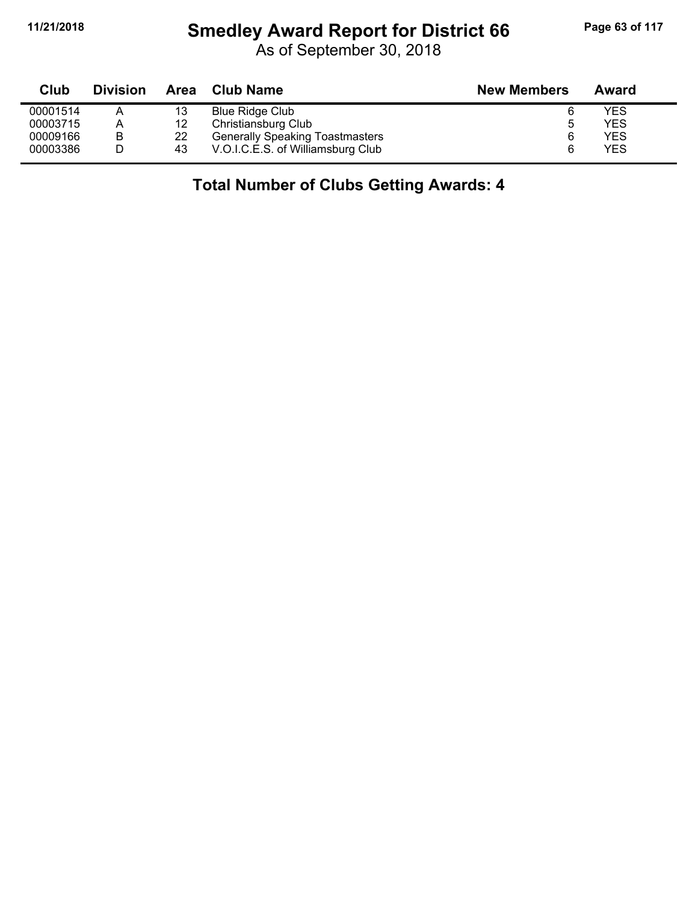# Smedley Award Report for District 66

As of September 30, 2018

| Club | Division | Area | Club Name | New Members | Award |
|---|---|---|---|---|---|
| 00001514 | A | 13 | Blue Ridge Club | 6 | YES |
| 00003715 | A | 12 | Christiansburg Club | 5 | YES |
| 00009166 | B | 22 | Generally Speaking Toastmasters | 6 | YES |
| 00003386 | D | 43 | V.O.I.C.E.S. of Williamsburg Club | 6 | YES |

## Total Number of Clubs Getting Awards: 4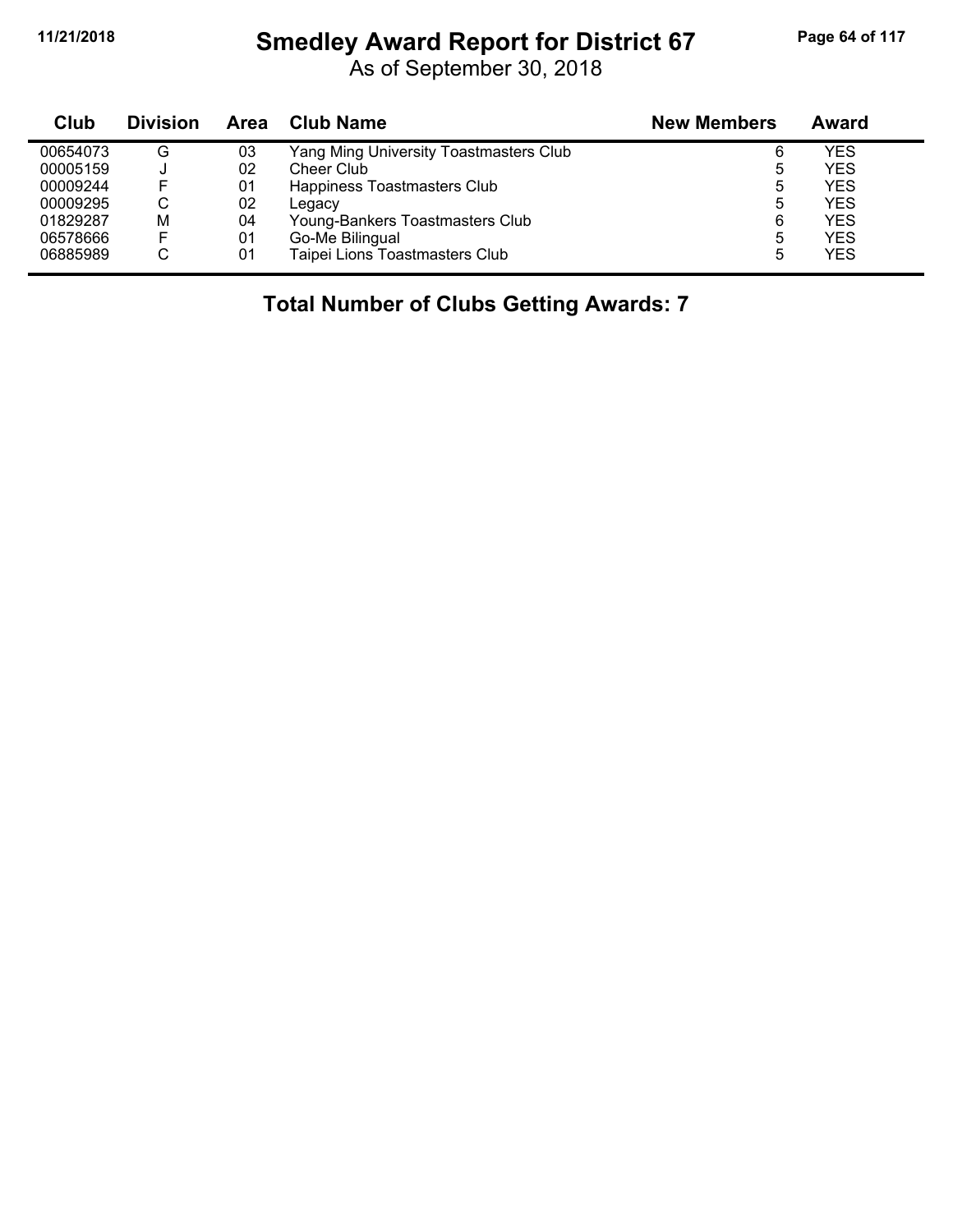# Smedley Award Report for District 67

As of September 30, 2018

| Club | Division | Area | Club Name | New Members | Award |
|---|---|---|---|---|---|
| 00654073 | G | 03 | Yang Ming University Toastmasters Club | 6 | YES |
| 00005159 | J | 02 | Cheer Club | 5 | YES |
| 00009244 | F | 01 | Happiness Toastmasters Club | 5 | YES |
| 00009295 | C | 02 | Legacy | 5 | YES |
| 01829287 | M | 04 | Young-Bankers Toastmasters Club | 6 | YES |
| 06578666 | F | 01 | Go-Me Bilingual | 5 | YES |
| 06885989 | C | 01 | Taipei Lions Toastmasters Club | 5 | YES |

**Total Number of Clubs Getting Awards: 7**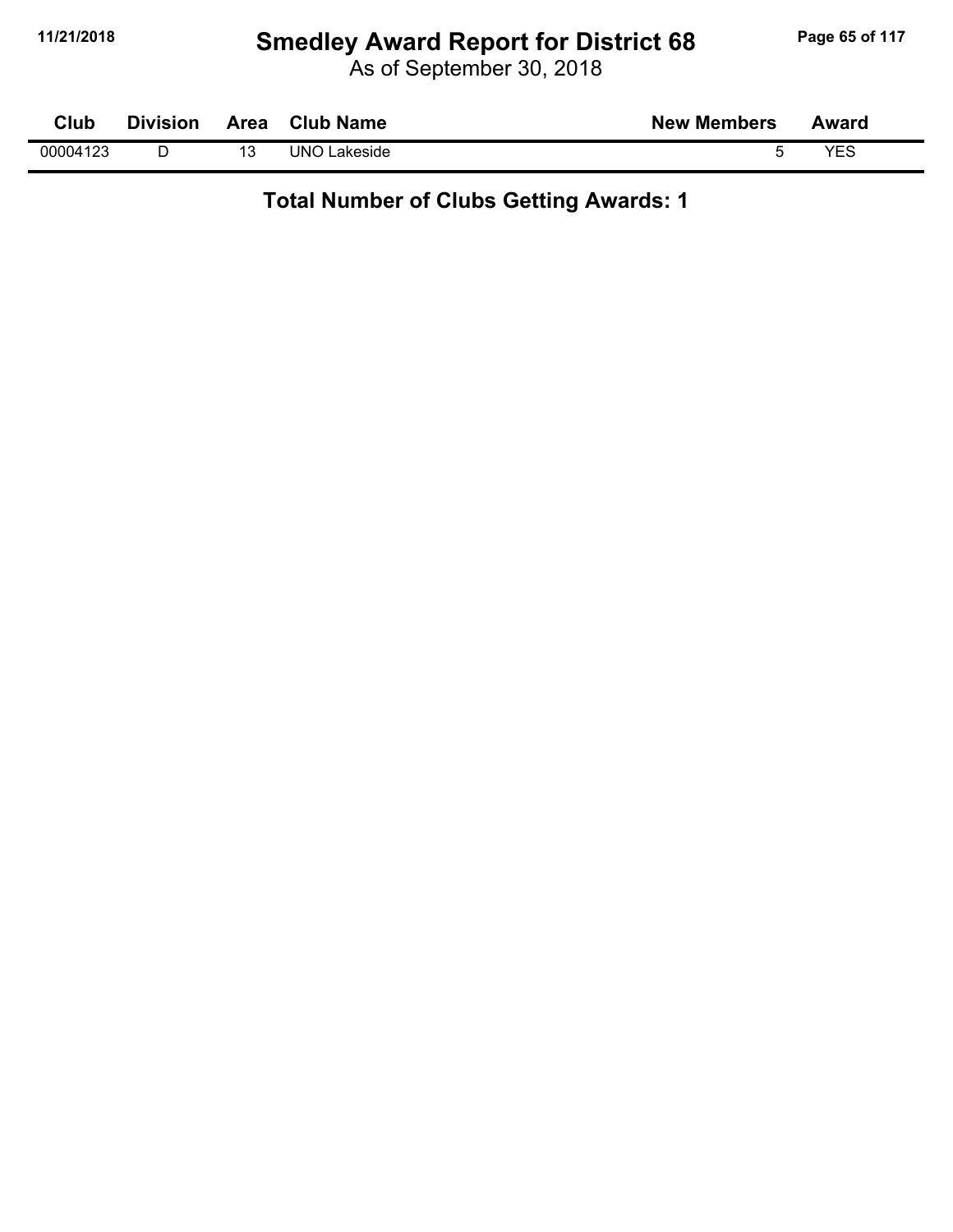# Smedley Award Report for District 68

As of September 30, 2018

| Club | Division | Area | Club Name | New Members | Award |
|---|---|---|---|---|---|
| 00004123 | D | 13 | UNO Lakeside | 5 | YES |

**Total Number of Clubs Getting Awards: 1**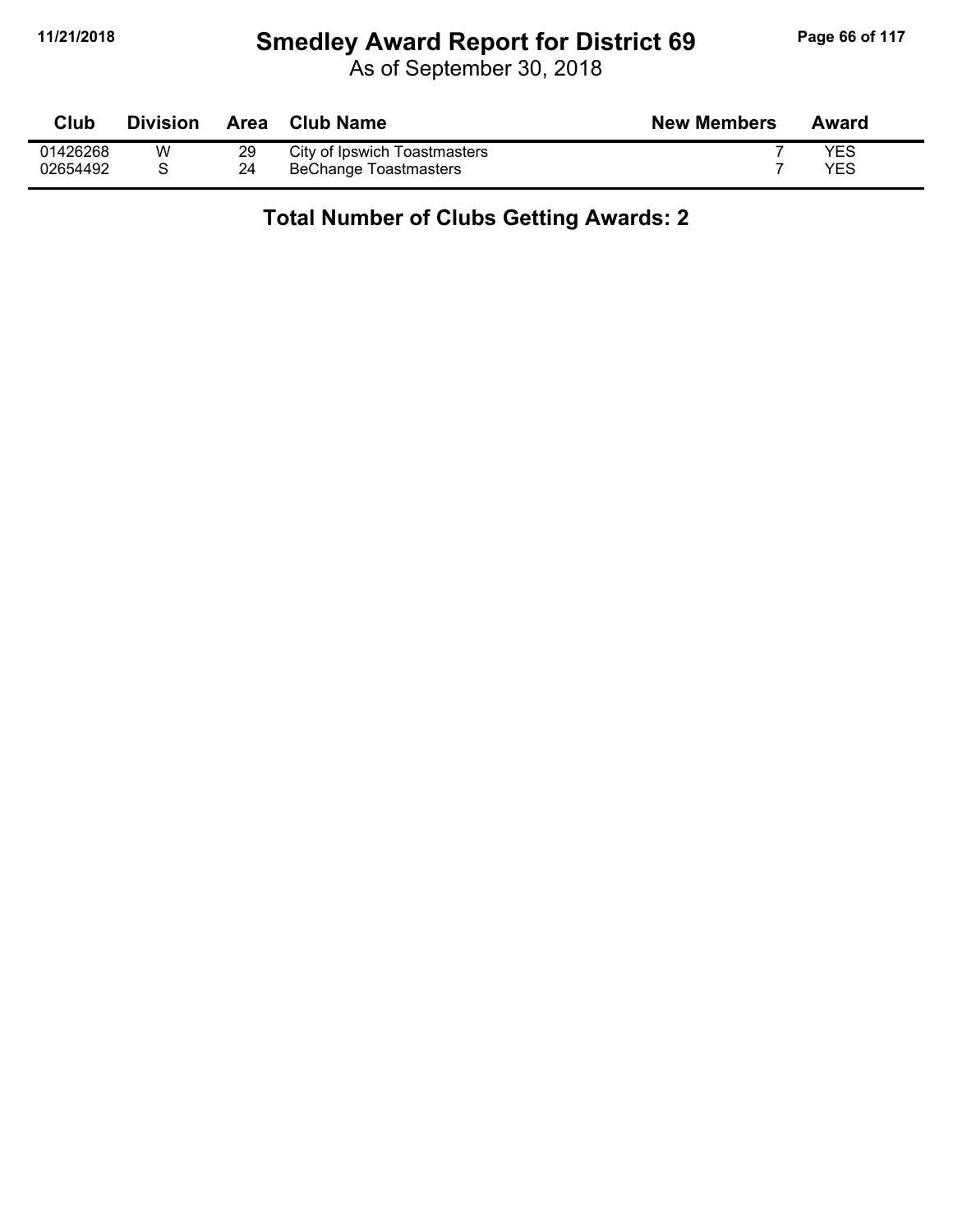# Smedley Award Report for District 69

As of September 30, 2018

| Club | Division | Area | Club Name | New Members | Award |
|---|---|---|---|---|---|
| 01426268 | W | 29 | City of Ipswich Toastmasters | 7 | YES |
| 02654492 | S | 24 | BeChange Toastmasters | 7 | YES |

**Total Number of Clubs Getting Awards: 2**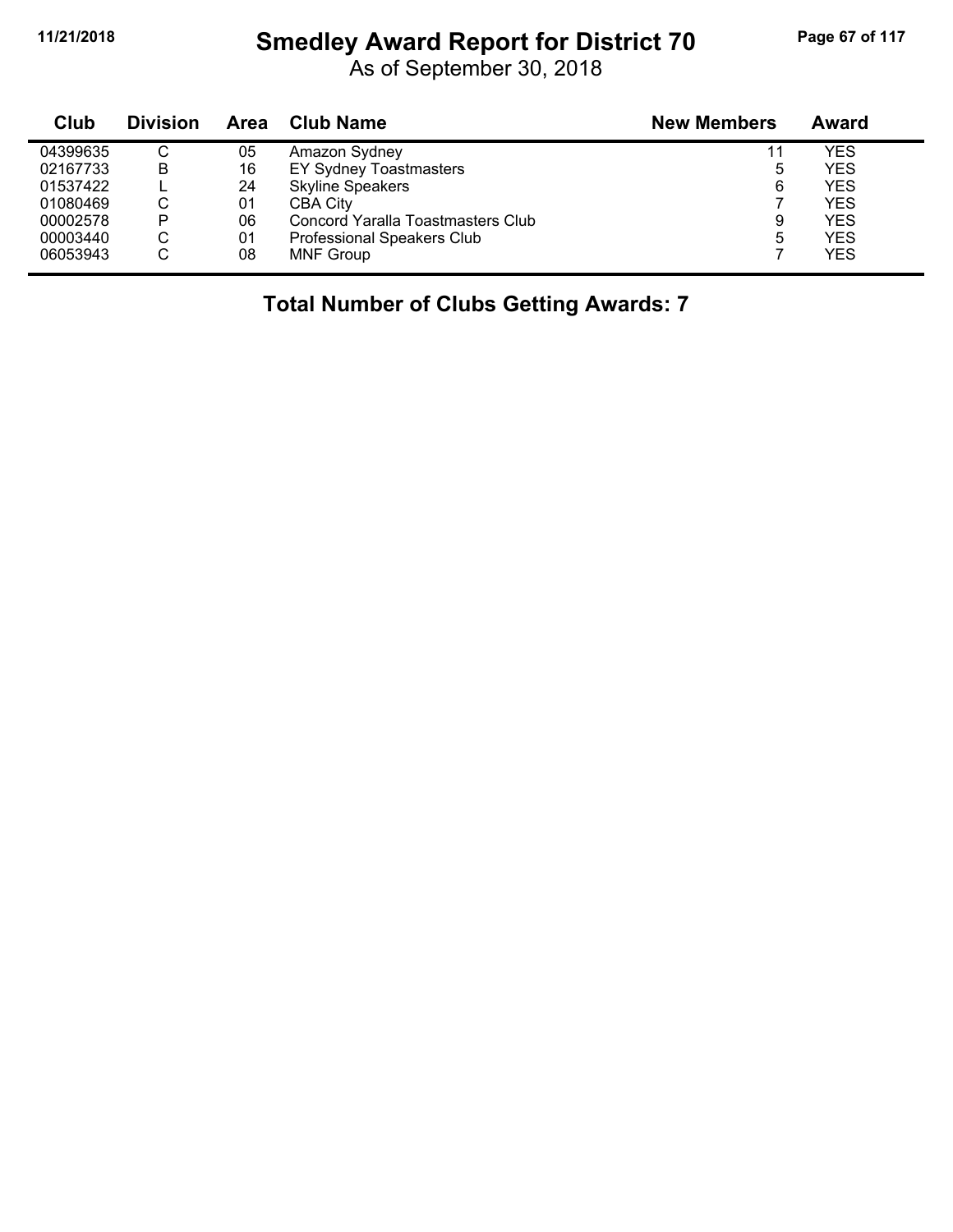# Smedley Award Report for District 70

As of September 30, 2018

| Club | Division | Area | Club Name | New Members | Award |
|---|---|---|---|---|---|
| 04399635 | C | 05 | Amazon Sydney | 11 | YES |
| 02167733 | B | 16 | EY Sydney Toastmasters | 5 | YES |
| 01537422 | L | 24 | Skyline Speakers | 6 | YES |
| 01080469 | C | 01 | CBA City | 7 | YES |
| 00002578 | P | 06 | Concord Yaralla Toastmasters Club | 9 | YES |
| 00003440 | C | 01 | Professional Speakers Club | 5 | YES |
| 06053943 | C | 08 | MNF Group | 7 | YES |

**Total Number of Clubs Getting Awards: 7**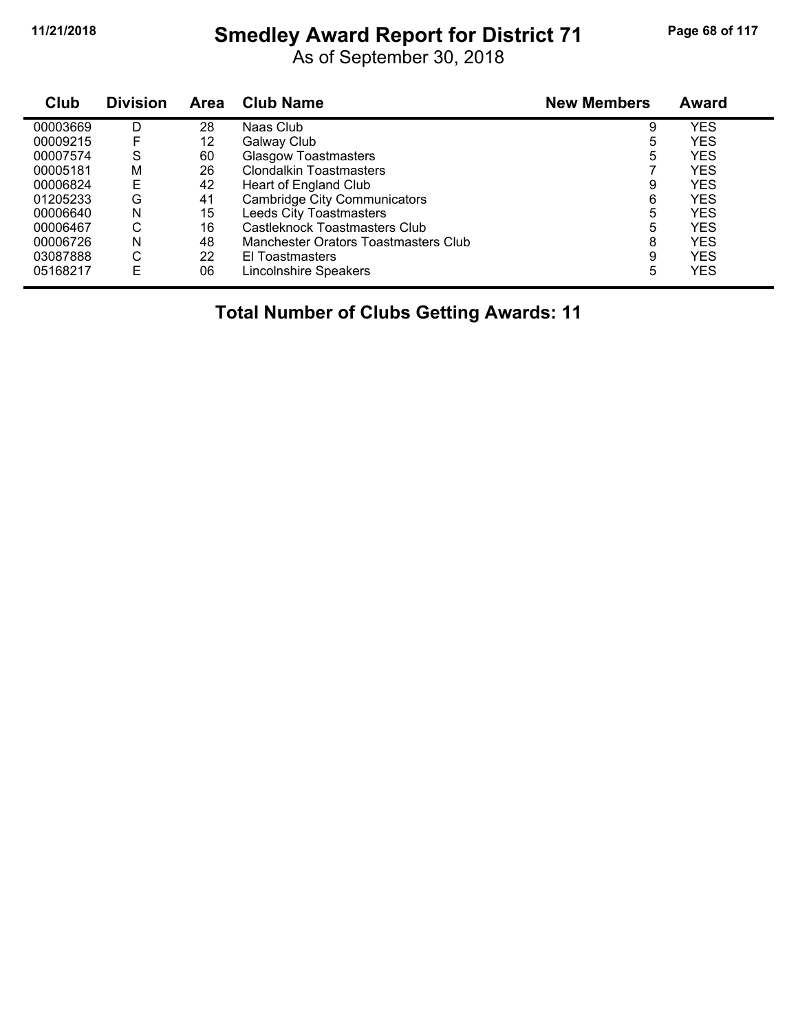# Smedley Award Report for District 71

As of September 30, 2018

| Club | Division | Area | Club Name | New Members | Award |
|---|---|---|---|---|---|
| 00003669 | D | 28 | Naas Club | 9 | YES |
| 00009215 | F | 12 | Galway Club | 5 | YES |
| 00007574 | S | 60 | Glasgow Toastmasters | 5 | YES |
| 00005181 | M | 26 | Clondalkin Toastmasters | 7 | YES |
| 00006824 | E | 42 | Heart of England Club | 9 | YES |
| 01205233 | G | 41 | Cambridge City Communicators | 6 | YES |
| 00006640 | N | 15 | Leeds City Toastmasters | 5 | YES |
| 00006467 | C | 16 | Castleknock Toastmasters Club | 5 | YES |
| 00006726 | N | 48 | Manchester Orators Toastmasters Club | 8 | YES |
| 03087888 | C | 22 | El Toastmasters | 9 | YES |
| 05168217 | E | 06 | Lincolnshire Speakers | 5 | YES |

**Total Number of Clubs Getting Awards: 11**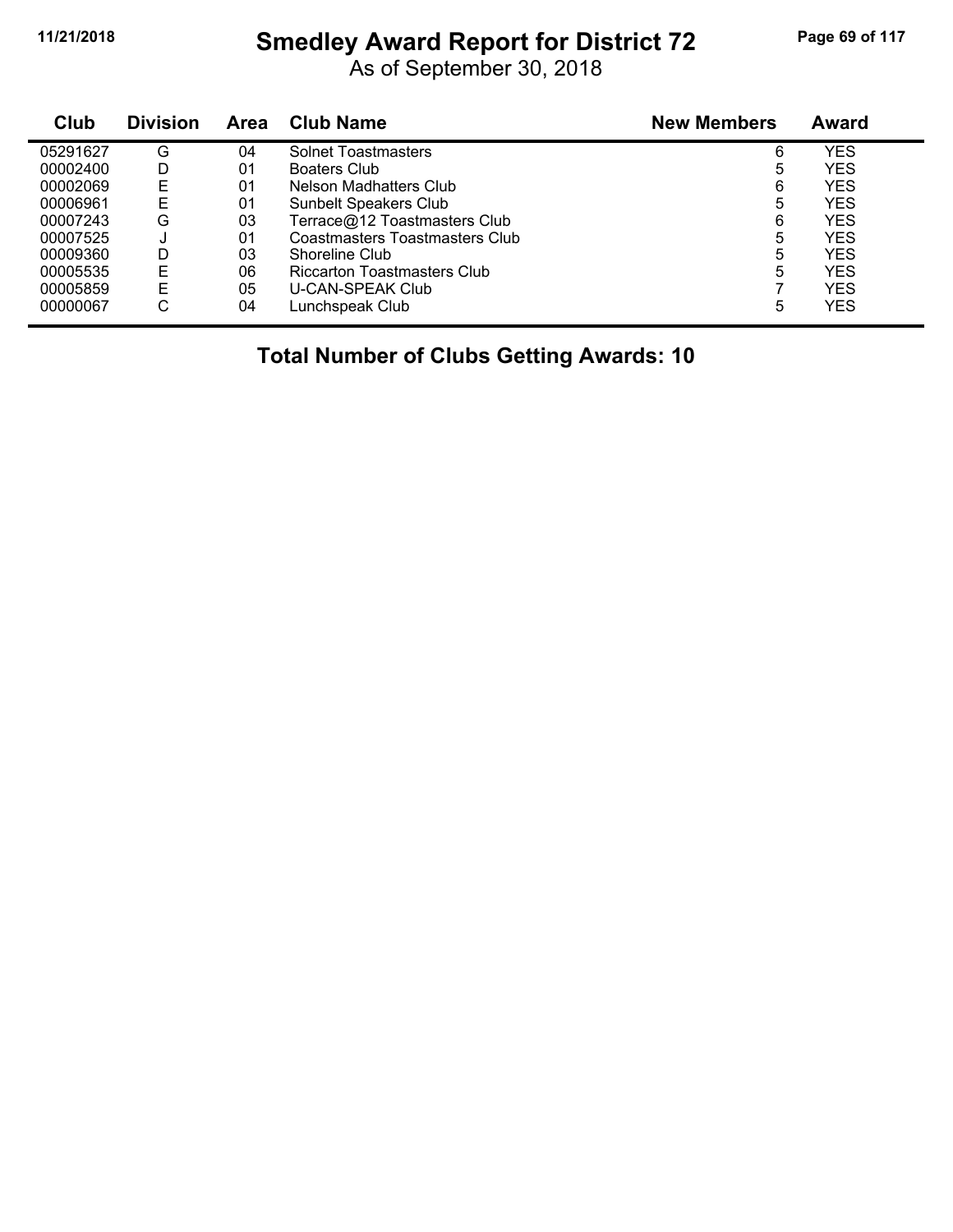# Smedley Award Report for District 72

As of September 30, 2018

| Club | Division | Area | Club Name | New Members | Award |
|---|---|---|---|---|---|
| 05291627 | G | 04 | Solnet Toastmasters | 6 | YES |
| 00002400 | D | 01 | Boaters Club | 5 | YES |
| 00002069 | E | 01 | Nelson Madhatters Club | 6 | YES |
| 00006961 | E | 01 | Sunbelt Speakers Club | 5 | YES |
| 00007243 | G | 03 | Terrace@12 Toastmasters Club | 6 | YES |
| 00007525 | J | 01 | Coastmasters Toastmasters Club | 5 | YES |
| 00009360 | D | 03 | Shoreline Club | 5 | YES |
| 00005535 | E | 06 | Riccarton Toastmasters Club | 5 | YES |
| 00005859 | E | 05 | U-CAN-SPEAK Club | 7 | YES |
| 00000067 | C | 04 | Lunchspeak Club | 5 | YES |

**Total Number of Clubs Getting Awards: 10**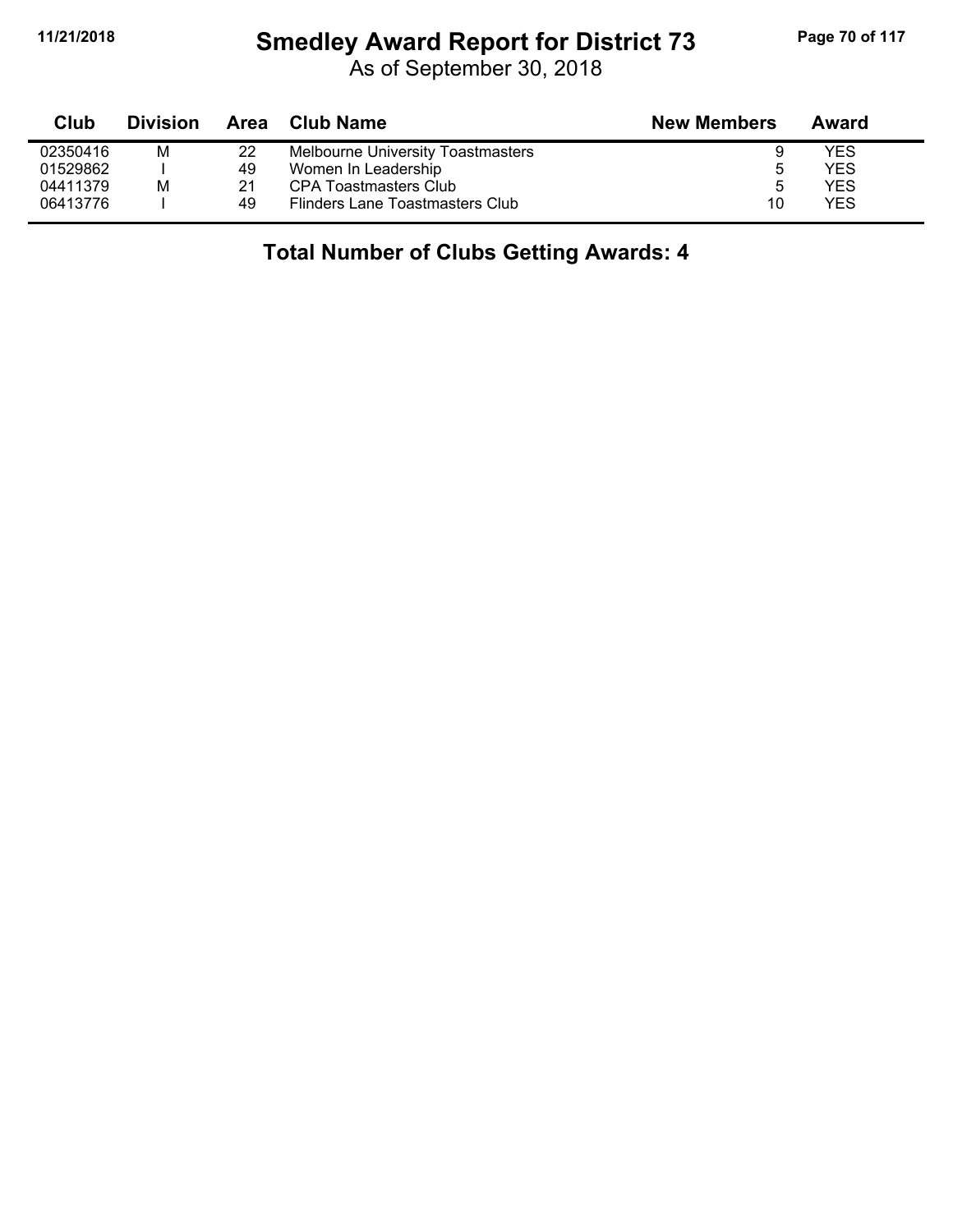# Smedley Award Report for District 73

As of September 30, 2018

| Club | Division | Area | Club Name | New Members | Award |
|---|---|---|---|---|---|
| 02350416 | M | 22 | Melbourne University Toastmasters | 9 | YES |
| 01529862 | I | 49 | Women In Leadership | 5 | YES |
| 04411379 | M | 21 | CPA Toastmasters Club | 5 | YES |
| 06413776 | I | 49 | Flinders Lane Toastmasters Club | 10 | YES |

## Total Number of Clubs Getting Awards: 4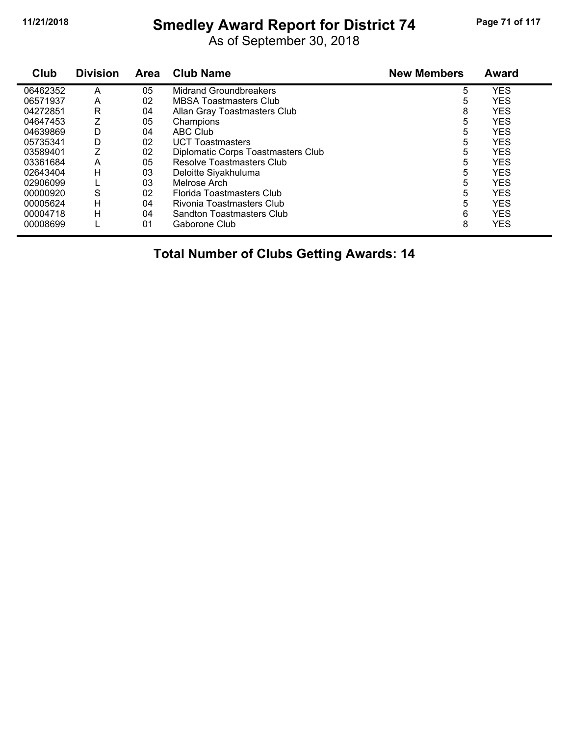# Smedley Award Report for District 74

As of September 30, 2018

| Club | Division | Area | Club Name | New Members | Award |
|---|---|---|---|---|---|
| 06462352 | A | 05 | Midrand Groundbreakers | 5 | YES |
| 06571937 | A | 02 | MBSA Toastmasters Club | 5 | YES |
| 04272851 | R | 04 | Allan Gray Toastmasters Club | 8 | YES |
| 04647453 | Z | 05 | Champions | 5 | YES |
| 04639869 | D | 04 | ABC Club | 5 | YES |
| 05735341 | D | 02 | UCT Toastmasters | 5 | YES |
| 03589401 | Z | 02 | Diplomatic Corps Toastmasters Club | 5 | YES |
| 03361684 | A | 05 | Resolve Toastmasters Club | 5 | YES |
| 02643404 | H | 03 | Deloitte Siyakhuluma | 5 | YES |
| 02906099 | L | 03 | Melrose Arch | 5 | YES |
| 00000920 | S | 02 | Florida Toastmasters Club | 5 | YES |
| 00005624 | H | 04 | Rivonia Toastmasters Club | 5 | YES |
| 00004718 | H | 04 | Sandton Toastmasters Club | 6 | YES |
| 00008699 | L | 01 | Gaborone Club | 8 | YES |

## Total Number of Clubs Getting Awards: 14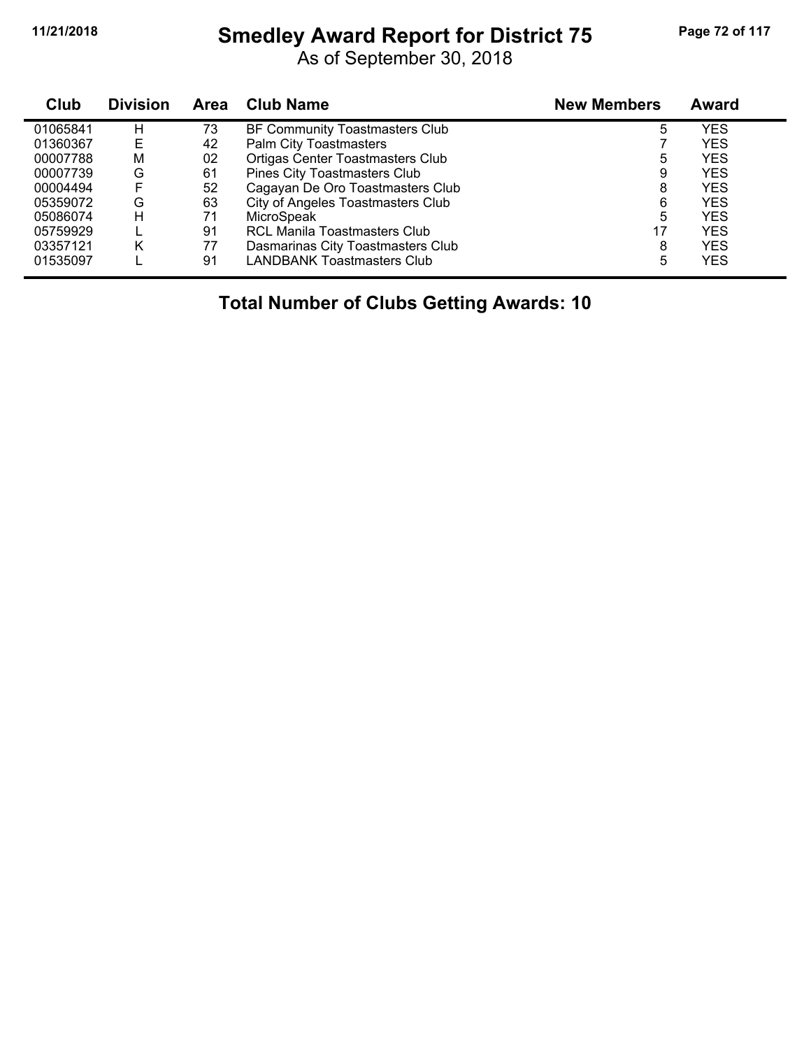# Smedley Award Report for District 75

As of September 30, 2018

| Club | Division | Area | Club Name | New Members | Award |
|---|---|---|---|---|---|
| 01065841 | H | 73 | BF Community Toastmasters Club | 5 | YES |
| 01360367 | E | 42 | Palm City Toastmasters | 7 | YES |
| 00007788 | M | 02 | Ortigas Center Toastmasters Club | 5 | YES |
| 00007739 | G | 61 | Pines City Toastmasters Club | 9 | YES |
| 00004494 | F | 52 | Cagayan De Oro Toastmasters Club | 8 | YES |
| 05359072 | G | 63 | City of Angeles Toastmasters Club | 6 | YES |
| 05086074 | H | 71 | MicroSpeak | 5 | YES |
| 05759929 | L | 91 | RCL Manila Toastmasters Club | 17 | YES |
| 03357121 | K | 77 | Dasmarinas City Toastmasters Club | 8 | YES |
| 01535097 | L | 91 | LANDBANK Toastmasters Club | 5 | YES |

**Total Number of Clubs Getting Awards: 10**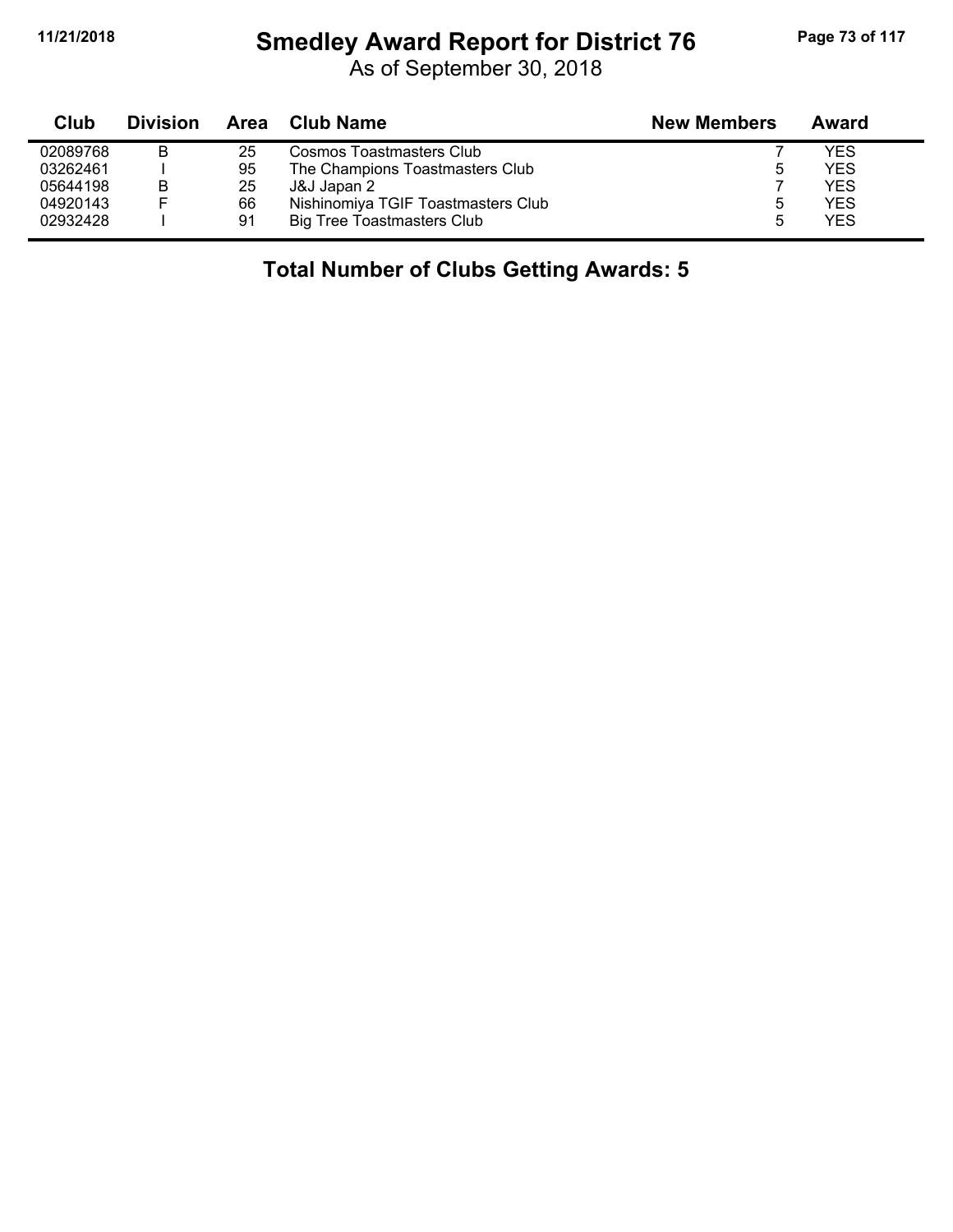# Smedley Award Report for District 76

As of September 30, 2018

| Club | Division | Area | Club Name | New Members | Award |
|---|---|---|---|---|---|
| 02089768 | B | 25 | Cosmos Toastmasters Club | 7 | YES |
| 03262461 | I | 95 | The Champions Toastmasters Club | 5 | YES |
| 05644198 | B | 25 | J&J Japan 2 | 7 | YES |
| 04920143 | F | 66 | Nishinomiya TGIF Toastmasters Club | 5 | YES |
| 02932428 | I | 91 | Big Tree Toastmasters Club | 5 | YES |

**Total Number of Clubs Getting Awards: 5**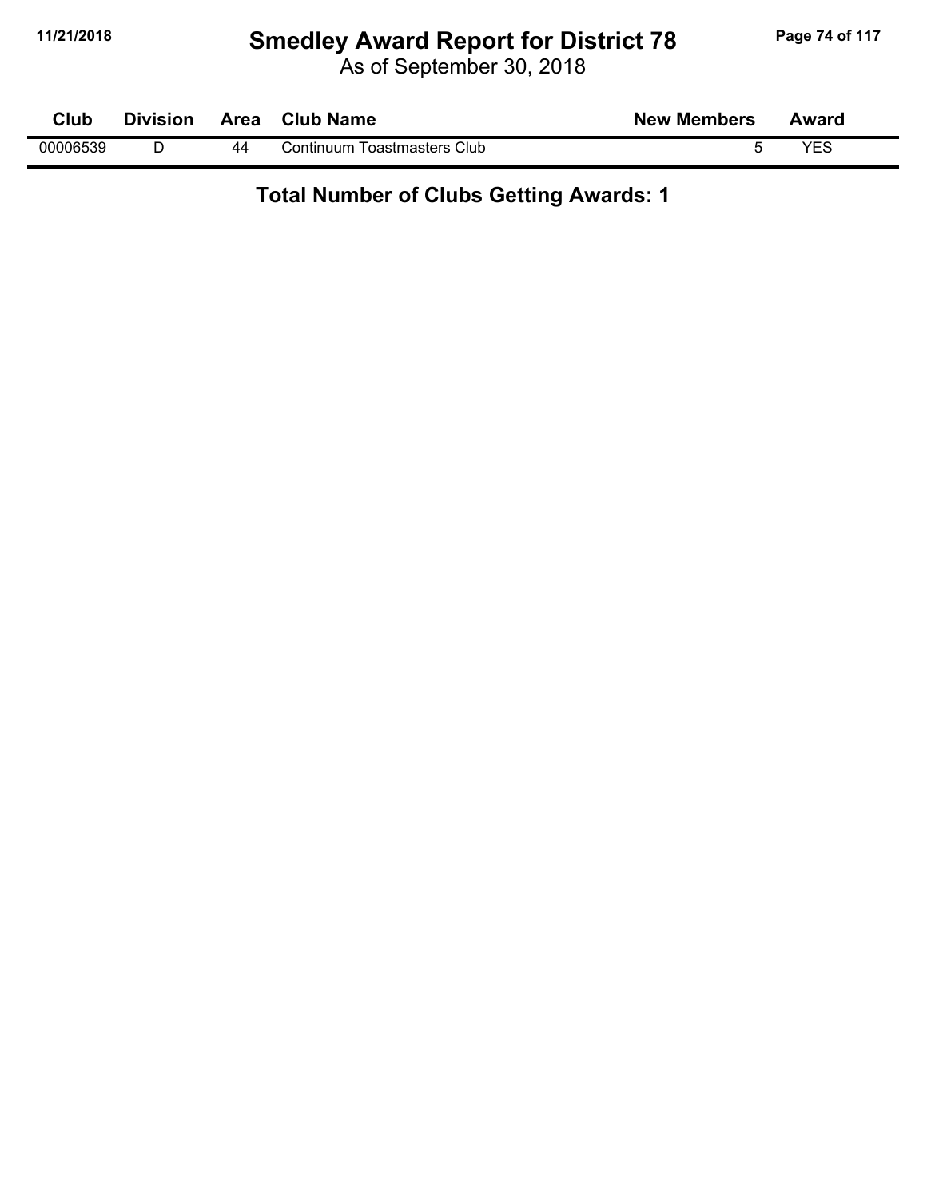# Smedley Award Report for District 78

As of September 30, 2018

| Club | Division | Area | Club Name | New Members | Award |
|---|---|---|---|---|---|
| 00006539 | D | 44 | Continuum Toastmasters Club | 5 | YES |

**Total Number of Clubs Getting Awards: 1**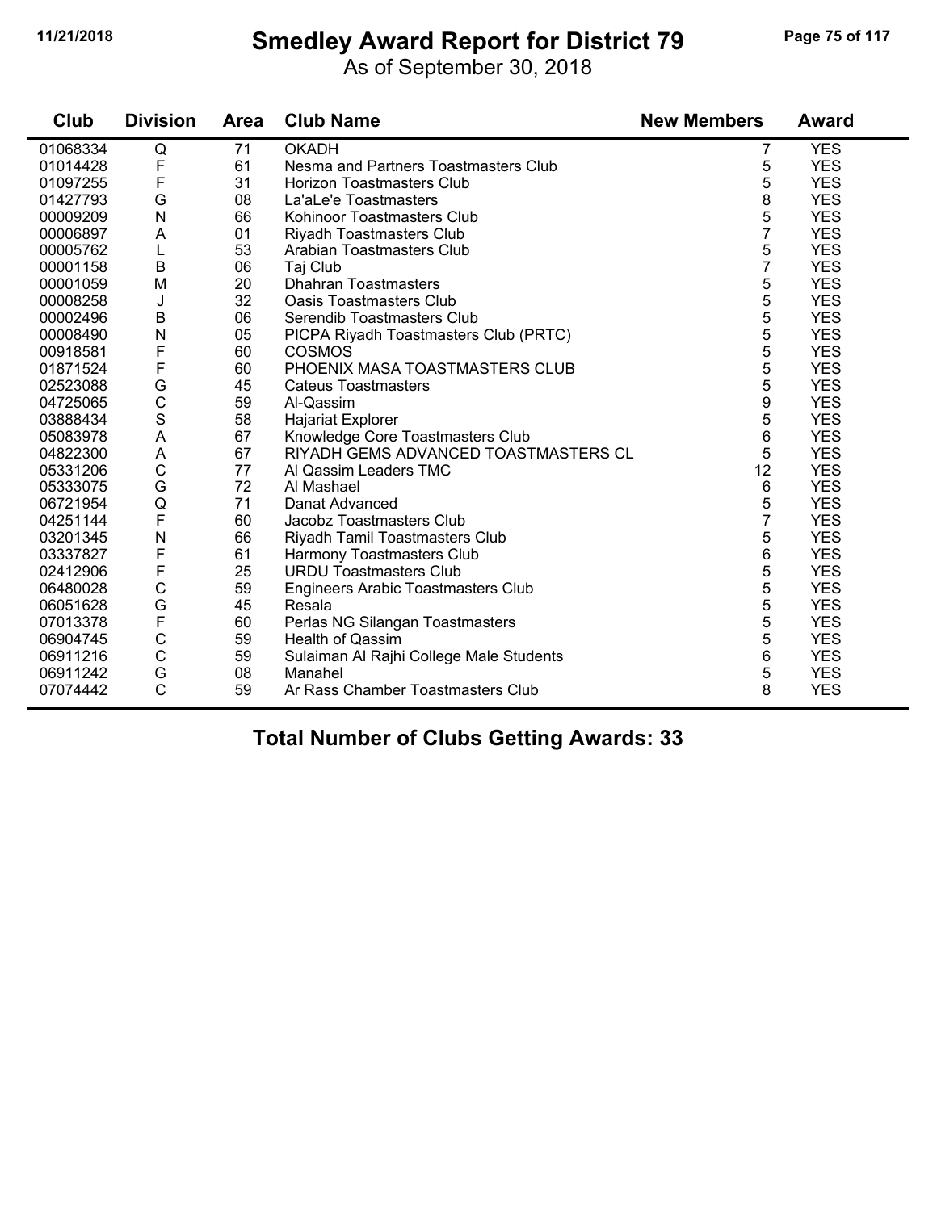# Smedley Award Report for District 79

As of September 30, 2018

| Club | Division | Area | Club Name | New Members | Award |
|---|---|---|---|---|---|
| 01068334 | Q | 71 | OKADH | 7 | YES |
| 01014428 | F | 61 | Nesma and Partners Toastmasters Club | 5 | YES |
| 01097255 | F | 31 | Horizon Toastmasters Club | 5 | YES |
| 01427793 | G | 08 | La'aLe'e Toastmasters | 8 | YES |
| 00009209 | N | 66 | Kohinoor Toastmasters Club | 5 | YES |
| 00006897 | A | 01 | Riyadh Toastmasters Club | 7 | YES |
| 00005762 | L | 53 | Arabian Toastmasters Club | 5 | YES |
| 00001158 | B | 06 | Taj Club | 7 | YES |
| 00001059 | M | 20 | Dhahran Toastmasters | 5 | YES |
| 00008258 | J | 32 | Oasis Toastmasters Club | 5 | YES |
| 00002496 | B | 06 | Serendib Toastmasters Club | 5 | YES |
| 00008490 | N | 05 | PICPA Riyadh Toastmasters Club (PRTC) | 5 | YES |
| 00918581 | F | 60 | COSMOS | 5 | YES |
| 01871524 | F | 60 | PHOENIX MASA TOASTMASTERS CLUB | 5 | YES |
| 02523088 | G | 45 | Cateus Toastmasters | 5 | YES |
| 04725065 | C | 59 | Al-Qassim | 9 | YES |
| 03888434 | S | 58 | Hajariat Explorer | 5 | YES |
| 05083978 | A | 67 | Knowledge Core Toastmasters Club | 6 | YES |
| 04822300 | A | 67 | RIYADH GEMS ADVANCED TOASTMASTERS CL | 5 | YES |
| 05331206 | C | 77 | Al Qassim Leaders TMC | 12 | YES |
| 05333075 | G | 72 | Al Mashael | 6 | YES |
| 06721954 | Q | 71 | Danat Advanced | 5 | YES |
| 04251144 | F | 60 | Jacobz Toastmasters Club | 7 | YES |
| 03201345 | N | 66 | Riyadh Tamil Toastmasters Club | 5 | YES |
| 03337827 | F | 61 | Harmony Toastmasters Club | 6 | YES |
| 02412906 | F | 25 | URDU Toastmasters Club | 5 | YES |
| 06480028 | C | 59 | Engineers Arabic Toastmasters Club | 5 | YES |
| 06051628 | G | 45 | Resala | 5 | YES |
| 07013378 | F | 60 | Perlas NG Silangan Toastmasters | 5 | YES |
| 06904745 | C | 59 | Health of Qassim | 5 | YES |
| 06911216 | C | 59 | Sulaiman Al Rajhi College Male Students | 6 | YES |
| 06911242 | G | 08 | Manahel | 5 | YES |
| 07074442 | C | 59 | Ar Rass Chamber Toastmasters Club | 8 | YES |

## Total Number of Clubs Getting Awards: 33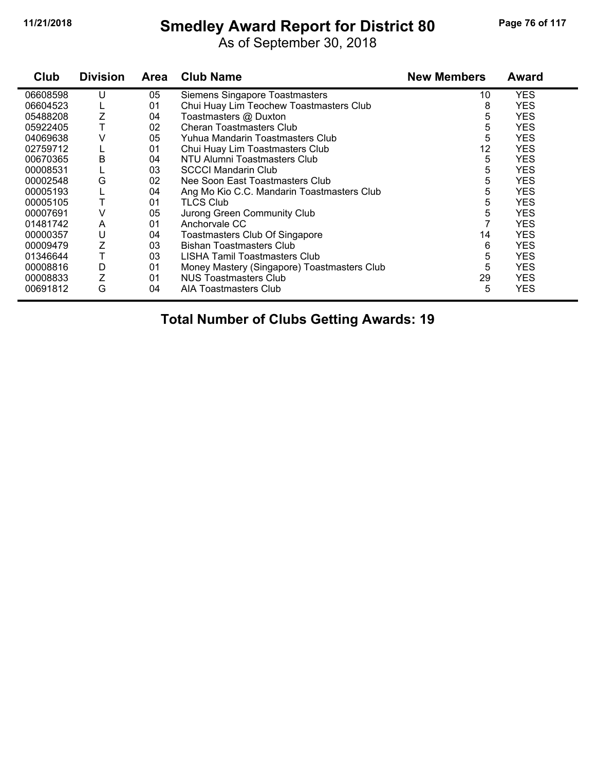# Smedley Award Report for District 80

As of September 30, 2018

| Club | Division | Area | Club Name | New Members | Award |
|---|---|---|---|---|---|
| 06608598 | U | 05 | Siemens Singapore Toastmasters | 10 | YES |
| 06604523 | L | 01 | Chui Huay Lim Teochew Toastmasters Club | 8 | YES |
| 05488208 | Z | 04 | Toastmasters @ Duxton | 5 | YES |
| 05922405 | T | 02 | Cheran Toastmasters Club | 5 | YES |
| 04069638 | V | 05 | Yuhua Mandarin Toastmasters Club | 5 | YES |
| 02759712 | L | 01 | Chui Huay Lim Toastmasters Club | 12 | YES |
| 00670365 | B | 04 | NTU Alumni Toastmasters Club | 5 | YES |
| 00008531 | L | 03 | SCCCI Mandarin Club | 5 | YES |
| 00002548 | G | 02 | Nee Soon East Toastmasters Club | 5 | YES |
| 00005193 | L | 04 | Ang Mo Kio C.C. Mandarin Toastmasters Club | 5 | YES |
| 00005105 | T | 01 | TLCS Club | 5 | YES |
| 00007691 | V | 05 | Jurong Green Community Club | 5 | YES |
| 01481742 | A | 01 | Anchorvale CC | 7 | YES |
| 00000357 | U | 04 | Toastmasters Club Of Singapore | 14 | YES |
| 00009479 | Z | 03 | Bishan Toastmasters Club | 6 | YES |
| 01346644 | T | 03 | LISHA Tamil Toastmasters Club | 5 | YES |
| 00008816 | D | 01 | Money Mastery (Singapore) Toastmasters Club | 5 | YES |
| 00008833 | Z | 01 | NUS Toastmasters Club | 29 | YES |
| 00691812 | G | 04 | AIA Toastmasters Club | 5 | YES |

**Total Number of Clubs Getting Awards: 19**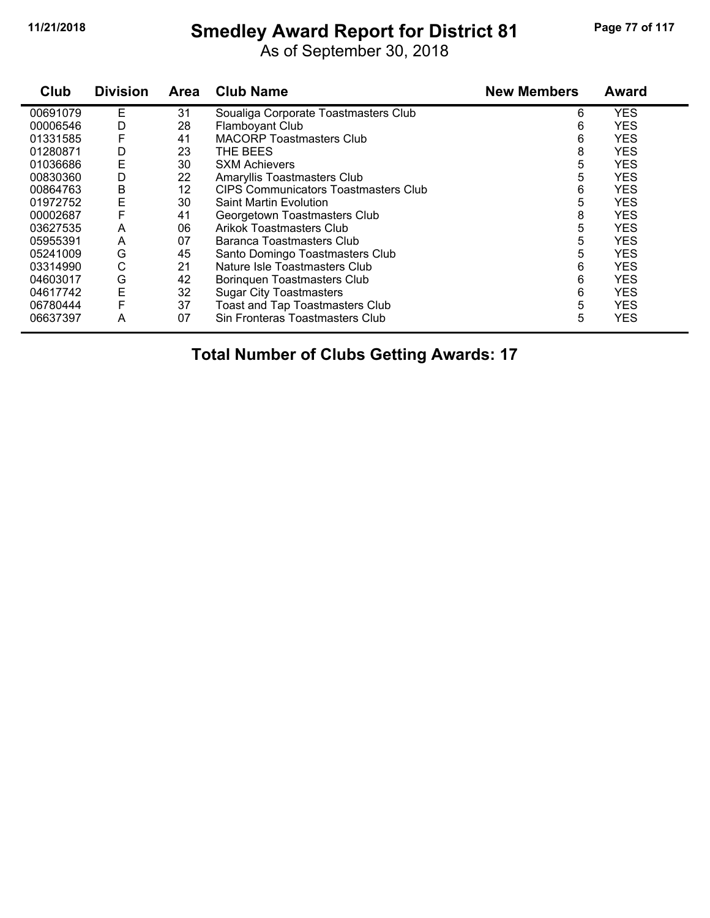# Smedley Award Report for District 81

As of September 30, 2018

| Club | Division | Area | Club Name | New Members | Award |
|---|---|---|---|---|---|
| 00691079 | E | 31 | Soualiga Corporate Toastmasters Club | 6 | YES |
| 00006546 | D | 28 | Flamboyant Club | 6 | YES |
| 01331585 | F | 41 | MACORP Toastmasters Club | 6 | YES |
| 01280871 | D | 23 | THE BEES | 8 | YES |
| 01036686 | E | 30 | SXM Achievers | 5 | YES |
| 00830360 | D | 22 | Amaryllis Toastmasters Club | 5 | YES |
| 00864763 | B | 12 | CIPS Communicators Toastmasters Club | 6 | YES |
| 01972752 | E | 30 | Saint Martin Evolution | 5 | YES |
| 00002687 | F | 41 | Georgetown Toastmasters Club | 8 | YES |
| 03627535 | A | 06 | Arikok Toastmasters Club | 5 | YES |
| 05955391 | A | 07 | Baranca Toastmasters Club | 5 | YES |
| 05241009 | G | 45 | Santo Domingo Toastmasters Club | 5 | YES |
| 03314990 | C | 21 | Nature Isle Toastmasters Club | 6 | YES |
| 04603017 | G | 42 | Borinquen Toastmasters Club | 6 | YES |
| 04617742 | E | 32 | Sugar City Toastmasters | 6 | YES |
| 06780444 | F | 37 | Toast and Tap Toastmasters Club | 5 | YES |
| 06637397 | A | 07 | Sin Fronteras Toastmasters Club | 5 | YES |

**Total Number of Clubs Getting Awards: 17**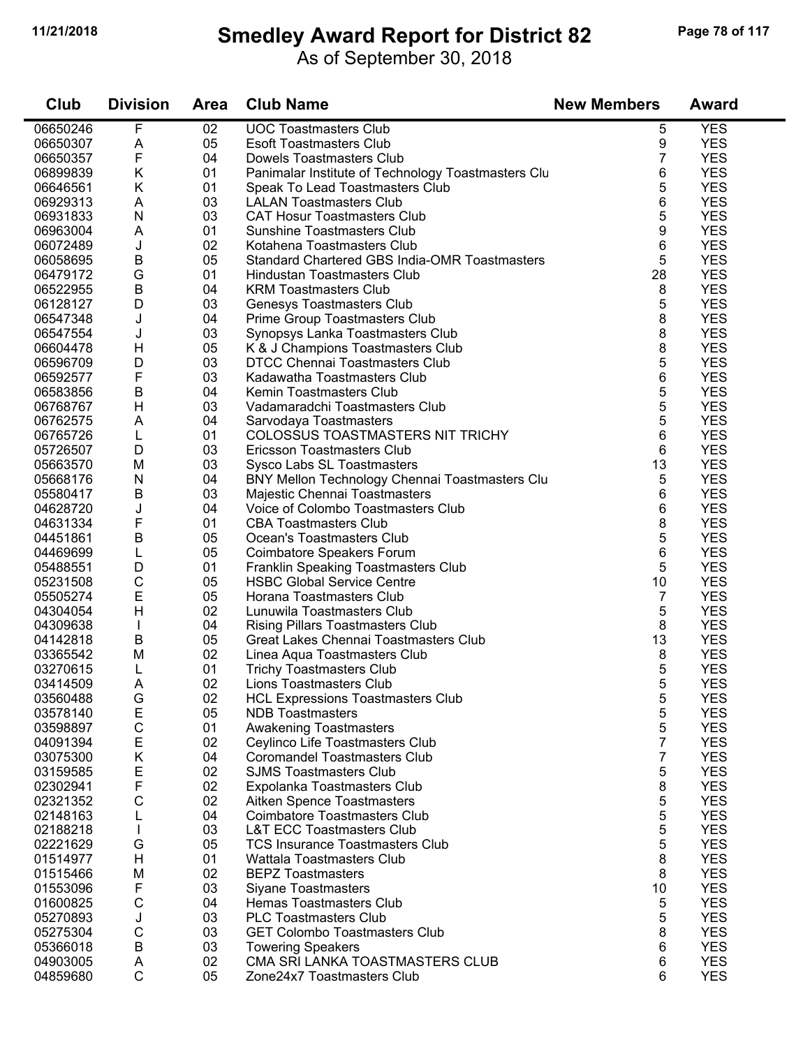# Smedley Award Report for District 82

As of September 30, 2018

| Club | Division | Area | Club Name | New Members | Award |
|---|---|---|---|---|---|
| 06650246 | F | 02 | UOC Toastmasters Club | 5 | YES |
| 06650307 | A | 05 | Esoft Toastmasters Club | 9 | YES |
| 06650357 | F | 04 | Dowels Toastmasters Club | 7 | YES |
| 06899839 | K | 01 | Panimalar Institute of Technology Toastmasters Clu | 6 | YES |
| 06646561 | K | 01 | Speak To Lead Toastmasters Club | 5 | YES |
| 06929313 | A | 03 | LALAN Toastmasters Club | 6 | YES |
| 06931833 | N | 03 | CAT Hosur Toastmasters Club | 5 | YES |
| 06963004 | A | 01 | Sunshine Toastmasters Club | 9 | YES |
| 06072489 | J | 02 | Kotahena Toastmasters Club | 6 | YES |
| 06058695 | B | 05 | Standard Chartered GBS India-OMR Toastmasters | 5 | YES |
| 06479172 | G | 01 | Hindustan Toastmasters Club | 28 | YES |
| 06522955 | B | 04 | KRM Toastmasters Club | 8 | YES |
| 06128127 | D | 03 | Genesys Toastmasters Club | 5 | YES |
| 06547348 | J | 04 | Prime Group Toastmasters Club | 8 | YES |
| 06547554 | J | 03 | Synopsys Lanka Toastmasters Club | 8 | YES |
| 06604478 | H | 05 | K & J Champions Toastmasters Club | 8 | YES |
| 06596709 | D | 03 | DTCC Chennai Toastmasters Club | 5 | YES |
| 06592577 | F | 03 | Kadawatha Toastmasters Club | 6 | YES |
| 06583856 | B | 04 | Kemin Toastmasters Club | 5 | YES |
| 06768767 | H | 03 | Vadamaradchi Toastmasters Club | 5 | YES |
| 06762575 | A | 04 | Sarvodaya Toastmasters | 5 | YES |
| 06765726 | L | 01 | COLOSSUS TOASTMASTERS NIT TRICHY | 6 | YES |
| 05726507 | D | 03 | Ericsson Toastmasters Club | 6 | YES |
| 05663570 | M | 03 | Sysco Labs SL Toastmasters | 13 | YES |
| 05668176 | N | 04 | BNY Mellon Technology Chennai Toastmasters Clu | 5 | YES |
| 05580417 | B | 03 | Majestic Chennai Toastmasters | 6 | YES |
| 04628720 | J | 04 | Voice of Colombo Toastmasters Club | 6 | YES |
| 04631334 | F | 01 | CBA Toastmasters Club | 8 | YES |
| 04451861 | B | 05 | Ocean's Toastmasters Club | 5 | YES |
| 04469699 | L | 05 | Coimbatore Speakers Forum | 6 | YES |
| 05488551 | D | 01 | Franklin Speaking Toastmasters Club | 5 | YES |
| 05231508 | C | 05 | HSBC Global Service Centre | 10 | YES |
| 05505274 | E | 05 | Horana Toastmasters Club | 7 | YES |
| 04304054 | H | 02 | Lunuwila Toastmasters Club | 5 | YES |
| 04309638 | I | 04 | Rising Pillars Toastmasters Club | 8 | YES |
| 04142818 | B | 05 | Great Lakes Chennai Toastmasters Club | 13 | YES |
| 03365542 | M | 02 | Linea Aqua Toastmasters Club | 8 | YES |
| 03270615 | L | 01 | Trichy Toastmasters Club | 5 | YES |
| 03414509 | A | 02 | Lions Toastmasters Club | 5 | YES |
| 03560488 | G | 02 | HCL Expressions Toastmasters Club | 5 | YES |
| 03578140 | E | 05 | NDB Toastmasters | 5 | YES |
| 03598897 | C | 01 | Awakening Toastmasters | 5 | YES |
| 04091394 | E | 02 | Ceylinco Life Toastmasters Club | 7 | YES |
| 03075300 | K | 04 | Coromandel Toastmasters Club | 7 | YES |
| 03159585 | E | 02 | SJMS Toastmasters Club | 5 | YES |
| 02302941 | F | 02 | Expolanka Toastmasters Club | 8 | YES |
| 02321352 | C | 02 | Aitken Spence Toastmasters | 5 | YES |
| 02148163 | L | 04 | Coimbatore Toastmasters Club | 5 | YES |
| 02188218 | I | 03 | L&T ECC Toastmasters Club | 5 | YES |
| 02221629 | G | 05 | TCS Insurance Toastmasters Club | 5 | YES |
| 01514977 | H | 01 | Wattala Toastmasters Club | 8 | YES |
| 01515466 | M | 02 | BEPZ Toastmasters | 8 | YES |
| 01553096 | F | 03 | Siyane Toastmasters | 10 | YES |
| 01600825 | C | 04 | Hemas Toastmasters Club | 5 | YES |
| 05270893 | J | 03 | PLC Toastmasters Club | 5 | YES |
| 05275304 | C | 03 | GET Colombo Toastmasters Club | 8 | YES |
| 05366018 | B | 03 | Towering Speakers | 6 | YES |
| 04903005 | A | 02 | CMA SRI LANKA TOASTMASTERS CLUB | 6 | YES |
| 04859680 | C | 05 | Zone24x7 Toastmasters Club | 6 | YES |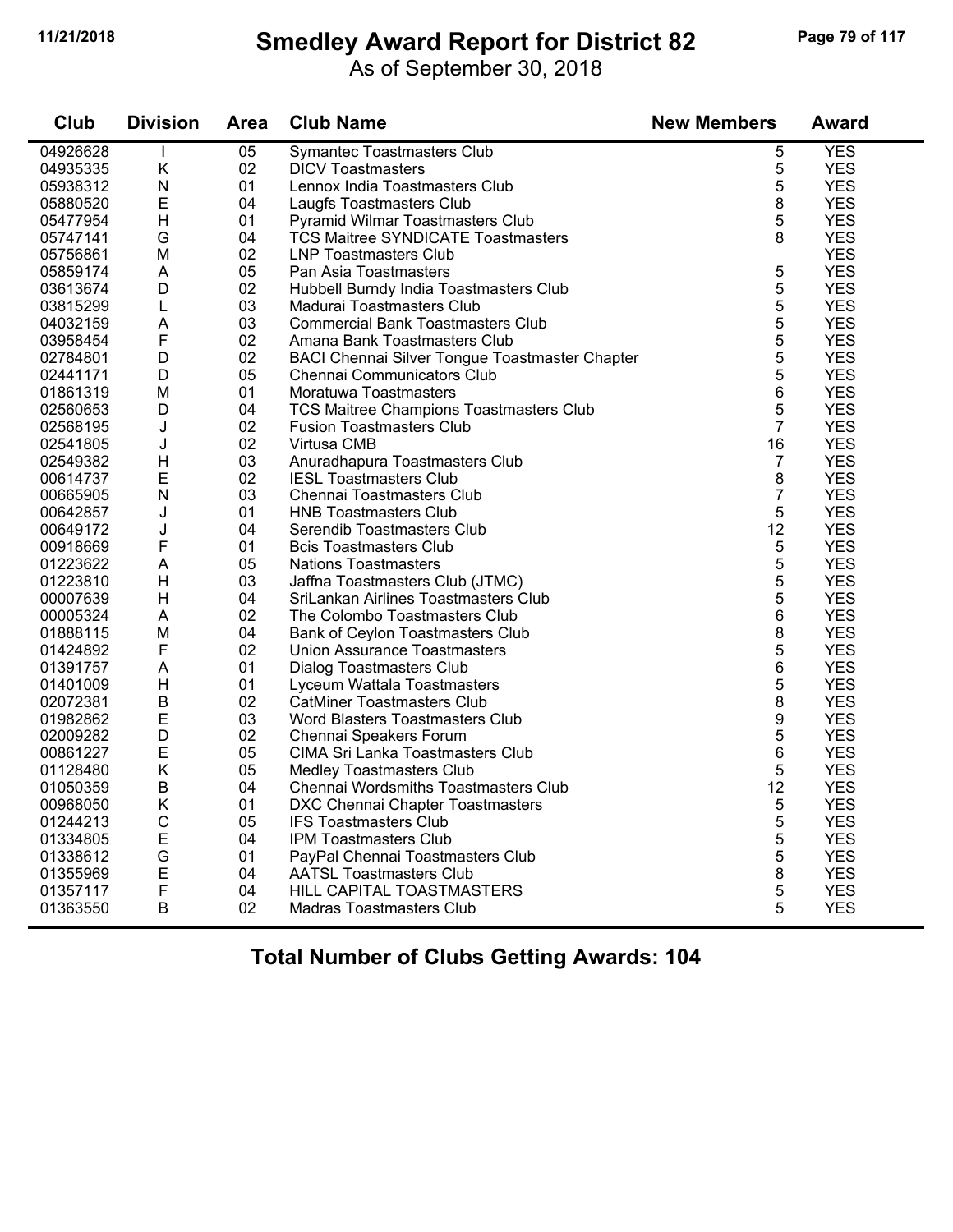# Smedley Award Report for District 82

As of September 30, 2018

| Club | Division | Area | Club Name | New Members | Award |
|---|---|---|---|---|---|
| 04926628 | I | 05 | Symantec Toastmasters Club | 5 | YES |
| 04935335 | K | 02 | DICV Toastmasters | 5 | YES |
| 05938312 | N | 01 | Lennox India Toastmasters Club | 5 | YES |
| 05880520 | E | 04 | Laugfs Toastmasters Club | 8 | YES |
| 05477954 | H | 01 | Pyramid Wilmar Toastmasters Club | 5 | YES |
| 05747141 | G | 04 | TCS Maitree SYNDICATE Toastmasters | 8 | YES |
| 05756861 | M | 02 | LNP Toastmasters Club | | YES |
| 05859174 | A | 05 | Pan Asia Toastmasters | 5 | YES |
| 03613674 | D | 02 | Hubbell Burndy India Toastmasters Club | 5 | YES |
| 03815299 | L | 03 | Madurai Toastmasters Club | 5 | YES |
| 04032159 | A | 03 | Commercial Bank Toastmasters Club | 5 | YES |
| 03958454 | F | 02 | Amana Bank Toastmasters Club | 5 | YES |
| 02784801 | D | 02 | BACI Chennai Silver Tongue Toastmaster Chapter | 5 | YES |
| 02441171 | D | 05 | Chennai Communicators Club | 5 | YES |
| 01861319 | M | 01 | Moratuwa Toastmasters | 6 | YES |
| 02560653 | D | 04 | TCS Maitree Champions Toastmasters Club | 5 | YES |
| 02568195 | J | 02 | Fusion Toastmasters Club | 7 | YES |
| 02541805 | J | 02 | Virtusa CMB | 16 | YES |
| 02549382 | H | 03 | Anuradhapura Toastmasters Club | 7 | YES |
| 00614737 | E | 02 | IESL Toastmasters Club | 8 | YES |
| 00665905 | N | 03 | Chennai Toastmasters Club | 7 | YES |
| 00642857 | J | 01 | HNB Toastmasters Club | 5 | YES |
| 00649172 | J | 04 | Serendib Toastmasters Club | 12 | YES |
| 00918669 | F | 01 | Bcis Toastmasters Club | 5 | YES |
| 01223622 | A | 05 | Nations Toastmasters | 5 | YES |
| 01223810 | H | 03 | Jaffna Toastmasters Club (JTMC) | 5 | YES |
| 00007639 | H | 04 | SriLankan Airlines Toastmasters Club | 5 | YES |
| 00005324 | A | 02 | The Colombo Toastmasters Club | 6 | YES |
| 01888115 | M | 04 | Bank of Ceylon Toastmasters Club | 8 | YES |
| 01424892 | F | 02 | Union Assurance Toastmasters | 5 | YES |
| 01391757 | A | 01 | Dialog Toastmasters Club | 6 | YES |
| 01401009 | H | 01 | Lyceum Wattala Toastmasters | 5 | YES |
| 02072381 | B | 02 | CatMiner Toastmasters Club | 8 | YES |
| 01982862 | E | 03 | Word Blasters Toastmasters Club | 9 | YES |
| 02009282 | D | 02 | Chennai Speakers Forum | 5 | YES |
| 00861227 | E | 05 | CIMA Sri Lanka Toastmasters Club | 6 | YES |
| 01128480 | K | 05 | Medley Toastmasters Club | 5 | YES |
| 01050359 | B | 04 | Chennai Wordsmiths Toastmasters Club | 12 | YES |
| 00968050 | K | 01 | DXC Chennai Chapter Toastmasters | 5 | YES |
| 01244213 | C | 05 | IFS Toastmasters Club | 5 | YES |
| 01334805 | E | 04 | IPM Toastmasters Club | 5 | YES |
| 01338612 | G | 01 | PayPal Chennai Toastmasters Club | 5 | YES |
| 01355969 | E | 04 | AATSL Toastmasters Club | 8 | YES |
| 01357117 | F | 04 | HILL CAPITAL TOASTMASTERS | 5 | YES |
| 01363550 | B | 02 | Madras Toastmasters Club | 5 | YES |

## Total Number of Clubs Getting Awards: 104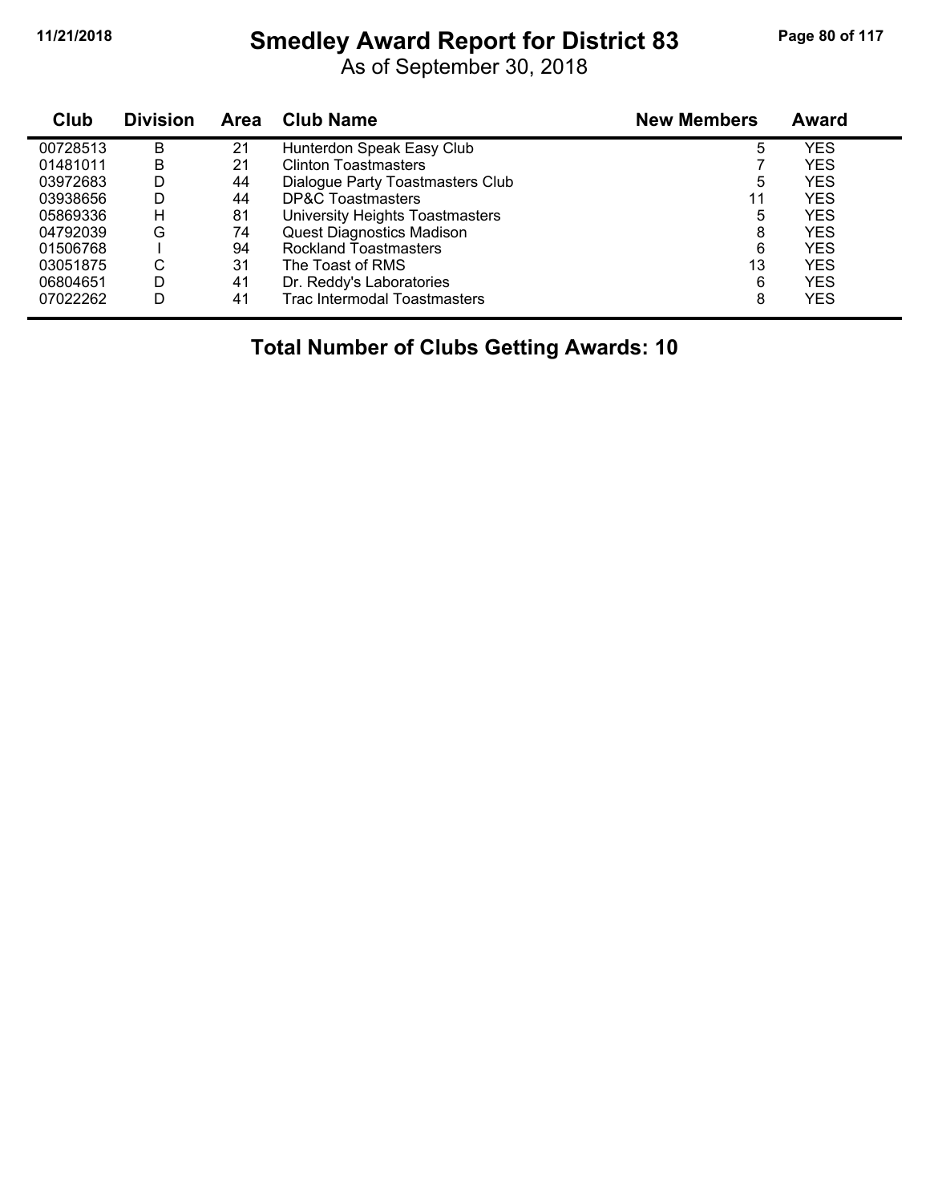# Smedley Award Report for District 83

As of September 30, 2018

| Club | Division | Area | Club Name | New Members | Award |
|---|---|---|---|---|---|
| 00728513 | B | 21 | Hunterdon Speak Easy Club | 5 | YES |
| 01481011 | B | 21 | Clinton Toastmasters | 7 | YES |
| 03972683 | D | 44 | Dialogue Party Toastmasters Club | 5 | YES |
| 03938656 | D | 44 | DP&C Toastmasters | 11 | YES |
| 05869336 | H | 81 | University Heights Toastmasters | 5 | YES |
| 04792039 | G | 74 | Quest Diagnostics Madison | 8 | YES |
| 01506768 | I | 94 | Rockland Toastmasters | 6 | YES |
| 03051875 | C | 31 | The Toast of RMS | 13 | YES |
| 06804651 | D | 41 | Dr. Reddy's Laboratories | 6 | YES |
| 07022262 | D | 41 | Trac Intermodal Toastmasters | 8 | YES |

**Total Number of Clubs Getting Awards: 10**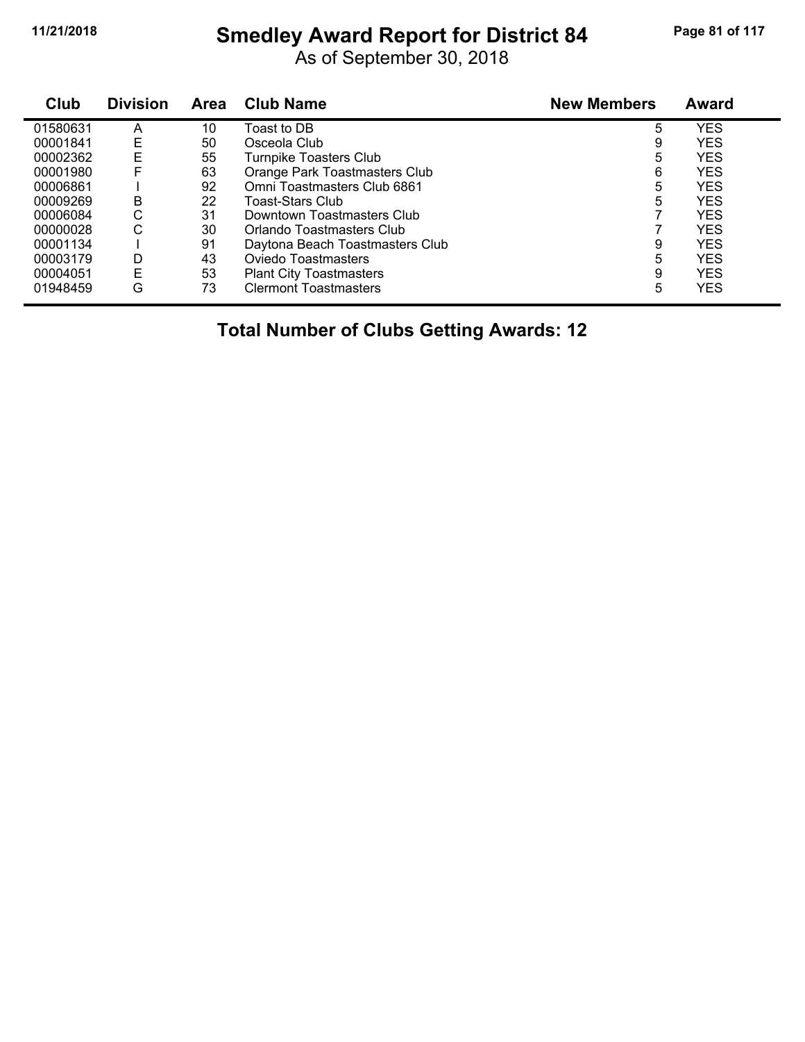# Smedley Award Report for District 84

As of September 30, 2018

| Club | Division | Area | Club Name | New Members | Award |
|---|---|---|---|---|---|
| 01580631 | A | 10 | Toast to DB | 5 | YES |
| 00001841 | E | 50 | Osceola Club | 9 | YES |
| 00002362 | E | 55 | Turnpike Toasters Club | 5 | YES |
| 00001980 | F | 63 | Orange Park Toastmasters Club | 6 | YES |
| 00006861 | I | 92 | Omni Toastmasters Club 6861 | 5 | YES |
| 00009269 | B | 22 | Toast-Stars Club | 5 | YES |
| 00006084 | C | 31 | Downtown Toastmasters Club | 7 | YES |
| 00000028 | C | 30 | Orlando Toastmasters Club | 7 | YES |
| 00001134 | I | 91 | Daytona Beach Toastmasters Club | 9 | YES |
| 00003179 | D | 43 | Oviedo Toastmasters | 5 | YES |
| 00004051 | E | 53 | Plant City Toastmasters | 9 | YES |
| 01948459 | G | 73 | Clermont Toastmasters | 5 | YES |

**Total Number of Clubs Getting Awards: 12**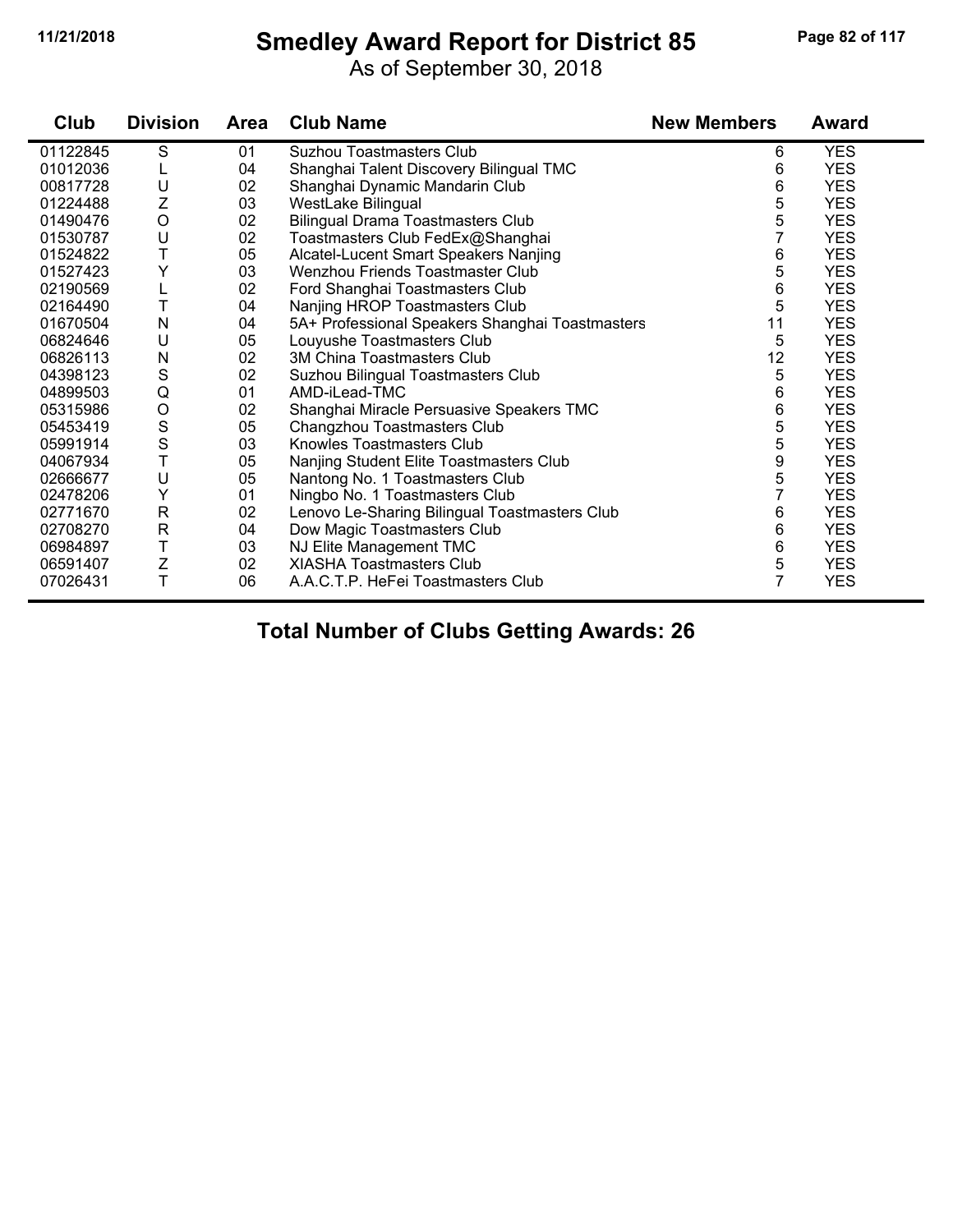# Smedley Award Report for District 85

As of September 30, 2018

| Club | Division | Area | Club Name | New Members | Award |
|---|---|---|---|---|---|
| 01122845 | S | 01 | Suzhou Toastmasters Club | 6 | YES |
| 01012036 | L | 04 | Shanghai Talent Discovery Bilingual TMC | 6 | YES |
| 00817728 | U | 02 | Shanghai Dynamic Mandarin Club | 6 | YES |
| 01224488 | Z | 03 | WestLake Bilingual | 5 | YES |
| 01490476 | O | 02 | Bilingual Drama Toastmasters Club | 5 | YES |
| 01530787 | U | 02 | Toastmasters Club FedEx@Shanghai | 7 | YES |
| 01524822 | T | 05 | Alcatel-Lucent Smart Speakers Nanjing | 6 | YES |
| 01527423 | Y | 03 | Wenzhou Friends Toastmaster Club | 5 | YES |
| 02190569 | L | 02 | Ford Shanghai Toastmasters Club | 6 | YES |
| 02164490 | T | 04 | Nanjing HROP Toastmasters Club | 5 | YES |
| 01670504 | N | 04 | 5A+ Professional Speakers Shanghai Toastmasters | 11 | YES |
| 06824646 | U | 05 | Louyushe Toastmasters Club | 5 | YES |
| 06826113 | N | 02 | 3M China Toastmasters Club | 12 | YES |
| 04398123 | S | 02 | Suzhou Bilingual Toastmasters Club | 5 | YES |
| 04899503 | Q | 01 | AMD-iLead-TMC | 6 | YES |
| 05315986 | O | 02 | Shanghai Miracle Persuasive Speakers TMC | 6 | YES |
| 05453419 | S | 05 | Changzhou Toastmasters Club | 5 | YES |
| 05991914 | S | 03 | Knowles Toastmasters Club | 5 | YES |
| 04067934 | T | 05 | Nanjing Student Elite Toastmasters Club | 9 | YES |
| 02666677 | U | 05 | Nantong No. 1 Toastmasters Club | 5 | YES |
| 02478206 | Y | 01 | Ningbo No. 1 Toastmasters Club | 7 | YES |
| 02771670 | R | 02 | Lenovo Le-Sharing Bilingual Toastmasters Club | 6 | YES |
| 02708270 | R | 04 | Dow Magic Toastmasters Club | 6 | YES |
| 06984897 | T | 03 | NJ Elite Management TMC | 6 | YES |
| 06591407 | Z | 02 | XIASHA Toastmasters Club | 5 | YES |
| 07026431 | T | 06 | A.A.C.T.P. HeFei Toastmasters Club | 7 | YES |

**Total Number of Clubs Getting Awards: 26**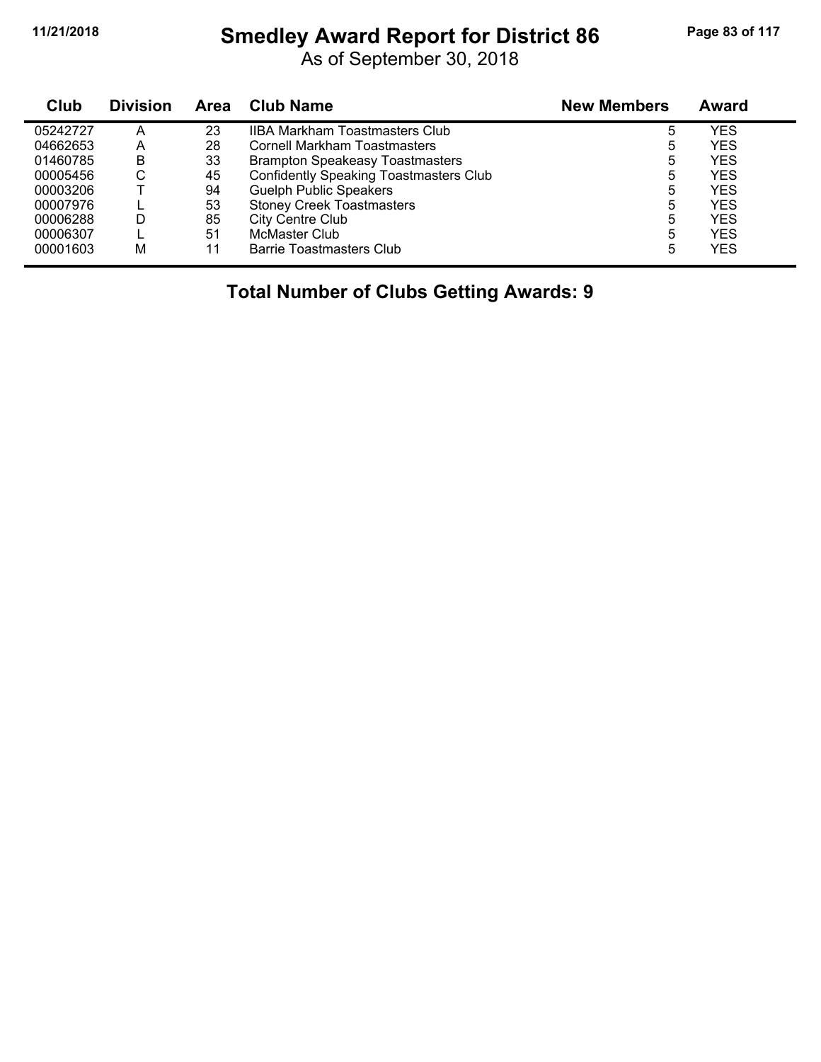# Smedley Award Report for District 86

As of September 30, 2018

| Club | Division | Area | Club Name | New Members | Award |
|---|---|---|---|---|---|
| 05242727 | A | 23 | IIBA Markham Toastmasters Club | 5 | YES |
| 04662653 | A | 28 | Cornell Markham Toastmasters | 5 | YES |
| 01460785 | B | 33 | Brampton Speakeasy Toastmasters | 5 | YES |
| 00005456 | C | 45 | Confidently Speaking Toastmasters Club | 5 | YES |
| 00003206 | T | 94 | Guelph Public Speakers | 5 | YES |
| 00007976 | L | 53 | Stoney Creek Toastmasters | 5 | YES |
| 00006288 | D | 85 | City Centre Club | 5 | YES |
| 00006307 | L | 51 | McMaster Club | 5 | YES |
| 00001603 | M | 11 | Barrie Toastmasters Club | 5 | YES |

**Total Number of Clubs Getting Awards: 9**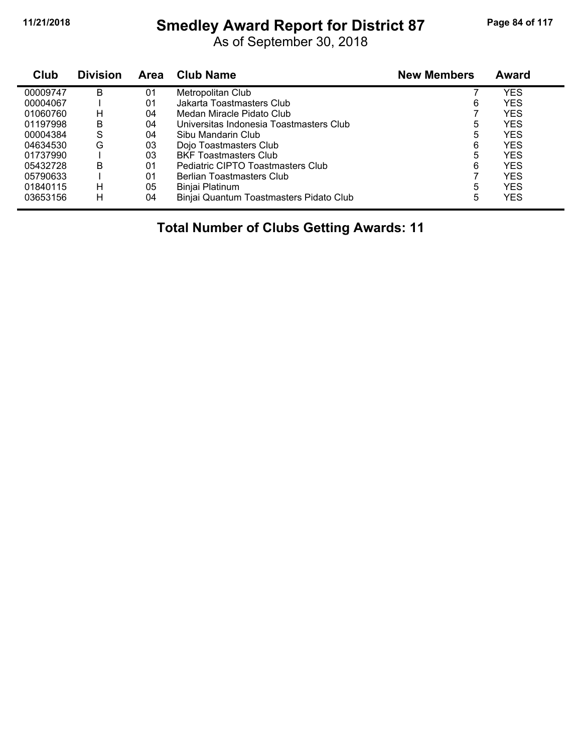# Smedley Award Report for District 87

As of September 30, 2018

| Club | Division | Area | Club Name | New Members | Award |
|---|---|---|---|---|---|
| 00009747 | B | 01 | Metropolitan Club | 7 | YES |
| 00004067 | I | 01 | Jakarta Toastmasters Club | 6 | YES |
| 01060760 | H | 04 | Medan Miracle Pidato Club | 7 | YES |
| 01197998 | B | 04 | Universitas Indonesia Toastmasters Club | 5 | YES |
| 00004384 | S | 04 | Sibu Mandarin Club | 5 | YES |
| 04634530 | G | 03 | Dojo Toastmasters Club | 6 | YES |
| 01737990 | I | 03 | BKF Toastmasters Club | 5 | YES |
| 05432728 | B | 01 | Pediatric CIPTO Toastmasters Club | 6 | YES |
| 05790633 | I | 01 | Berlian Toastmasters Club | 7 | YES |
| 01840115 | H | 05 | Binjai Platinum | 5 | YES |
| 03653156 | H | 04 | Binjai Quantum Toastmasters Pidato Club | 5 | YES |

**Total Number of Clubs Getting Awards: 11**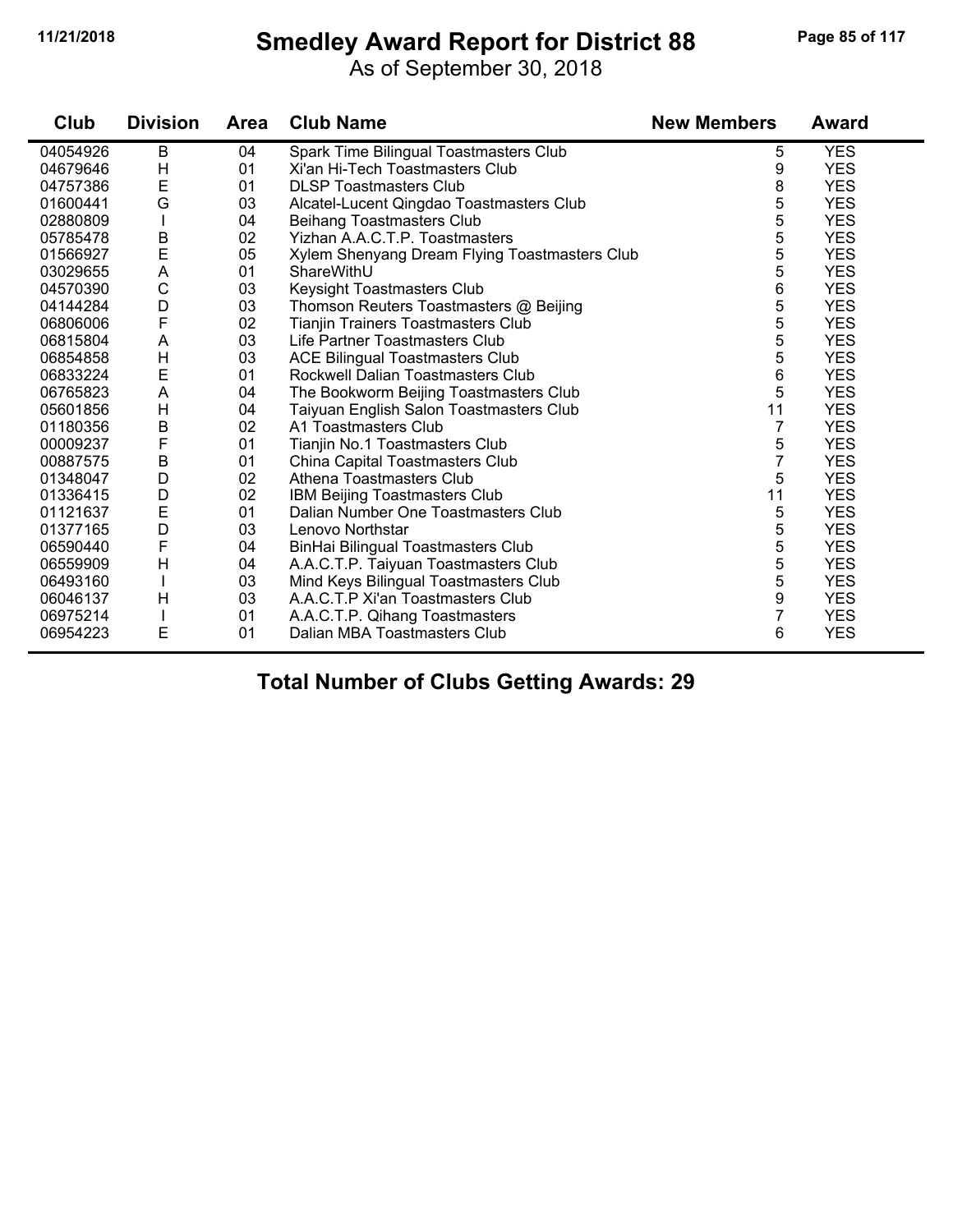# Smedley Award Report for District 88

As of September 30, 2018

| Club | Division | Area | Club Name | New Members | Award |
|---|---|---|---|---|---|
| 04054926 | B | 04 | Spark Time Bilingual Toastmasters Club | 5 | YES |
| 04679646 | H | 01 | Xi'an Hi-Tech Toastmasters Club | 9 | YES |
| 04757386 | E | 01 | DLSP Toastmasters Club | 8 | YES |
| 01600441 | G | 03 | Alcatel-Lucent Qingdao Toastmasters Club | 5 | YES |
| 02880809 | I | 04 | Beihang Toastmasters Club | 5 | YES |
| 05785478 | B | 02 | Yizhan A.A.C.T.P. Toastmasters | 5 | YES |
| 01566927 | E | 05 | Xylem Shenyang Dream Flying Toastmasters Club | 5 | YES |
| 03029655 | A | 01 | ShareWithU | 5 | YES |
| 04570390 | C | 03 | Keysight Toastmasters Club | 6 | YES |
| 04144284 | D | 03 | Thomson Reuters Toastmasters @ Beijing | 5 | YES |
| 06806006 | F | 02 | Tianjin Trainers Toastmasters Club | 5 | YES |
| 06815804 | A | 03 | Life Partner Toastmasters Club | 5 | YES |
| 06854858 | H | 03 | ACE Bilingual Toastmasters Club | 5 | YES |
| 06833224 | E | 01 | Rockwell Dalian Toastmasters Club | 6 | YES |
| 06765823 | A | 04 | The Bookworm Beijing Toastmasters Club | 5 | YES |
| 05601856 | H | 04 | Taiyuan English Salon Toastmasters Club | 11 | YES |
| 01180356 | B | 02 | A1 Toastmasters Club | 7 | YES |
| 00009237 | F | 01 | Tianjin No.1 Toastmasters Club | 5 | YES |
| 00887575 | B | 01 | China Capital Toastmasters Club | 7 | YES |
| 01348047 | D | 02 | Athena Toastmasters Club | 5 | YES |
| 01336415 | D | 02 | IBM Beijing Toastmasters Club | 11 | YES |
| 01121637 | E | 01 | Dalian Number One Toastmasters Club | 5 | YES |
| 01377165 | D | 03 | Lenovo Northstar | 5 | YES |
| 06590440 | F | 04 | BinHai Bilingual Toastmasters Club | 5 | YES |
| 06559909 | H | 04 | A.A.C.T.P. Taiyuan Toastmasters Club | 5 | YES |
| 06493160 | I | 03 | Mind Keys Bilingual Toastmasters Club | 5 | YES |
| 06046137 | H | 03 | A.A.C.T.P Xi'an Toastmasters Club | 9 | YES |
| 06975214 | I | 01 | A.A.C.T.P. Qihang Toastmasters | 7 | YES |
| 06954223 | E | 01 | Dalian MBA Toastmasters Club | 6 | YES |

**Total Number of Clubs Getting Awards: 29**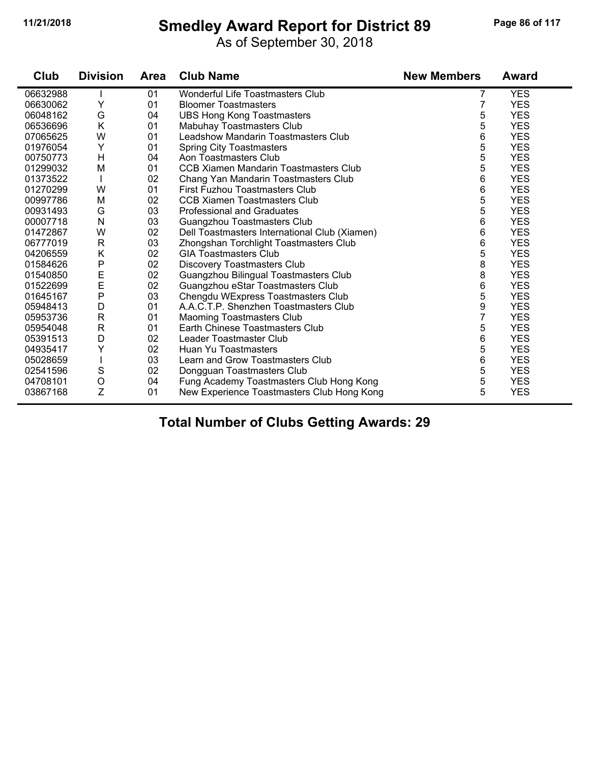# Smedley Award Report for District 89

As of September 30, 2018

| Club | Division | Area | Club Name | New Members | Award |
|---|---|---|---|---|---|
| 06632988 | I | 01 | Wonderful Life Toastmasters Club | 7 | YES |
| 06630062 | Y | 01 | Bloomer Toastmasters | 7 | YES |
| 06048162 | G | 04 | UBS Hong Kong Toastmasters | 5 | YES |
| 06536696 | K | 01 | Mabuhay Toastmasters Club | 5 | YES |
| 07065625 | W | 01 | Leadshow Mandarin Toastmasters Club | 6 | YES |
| 01976054 | Y | 01 | Spring City Toastmasters | 5 | YES |
| 00750773 | H | 04 | Aon Toastmasters Club | 5 | YES |
| 01299032 | M | 01 | CCB Xiamen Mandarin Toastmasters Club | 5 | YES |
| 01373522 | I | 02 | Chang Yan Mandarin Toastmasters Club | 6 | YES |
| 01270299 | W | 01 | First Fuzhou Toastmasters Club | 6 | YES |
| 00997786 | M | 02 | CCB Xiamen Toastmasters Club | 5 | YES |
| 00931493 | G | 03 | Professional and Graduates | 5 | YES |
| 00007718 | N | 03 | Guangzhou Toastmasters Club | 6 | YES |
| 01472867 | W | 02 | Dell Toastmasters International Club (Xiamen) | 6 | YES |
| 06777019 | R | 03 | Zhongshan Torchlight Toastmasters Club | 6 | YES |
| 04206559 | K | 02 | GIA Toastmasters Club | 5 | YES |
| 01584626 | P | 02 | Discovery Toastmasters Club | 8 | YES |
| 01540850 | E | 02 | Guangzhou Bilingual Toastmasters Club | 8 | YES |
| 01522699 | E | 02 | Guangzhou eStar Toastmasters Club | 6 | YES |
| 01645167 | P | 03 | Chengdu WExpress Toastmasters Club | 5 | YES |
| 05948413 | D | 01 | A.A.C.T.P. Shenzhen Toastmasters Club | 9 | YES |
| 05953736 | R | 01 | Maoming Toastmasters Club | 7 | YES |
| 05954048 | R | 01 | Earth Chinese Toastmasters Club | 5 | YES |
| 05391513 | D | 02 | Leader Toastmaster Club | 6 | YES |
| 04935417 | Y | 02 | Huan Yu Toastmasters | 5 | YES |
| 05028659 | I | 03 | Learn and Grow Toastmasters Club | 6 | YES |
| 02541596 | S | 02 | Dongguan Toastmasters Club | 5 | YES |
| 04708101 | O | 04 | Fung Academy Toastmasters Club Hong Kong | 5 | YES |
| 03867168 | Z | 01 | New Experience Toastmasters Club Hong Kong | 5 | YES |

**Total Number of Clubs Getting Awards: 29**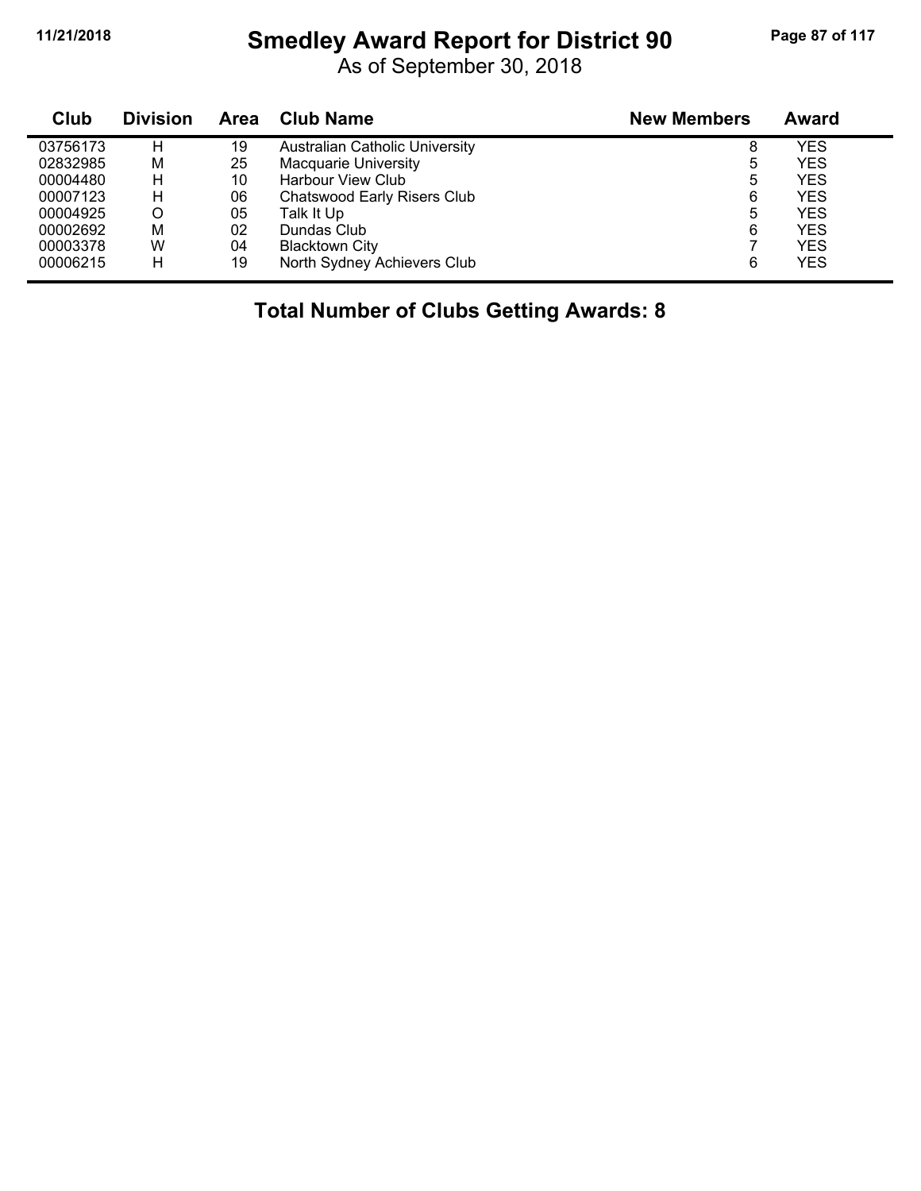# Smedley Award Report for District 90

As of September 30, 2018

| Club | Division | Area | Club Name | New Members | Award |
|---|---|---|---|---|---|
| 03756173 | H | 19 | Australian Catholic University | 8 | YES |
| 02832985 | M | 25 | Macquarie University | 5 | YES |
| 00004480 | H | 10 | Harbour View Club | 5 | YES |
| 00007123 | H | 06 | Chatswood Early Risers Club | 6 | YES |
| 00004925 | O | 05 | Talk It Up | 5 | YES |
| 00002692 | M | 02 | Dundas Club | 6 | YES |
| 00003378 | W | 04 | Blacktown City | 7 | YES |
| 00006215 | H | 19 | North Sydney Achievers Club | 6 | YES |

## Total Number of Clubs Getting Awards: 8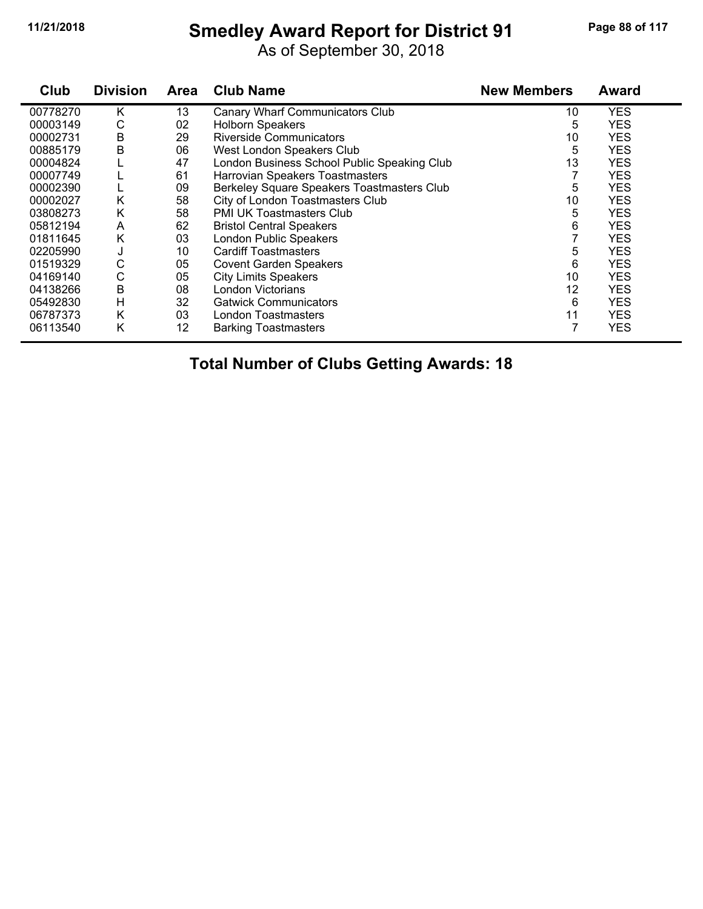# Smedley Award Report for District 91

As of September 30, 2018

| Club | Division | Area | Club Name | New Members | Award |
|---|---|---|---|---|---|
| 00778270 | K | 13 | Canary Wharf Communicators Club | 10 | YES |
| 00003149 | C | 02 | Holborn Speakers | 5 | YES |
| 00002731 | B | 29 | Riverside Communicators | 10 | YES |
| 00885179 | B | 06 | West London Speakers Club | 5 | YES |
| 00004824 | L | 47 | London Business School Public Speaking Club | 13 | YES |
| 00007749 | L | 61 | Harrovian Speakers Toastmasters | 7 | YES |
| 00002390 | L | 09 | Berkeley Square Speakers Toastmasters Club | 5 | YES |
| 00002027 | K | 58 | City of London Toastmasters Club | 10 | YES |
| 03808273 | K | 58 | PMI UK Toastmasters Club | 5 | YES |
| 05812194 | A | 62 | Bristol Central Speakers | 6 | YES |
| 01811645 | K | 03 | London Public Speakers | 7 | YES |
| 02205990 | J | 10 | Cardiff Toastmasters | 5 | YES |
| 01519329 | C | 05 | Covent Garden Speakers | 6 | YES |
| 04169140 | C | 05 | City Limits Speakers | 10 | YES |
| 04138266 | B | 08 | London Victorians | 12 | YES |
| 05492830 | H | 32 | Gatwick Communicators | 6 | YES |
| 06787373 | K | 03 | London Toastmasters | 11 | YES |
| 06113540 | K | 12 | Barking Toastmasters | 7 | YES |

**Total Number of Clubs Getting Awards: 18**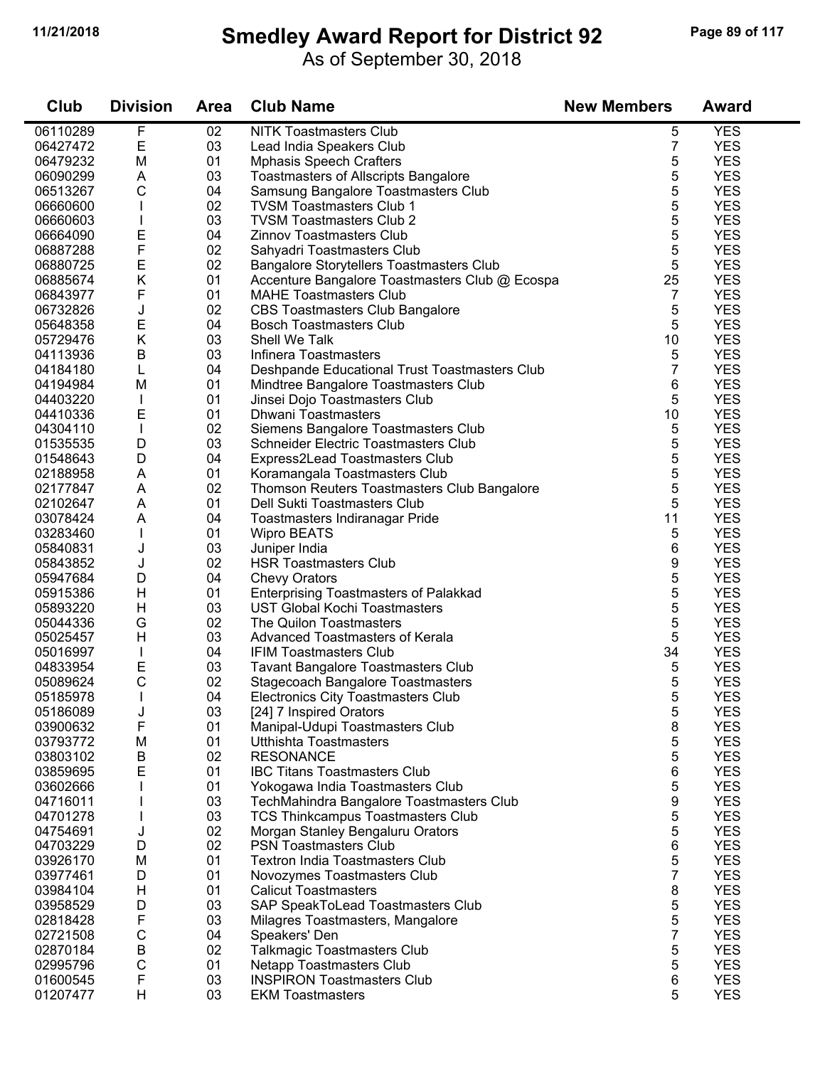# Smedley Award Report for District 92

As of September 30, 2018

| Club | Division | Area | Club Name | New Members | Award |
|---|---|---|---|---|---|
| 06110289 | F | 02 | NITK Toastmasters Club | 5 | YES |
| 06427472 | E | 03 | Lead India Speakers Club | 7 | YES |
| 06479232 | M | 01 | Mphasis Speech Crafters | 5 | YES |
| 06090299 | A | 03 | Toastmasters of Allscripts Bangalore | 5 | YES |
| 06513267 | C | 04 | Samsung Bangalore Toastmasters Club | 5 | YES |
| 06660600 | I | 02 | TVSM Toastmasters Club 1 | 5 | YES |
| 06660603 | I | 03 | TVSM Toastmasters Club 2 | 5 | YES |
| 06664090 | E | 04 | Zinnov Toastmasters Club | 5 | YES |
| 06887288 | F | 02 | Sahyadri Toastmasters Club | 5 | YES |
| 06880725 | E | 02 | Bangalore Storytellers Toastmasters Club | 5 | YES |
| 06885674 | K | 01 | Accenture Bangalore Toastmasters Club @ Ecospa | 25 | YES |
| 06843977 | F | 01 | MAHE Toastmasters Club | 7 | YES |
| 06732826 | J | 02 | CBS Toastmasters Club Bangalore | 5 | YES |
| 05648358 | E | 04 | Bosch Toastmasters Club | 5 | YES |
| 05729476 | K | 03 | Shell We Talk | 10 | YES |
| 04113936 | B | 03 | Infinera Toastmasters | 5 | YES |
| 04184180 | L | 04 | Deshpande Educational Trust Toastmasters Club | 7 | YES |
| 04194984 | M | 01 | Mindtree Bangalore Toastmasters Club | 6 | YES |
| 04403220 | I | 01 | Jinsei Dojo Toastmasters Club | 5 | YES |
| 04410336 | E | 01 | Dhwani Toastmasters | 10 | YES |
| 04304110 | I | 02 | Siemens Bangalore Toastmasters Club | 5 | YES |
| 01535535 | D | 03 | Schneider Electric Toastmasters Club | 5 | YES |
| 01548643 | D | 04 | Express2Lead Toastmasters Club | 5 | YES |
| 02188958 | A | 01 | Koramangala Toastmasters Club | 5 | YES |
| 02177847 | A | 02 | Thomson Reuters Toastmasters Club Bangalore | 5 | YES |
| 02102647 | A | 01 | Dell Sukti Toastmasters Club | 5 | YES |
| 03078424 | A | 04 | Toastmasters Indiranagar Pride | 11 | YES |
| 03283460 | I | 01 | Wipro BEATS | 5 | YES |
| 05840831 | J | 03 | Juniper India | 6 | YES |
| 05843852 | J | 02 | HSR Toastmasters Club | 9 | YES |
| 05947684 | D | 04 | Chevy Orators | 5 | YES |
| 05915386 | H | 01 | Enterprising Toastmasters of Palakkad | 5 | YES |
| 05893220 | H | 03 | UST Global Kochi Toastmasters | 5 | YES |
| 05044336 | G | 02 | The Quilon Toastmasters | 5 | YES |
| 05025457 | H | 03 | Advanced Toastmasters of Kerala | 5 | YES |
| 05016997 | I | 04 | IFIM Toastmasters Club | 34 | YES |
| 04833954 | E | 03 | Tavant Bangalore Toastmasters Club | 5 | YES |
| 05089624 | C | 02 | Stagecoach Bangalore Toastmasters | 5 | YES |
| 05185978 | I | 04 | Electronics City Toastmasters Club | 5 | YES |
| 05186089 | J | 03 | [24] 7 Inspired Orators | 5 | YES |
| 03900632 | F | 01 | Manipal-Udupi Toastmasters Club | 8 | YES |
| 03793772 | M | 01 | Utthishta Toastmasters | 5 | YES |
| 03803102 | B | 02 | RESONANCE | 5 | YES |
| 03859695 | E | 01 | IBC Titans Toastmasters Club | 6 | YES |
| 03602666 | I | 01 | Yokogawa India Toastmasters Club | 5 | YES |
| 04716011 | I | 03 | TechMahindra Bangalore Toastmasters Club | 9 | YES |
| 04701278 | I | 03 | TCS Thinkcampus Toastmasters Club | 5 | YES |
| 04754691 | J | 02 | Morgan Stanley Bengaluru Orators | 5 | YES |
| 04703229 | D | 02 | PSN Toastmasters Club | 6 | YES |
| 03926170 | M | 01 | Textron India Toastmasters Club | 5 | YES |
| 03977461 | D | 01 | Novozymes Toastmasters Club | 7 | YES |
| 03984104 | H | 01 | Calicut Toastmasters | 8 | YES |
| 03958529 | D | 03 | SAP SpeakToLead Toastmasters Club | 5 | YES |
| 02818428 | F | 03 | Milagres Toastmasters, Mangalore | 5 | YES |
| 02721508 | C | 04 | Speakers' Den | 7 | YES |
| 02870184 | B | 02 | Talkmagic Toastmasters Club | 5 | YES |
| 02995796 | C | 01 | Netapp Toastmasters Club | 5 | YES |
| 01600545 | F | 03 | INSPIRON Toastmasters Club | 6 | YES |
| 01207477 | H | 03 | EKM Toastmasters | 5 | YES |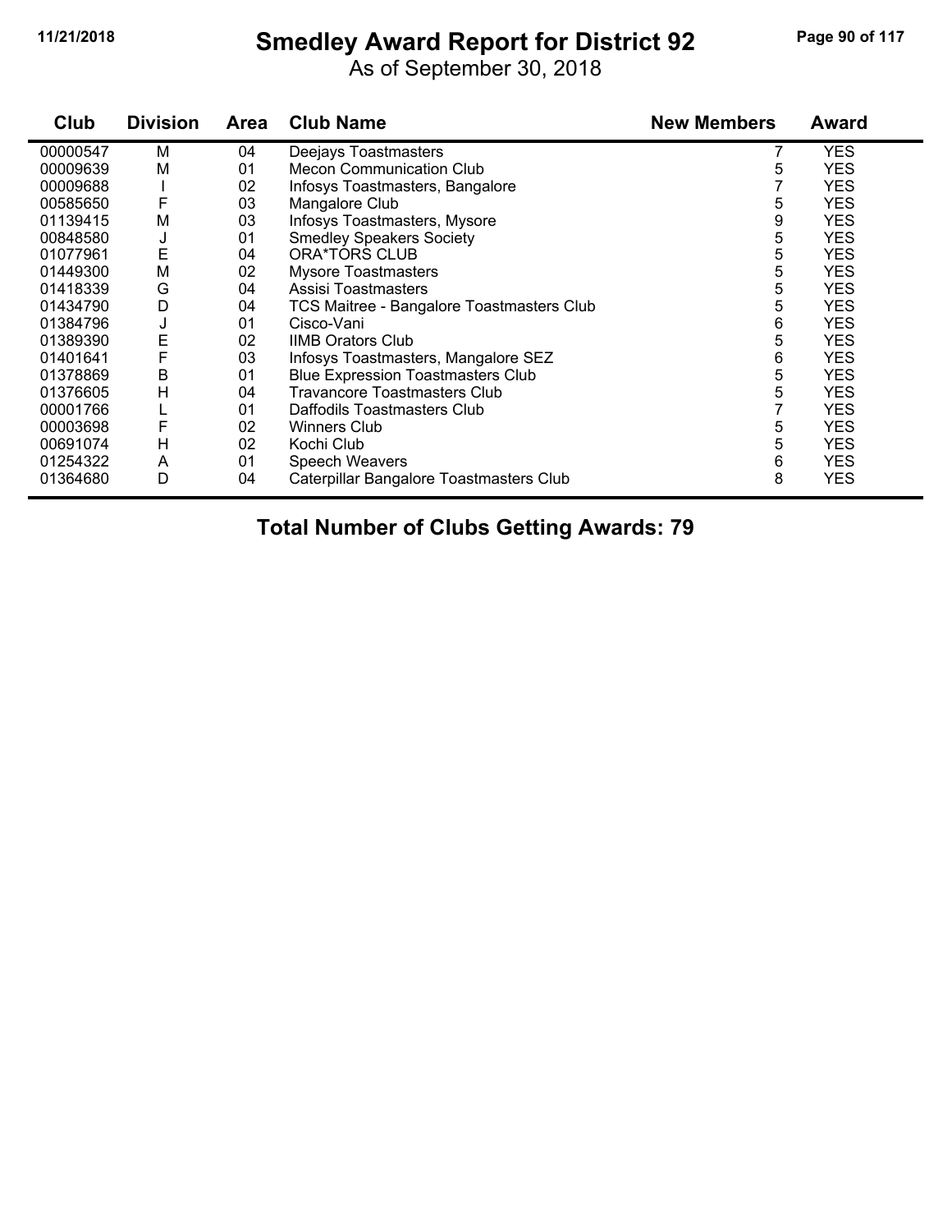# Smedley Award Report for District 92

As of September 30, 2018

| Club | Division | Area | Club Name | New Members | Award |
|---|---|---|---|---|---|
| 00000547 | M | 04 | Deejays Toastmasters | 7 | YES |
| 00009639 | M | 01 | Mecon Communication Club | 5 | YES |
| 00009688 | I | 02 | Infosys Toastmasters, Bangalore | 7 | YES |
| 00585650 | F | 03 | Mangalore Club | 5 | YES |
| 01139415 | M | 03 | Infosys Toastmasters, Mysore | 9 | YES |
| 00848580 | J | 01 | Smedley Speakers Society | 5 | YES |
| 01077961 | E | 04 | ORA*TORS CLUB | 5 | YES |
| 01449300 | M | 02 | Mysore Toastmasters | 5 | YES |
| 01418339 | G | 04 | Assisi Toastmasters | 5 | YES |
| 01434790 | D | 04 | TCS Maitree - Bangalore Toastmasters Club | 5 | YES |
| 01384796 | J | 01 | Cisco-Vani | 6 | YES |
| 01389390 | E | 02 | IIMB Orators Club | 5 | YES |
| 01401641 | F | 03 | Infosys Toastmasters, Mangalore SEZ | 6 | YES |
| 01378869 | B | 01 | Blue Expression Toastmasters Club | 5 | YES |
| 01376605 | H | 04 | Travancore Toastmasters Club | 5 | YES |
| 00001766 | L | 01 | Daffodils Toastmasters Club | 7 | YES |
| 00003698 | F | 02 | Winners Club | 5 | YES |
| 00691074 | H | 02 | Kochi Club | 5 | YES |
| 01254322 | A | 01 | Speech Weavers | 6 | YES |
| 01364680 | D | 04 | Caterpillar Bangalore Toastmasters Club | 8 | YES |

**Total Number of Clubs Getting Awards: 79**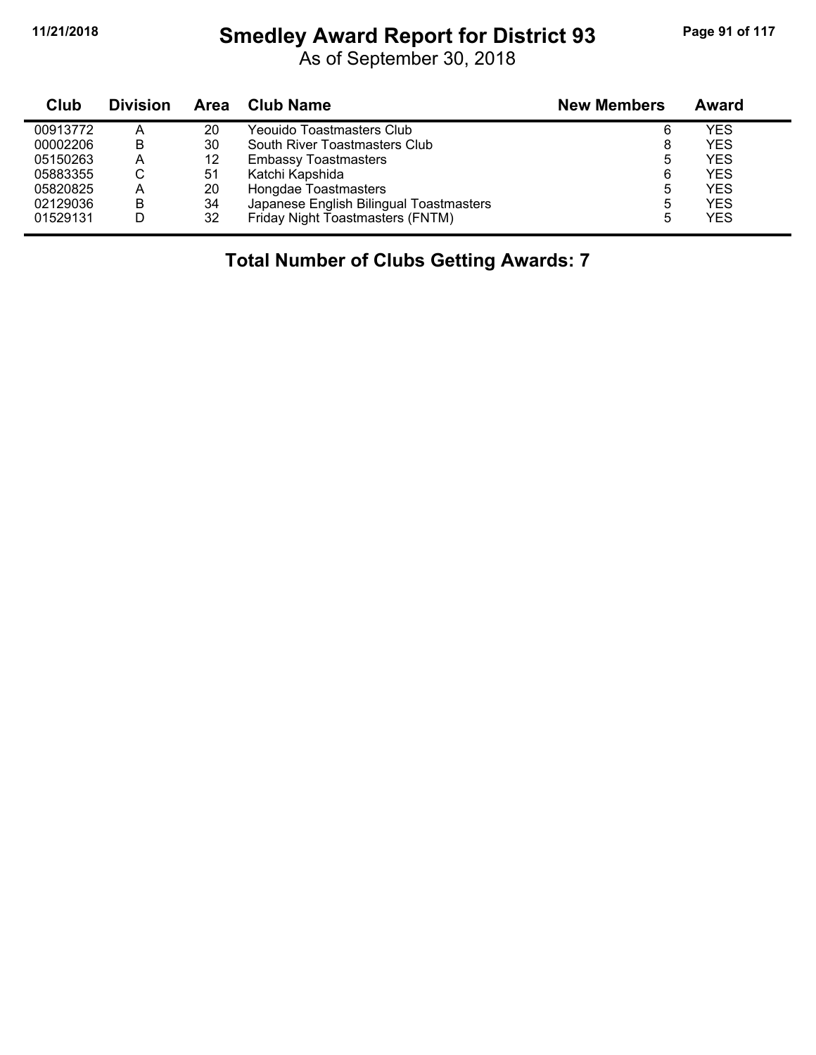# Smedley Award Report for District 93

As of September 30, 2018

| Club | Division | Area | Club Name | New Members | Award |
|---|---|---|---|---|---|
| 00913772 | A | 20 | Yeouido Toastmasters Club | 6 | YES |
| 00002206 | B | 30 | South River Toastmasters Club | 8 | YES |
| 05150263 | A | 12 | Embassy Toastmasters | 5 | YES |
| 05883355 | C | 51 | Katchi Kapshida | 6 | YES |
| 05820825 | A | 20 | Hongdae Toastmasters | 5 | YES |
| 02129036 | B | 34 | Japanese English Bilingual Toastmasters | 5 | YES |
| 01529131 | D | 32 | Friday Night Toastmasters (FNTM) | 5 | YES |

**Total Number of Clubs Getting Awards: 7**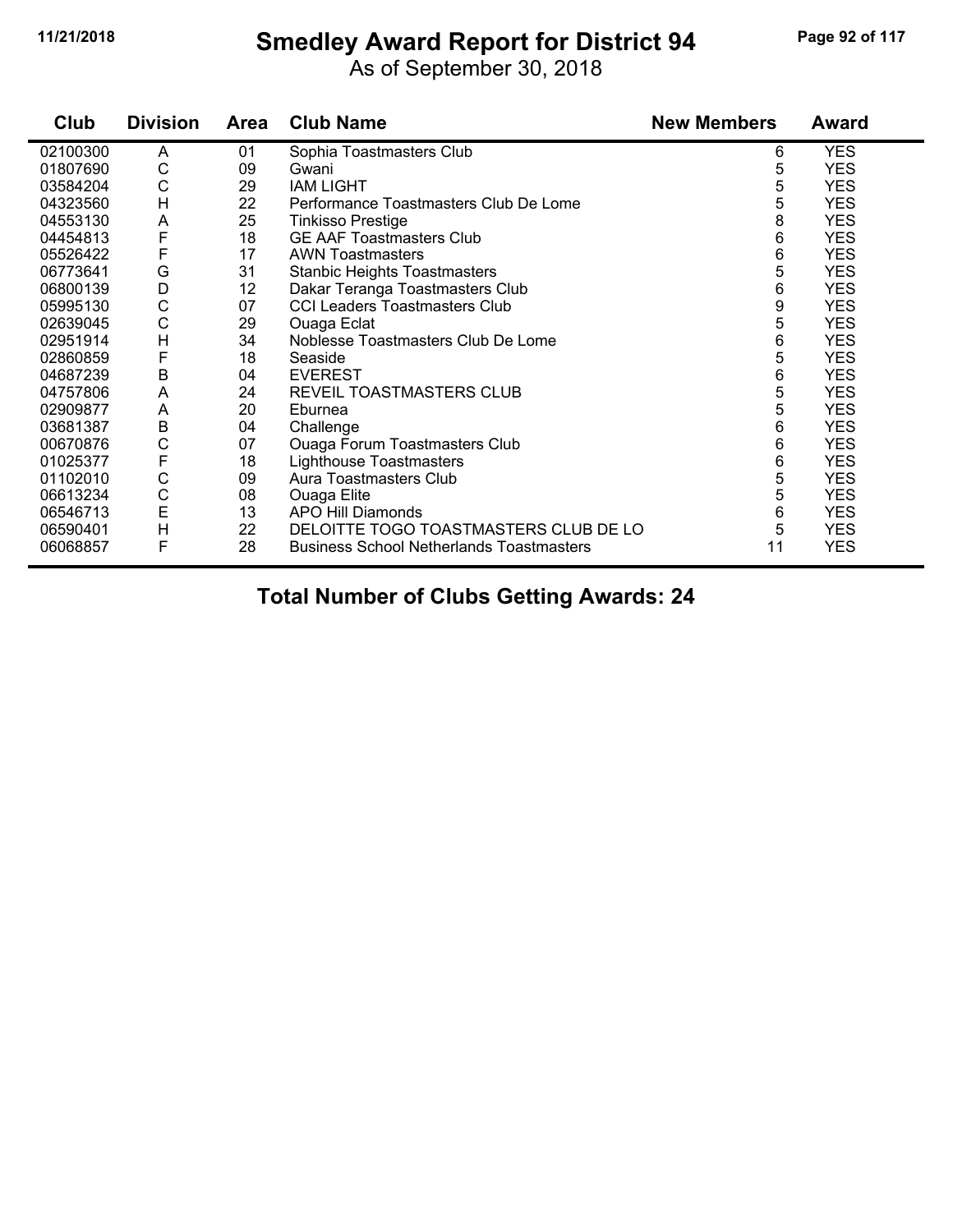# Smedley Award Report for District 94

As of September 30, 2018

| Club | Division | Area | Club Name | New Members | Award |
|---|---|---|---|---|---|
| 02100300 | A | 01 | Sophia Toastmasters Club | 6 | YES |
| 01807690 | C | 09 | Gwani | 5 | YES |
| 03584204 | C | 29 | IAM LIGHT | 5 | YES |
| 04323560 | H | 22 | Performance Toastmasters Club De Lome | 5 | YES |
| 04553130 | A | 25 | Tinkisso Prestige | 8 | YES |
| 04454813 | F | 18 | GE AAF Toastmasters Club | 6 | YES |
| 05526422 | F | 17 | AWN Toastmasters | 6 | YES |
| 06773641 | G | 31 | Stanbic Heights Toastmasters | 5 | YES |
| 06800139 | D | 12 | Dakar Teranga Toastmasters Club | 6 | YES |
| 05995130 | C | 07 | CCI Leaders Toastmasters Club | 9 | YES |
| 02639045 | C | 29 | Ouaga Eclat | 5 | YES |
| 02951914 | H | 34 | Noblesse Toastmasters Club De Lome | 6 | YES |
| 02860859 | F | 18 | Seaside | 5 | YES |
| 04687239 | B | 04 | EVEREST | 6 | YES |
| 04757806 | A | 24 | REVEIL TOASTMASTERS CLUB | 5 | YES |
| 02909877 | A | 20 | Eburnea | 5 | YES |
| 03681387 | B | 04 | Challenge | 6 | YES |
| 00670876 | C | 07 | Ouaga Forum Toastmasters Club | 6 | YES |
| 01025377 | F | 18 | Lighthouse Toastmasters | 6 | YES |
| 01102010 | C | 09 | Aura Toastmasters Club | 5 | YES |
| 06613234 | C | 08 | Ouaga Elite | 5 | YES |
| 06546713 | E | 13 | APO Hill Diamonds | 6 | YES |
| 06590401 | H | 22 | DELOITTE TOGO TOASTMASTERS CLUB DE LO | 5 | YES |
| 06068857 | F | 28 | Business School Netherlands Toastmasters | 11 | YES |

## Total Number of Clubs Getting Awards: 24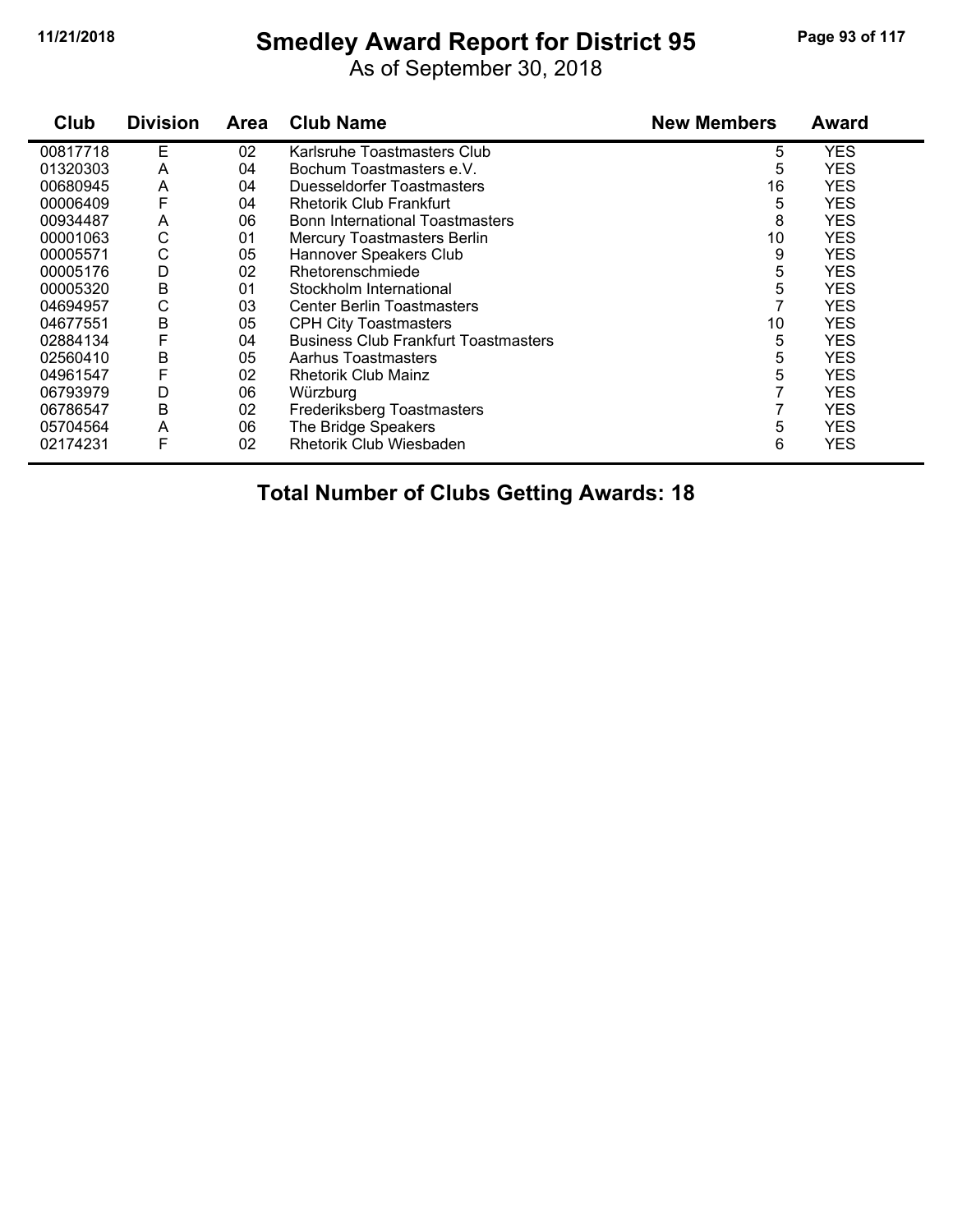# Smedley Award Report for District 95

As of September 30, 2018

| Club | Division | Area | Club Name | New Members | Award |
|---|---|---|---|---|---|
| 00817718 | E | 02 | Karlsruhe Toastmasters Club | 5 | YES |
| 01320303 | A | 04 | Bochum Toastmasters e.V. | 5 | YES |
| 00680945 | A | 04 | Duesseldorfer Toastmasters | 16 | YES |
| 00006409 | F | 04 | Rhetorik Club Frankfurt | 5 | YES |
| 00934487 | A | 06 | Bonn International Toastmasters | 8 | YES |
| 00001063 | C | 01 | Mercury Toastmasters Berlin | 10 | YES |
| 00005571 | C | 05 | Hannover Speakers Club | 9 | YES |
| 00005176 | D | 02 | Rhetorenschmiede | 5 | YES |
| 00005320 | B | 01 | Stockholm International | 5 | YES |
| 04694957 | C | 03 | Center Berlin Toastmasters | 7 | YES |
| 04677551 | B | 05 | CPH City Toastmasters | 10 | YES |
| 02884134 | F | 04 | Business Club Frankfurt Toastmasters | 5 | YES |
| 02560410 | B | 05 | Aarhus Toastmasters | 5 | YES |
| 04961547 | F | 02 | Rhetorik Club Mainz | 5 | YES |
| 06793979 | D | 06 | Würzburg | 7 | YES |
| 06786547 | B | 02 | Frederiksberg Toastmasters | 7 | YES |
| 05704564 | A | 06 | The Bridge Speakers | 5 | YES |
| 02174231 | F | 02 | Rhetorik Club Wiesbaden | 6 | YES |

**Total Number of Clubs Getting Awards: 18**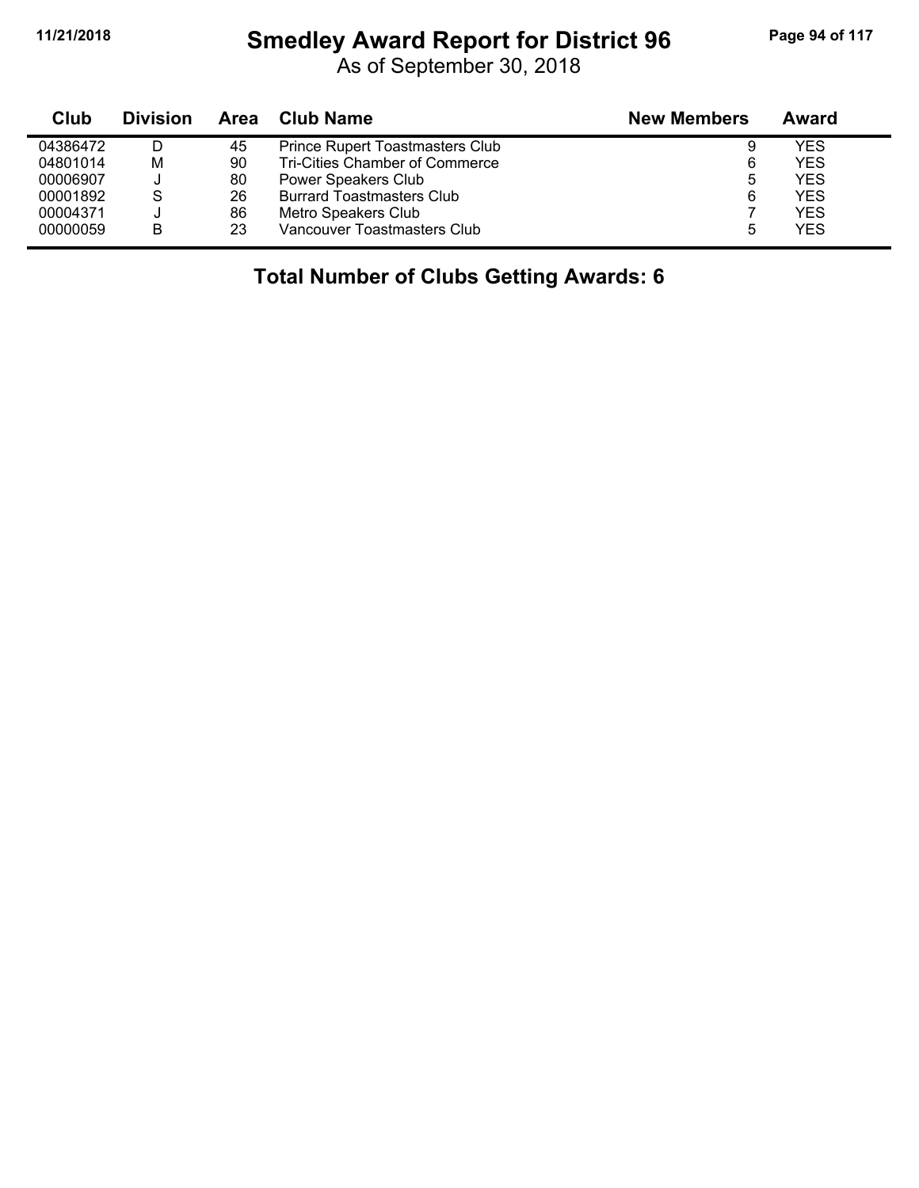# Smedley Award Report for District 96

As of September 30, 2018

| Club | Division | Area | Club Name | New Members | Award |
|---|---|---|---|---|---|
| 04386472 | D | 45 | Prince Rupert Toastmasters Club | 9 | YES |
| 04801014 | M | 90 | Tri-Cities Chamber of Commerce | 6 | YES |
| 00006907 | J | 80 | Power Speakers Club | 5 | YES |
| 00001892 | S | 26 | Burrard Toastmasters Club | 6 | YES |
| 00004371 | J | 86 | Metro Speakers Club | 7 | YES |
| 00000059 | B | 23 | Vancouver Toastmasters Club | 5 | YES |

## Total Number of Clubs Getting Awards: 6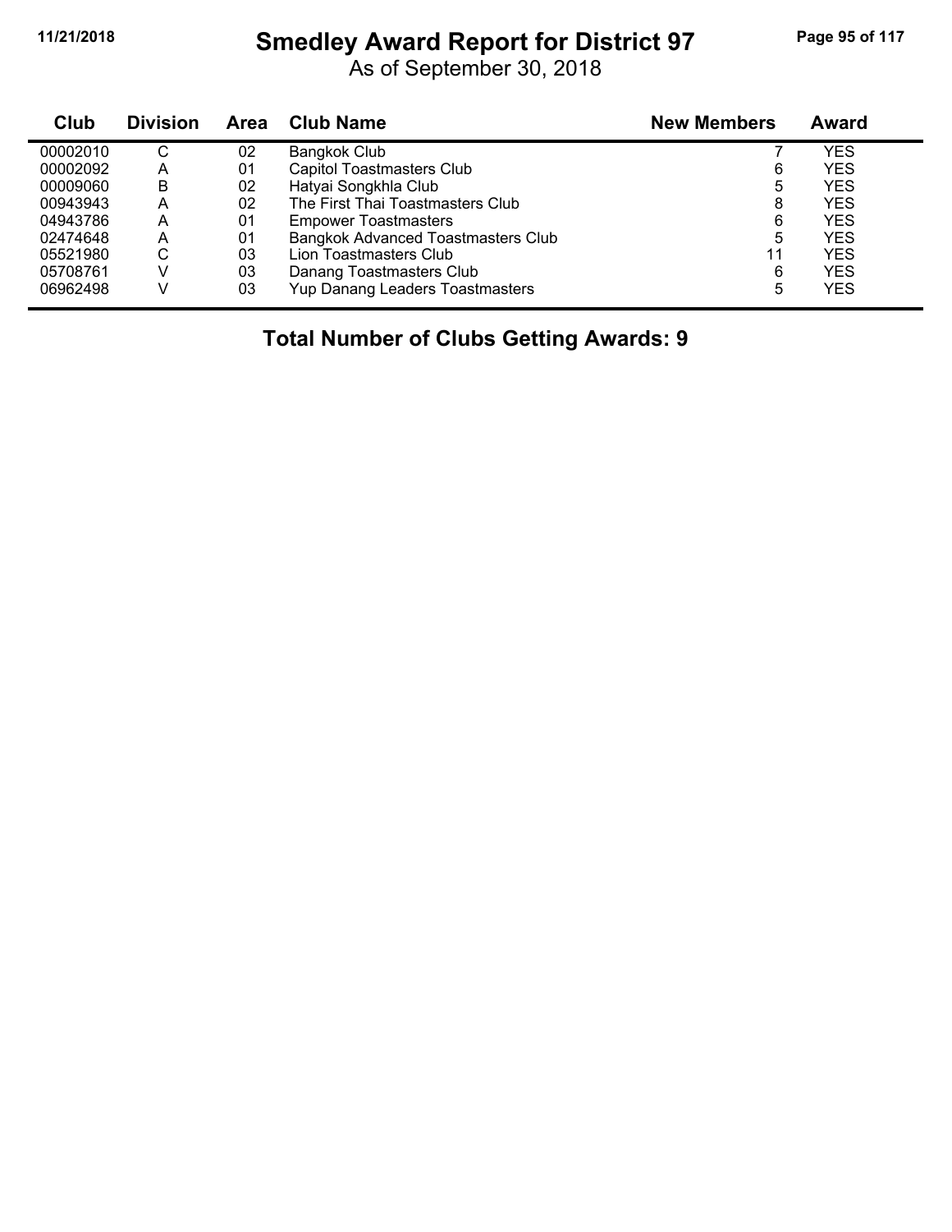# Smedley Award Report for District 97

As of September 30, 2018

| Club | Division | Area | Club Name | New Members | Award |
|---|---|---|---|---|---|
| 00002010 | C | 02 | Bangkok Club | 7 | YES |
| 00002092 | A | 01 | Capitol Toastmasters Club | 6 | YES |
| 00009060 | B | 02 | Hatyai Songkhla Club | 5 | YES |
| 00943943 | A | 02 | The First Thai Toastmasters Club | 8 | YES |
| 04943786 | A | 01 | Empower Toastmasters | 6 | YES |
| 02474648 | A | 01 | Bangkok Advanced Toastmasters Club | 5 | YES |
| 05521980 | C | 03 | Lion Toastmasters Club | 11 | YES |
| 05708761 | V | 03 | Danang Toastmasters Club | 6 | YES |
| 06962498 | V | 03 | Yup Danang Leaders Toastmasters | 5 | YES |

**Total Number of Clubs Getting Awards: 9**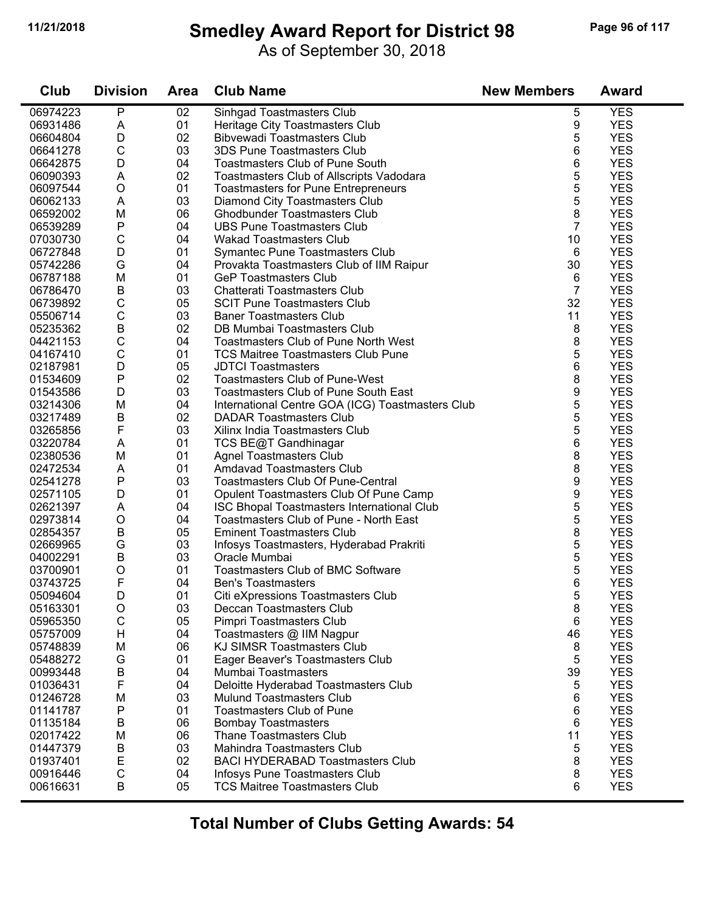# Smedley Award Report for District 98

As of September 30, 2018

| Club | Division | Area | Club Name | New Members | Award |
|---|---|---|---|---|---|
| 06974223 | P | 02 | Sinhgad Toastmasters Club | 5 | YES |
| 06931486 | A | 01 | Heritage City Toastmasters Club | 9 | YES |
| 06604804 | D | 02 | Bibvewadi Toastmasters Club | 5 | YES |
| 06641278 | C | 03 | 3DS Pune Toastmasters Club | 6 | YES |
| 06642875 | D | 04 | Toastmasters Club of Pune South | 6 | YES |
| 06090393 | A | 02 | Toastmasters Club of Allscripts Vadodara | 5 | YES |
| 06097544 | O | 01 | Toastmasters for Pune Entrepreneurs | 5 | YES |
| 06062133 | A | 03 | Diamond City Toastmasters Club | 5 | YES |
| 06592002 | M | 06 | Ghodbunder Toastmasters Club | 8 | YES |
| 06539289 | P | 04 | UBS Pune Toastmasters Club | 7 | YES |
| 07030730 | C | 04 | Wakad Toastmasters Club | 10 | YES |
| 06727848 | D | 01 | Symantec Pune Toastmasters Club | 6 | YES |
| 05742286 | G | 04 | Provakta Toastmasters Club of IIM Raipur | 30 | YES |
| 06787188 | M | 01 | GeP Toastmasters Club | 6 | YES |
| 06786470 | B | 03 | Chatterati Toastmasters Club | 7 | YES |
| 06739892 | C | 05 | SCIT Pune Toastmasters Club | 32 | YES |
| 05506714 | C | 03 | Baner Toastmasters Club | 11 | YES |
| 05235362 | B | 02 | DB Mumbai Toastmasters Club | 8 | YES |
| 04421153 | C | 04 | Toastmasters Club of Pune North West | 8 | YES |
| 04167410 | C | 01 | TCS Maitree Toastmasters Club Pune | 5 | YES |
| 02187981 | D | 05 | JDTCI Toastmasters | 6 | YES |
| 01534609 | P | 02 | Toastmasters Club of Pune-West | 8 | YES |
| 01543586 | D | 03 | Toastmasters Club of Pune South East | 9 | YES |
| 03214306 | M | 04 | International Centre GOA (ICG) Toastmasters Club | 5 | YES |
| 03217489 | B | 02 | DADAR Toastmasters Club | 5 | YES |
| 03265856 | F | 03 | Xilinx India Toastmasters Club | 5 | YES |
| 03220784 | A | 01 | TCS BE@T Gandhinagar | 6 | YES |
| 02380536 | M | 01 | Agnel Toastmasters Club | 8 | YES |
| 02472534 | A | 01 | Amdavad Toastmasters Club | 8 | YES |
| 02541278 | P | 03 | Toastmasters Club Of Pune-Central | 9 | YES |
| 02571105 | D | 01 | Opulent Toastmasters Club Of Pune Camp | 9 | YES |
| 02621397 | A | 04 | ISC Bhopal Toastmasters International Club | 5 | YES |
| 02973814 | O | 04 | Toastmasters Club of Pune - North East | 5 | YES |
| 02854357 | B | 05 | Eminent Toastmasters Club | 8 | YES |
| 02669965 | G | 03 | Infosys Toastmasters, Hyderabad Prakriti | 5 | YES |
| 04002291 | B | 03 | Oracle Mumbai | 5 | YES |
| 03700901 | O | 01 | Toastmasters Club of BMC Software | 5 | YES |
| 03743725 | F | 04 | Ben's Toastmasters | 6 | YES |
| 05094604 | D | 01 | Citi eXpressions Toastmasters Club | 5 | YES |
| 05163301 | O | 03 | Deccan Toastmasters Club | 8 | YES |
| 05965350 | C | 05 | Pimpri Toastmasters Club | 6 | YES |
| 05757009 | H | 04 | Toastmasters @ IIM Nagpur | 46 | YES |
| 05748839 | M | 06 | KJ SIMSR Toastmasters Club | 8 | YES |
| 05488272 | G | 01 | Eager Beaver's Toastmasters Club | 5 | YES |
| 00993448 | B | 04 | Mumbai Toastmasters | 39 | YES |
| 01036431 | F | 04 | Deloitte Hyderabad Toastmasters Club | 5 | YES |
| 01246728 | M | 03 | Mulund Toastmasters Club | 6 | YES |
| 01141787 | P | 01 | Toastmasters Club of Pune | 6 | YES |
| 01135184 | B | 06 | Bombay Toastmasters | 6 | YES |
| 02017422 | M | 06 | Thane Toastmasters Club | 11 | YES |
| 01447379 | B | 03 | Mahindra Toastmasters Club | 5 | YES |
| 01937401 | E | 02 | BACI HYDERABAD Toastmasters Club | 8 | YES |
| 00916446 | C | 04 | Infosys Pune Toastmasters Club | 8 | YES |
| 00616631 | B | 05 | TCS Maitree Toastmasters Club | 6 | YES |

**Total Number of Clubs Getting Awards: 54**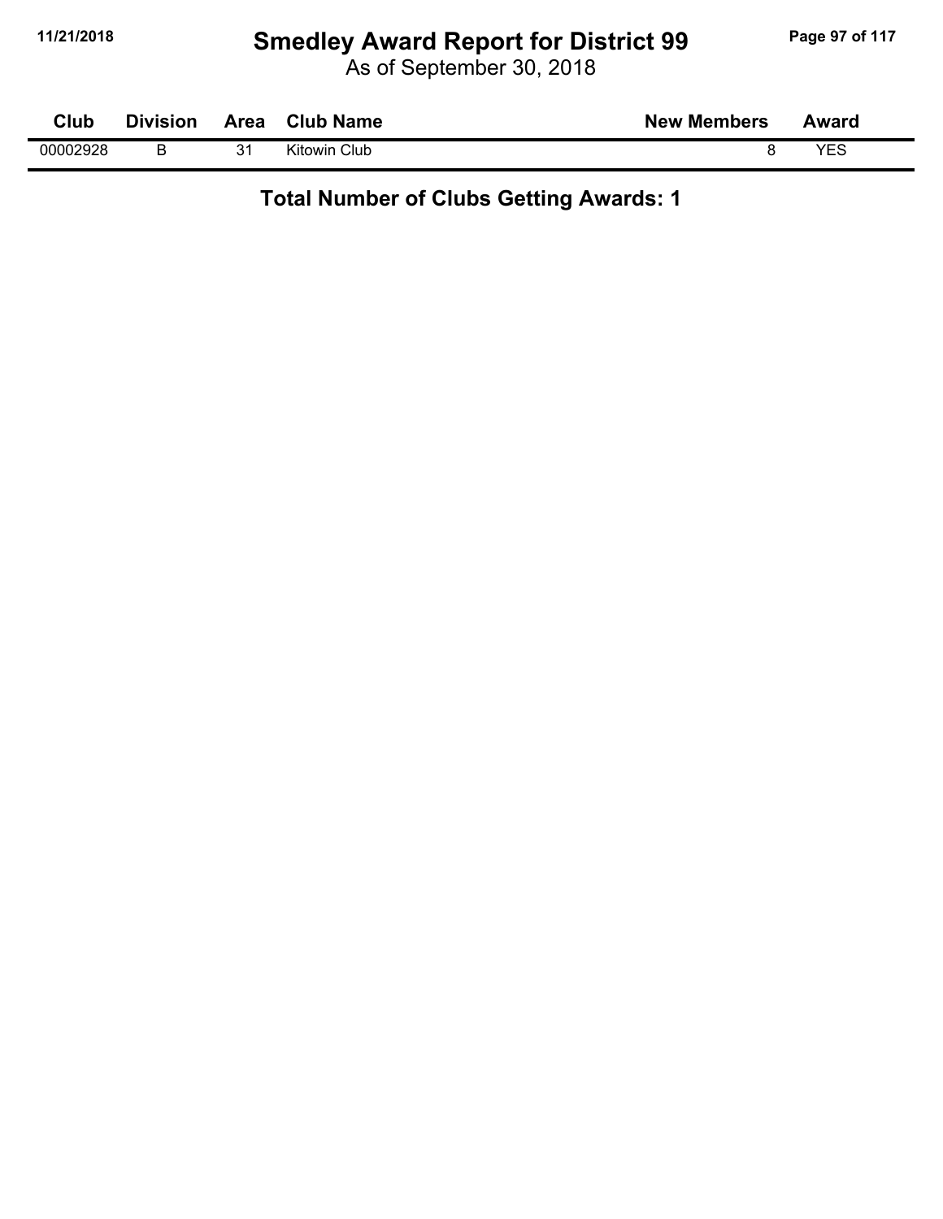# Smedley Award Report for District 99

As of September 30, 2018

| Club | Division | Area | Club Name | New Members | Award |
|---|---|---|---|---|---|
| 00002928 | B | 31 | Kitowin Club | 8 | YES |

**Total Number of Clubs Getting Awards: 1**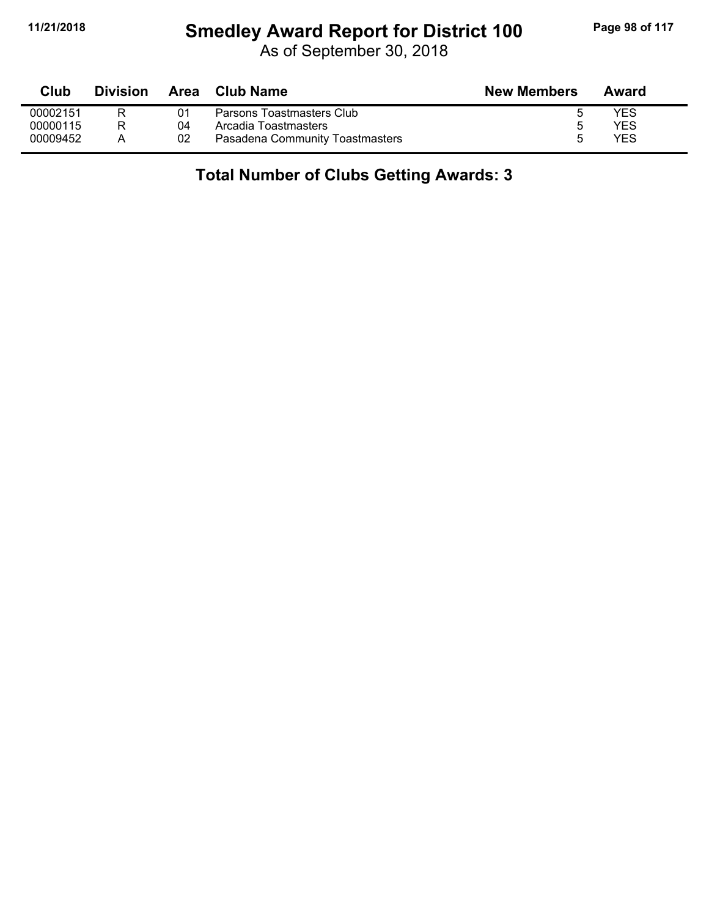# Smedley Award Report for District 100

As of September 30, 2018

| Club | Division | Area | Club Name | New Members | Award |
|---|---|---|---|---|---|
| 00002151 | R | 01 | Parsons Toastmasters Club | 5 | YES |
| 00000115 | R | 04 | Arcadia Toastmasters | 5 | YES |
| 00009452 | A | 02 | Pasadena Community Toastmasters | 5 | YES |

**Total Number of Clubs Getting Awards: 3**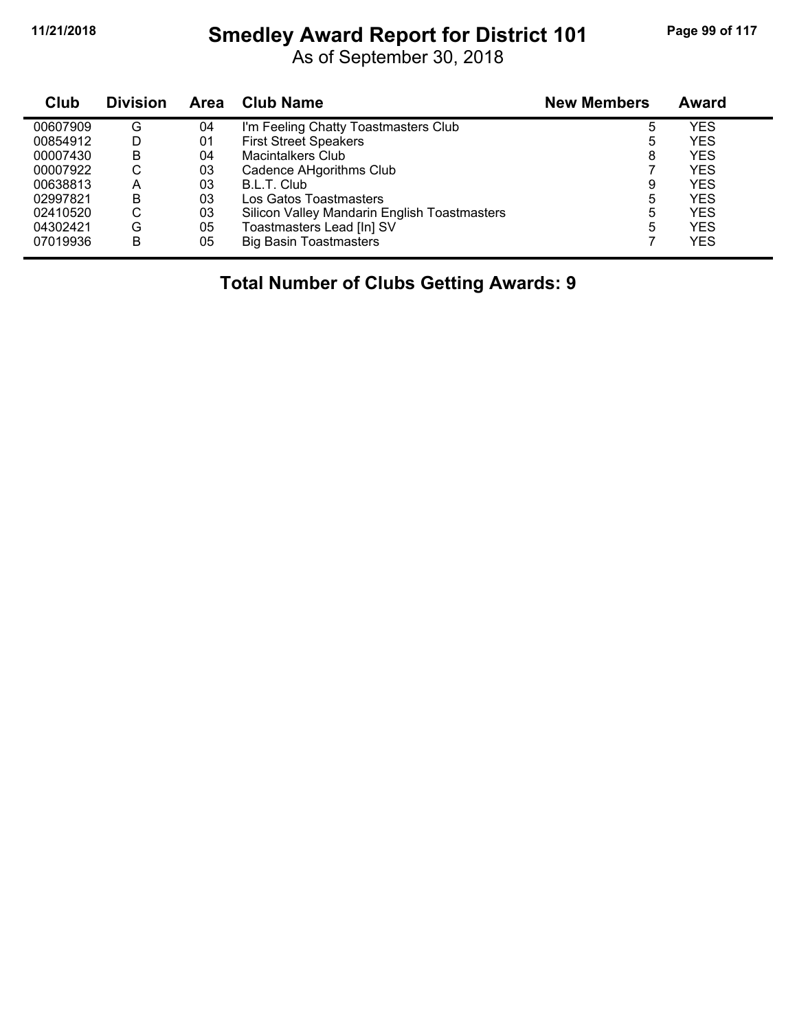# Smedley Award Report for District 101

As of September 30, 2018

| Club | Division | Area | Club Name | New Members | Award |
|---|---|---|---|---|---|
| 00607909 | G | 04 | I'm Feeling Chatty Toastmasters Club | 5 | YES |
| 00854912 | D | 01 | First Street Speakers | 5 | YES |
| 00007430 | B | 04 | Macintalkers Club | 8 | YES |
| 00007922 | C | 03 | Cadence AHgorithms Club | 7 | YES |
| 00638813 | A | 03 | B.L.T. Club | 9 | YES |
| 02997821 | B | 03 | Los Gatos Toastmasters | 5 | YES |
| 02410520 | C | 03 | Silicon Valley Mandarin English Toastmasters | 5 | YES |
| 04302421 | G | 05 | Toastmasters Lead [In] SV | 5 | YES |
| 07019936 | B | 05 | Big Basin Toastmasters | 7 | YES |

**Total Number of Clubs Getting Awards: 9**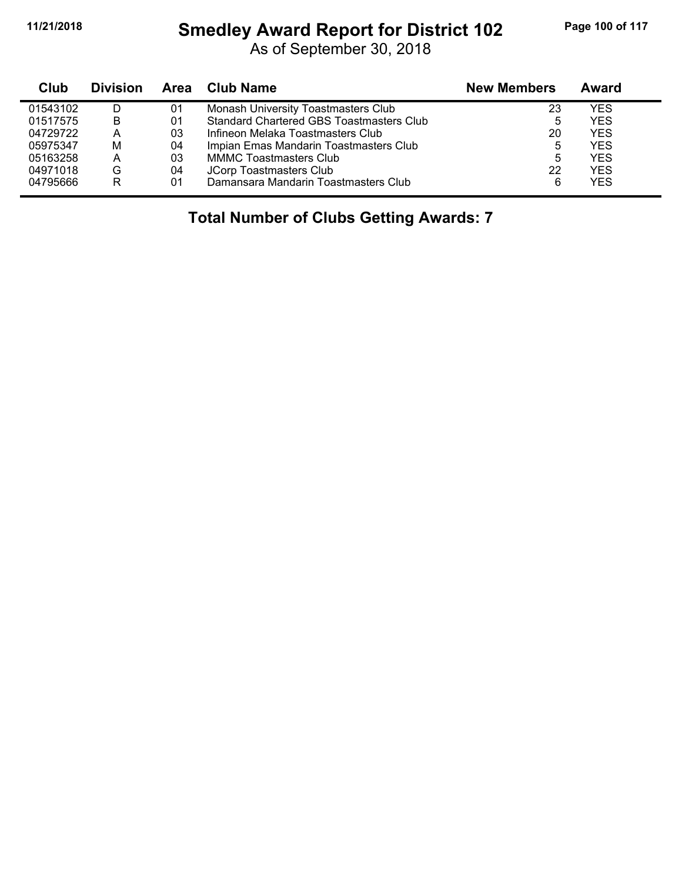# Smedley Award Report for District 102

As of September 30, 2018

| Club | Division | Area | Club Name | New Members | Award |
|---|---|---|---|---|---|
| 01543102 | D | 01 | Monash University Toastmasters Club | 23 | YES |
| 01517575 | B | 01 | Standard Chartered GBS Toastmasters Club | 5 | YES |
| 04729722 | A | 03 | Infineon Melaka Toastmasters Club | 20 | YES |
| 05975347 | M | 04 | Impian Emas Mandarin Toastmasters Club | 5 | YES |
| 05163258 | A | 03 | MMMC Toastmasters Club | 5 | YES |
| 04971018 | G | 04 | JCorp Toastmasters Club | 22 | YES |
| 04795666 | R | 01 | Damansara Mandarin Toastmasters Club | 6 | YES |

**Total Number of Clubs Getting Awards: 7**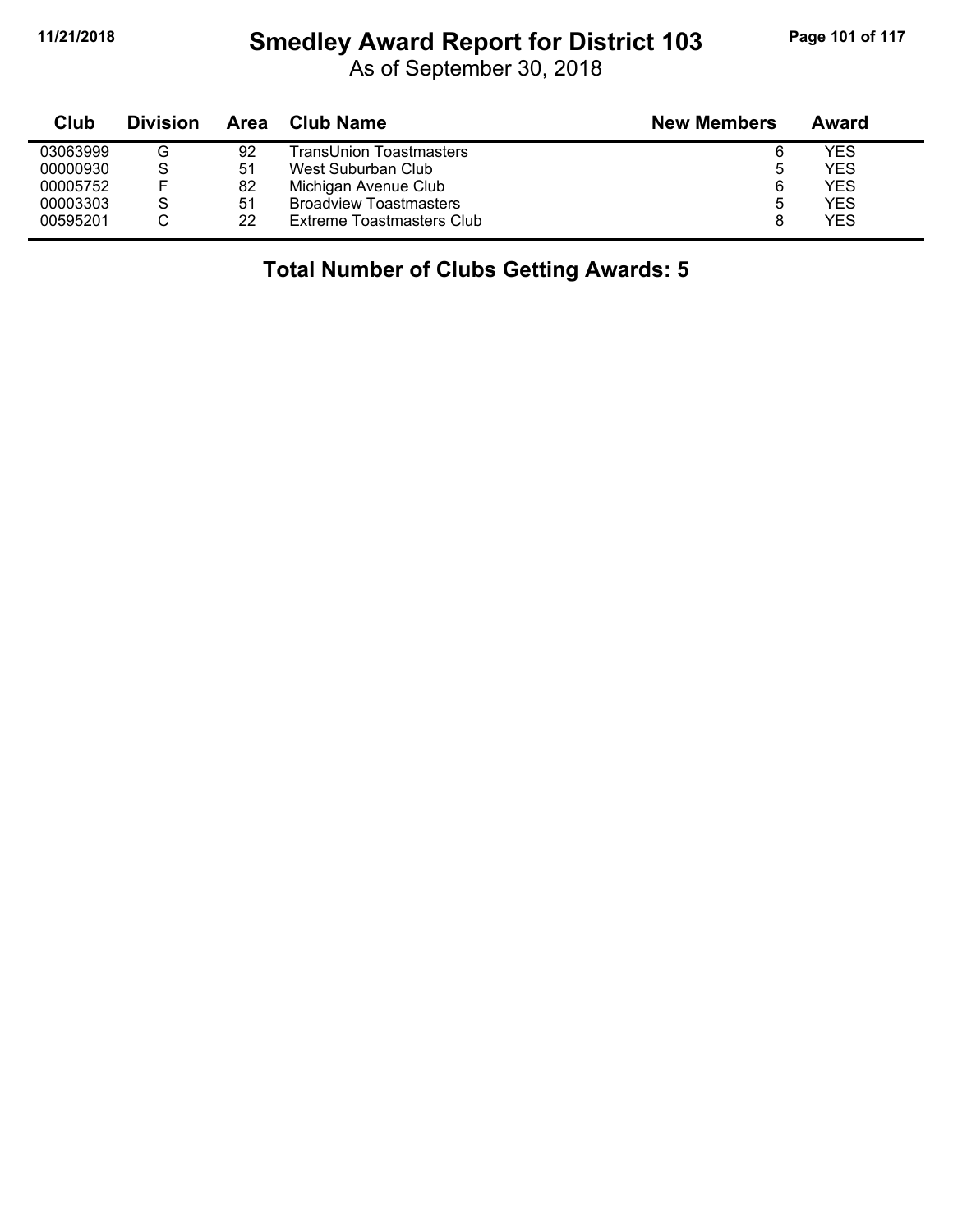# Smedley Award Report for District 103

As of September 30, 2018

| Club | Division | Area | Club Name | New Members | Award |
|---|---|---|---|---|---|
| 03063999 | G | 92 | TransUnion Toastmasters | 6 | YES |
| 00000930 | S | 51 | West Suburban Club | 5 | YES |
| 00005752 | F | 82 | Michigan Avenue Club | 6 | YES |
| 00003303 | S | 51 | Broadview Toastmasters | 5 | YES |
| 00595201 | C | 22 | Extreme Toastmasters Club | 8 | YES |

**Total Number of Clubs Getting Awards: 5**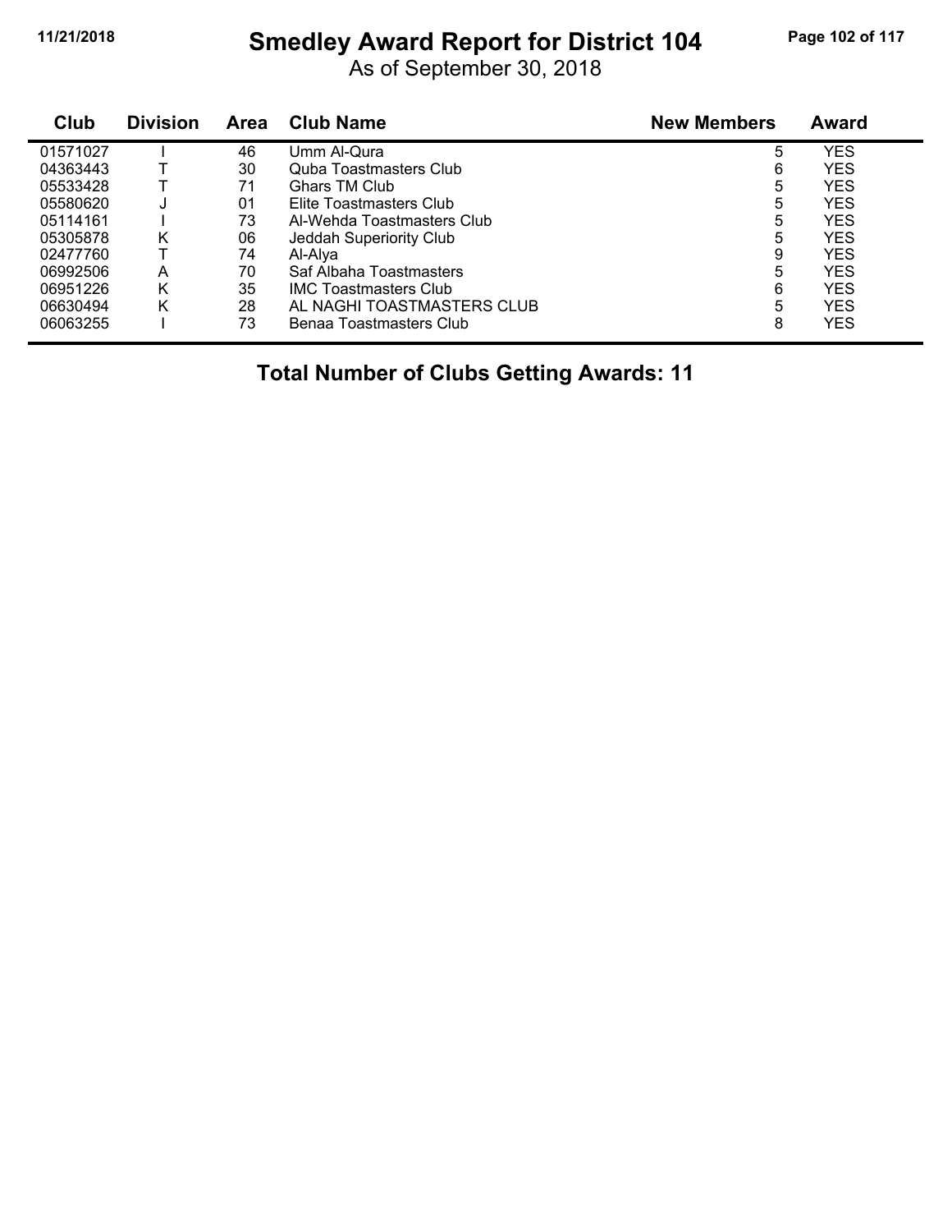# Smedley Award Report for District 104

As of September 30, 2018

| Club | Division | Area | Club Name | New Members | Award |
|---|---|---|---|---|---|
| 01571027 | I | 46 | Umm Al-Qura | 5 | YES |
| 04363443 | T | 30 | Quba Toastmasters Club | 6 | YES |
| 05533428 | T | 71 | Ghars TM Club | 5 | YES |
| 05580620 | J | 01 | Elite Toastmasters Club | 5 | YES |
| 05114161 | I | 73 | Al-Wehda Toastmasters Club | 5 | YES |
| 05305878 | K | 06 | Jeddah Superiority Club | 5 | YES |
| 02477760 | T | 74 | Al-Alya | 9 | YES |
| 06992506 | A | 70 | Saf Albaha Toastmasters | 5 | YES |
| 06951226 | K | 35 | IMC Toastmasters Club | 6 | YES |
| 06630494 | K | 28 | AL NAGHI TOASTMASTERS CLUB | 5 | YES |
| 06063255 | I | 73 | Benaa Toastmasters Club | 8 | YES |

**Total Number of Clubs Getting Awards: 11**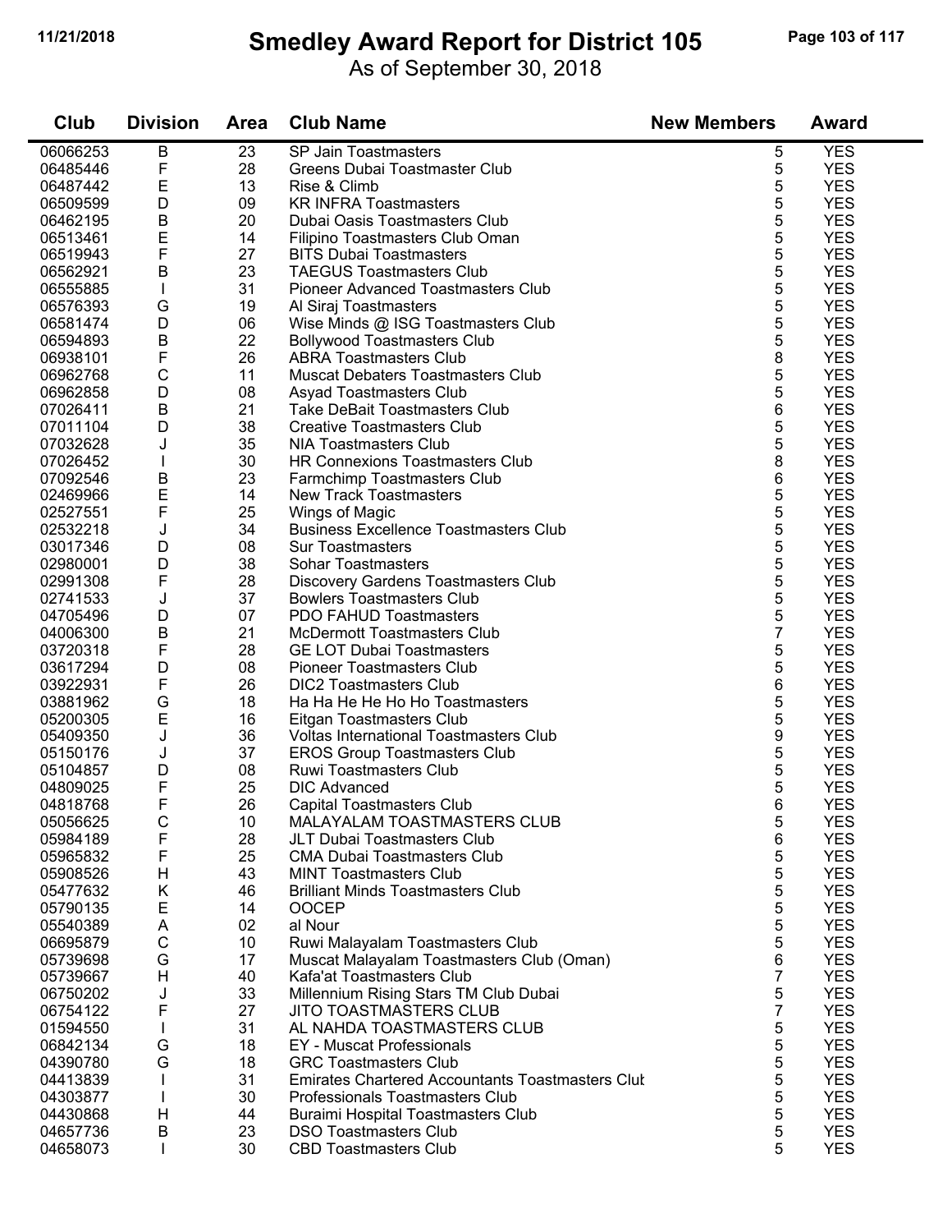# Smedley Award Report for District 105

As of September 30, 2018

| Club | Division | Area | Club Name | New Members | Award |
|---|---|---|---|---|---|
| 06066253 | B | 23 | SP Jain Toastmasters | 5 | YES |
| 06485446 | F | 28 | Greens Dubai Toastmaster Club | 5 | YES |
| 06487442 | E | 13 | Rise & Climb | 5 | YES |
| 06509599 | D | 09 | KR INFRA Toastmasters | 5 | YES |
| 06462195 | B | 20 | Dubai Oasis Toastmasters Club | 5 | YES |
| 06513461 | E | 14 | Filipino Toastmasters Club Oman | 5 | YES |
| 06519943 | F | 27 | BITS Dubai Toastmasters | 5 | YES |
| 06562921 | B | 23 | TAEGUS Toastmasters Club | 5 | YES |
| 06555885 | I | 31 | Pioneer Advanced Toastmasters Club | 5 | YES |
| 06576393 | G | 19 | Al Siraj Toastmasters | 5 | YES |
| 06581474 | D | 06 | Wise Minds @ ISG Toastmasters Club | 5 | YES |
| 06594893 | B | 22 | Bollywood Toastmasters Club | 5 | YES |
| 06938101 | F | 26 | ABRA Toastmasters Club | 8 | YES |
| 06962768 | C | 11 | Muscat Debaters Toastmasters Club | 5 | YES |
| 06962858 | D | 08 | Asyad Toastmasters Club | 5 | YES |
| 07026411 | B | 21 | Take DeBait Toastmasters Club | 6 | YES |
| 07011104 | D | 38 | Creative Toastmasters Club | 5 | YES |
| 07032628 | J | 35 | NIA Toastmasters Club | 5 | YES |
| 07026452 | I | 30 | HR Connexions Toastmasters Club | 8 | YES |
| 07092546 | B | 23 | Farmchimp Toastmasters Club | 6 | YES |
| 02469966 | E | 14 | New Track Toastmasters | 5 | YES |
| 02527551 | F | 25 | Wings of Magic | 5 | YES |
| 02532218 | J | 34 | Business Excellence Toastmasters Club | 5 | YES |
| 03017346 | D | 08 | Sur Toastmasters | 5 | YES |
| 02980001 | D | 38 | Sohar Toastmasters | 5 | YES |
| 02991308 | F | 28 | Discovery Gardens Toastmasters Club | 5 | YES |
| 02741533 | J | 37 | Bowlers Toastmasters Club | 5 | YES |
| 04705496 | D | 07 | PDO FAHUD Toastmasters | 5 | YES |
| 04006300 | B | 21 | McDermott Toastmasters Club | 7 | YES |
| 03720318 | F | 28 | GE LOT Dubai Toastmasters | 5 | YES |
| 03617294 | D | 08 | Pioneer Toastmasters Club | 5 | YES |
| 03922931 | F | 26 | DIC2 Toastmasters Club | 6 | YES |
| 03881962 | G | 18 | Ha Ha He He Ho Ho Toastmasters | 5 | YES |
| 05200305 | E | 16 | Eitgan Toastmasters Club | 5 | YES |
| 05409350 | J | 36 | Voltas International Toastmasters Club | 9 | YES |
| 05150176 | J | 37 | EROS Group Toastmasters Club | 5 | YES |
| 05104857 | D | 08 | Ruwi Toastmasters Club | 5 | YES |
| 04809025 | F | 25 | DIC Advanced | 5 | YES |
| 04818768 | F | 26 | Capital Toastmasters Club | 6 | YES |
| 05056625 | C | 10 | MALAYALAM TOASTMASTERS CLUB | 5 | YES |
| 05984189 | F | 28 | JLT Dubai Toastmasters Club | 6 | YES |
| 05965832 | F | 25 | CMA Dubai Toastmasters Club | 5 | YES |
| 05908526 | H | 43 | MINT Toastmasters Club | 5 | YES |
| 05477632 | K | 46 | Brilliant Minds Toastmasters Club | 5 | YES |
| 05790135 | E | 14 | OOCEP | 5 | YES |
| 05540389 | A | 02 | al Nour | 5 | YES |
| 06695879 | C | 10 | Ruwi Malayalam Toastmasters Club | 5 | YES |
| 05739698 | G | 17 | Muscat Malayalam Toastmasters Club (Oman) | 6 | YES |
| 05739667 | H | 40 | Kafa'at Toastmasters Club | 7 | YES |
| 06750202 | J | 33 | Millennium Rising Stars TM Club Dubai | 5 | YES |
| 06754122 | F | 27 | JITO TOASTMASTERS CLUB | 7 | YES |
| 01594550 | I | 31 | AL NAHDA TOASTMASTERS CLUB | 5 | YES |
| 06842134 | G | 18 | EY - Muscat Professionals | 5 | YES |
| 04390780 | G | 18 | GRC Toastmasters Club | 5 | YES |
| 04413839 | I | 31 | Emirates Chartered Accountants Toastmasters Clut | 5 | YES |
| 04303877 | I | 30 | Professionals Toastmasters Club | 5 | YES |
| 04430868 | H | 44 | Buraimi Hospital Toastmasters Club | 5 | YES |
| 04657736 | B | 23 | DSO Toastmasters Club | 5 | YES |
| 04658073 | I | 30 | CBD Toastmasters Club | 5 | YES |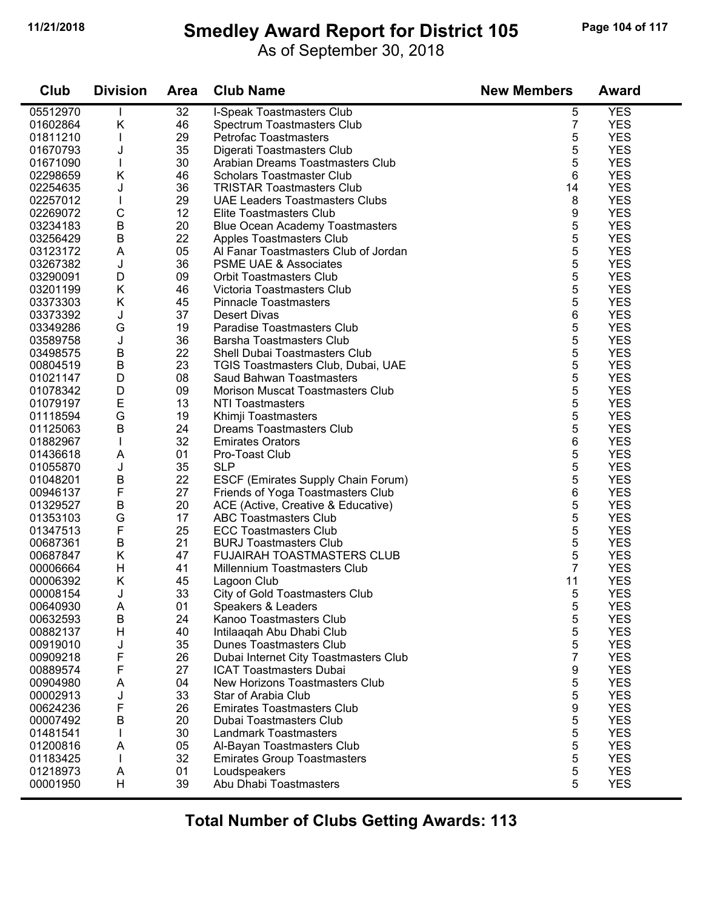# Smedley Award Report for District 105

As of September 30, 2018

| Club | Division | Area | Club Name | New Members | Award |
|---|---|---|---|---|---|
| 05512970 | I | 32 | I-Speak Toastmasters Club | 5 | YES |
| 01602864 | K | 46 | Spectrum Toastmasters Club | 7 | YES |
| 01811210 | I | 29 | Petrofac Toastmasters | 5 | YES |
| 01670793 | J | 35 | Digerati Toastmasters Club | 5 | YES |
| 01671090 | I | 30 | Arabian Dreams Toastmasters Club | 5 | YES |
| 02298659 | K | 46 | Scholars Toastmaster Club | 6 | YES |
| 02254635 | J | 36 | TRISTAR Toastmasters Club | 14 | YES |
| 02257012 | I | 29 | UAE Leaders Toastmasters Clubs | 8 | YES |
| 02269072 | C | 12 | Elite Toastmasters Club | 9 | YES |
| 03234183 | B | 20 | Blue Ocean Academy Toastmasters | 5 | YES |
| 03256429 | B | 22 | Apples Toastmasters Club | 5 | YES |
| 03123172 | A | 05 | Al Fanar Toastmasters Club of Jordan | 5 | YES |
| 03267382 | J | 36 | PSME UAE & Associates | 5 | YES |
| 03290091 | D | 09 | Orbit Toastmasters Club | 5 | YES |
| 03201199 | K | 46 | Victoria Toastmasters Club | 5 | YES |
| 03373303 | K | 45 | Pinnacle Toastmasters | 5 | YES |
| 03373392 | J | 37 | Desert Divas | 6 | YES |
| 03349286 | G | 19 | Paradise Toastmasters Club | 5 | YES |
| 03589758 | J | 36 | Barsha Toastmasters Club | 5 | YES |
| 03498575 | B | 22 | Shell Dubai Toastmasters Club | 5 | YES |
| 00804519 | B | 23 | TGIS Toastmasters Club, Dubai, UAE | 5 | YES |
| 01021147 | D | 08 | Saud Bahwan Toastmasters | 5 | YES |
| 01078342 | D | 09 | Morison Muscat Toastmasters Club | 5 | YES |
| 01079197 | E | 13 | NTI Toastmasters | 5 | YES |
| 01118594 | G | 19 | Khimji Toastmasters | 5 | YES |
| 01125063 | B | 24 | Dreams Toastmasters Club | 5 | YES |
| 01882967 | I | 32 | Emirates Orators | 6 | YES |
| 01436618 | A | 01 | Pro-Toast Club | 5 | YES |
| 01055870 | J | 35 | SLP | 5 | YES |
| 01048201 | B | 22 | ESCF (Emirates Supply Chain Forum) | 5 | YES |
| 00946137 | F | 27 | Friends of Yoga Toastmasters Club | 6 | YES |
| 01329527 | B | 20 | ACE (Active, Creative & Educative) | 5 | YES |
| 01353103 | G | 17 | ABC Toastmasters Club | 5 | YES |
| 01347513 | F | 25 | ECC Toastmasters Club | 5 | YES |
| 00687361 | B | 21 | BURJ Toastmasters Club | 5 | YES |
| 00687847 | K | 47 | FUJAIRAH TOASTMASTERS CLUB | 5 | YES |
| 00006664 | H | 41 | Millennium Toastmasters Club | 7 | YES |
| 00006392 | K | 45 | Lagoon Club | 11 | YES |
| 00008154 | J | 33 | City of Gold Toastmasters Club | 5 | YES |
| 00640930 | A | 01 | Speakers & Leaders | 5 | YES |
| 00632593 | B | 24 | Kanoo Toastmasters Club | 5 | YES |
| 00882137 | H | 40 | Intilaaqah Abu Dhabi Club | 5 | YES |
| 00919010 | J | 35 | Dunes Toastmasters Club | 5 | YES |
| 00909218 | F | 26 | Dubai Internet City Toastmasters Club | 7 | YES |
| 00889574 | F | 27 | ICAT Toastmasters Dubai | 9 | YES |
| 00904980 | A | 04 | New Horizons Toastmasters Club | 5 | YES |
| 00002913 | J | 33 | Star of Arabia Club | 5 | YES |
| 00624236 | F | 26 | Emirates Toastmasters Club | 9 | YES |
| 00007492 | B | 20 | Dubai Toastmasters Club | 5 | YES |
| 01481541 | I | 30 | Landmark Toastmasters | 5 | YES |
| 01200816 | A | 05 | Al-Bayan Toastmasters Club | 5 | YES |
| 01183425 | I | 32 | Emirates Group Toastmasters | 5 | YES |
| 01218973 | A | 01 | Loudspeakers | 5 | YES |
| 00001950 | H | 39 | Abu Dhabi Toastmasters | 5 | YES |

**Total Number of Clubs Getting Awards: 113**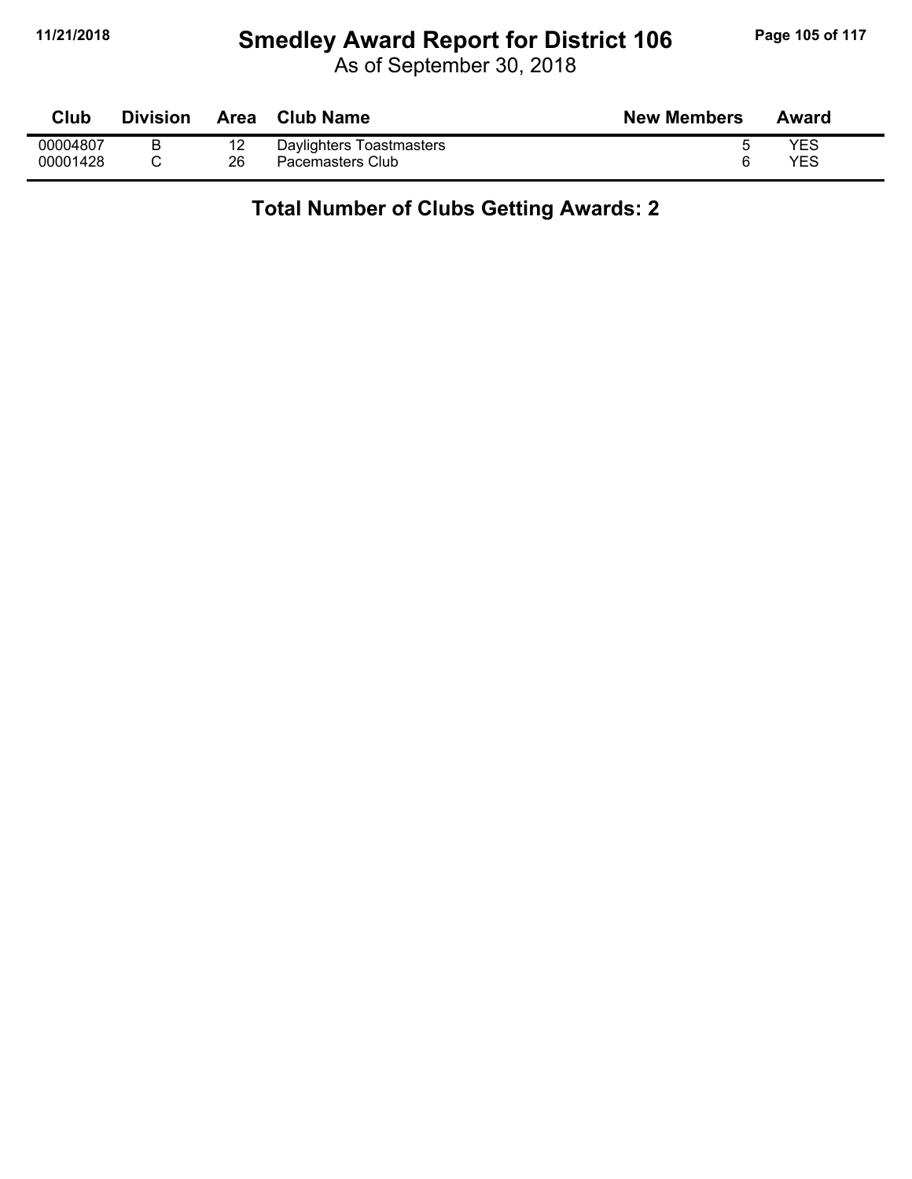# Smedley Award Report for District 106

As of September 30, 2018

| Club | Division | Area | Club Name | New Members | Award |
|---|---|---|---|---|---|
| 00004807 | B | 12 | Daylighters Toastmasters | 5 | YES |
| 00001428 | C | 26 | Pacemasters Club | 6 | YES |

## Total Number of Clubs Getting Awards: 2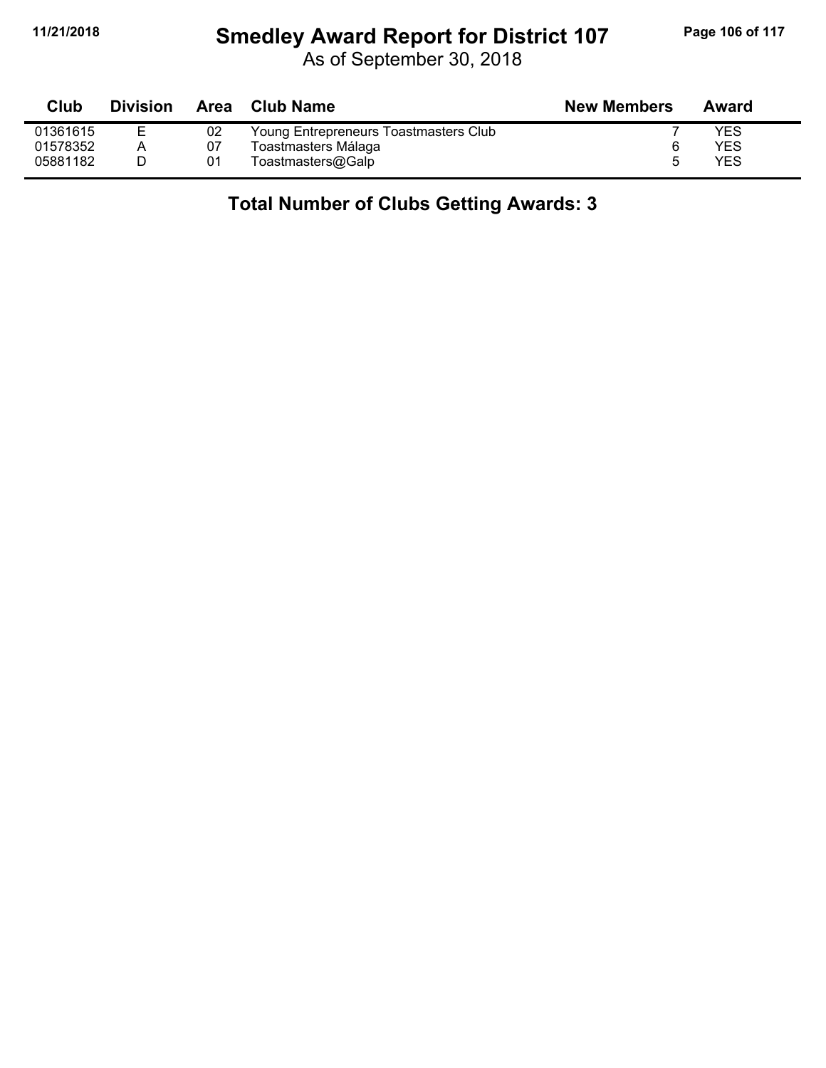# Smedley Award Report for District 107

As of September 30, 2018

| Club | Division | Area | Club Name | New Members | Award |
|---|---|---|---|---|---|
| 01361615 | E | 02 | Young Entrepreneurs Toastmasters Club | 7 | YES |
| 01578352 | A | 07 | Toastmasters Málaga | 6 | YES |
| 05881182 | D | 01 | Toastmasters@Galp | 5 | YES |

**Total Number of Clubs Getting Awards: 3**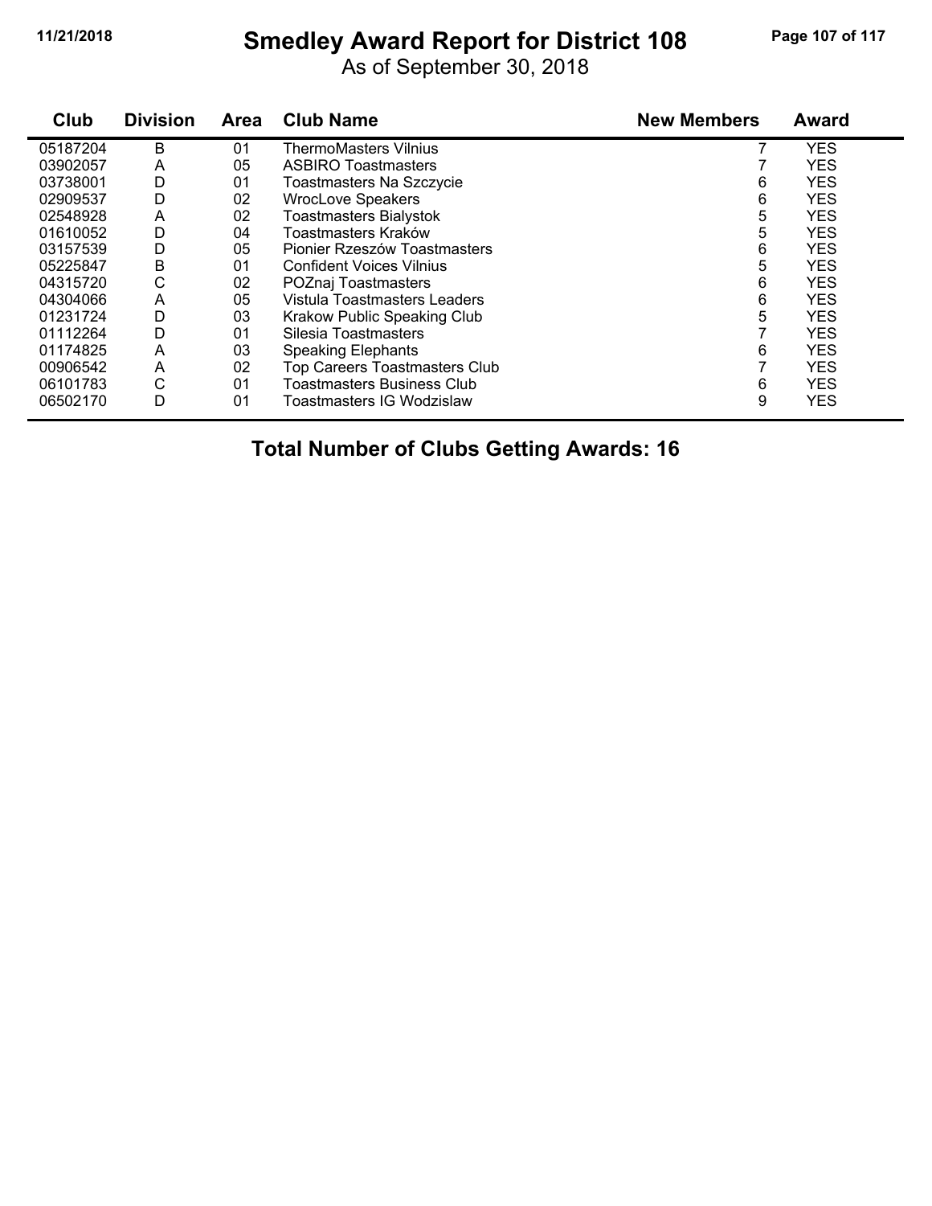# Smedley Award Report for District 108

As of September 30, 2018

| Club | Division | Area | Club Name | New Members | Award |
|---|---|---|---|---|---|
| 05187204 | B | 01 | ThermoMasters Vilnius | 7 | YES |
| 03902057 | A | 05 | ASBIRO Toastmasters | 7 | YES |
| 03738001 | D | 01 | Toastmasters Na Szczycie | 6 | YES |
| 02909537 | D | 02 | WrocLove Speakers | 6 | YES |
| 02548928 | A | 02 | Toastmasters Bialystok | 5 | YES |
| 01610052 | D | 04 | Toastmasters Kraków | 5 | YES |
| 03157539 | D | 05 | Pionier Rzeszów Toastmasters | 6 | YES |
| 05225847 | B | 01 | Confident Voices Vilnius | 5 | YES |
| 04315720 | C | 02 | POZnaj Toastmasters | 6 | YES |
| 04304066 | A | 05 | Vistula Toastmasters Leaders | 6 | YES |
| 01231724 | D | 03 | Krakow Public Speaking Club | 5 | YES |
| 01112264 | D | 01 | Silesia Toastmasters | 7 | YES |
| 01174825 | A | 03 | Speaking Elephants | 6 | YES |
| 00906542 | A | 02 | Top Careers Toastmasters Club | 7 | YES |
| 06101783 | C | 01 | Toastmasters Business Club | 6 | YES |
| 06502170 | D | 01 | Toastmasters IG Wodzislaw | 9 | YES |

**Total Number of Clubs Getting Awards: 16**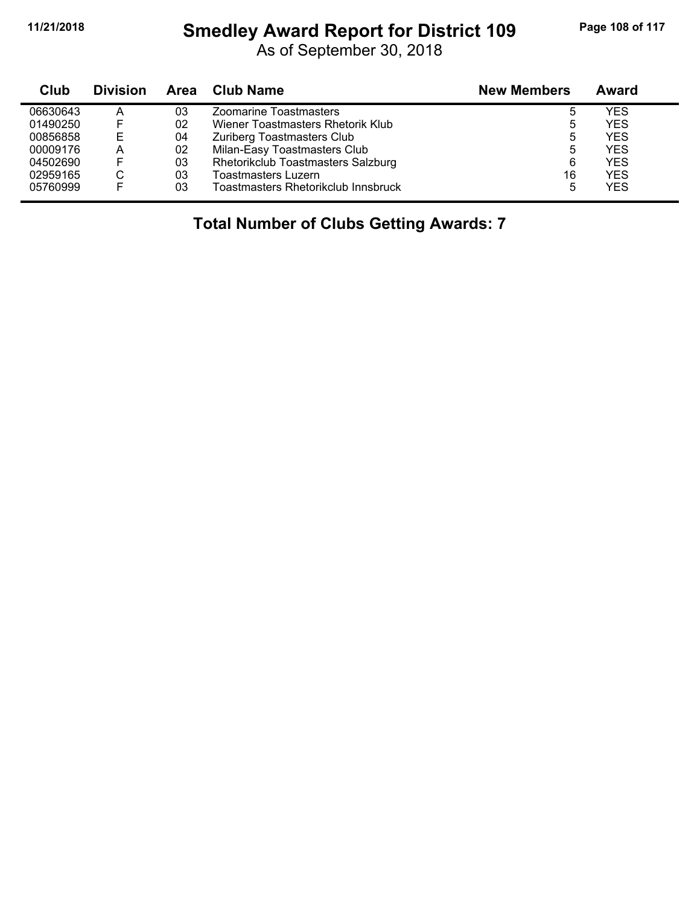# Smedley Award Report for District 109

As of September 30, 2018

| Club | Division | Area | Club Name | New Members | Award |
|---|---|---|---|---|---|
| 06630643 | A | 03 | Zoomarine Toastmasters | 5 | YES |
| 01490250 | F | 02 | Wiener Toastmasters Rhetorik Klub | 5 | YES |
| 00856858 | E | 04 | Zuriberg Toastmasters Club | 5 | YES |
| 00009176 | A | 02 | Milan-Easy Toastmasters Club | 5 | YES |
| 04502690 | F | 03 | Rhetorikclub Toastmasters Salzburg | 6 | YES |
| 02959165 | C | 03 | Toastmasters Luzern | 16 | YES |
| 05760999 | F | 03 | Toastmasters Rhetorikclub Innsbruck | 5 | YES |

**Total Number of Clubs Getting Awards: 7**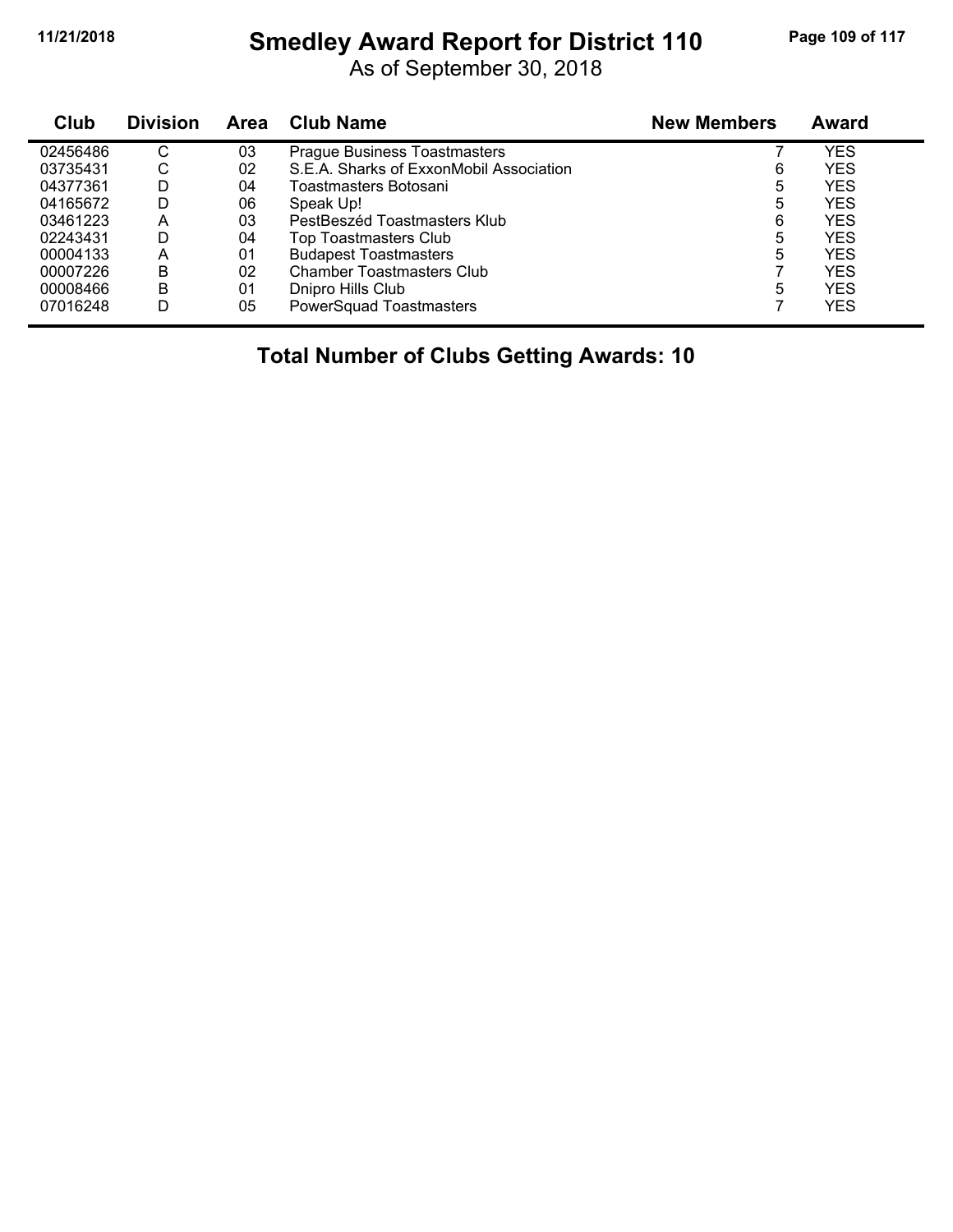# Smedley Award Report for District 110

As of September 30, 2018

| Club | Division | Area | Club Name | New Members | Award |
|---|---|---|---|---|---|
| 02456486 | C | 03 | Prague Business Toastmasters | 7 | YES |
| 03735431 | C | 02 | S.E.A. Sharks of ExxonMobil Association | 6 | YES |
| 04377361 | D | 04 | Toastmasters Botosani | 5 | YES |
| 04165672 | D | 06 | Speak Up! | 5 | YES |
| 03461223 | A | 03 | PestBeszéd Toastmasters Klub | 6 | YES |
| 02243431 | D | 04 | Top Toastmasters Club | 5 | YES |
| 00004133 | A | 01 | Budapest Toastmasters | 5 | YES |
| 00007226 | B | 02 | Chamber Toastmasters Club | 7 | YES |
| 00008466 | B | 01 | Dnipro Hills Club | 5 | YES |
| 07016248 | D | 05 | PowerSquad Toastmasters | 7 | YES |

## Total Number of Clubs Getting Awards: 10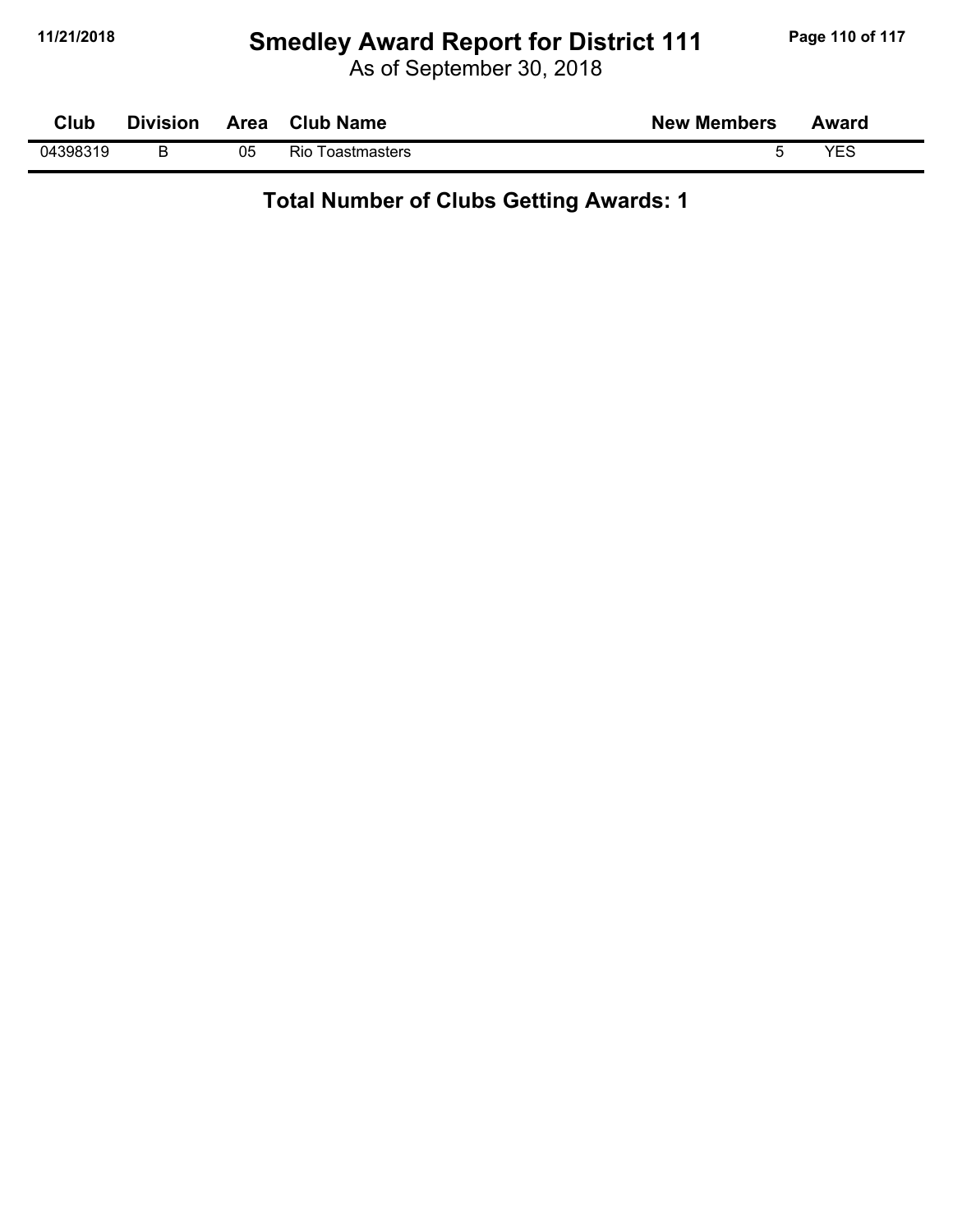# Smedley Award Report for District 111

As of September 30, 2018

| Club | Division | Area | Club Name | New Members | Award |
|---|---|---|---|---|---|
| 04398319 | B | 05 | Rio Toastmasters | 5 | YES |

**Total Number of Clubs Getting Awards: 1**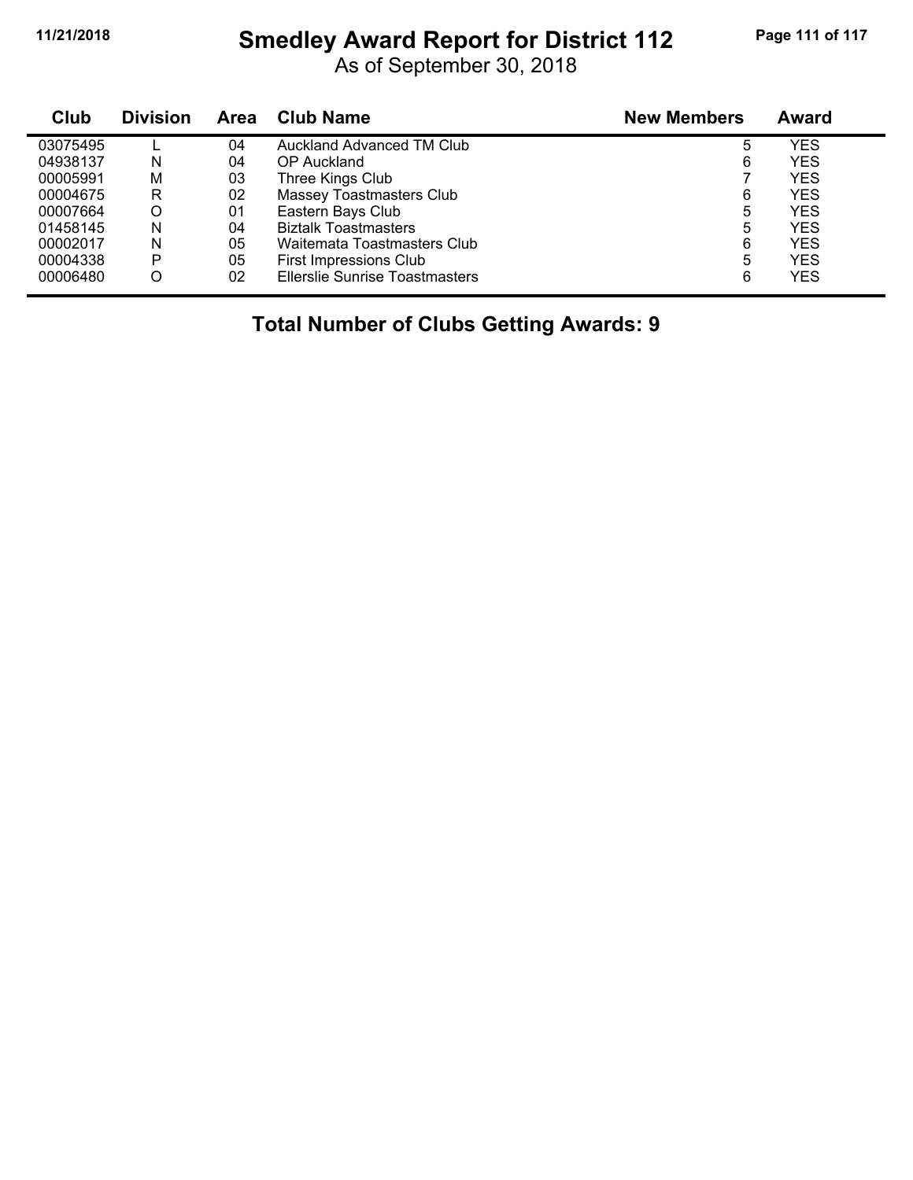# Smedley Award Report for District 112

As of September 30, 2018

| Club | Division | Area | Club Name | New Members | Award |
|---|---|---|---|---|---|
| 03075495 | L | 04 | Auckland Advanced TM Club | 5 | YES |
| 04938137 | N | 04 | OP Auckland | 6 | YES |
| 00005991 | M | 03 | Three Kings Club | 7 | YES |
| 00004675 | R | 02 | Massey Toastmasters Club | 6 | YES |
| 00007664 | O | 01 | Eastern Bays Club | 5 | YES |
| 01458145 | N | 04 | Biztalk Toastmasters | 5 | YES |
| 00002017 | N | 05 | Waitemata Toastmasters Club | 6 | YES |
| 00004338 | P | 05 | First Impressions Club | 5 | YES |
| 00006480 | O | 02 | Ellerslie Sunrise Toastmasters | 6 | YES |

**Total Number of Clubs Getting Awards: 9**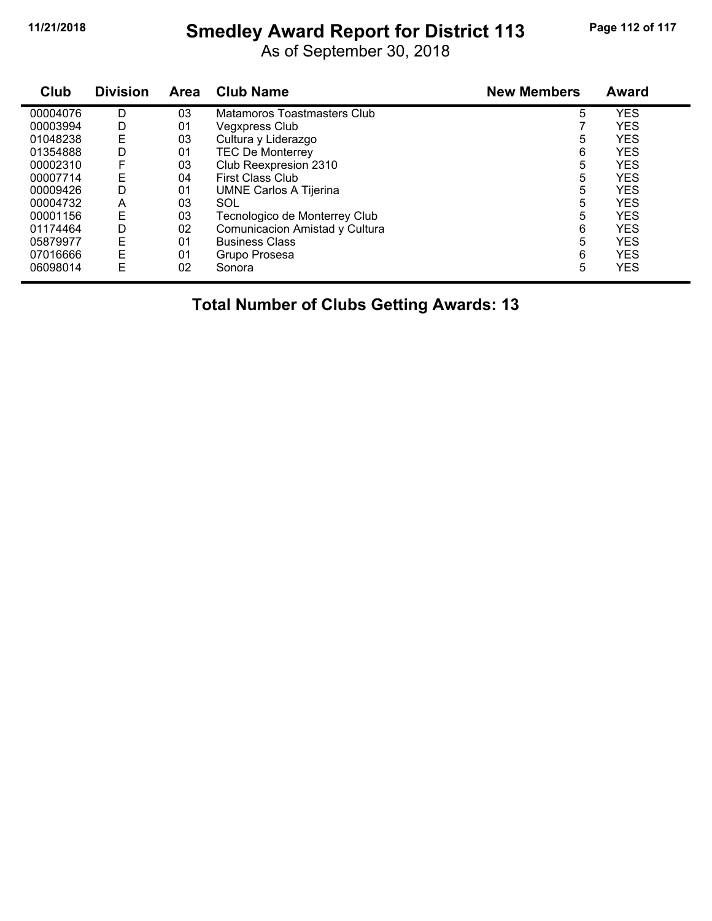# Smedley Award Report for District 113

As of September 30, 2018

| Club | Division | Area | Club Name | New Members | Award |
|---|---|---|---|---|---|
| 00004076 | D | 03 | Matamoros Toastmasters Club | 5 | YES |
| 00003994 | D | 01 | Vegxpress Club | 7 | YES |
| 01048238 | E | 03 | Cultura y Liderazgo | 5 | YES |
| 01354888 | D | 01 | TEC De Monterrey | 6 | YES |
| 00002310 | F | 03 | Club Reexpresion 2310 | 5 | YES |
| 00007714 | E | 04 | First Class Club | 5 | YES |
| 00009426 | D | 01 | UMNE Carlos A Tijerina | 5 | YES |
| 00004732 | A | 03 | SOL | 5 | YES |
| 00001156 | E | 03 | Tecnologico de Monterrey Club | 5 | YES |
| 01174464 | D | 02 | Comunicacion Amistad y Cultura | 6 | YES |
| 05879977 | E | 01 | Business Class | 5 | YES |
| 07016666 | E | 01 | Grupo Prosesa | 6 | YES |
| 06098014 | E | 02 | Sonora | 5 | YES |

**Total Number of Clubs Getting Awards: 13**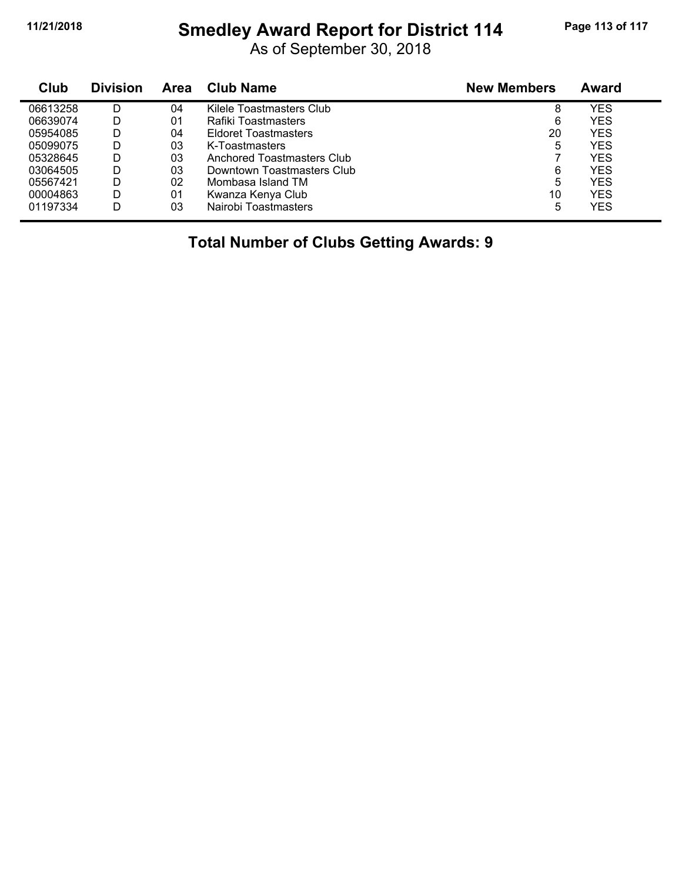# Smedley Award Report for District 114

As of September 30, 2018

| Club | Division | Area | Club Name | New Members | Award |
|---|---|---|---|---|---|
| 06613258 | D | 04 | Kilele Toastmasters Club | 8 | YES |
| 06639074 | D | 01 | Rafiki Toastmasters | 6 | YES |
| 05954085 | D | 04 | Eldoret Toastmasters | 20 | YES |
| 05099075 | D | 03 | K-Toastmasters | 5 | YES |
| 05328645 | D | 03 | Anchored Toastmasters Club | 7 | YES |
| 03064505 | D | 03 | Downtown Toastmasters Club | 6 | YES |
| 05567421 | D | 02 | Mombasa Island TM | 5 | YES |
| 00004863 | D | 01 | Kwanza Kenya Club | 10 | YES |
| 01197334 | D | 03 | Nairobi Toastmasters | 5 | YES |

## Total Number of Clubs Getting Awards: 9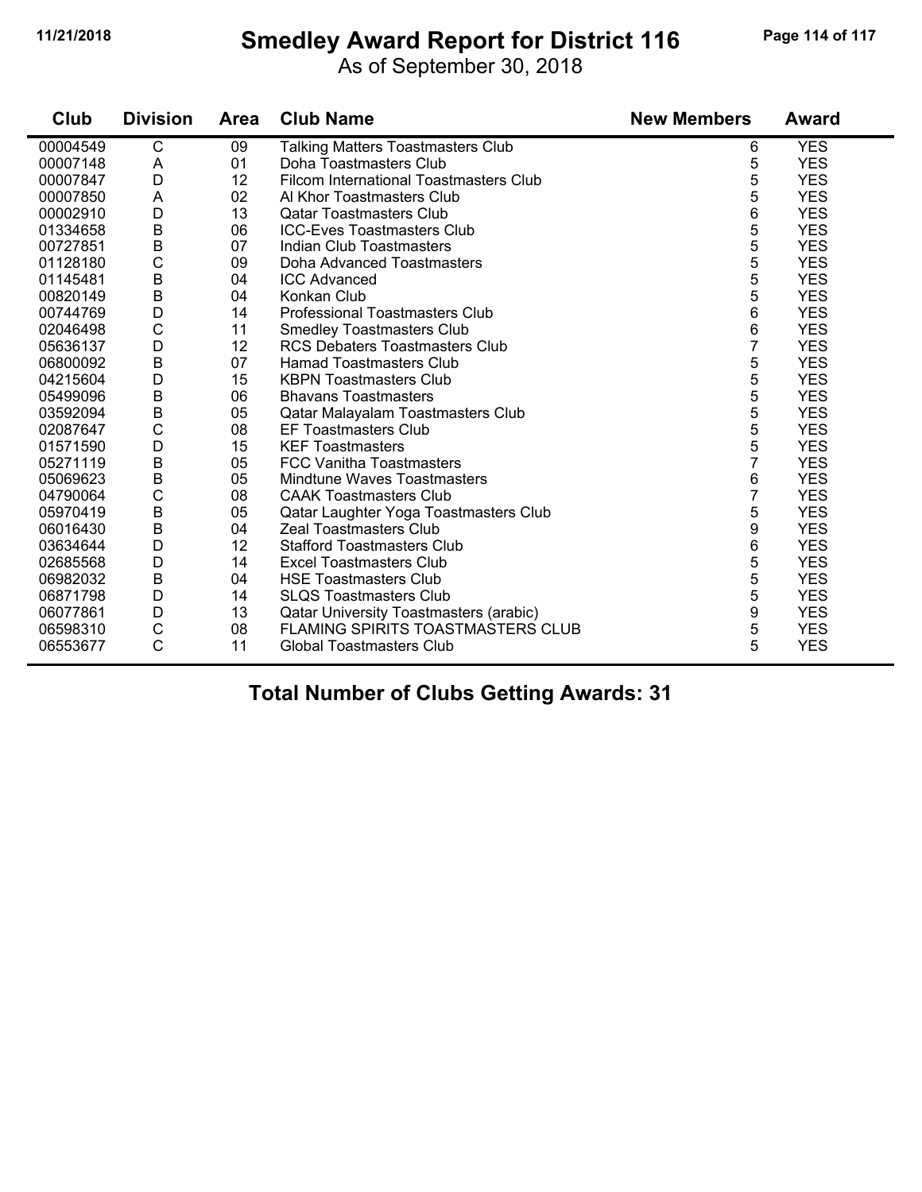# Smedley Award Report for District 116

As of September 30, 2018

| Club | Division | Area | Club Name | New Members | Award |
|---|---|---|---|---|---|
| 00004549 | C | 09 | Talking Matters Toastmasters Club | 6 | YES |
| 00007148 | A | 01 | Doha Toastmasters Club | 5 | YES |
| 00007847 | D | 12 | Filcom International Toastmasters Club | 5 | YES |
| 00007850 | A | 02 | Al Khor Toastmasters Club | 5 | YES |
| 00002910 | D | 13 | Qatar Toastmasters Club | 6 | YES |
| 01334658 | B | 06 | ICC-Eves Toastmasters Club | 5 | YES |
| 00727851 | B | 07 | Indian Club Toastmasters | 5 | YES |
| 01128180 | C | 09 | Doha Advanced Toastmasters | 5 | YES |
| 01145481 | B | 04 | ICC Advanced | 5 | YES |
| 00820149 | B | 04 | Konkan Club | 5 | YES |
| 00744769 | D | 14 | Professional Toastmasters Club | 6 | YES |
| 02046498 | C | 11 | Smedley Toastmasters Club | 6 | YES |
| 05636137 | D | 12 | RCS Debaters Toastmasters Club | 7 | YES |
| 06800092 | B | 07 | Hamad Toastmasters Club | 5 | YES |
| 04215604 | D | 15 | KBPN Toastmasters Club | 5 | YES |
| 05499096 | B | 06 | Bhavans Toastmasters | 5 | YES |
| 03592094 | B | 05 | Qatar Malayalam Toastmasters Club | 5 | YES |
| 02087647 | C | 08 | EF Toastmasters Club | 5 | YES |
| 01571590 | D | 15 | KEF Toastmasters | 5 | YES |
| 05271119 | B | 05 | FCC Vanitha Toastmasters | 7 | YES |
| 05069623 | B | 05 | Mindtune Waves Toastmasters | 6 | YES |
| 04790064 | C | 08 | CAAK Toastmasters Club | 7 | YES |
| 05970419 | B | 05 | Qatar Laughter Yoga Toastmasters Club | 5 | YES |
| 06016430 | B | 04 | Zeal Toastmasters Club | 9 | YES |
| 03634644 | D | 12 | Stafford Toastmasters Club | 6 | YES |
| 02685568 | D | 14 | Excel Toastmasters Club | 5 | YES |
| 06982032 | B | 04 | HSE Toastmasters Club | 5 | YES |
| 06871798 | D | 14 | SLQS Toastmasters Club | 5 | YES |
| 06077861 | D | 13 | Qatar University Toastmasters (arabic) | 9 | YES |
| 06598310 | C | 08 | FLAMING SPIRITS TOASTMASTERS CLUB | 5 | YES |
| 06553677 | C | 11 | Global Toastmasters Club | 5 | YES |

**Total Number of Clubs Getting Awards: 31**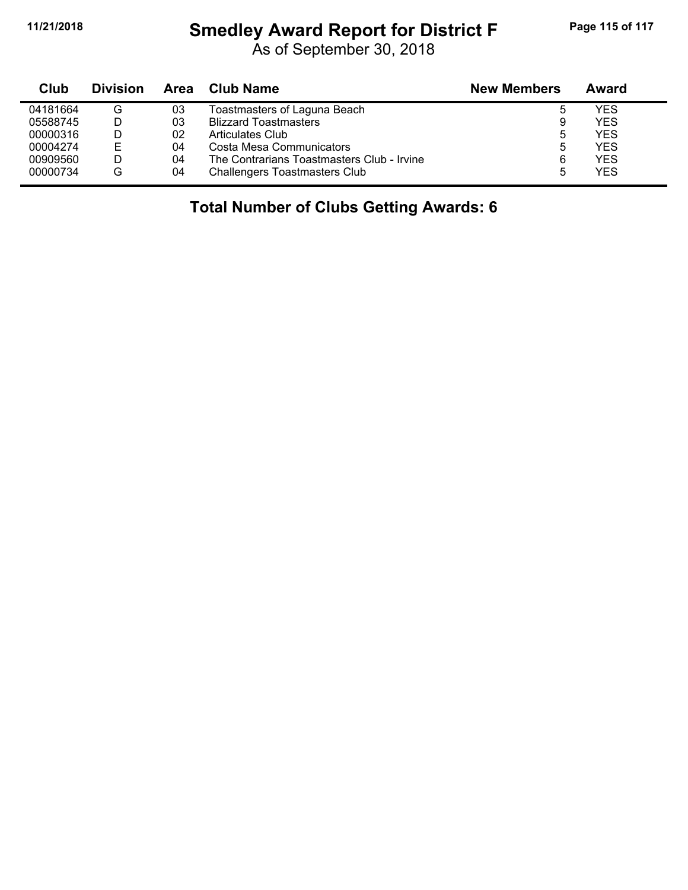# Smedley Award Report for District F

As of September 30, 2018

| Club | Division | Area | Club Name | New Members | Award |
|---|---|---|---|---|---|
| 04181664 | G | 03 | Toastmasters of Laguna Beach | 5 | YES |
| 05588745 | D | 03 | Blizzard Toastmasters | 9 | YES |
| 00000316 | D | 02 | Articulates Club | 5 | YES |
| 00004274 | E | 04 | Costa Mesa Communicators | 5 | YES |
| 00909560 | D | 04 | The Contrarians Toastmasters Club - Irvine | 6 | YES |
| 00000734 | G | 04 | Challengers Toastmasters Club | 5 | YES |

**Total Number of Clubs Getting Awards: 6**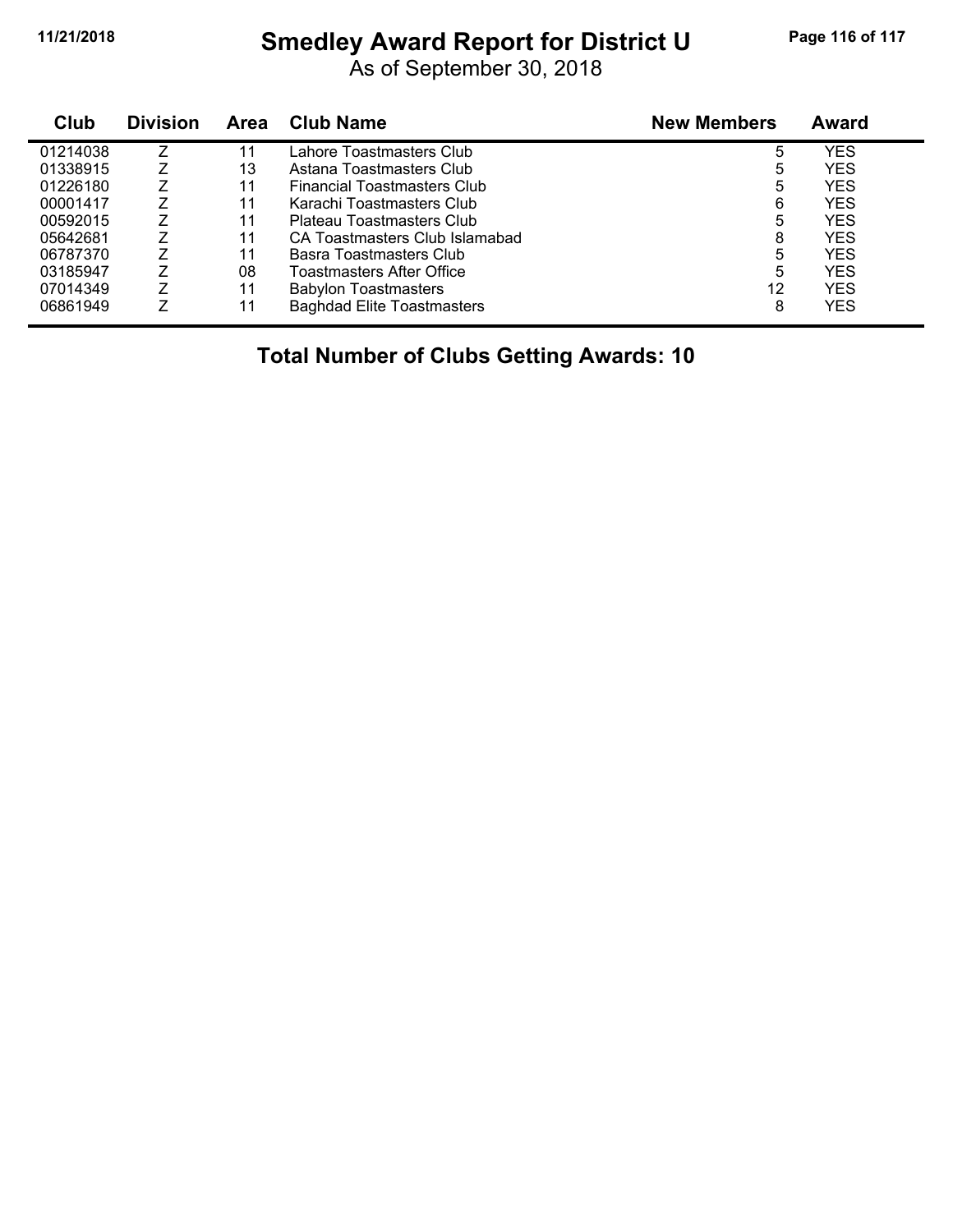# Smedley Award Report for District U

As of September 30, 2018

| Club | Division | Area | Club Name | New Members | Award |
|---|---|---|---|---|---|
| 01214038 | Z | 11 | Lahore Toastmasters Club | 5 | YES |
| 01338915 | Z | 13 | Astana Toastmasters Club | 5 | YES |
| 01226180 | Z | 11 | Financial Toastmasters Club | 5 | YES |
| 00001417 | Z | 11 | Karachi Toastmasters Club | 6 | YES |
| 00592015 | Z | 11 | Plateau Toastmasters Club | 5 | YES |
| 05642681 | Z | 11 | CA Toastmasters Club Islamabad | 8 | YES |
| 06787370 | Z | 11 | Basra Toastmasters Club | 5 | YES |
| 03185947 | Z | 08 | Toastmasters After Office | 5 | YES |
| 07014349 | Z | 11 | Babylon Toastmasters | 12 | YES |
| 06861949 | Z | 11 | Baghdad Elite Toastmasters | 8 | YES |

## Total Number of Clubs Getting Awards: 10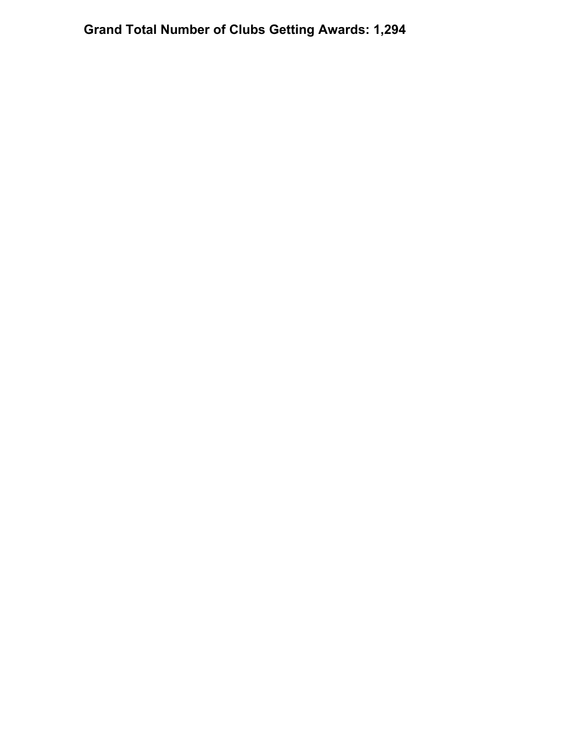**Grand Total Number of Clubs Getting Awards: 1,294**